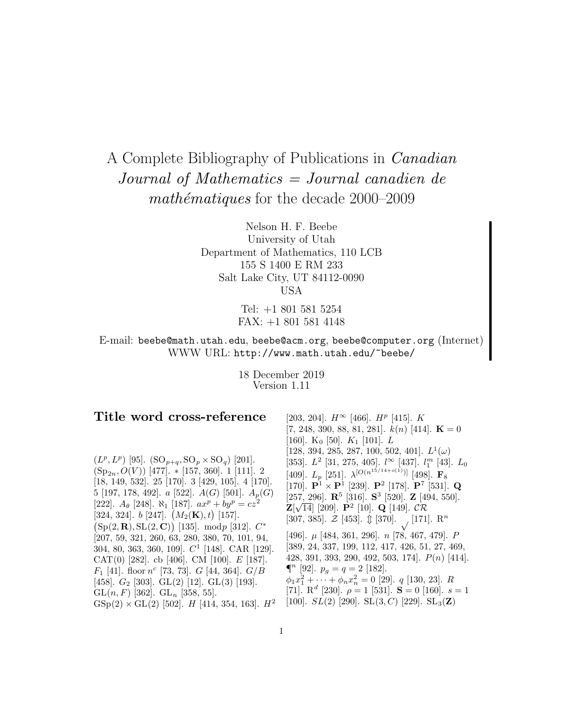# A Complete Bibliography of Publications in *Canadian Journal of Mathematics = Journal canadien de mathématiques* for the decade 2000–2009

Nelson H. F. Beebe
University of Utah
Department of Mathematics, 110 LCB
155 S 1400 E RM 233
Salt Lake City, UT 84112-0090
USA

Tel: +1 801 581 5254
FAX: +1 801 581 4148

E-mail: beebe@math.utah.edu, beebe@acm.org, beebe@computer.org (Internet)
WWW URL: http://www.math.utah.edu/~beebe/

18 December 2019
Version 1.11

## Title word cross-reference

$(L^p, L^p)$ [95]. $(\mathrm{SO}_{p+q}, \mathrm{SO}_p \times \mathrm{SO}_q)$ [201]. $(\mathrm{Sp}_{2n}, O(V))$ [477]. $*$ [157, 360]. 1 [111]. 2 [18, 149, 532]. 25 [170]. 3 [429, 105]. 4 [170]. 5 [197, 178, 492]. $a$ [522]. $A(G)$ [501]. $A_p(G)$ [222]. $A_\theta$ [248]. $\aleph_1$ [187]. $ax^p + by^p = cz^2$ [324, 324]. $b$ [247]. $\big(M_2(\mathbf{K}), t\big)$ [157]. $\big(\mathrm{Sp}(2, \mathbf{R}), \mathrm{SL}(2, \mathbf{C})\big)$ [135]. $\mathrm{mod}p$ [312]. $C^*$ [207, 59, 321, 260, 63, 280, 380, 70, 101, 94, 304, 80, 363, 360, 109]. $C^1$ [148]. CAR [129]. CAT(0) [282]. cb [406]. CM [100]. $E$ [187]. $F_1$ [41]. floor $n^c$ [73, 73]. $G$ [44, 364]. $G/B$ [458]. $G_2$ [303]. GL(2) [12]. GL(3) [193]. $\mathrm{GL}(n, F)$ [362]. $\mathrm{GL}_n$ [358, 55]. $\mathrm{GSp}(2) \times \mathrm{GL}(2)$ [502]. $H$ [414, 354, 163]. $H^2$ [203, 204]. $H^\infty$ [466]. $H^p$ [415]. $K$ [7, 248, 390, 88, 81, 281]. $k(n)$ [414]. $\mathbf{K} = 0$ [160]. $\mathrm{K}_0$ [50]. $K_1$ [101]. $L$ [128, 394, 285, 287, 100, 502, 401]. $L^1(\omega)$ [353]. $L^2$ [31, 275, 405]. $l^\infty$ [437]. $l_1^m$ [43]. $L_0$ [409]. $L_p$ [251]. $\lambda^{[O(n^{15/14+o(1)})]}$ [498]. $\mathbf{F}_8$ [170]. $\mathbf{P}^1 \times \mathbf{P}^1$ [239]. $\mathbf{P}^2$ [178]. $\mathbf{P}^7$ [531]. $\mathbf{Q}$ [257, 296]. $\mathbf{R}^5$ [316]. $\mathbf{S}^3$ [520]. $\mathbf{Z}$ [494, 550]. $\mathbf{Z}[\sqrt{14}]$ [209]. $\mathbf{P}^2$ [10]. $\mathbf{Q}$ [149]. $\mathcal{CR}$ [307, 385]. $\mathcal{Z}$ [453]. $\Updownarrow$ [370]. $\surd$ [171]. $\mathrm{R}^n$ [496]. $\mu$ [484, 361, 296]. $n$ [78, 467, 479]. $P$ [389, 24, 337, 199, 112, 417, 426, 51, 27, 469, 428, 391, 393, 290, 492, 503, 174]. $P(n)$ [414]. $\P^n$ [92]. $p_g = q = 2$ [182]. $\phi_1 x_1^2 + \cdots + \phi_n x_n^2 = 0$ [29]. $q$ [130, 23]. $R$ [71]. $\mathrm{R}^d$ [230]. $\rho = 1$ [531]. $\mathbf{S} = 0$ [160]. $s = 1$ [100]. $SL(2)$ [290]. $\mathrm{SL}(3, C)$ [229]. $\mathrm{SL}_3(\mathbf{Z})$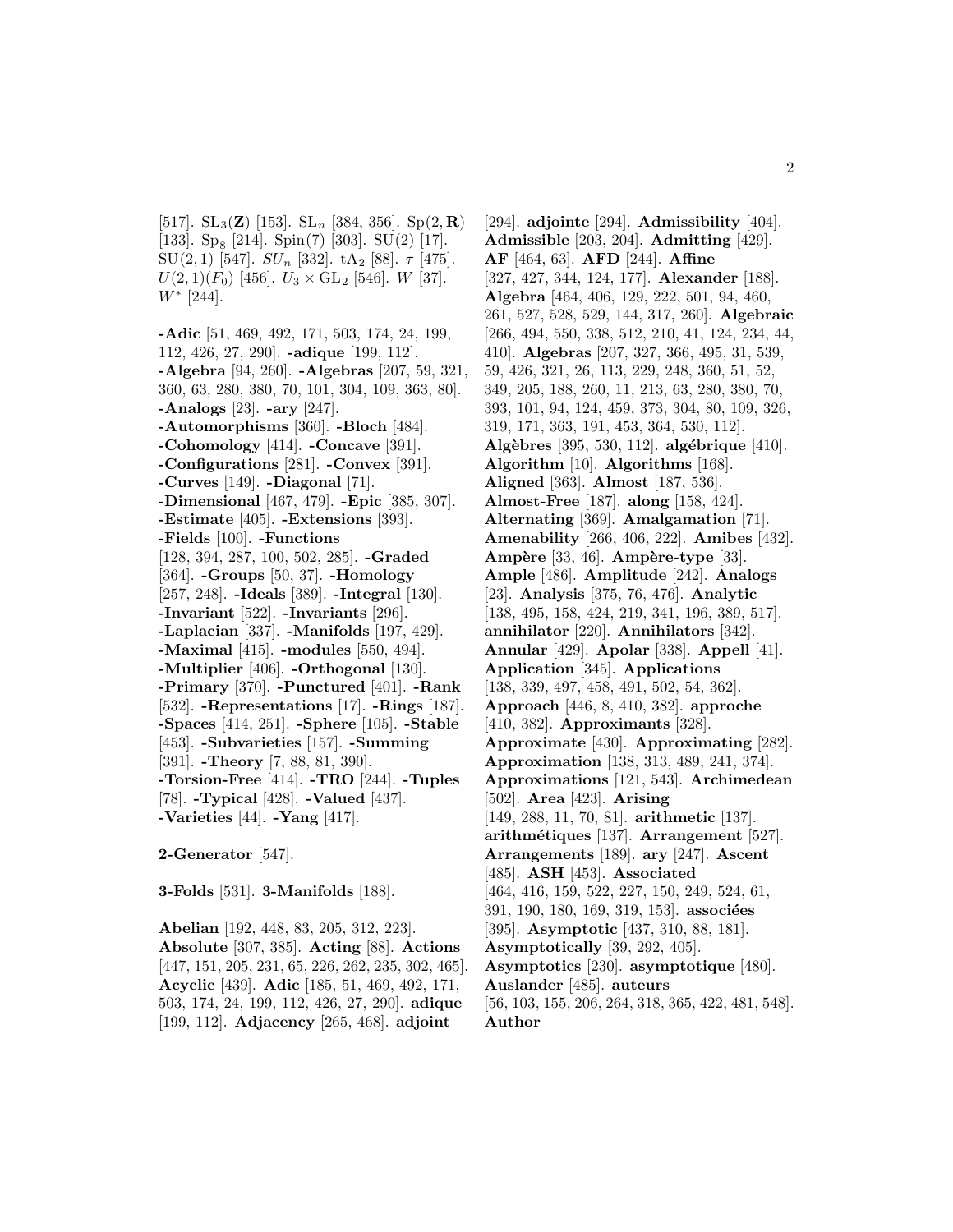[517]. $\mathrm{SL}_3(\mathbf{Z})$ [153]. $\mathrm{SL}_n$ [384, 356]. $\mathrm{Sp}(2,\mathbf{R})$ [133]. $\mathrm{Sp}_8$ [214]. Spin(7) [303]. SU(2) [17]. SU(2, 1) [547]. $SU_n$ [332]. $\mathrm{tA}_2$ [88]. $\tau$ [475]. $U(2,1)(F_0)$ [456]. $U_3 \times \mathrm{GL}_2$ [546]. $W$ [37]. $W^*$ [244].

**-Adic** [51, 469, 492, 171, 503, 174, 24, 199, 112, 426, 27, 290]. **-adique** [199, 112]. **-Algebra** [94, 260]. **-Algebras** [207, 59, 321, 360, 63, 280, 380, 70, 101, 304, 109, 363, 80]. **-Analogs** [23]. **-ary** [247]. **-Automorphisms** [360]. **-Bloch** [484]. **-Cohomology** [414]. **-Concave** [391]. **-Configurations** [281]. **-Convex** [391]. **-Curves** [149]. **-Diagonal** [71]. **-Dimensional** [467, 479]. **-Epic** [385, 307]. **-Estimate** [405]. **-Extensions** [393]. **-Fields** [100]. **-Functions** [128, 394, 287, 100, 502, 285]. **-Graded** [364]. **-Groups** [50, 37]. **-Homology** [257, 248]. **-Ideals** [389]. **-Integral** [130]. **-Invariant** [522]. **-Invariants** [296]. **-Laplacian** [337]. **-Manifolds** [197, 429]. **-Maximal** [415]. **-modules** [550, 494]. **-Multiplier** [406]. **-Orthogonal** [130]. **-Primary** [370]. **-Punctured** [401]. **-Rank** [532]. **-Representations** [17]. **-Rings** [187]. **-Spaces** [414, 251]. **-Sphere** [105]. **-Stable** [453]. **-Subvarieties** [157]. **-Summing** [391]. **-Theory** [7, 88, 81, 390]. **-Torsion-Free** [414]. **-TRO** [244]. **-Tuples** [78]. **-Typical** [428]. **-Valued** [437]. **-Varieties** [44]. **-Yang** [417].

**2-Generator** [547].

**3-Folds** [531]. **3-Manifolds** [188].

**Abelian** [192, 448, 83, 205, 312, 223]. **Absolute** [307, 385]. **Acting** [88]. **Actions** [447, 151, 205, 231, 65, 226, 262, 235, 302, 465]. **Acyclic** [439]. **Adic** [185, 51, 469, 492, 171, 503, 174, 24, 199, 112, 426, 27, 290]. **adique** [199, 112]. **Adjacency** [265, 468]. **adjoint** [294]. **adjointe** [294]. **Admissibility** [404]. **Admissible** [203, 204]. **Admitting** [429]. **AF** [464, 63]. **AFD** [244]. **Affine** [327, 427, 344, 124, 177]. **Alexander** [188]. **Algebra** [464, 406, 129, 222, 501, 94, 460, 261, 527, 528, 529, 144, 317, 260]. **Algebraic** [266, 494, 550, 338, 512, 210, 41, 124, 234, 44, 410]. **Algebras** [207, 327, 366, 495, 31, 539, 59, 426, 321, 26, 113, 229, 248, 360, 51, 52, 349, 205, 188, 260, 11, 213, 63, 280, 380, 70, 393, 101, 94, 124, 459, 373, 304, 80, 109, 326, 319, 171, 363, 191, 453, 364, 530, 112]. **Algèbres** [395, 530, 112]. **algébrique** [410]. **Algorithm** [10]. **Algorithms** [168]. **Aligned** [363]. **Almost** [187, 536]. **Almost-Free** [187]. **along** [158, 424]. **Alternating** [369]. **Amalgamation** [71]. **Amenability** [266, 406, 222]. **Amibes** [432]. **Ampère** [33, 46]. **Ampère-type** [33]. **Ample** [486]. **Amplitude** [242]. **Analogs** [23]. **Analysis** [375, 76, 476]. **Analytic** [138, 495, 158, 424, 219, 341, 196, 389, 517]. **annihilator** [220]. **Annihilators** [342]. **Annular** [429]. **Apolar** [338]. **Appell** [41]. **Application** [345]. **Applications** [138, 339, 497, 458, 491, 502, 54, 362]. **Approach** [446, 8, 410, 382]. **approche** [410, 382]. **Approximants** [328]. **Approximate** [430]. **Approximating** [282]. **Approximation** [138, 313, 489, 241, 374]. **Approximations** [121, 543]. **Archimedean** [502]. **Area** [423]. **Arising** [149, 288, 11, 70, 81]. **arithmetic** [137]. **arithmétiques** [137]. **Arrangement** [527]. **Arrangements** [189]. **ary** [247]. **Ascent** [485]. **ASH** [453]. **Associated** [464, 416, 159, 522, 227, 150, 249, 524, 61, 391, 190, 180, 169, 319, 153]. **associées** [395]. **Asymptotic** [437, 310, 88, 181]. **Asymptotically** [39, 292, 405]. **Asymptotics** [230]. **asymptotique** [480]. **Auslander** [485]. **auteurs** [56, 103, 155, 206, 264, 318, 365, 422, 481, 548]. **Author**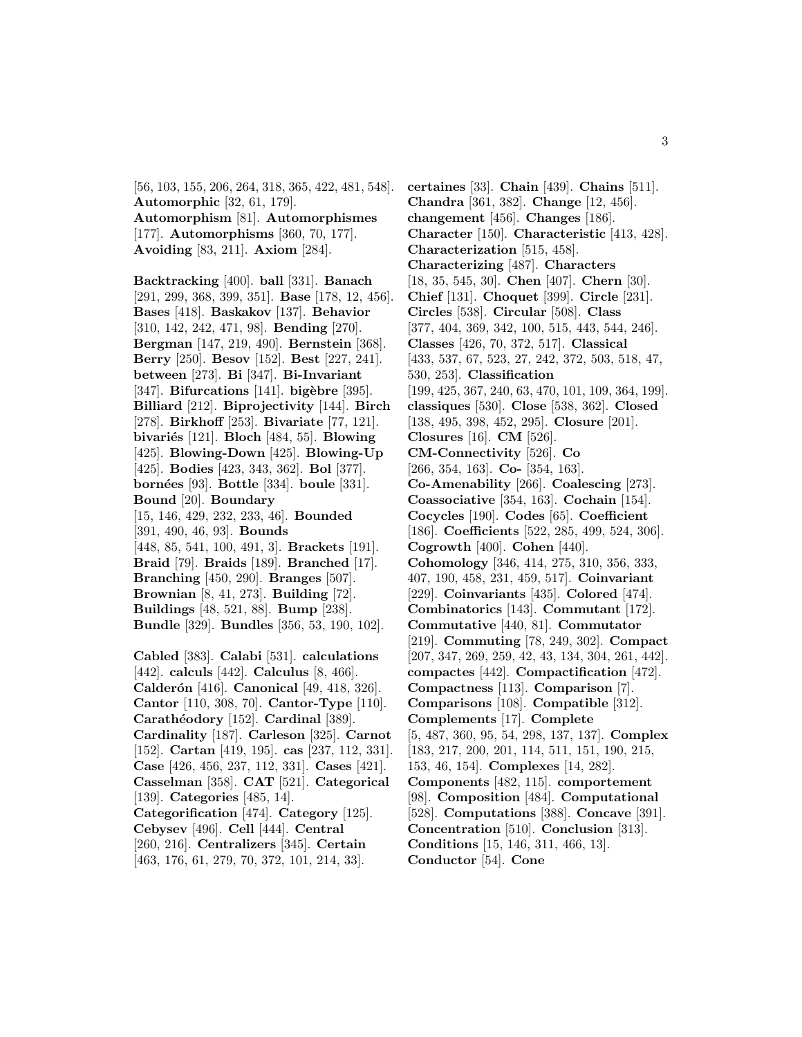[56, 103, 155, 206, 264, 318, 365, 422, 481, 548]. **Automorphic** [32, 61, 179]. **Automorphism** [81]. **Automorphismes** [177]. **Automorphisms** [360, 70, 177]. **Avoiding** [83, 211]. **Axiom** [284].

**Backtracking** [400]. **ball** [331]. **Banach** [291, 299, 368, 399, 351]. **Base** [178, 12, 456]. **Bases** [418]. **Baskakov** [137]. **Behavior** [310, 142, 242, 471, 98]. **Bending** [270]. **Bergman** [147, 219, 490]. **Bernstein** [368]. **Berry** [250]. **Besov** [152]. **Best** [227, 241]. **between** [273]. **Bi** [347]. **Bi-Invariant** [347]. **Bifurcations** [141]. **bigèbre** [395]. **Billiard** [212]. **Biprojectivity** [144]. **Birch** [278]. **Birkhoff** [253]. **Bivariate** [77, 121]. **bivariés** [121]. **Bloch** [484, 55]. **Blowing** [425]. **Blowing-Down** [425]. **Blowing-Up** [425]. **Bodies** [423, 343, 362]. **Bol** [377]. **bornées** [93]. **Bottle** [334]. **boule** [331]. **Bound** [20]. **Boundary** [15, 146, 429, 232, 233, 46]. **Bounded** [391, 490, 46, 93]. **Bounds** [448, 85, 541, 100, 491, 3]. **Brackets** [191]. **Braid** [79]. **Braids** [189]. **Branched** [17]. **Branching** [450, 290]. **Branges** [507]. **Brownian** [8, 41, 273]. **Building** [72]. **Buildings** [48, 521, 88]. **Bump** [238]. **Bundle** [329]. **Bundles** [356, 53, 190, 102].

**Cabled** [383]. **Calabi** [531]. **calculations** [442]. **calculs** [442]. **Calculus** [8, 466]. **Calderón** [416]. **Canonical** [49, 418, 326]. **Cantor** [110, 308, 70]. **Cantor-Type** [110]. **Carathéodory** [152]. **Cardinal** [389]. **Cardinality** [187]. **Carleson** [325]. **Carnot** [152]. **Cartan** [419, 195]. **cas** [237, 112, 331]. **Case** [426, 456, 237, 112, 331]. **Cases** [421]. **Casselman** [358]. **CAT** [521]. **Categorical** [139]. **Categories** [485, 14]. **Categorification** [474]. **Category** [125]. **Cebysev** [496]. **Cell** [444]. **Central** [260, 216]. **Centralizers** [345]. **Certain** [463, 176, 61, 279, 70, 372, 101, 214, 33]. **certaines** [33]. **Chain** [439]. **Chains** [511]. **Chandra** [361, 382]. **Change** [12, 456]. **changement** [456]. **Changes** [186]. **Character** [150]. **Characteristic** [413, 428]. **Characterization** [515, 458]. **Characterizing** [487]. **Characters** [18, 35, 545, 30]. **Chen** [407]. **Chern** [30]. **Chief** [131]. **Choquet** [399]. **Circle** [231]. **Circles** [538]. **Circular** [508]. **Class** [377, 404, 369, 342, 100, 515, 443, 544, 246]. **Classes** [426, 70, 372, 517]. **Classical** [433, 537, 67, 523, 27, 242, 372, 503, 518, 47, 530, 253]. **Classification** [199, 425, 367, 240, 63, 470, 101, 109, 364, 199]. **classiques** [530]. **Close** [538, 362]. **Closed** [138, 495, 398, 452, 295]. **Closure** [201]. **Closures** [16]. **CM** [526]. **CM-Connectivity** [526]. **Co** [266, 354, 163]. **Co-** [354, 163]. **Co-Amenability** [266]. **Coalescing** [273]. **Coassociative** [354, 163]. **Cochain** [154]. **Cocycles** [190]. **Codes** [65]. **Coefficient** [186]. **Coefficients** [522, 285, 499, 524, 306]. **Cogrowth** [400]. **Cohen** [440]. **Cohomology** [346, 414, 275, 310, 356, 333, 407, 190, 458, 231, 459, 517]. **Coinvariant** [229]. **Coinvariants** [435]. **Colored** [474]. **Combinatorics** [143]. **Commutant** [172]. **Commutative** [440, 81]. **Commutator** [219]. **Commuting** [78, 249, 302]. **Compact** [207, 347, 269, 259, 42, 43, 134, 304, 261, 442]. **compactes** [442]. **Compactification** [472]. **Compactness** [113]. **Comparison** [7]. **Comparisons** [108]. **Compatible** [312]. **Complements** [17]. **Complete** [5, 487, 360, 95, 54, 298, 137, 137]. **Complex** [183, 217, 200, 201, 114, 511, 151, 190, 215, 153, 46, 154]. **Complexes** [14, 282]. **Components** [482, 115]. **comportement** [98]. **Composition** [484]. **Computational** [528]. **Computations** [388]. **Concave** [391]. **Concentration** [510]. **Conclusion** [313]. **Conditions** [15, 146, 311, 466, 13]. **Conductor** [54]. **Cone**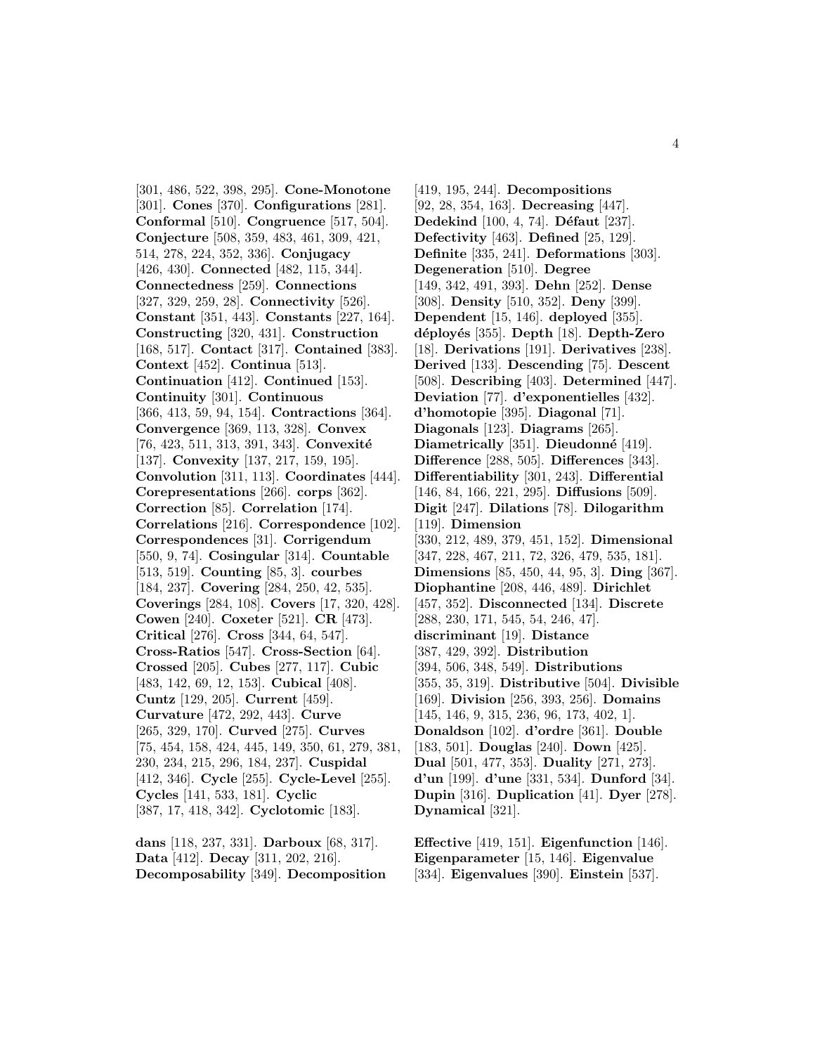[301, 486, 522, 398, 295]. **Cone-Monotone** [301]. **Cones** [370]. **Configurations** [281]. **Conformal** [510]. **Congruence** [517, 504]. **Conjecture** [508, 359, 483, 461, 309, 421, 514, 278, 224, 352, 336]. **Conjugacy** [426, 430]. **Connected** [482, 115, 344]. **Connectedness** [259]. **Connections** [327, 329, 259, 28]. **Connectivity** [526]. **Constant** [351, 443]. **Constants** [227, 164]. **Constructing** [320, 431]. **Construction** [168, 517]. **Contact** [317]. **Contained** [383]. **Context** [452]. **Continua** [513]. **Continuation** [412]. **Continued** [153]. **Continuity** [301]. **Continuous** [366, 413, 59, 94, 154]. **Contractions** [364]. **Convergence** [369, 113, 328]. **Convex** [76, 423, 511, 313, 391, 343]. **Convexité** [137]. **Convexity** [137, 217, 159, 195]. **Convolution** [311, 113]. **Coordinates** [444]. **Corepresentations** [266]. **corps** [362]. **Correction** [85]. **Correlation** [174]. **Correlations** [216]. **Correspondence** [102]. **Correspondences** [31]. **Corrigendum** [550, 9, 74]. **Cosingular** [314]. **Countable** [513, 519]. **Counting** [85, 3]. **courbes** [184, 237]. **Covering** [284, 250, 42, 535]. **Coverings** [284, 108]. **Covers** [17, 320, 428]. **Cowen** [240]. **Coxeter** [521]. **CR** [473]. **Critical** [276]. **Cross** [344, 64, 547]. **Cross-Ratios** [547]. **Cross-Section** [64]. **Crossed** [205]. **Cubes** [277, 117]. **Cubic** [483, 142, 69, 12, 153]. **Cubical** [408]. **Cuntz** [129, 205]. **Current** [459]. **Curvature** [472, 292, 443]. **Curve** [265, 329, 170]. **Curved** [275]. **Curves** [75, 454, 158, 424, 445, 149, 350, 61, 279, 381, 230, 234, 215, 296, 184, 237]. **Cuspidal** [412, 346]. **Cycle** [255]. **Cycle-Level** [255]. **Cycles** [141, 533, 181]. **Cyclic** [387, 17, 418, 342]. **Cyclotomic** [183].

**dans** [118, 237, 331]. **Darboux** [68, 317]. **Data** [412]. **Decay** [311, 202, 216]. **Decomposability** [349]. **Decomposition** [419, 195, 244]. **Decompositions** [92, 28, 354, 163]. **Decreasing** [447]. **Dedekind** [100, 4, 74]. **Défaut** [237]. **Defectivity** [463]. **Defined** [25, 129]. **Definite** [335, 241]. **Deformations** [303]. **Degeneration** [510]. **Degree** [149, 342, 491, 393]. **Dehn** [252]. **Dense** [308]. **Density** [510, 352]. **Deny** [399]. **Dependent** [15, 146]. **deployed** [355]. **déployés** [355]. **Depth** [18]. **Depth-Zero** [18]. **Derivations** [191]. **Derivatives** [238]. **Derived** [133]. **Descending** [75]. **Descent** [508]. **Describing** [403]. **Determined** [447]. **Deviation** [77]. **d'exponentielles** [432]. **d'homotopie** [395]. **Diagonal** [71]. **Diagonals** [123]. **Diagrams** [265]. **Diametrically** [351]. **Dieudonné** [419]. **Difference** [288, 505]. **Differences** [343]. **Differentiability** [301, 243]. **Differential** [146, 84, 166, 221, 295]. **Diffusions** [509]. **Digit** [247]. **Dilations** [78]. **Dilogarithm** [119]. **Dimension** [330, 212, 489, 379, 451, 152]. **Dimensional** [347, 228, 467, 211, 72, 326, 479, 535, 181]. **Dimensions** [85, 450, 44, 95, 3]. **Ding** [367]. **Diophantine** [208, 446, 489]. **Dirichlet** [457, 352]. **Disconnected** [134]. **Discrete** [288, 230, 171, 545, 54, 246, 47]. **discriminant** [19]. **Distance** [387, 429, 392]. **Distribution** [394, 506, 348, 549]. **Distributions** [355, 35, 319]. **Distributive** [504]. **Divisible** [169]. **Division** [256, 393, 256]. **Domains** [145, 146, 9, 315, 236, 96, 173, 402, 1]. **Donaldson** [102]. **d'ordre** [361]. **Double** [183, 501]. **Douglas** [240]. **Down** [425]. **Dual** [501, 477, 353]. **Duality** [271, 273]. **d'un** [199]. **d'une** [331, 534]. **Dunford** [34]. **Dupin** [316]. **Duplication** [41]. **Dyer** [278]. **Dynamical** [321].

**Effective** [419, 151]. **Eigenfunction** [146]. **Eigenparameter** [15, 146]. **Eigenvalue** [334]. **Eigenvalues** [390]. **Einstein** [537].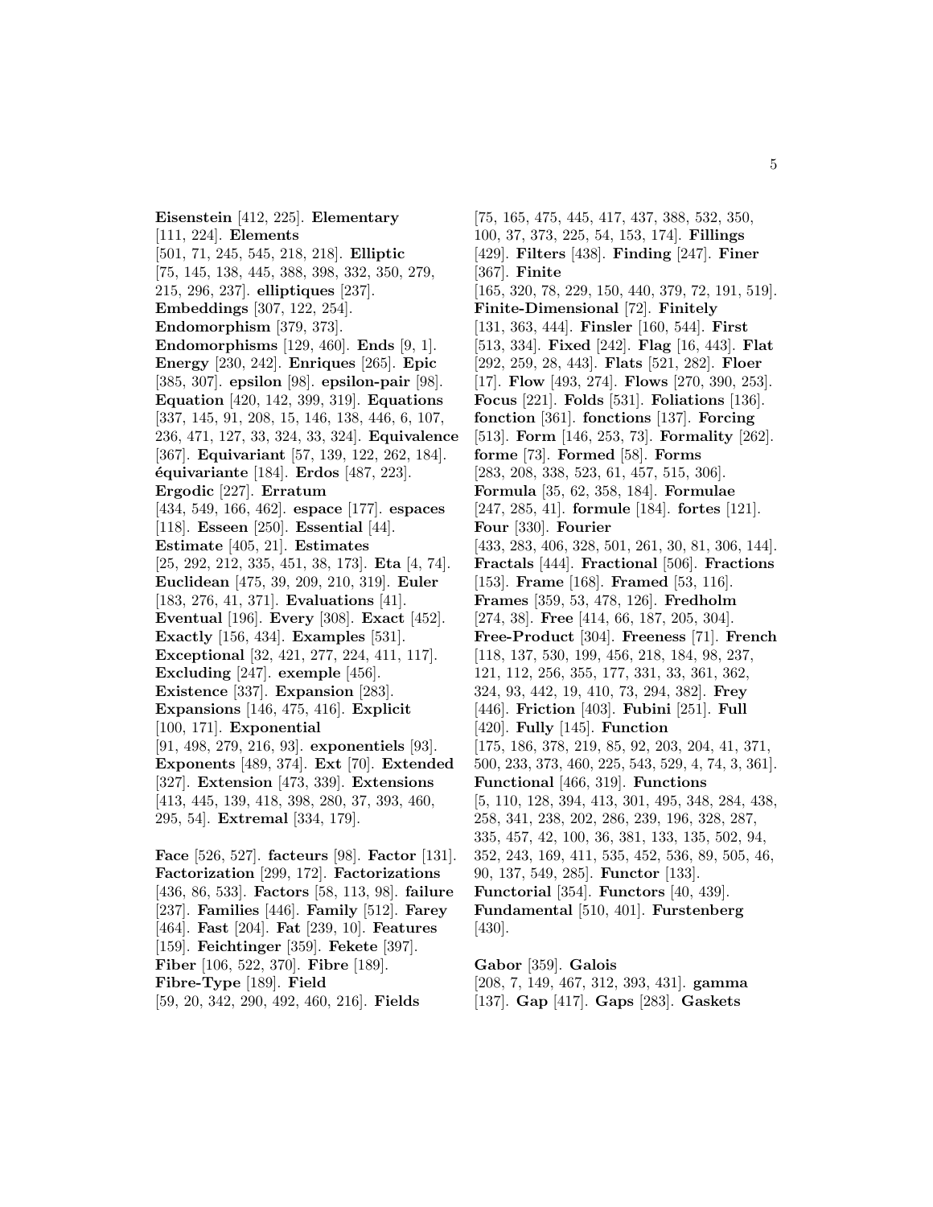**Eisenstein** [412, 225]. **Elementary** [111, 224]. **Elements** [501, 71, 245, 545, 218, 218]. **Elliptic** [75, 145, 138, 445, 388, 398, 332, 350, 279, 215, 296, 237]. **elliptiques** [237]. **Embeddings** [307, 122, 254]. **Endomorphism** [379, 373]. **Endomorphisms** [129, 460]. **Ends** [9, 1]. **Energy** [230, 242]. **Enriques** [265]. **Epic** [385, 307]. **epsilon** [98]. **epsilon-pair** [98]. **Equation** [420, 142, 399, 319]. **Equations** [337, 145, 91, 208, 15, 146, 138, 446, 6, 107, 236, 471, 127, 33, 324, 33, 324]. **Equivalence** [367]. **Equivariant** [57, 139, 122, 262, 184]. **équivariante** [184]. **Erdos** [487, 223]. **Ergodic** [227]. **Erratum** [434, 549, 166, 462]. **espace** [177]. **espaces** [118]. **Esseen** [250]. **Essential** [44]. **Estimate** [405, 21]. **Estimates** [25, 292, 212, 335, 451, 38, 173]. **Eta** [4, 74]. **Euclidean** [475, 39, 209, 210, 319]. **Euler** [183, 276, 41, 371]. **Evaluations** [41]. **Eventual** [196]. **Every** [308]. **Exact** [452]. **Exactly** [156, 434]. **Examples** [531]. **Exceptional** [32, 421, 277, 224, 411, 117]. **Excluding** [247]. **exemple** [456]. **Existence** [337]. **Expansion** [283]. **Expansions** [146, 475, 416]. **Explicit** [100, 171]. **Exponential** [91, 498, 279, 216, 93]. **exponentiels** [93]. **Exponents** [489, 374]. **Ext** [70]. **Extended** [327]. **Extension** [473, 339]. **Extensions** [413, 445, 139, 418, 398, 280, 37, 393, 460, 295, 54]. **Extremal** [334, 179].

**Face** [526, 527]. **facteurs** [98]. **Factor** [131]. **Factorization** [299, 172]. **Factorizations** [436, 86, 533]. **Factors** [58, 113, 98]. **failure** [237]. **Families** [446]. **Family** [512]. **Farey** [464]. **Fast** [204]. **Fat** [239, 10]. **Features** [159]. **Feichtinger** [359]. **Fekete** [397]. **Fiber** [106, 522, 370]. **Fibre** [189]. **Fibre-Type** [189]. **Field** [59, 20, 342, 290, 492, 460, 216]. **Fields** [75, 165, 475, 445, 417, 437, 388, 532, 350, 100, 37, 373, 225, 54, 153, 174]. **Fillings** [429]. **Filters** [438]. **Finding** [247]. **Finer** [367]. **Finite** [165, 320, 78, 229, 150, 440, 379, 72, 191, 519]. **Finite-Dimensional** [72]. **Finitely** [131, 363, 444]. **Finsler** [160, 544]. **First** [513, 334]. **Fixed** [242]. **Flag** [16, 443]. **Flat** [292, 259, 28, 443]. **Flats** [521, 282]. **Floer** [17]. **Flow** [493, 274]. **Flows** [270, 390, 253]. **Focus** [221]. **Folds** [531]. **Foliations** [136]. **fonction** [361]. **fonctions** [137]. **Forcing** [513]. **Form** [146, 253, 73]. **Formality** [262]. **forme** [73]. **Formed** [58]. **Forms** [283, 208, 338, 523, 61, 457, 515, 306]. **Formula** [35, 62, 358, 184]. **Formulae** [247, 285, 41]. **formule** [184]. **fortes** [121]. **Four** [330]. **Fourier** [433, 283, 406, 328, 501, 261, 30, 81, 306, 144]. **Fractals** [444]. **Fractional** [506]. **Fractions** [153]. **Frame** [168]. **Framed** [53, 116]. **Frames** [359, 53, 478, 126]. **Fredholm** [274, 38]. **Free** [414, 66, 187, 205, 304]. **Free-Product** [304]. **Freeness** [71]. **French** [118, 137, 530, 199, 456, 218, 184, 98, 237, 121, 112, 256, 355, 177, 331, 33, 361, 362, 324, 93, 442, 19, 410, 73, 294, 382]. **Frey** [446]. **Friction** [403]. **Fubini** [251]. **Full** [420]. **Fully** [145]. **Function** [175, 186, 378, 219, 85, 92, 203, 204, 41, 371, 500, 233, 373, 460, 225, 543, 529, 4, 74, 3, 361]. **Functional** [466, 319]. **Functions** [5, 110, 128, 394, 413, 301, 495, 348, 284, 438, 258, 341, 238, 202, 286, 239, 196, 328, 287, 335, 457, 42, 100, 36, 381, 133, 135, 502, 94, 352, 243, 169, 411, 535, 452, 536, 89, 505, 46, 90, 137, 549, 285]. **Functor** [133]. **Functorial** [354]. **Functors** [40, 439]. **Fundamental** [510, 401]. **Furstenberg** [430].

**Gabor** [359]. **Galois** [208, 7, 149, 467, 312, 393, 431]. **gamma** [137]. **Gap** [417]. **Gaps** [283]. **Gaskets**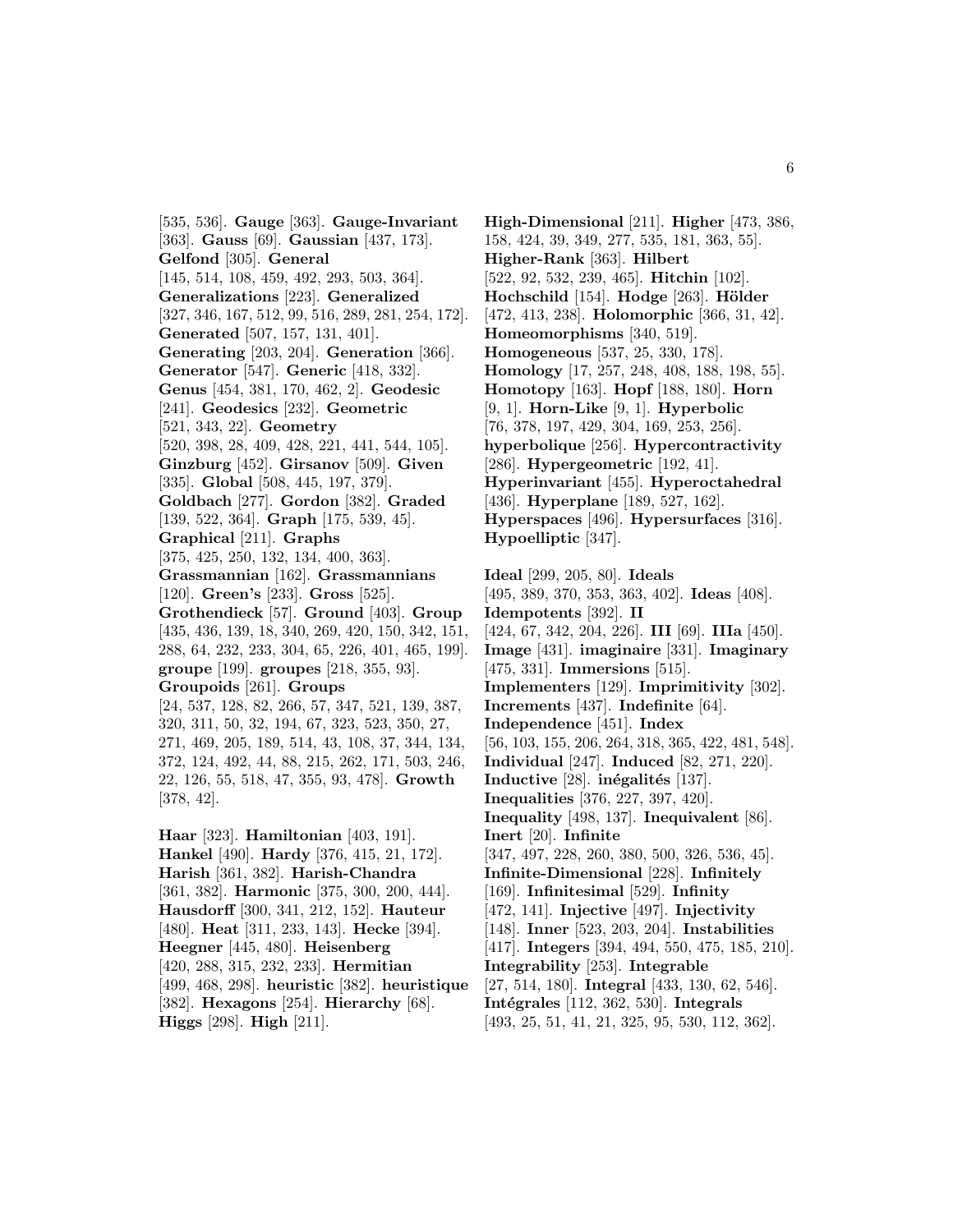[535, 536]. **Gauge** [363]. **Gauge-Invariant** [363]. **Gauss** [69]. **Gaussian** [437, 173]. **Gelfond** [305]. **General** [145, 514, 108, 459, 492, 293, 503, 364]. **Generalizations** [223]. **Generalized** [327, 346, 167, 512, 99, 516, 289, 281, 254, 172]. **Generated** [507, 157, 131, 401]. **Generating** [203, 204]. **Generation** [366]. **Generator** [547]. **Generic** [418, 332]. **Genus** [454, 381, 170, 462, 2]. **Geodesic** [241]. **Geodesics** [232]. **Geometric** [521, 343, 22]. **Geometry** [520, 398, 28, 409, 428, 221, 441, 544, 105]. **Ginzburg** [452]. **Girsanov** [509]. **Given** [335]. **Global** [508, 445, 197, 379]. **Goldbach** [277]. **Gordon** [382]. **Graded** [139, 522, 364]. **Graph** [175, 539, 45]. **Graphical** [211]. **Graphs** [375, 425, 250, 132, 134, 400, 363]. **Grassmannian** [162]. **Grassmannians** [120]. **Green's** [233]. **Gross** [525]. **Grothendieck** [57]. **Ground** [403]. **Group** [435, 436, 139, 18, 340, 269, 420, 150, 342, 151, 288, 64, 232, 233, 304, 65, 226, 401, 465, 199]. **groupe** [199]. **groupes** [218, 355, 93]. **Groupoids** [261]. **Groups** [24, 537, 128, 82, 266, 57, 347, 521, 139, 387, 320, 311, 50, 32, 194, 67, 323, 523, 350, 27, 271, 469, 205, 189, 514, 43, 108, 37, 344, 134, 372, 124, 492, 44, 88, 215, 262, 171, 503, 246, 22, 126, 55, 518, 47, 355, 93, 478]. **Growth** [378, 42].

**Haar** [323]. **Hamiltonian** [403, 191]. **Hankel** [490]. **Hardy** [376, 415, 21, 172]. **Harish** [361, 382]. **Harish-Chandra** [361, 382]. **Harmonic** [375, 300, 200, 444]. **Hausdorff** [300, 341, 212, 152]. **Hauteur** [480]. **Heat** [311, 233, 143]. **Hecke** [394]. **Heegner** [445, 480]. **Heisenberg** [420, 288, 315, 232, 233]. **Hermitian** [499, 468, 298]. **heuristic** [382]. **heuristique** [382]. **Hexagons** [254]. **Hierarchy** [68]. **Higgs** [298]. **High** [211]. **High-Dimensional** [211]. **Higher** [473, 386, 158, 424, 39, 349, 277, 535, 181, 363, 55]. **Higher-Rank** [363]. **Hilbert** [522, 92, 532, 239, 465]. **Hitchin** [102]. **Hochschild** [154]. **Hodge** [263]. **Hölder** [472, 413, 238]. **Holomorphic** [366, 31, 42]. **Homeomorphisms** [340, 519]. **Homogeneous** [537, 25, 330, 178]. **Homology** [17, 257, 248, 408, 188, 198, 55]. **Homotopy** [163]. **Hopf** [188, 180]. **Horn** [9, 1]. **Horn-Like** [9, 1]. **Hyperbolic** [76, 378, 197, 429, 304, 169, 253, 256]. **hyperbolique** [256]. **Hypercontractivity** [286]. **Hypergeometric** [192, 41]. **Hyperinvariant** [455]. **Hyperoctahedral** [436]. **Hyperplane** [189, 527, 162]. **Hyperspaces** [496]. **Hypersurfaces** [316]. **Hypoelliptic** [347].

**Ideal** [299, 205, 80]. **Ideals** [495, 389, 370, 353, 363, 402]. **Ideas** [408]. **Idempotents** [392]. **II** [424, 67, 342, 204, 226]. **III** [69]. **IIIa** [450]. **Image** [431]. **imaginaire** [331]. **Imaginary** [475, 331]. **Immersions** [515]. **Implementers** [129]. **Imprimitivity** [302]. **Increments** [437]. **Indefinite** [64]. **Independence** [451]. **Index** [56, 103, 155, 206, 264, 318, 365, 422, 481, 548]. **Individual** [247]. **Induced** [82, 271, 220]. **Inductive** [28]. **inégalités** [137]. **Inequalities** [376, 227, 397, 420]. **Inequality** [498, 137]. **Inequivalent** [86]. **Inert** [20]. **Infinite** [347, 497, 228, 260, 380, 500, 326, 536, 45]. **Infinite-Dimensional** [228]. **Infinitely** [169]. **Infinitesimal** [529]. **Infinity** [472, 141]. **Injective** [497]. **Injectivity** [148]. **Inner** [523, 203, 204]. **Instabilities** [417]. **Integers** [394, 494, 550, 475, 185, 210]. **Integrability** [253]. **Integrable** [27, 514, 180]. **Integral** [433, 130, 62, 546]. **Intégrales** [112, 362, 530]. **Integrals** [493, 25, 51, 41, 21, 325, 95, 530, 112, 362].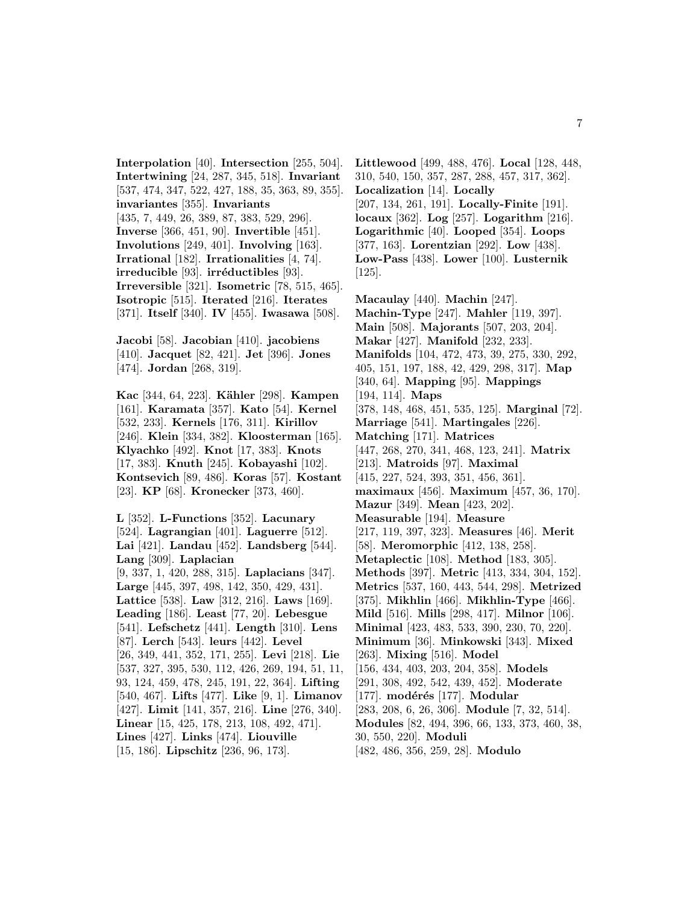**Interpolation** [40]. **Intersection** [255, 504]. **Intertwining** [24, 287, 345, 518]. **Invariant** [537, 474, 347, 522, 427, 188, 35, 363, 89, 355]. **invariantes** [355]. **Invariants** [435, 7, 449, 26, 389, 87, 383, 529, 296]. **Inverse** [366, 451, 90]. **Invertible** [451]. **Involutions** [249, 401]. **Involving** [163]. **Irrational** [182]. **Irrationalities** [4, 74]. **irreducible** [93]. **irréductibles** [93]. **Irreversible** [321]. **Isometric** [78, 515, 465]. **Isotropic** [515]. **Iterated** [216]. **Iterates** [371]. **Itself** [340]. **IV** [455]. **Iwasawa** [508].

**Jacobi** [58]. **Jacobian** [410]. **jacobiens** [410]. **Jacquet** [82, 421]. **Jet** [396]. **Jones** [474]. **Jordan** [268, 319].

**Kac** [344, 64, 223]. **Kähler** [298]. **Kampen** [161]. **Karamata** [357]. **Kato** [54]. **Kernel** [532, 233]. **Kernels** [176, 311]. **Kirillov** [246]. **Klein** [334, 382]. **Kloosterman** [165]. **Klyachko** [492]. **Knot** [17, 383]. **Knots** [17, 383]. **Knuth** [245]. **Kobayashi** [102]. **Kontsevich** [89, 486]. **Koras** [57]. **Kostant** [23]. **KP** [68]. **Kronecker** [373, 460].

**L** [352]. **L-Functions** [352]. **Lacunary** [524]. **Lagrangian** [401]. **Laguerre** [512]. **Lai** [421]. **Landau** [452]. **Landsberg** [544]. **Lang** [309]. **Laplacian** [9, 337, 1, 420, 288, 315]. **Laplacians** [347]. **Large** [445, 397, 498, 142, 350, 429, 431]. **Lattice** [538]. **Law** [312, 216]. **Laws** [169]. **Leading** [186]. **Least** [77, 20]. **Lebesgue** [541]. **Lefschetz** [441]. **Length** [310]. **Lens** [87]. **Lerch** [543]. **leurs** [442]. **Level** [26, 349, 441, 352, 171, 255]. **Levi** [218]. **Lie** [537, 327, 395, 530, 112, 426, 269, 194, 51, 11, 93, 124, 459, 478, 245, 191, 22, 364]. **Lifting** [540, 467]. **Lifts** [477]. **Like** [9, 1]. **Limanov** [427]. **Limit** [141, 357, 216]. **Line** [276, 340]. **Linear** [15, 425, 178, 213, 108, 492, 471]. **Lines** [427]. **Links** [474]. **Liouville** [15, 186]. **Lipschitz** [236, 96, 173].

**Littlewood** [499, 488, 476]. **Local** [128, 448, 310, 540, 150, 357, 287, 288, 457, 317, 362]. **Localization** [14]. **Locally** [207, 134, 261, 191]. **Locally-Finite** [191]. **locaux** [362]. **Log** [257]. **Logarithm** [216]. **Logarithmic** [40]. **Looped** [354]. **Loops** [377, 163]. **Lorentzian** [292]. **Low** [438]. **Low-Pass** [438]. **Lower** [100]. **Lusternik** [125].

**Macaulay** [440]. **Machin** [247]. **Machin-Type** [247]. **Mahler** [119, 397]. **Main** [508]. **Majorants** [507, 203, 204]. **Makar** [427]. **Manifold** [232, 233]. **Manifolds** [104, 472, 473, 39, 275, 330, 292, 405, 151, 197, 188, 42, 429, 298, 317]. **Map** [340, 64]. **Mapping** [95]. **Mappings** [194, 114]. **Maps** [378, 148, 468, 451, 535, 125]. **Marginal** [72]. **Marriage** [541]. **Martingales** [226]. **Matching** [171]. **Matrices** [447, 268, 270, 341, 468, 123, 241]. **Matrix** [213]. **Matroids** [97]. **Maximal** [415, 227, 524, 393, 351, 456, 361]. **maximaux** [456]. **Maximum** [457, 36, 170]. **Mazur** [349]. **Mean** [423, 202]. **Measurable** [194]. **Measure** [217, 119, 397, 323]. **Measures** [46]. **Merit** [58]. **Meromorphic** [412, 138, 258]. **Metaplectic** [108]. **Method** [183, 305]. **Methods** [397]. **Metric** [413, 334, 304, 152]. **Metrics** [537, 160, 443, 544, 298]. **Metrized** [375]. **Mikhlin** [466]. **Mikhlin-Type** [466]. **Mild** [516]. **Mills** [298, 417]. **Milnor** [106]. **Minimal** [423, 483, 533, 390, 230, 70, 220]. **Minimum** [36]. **Minkowski** [343]. **Mixed** [263]. **Mixing** [516]. **Model** [156, 434, 403, 203, 204, 358]. **Models** [291, 308, 492, 542, 439, 452]. **Moderate** [177]. **modérés** [177]. **Modular** [283, 208, 6, 26, 306]. **Module** [7, 32, 514]. **Modules** [82, 494, 396, 66, 133, 373, 460, 38, 30, 550, 220]. **Moduli** [482, 486, 356, 259, 28]. **Modulo**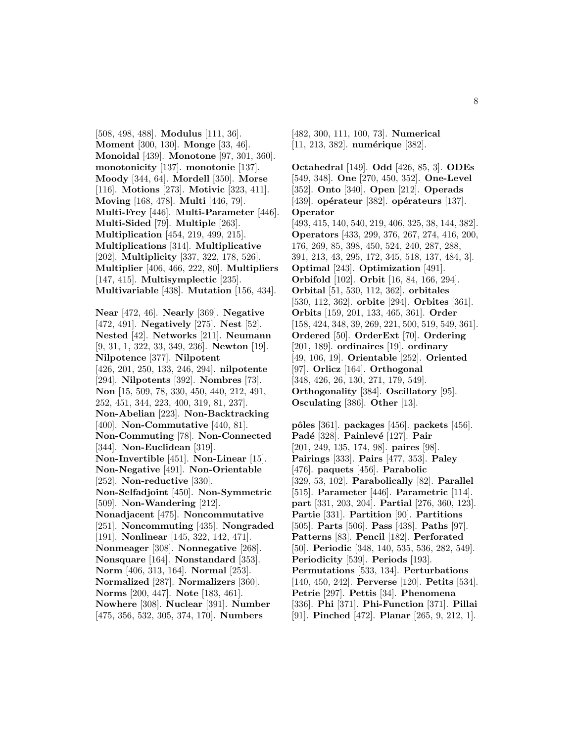[508, 498, 488]. **Modulus** [111, 36]. **Moment** [300, 130]. **Monge** [33, 46]. **Monoidal** [439]. **Monotone** [97, 301, 360]. **monotonicity** [137]. **monotonie** [137]. **Moody** [344, 64]. **Mordell** [350]. **Morse** [116]. **Motions** [273]. **Motivic** [323, 411]. **Moving** [168, 478]. **Multi** [446, 79]. **Multi-Frey** [446]. **Multi-Parameter** [446]. **Multi-Sided** [79]. **Multiple** [263]. **Multiplication** [454, 219, 499, 215]. **Multiplications** [314]. **Multiplicative** [202]. **Multiplicity** [337, 322, 178, 526]. **Multiplier** [406, 466, 222, 80]. **Multipliers** [147, 415]. **Multisymplectic** [235]. **Multivariable** [438]. **Mutation** [156, 434].

**Near** [472, 46]. **Nearly** [369]. **Negative** [472, 491]. **Negatively** [275]. **Nest** [52]. **Nested** [42]. **Networks** [211]. **Neumann** [9, 31, 1, 322, 33, 349, 236]. **Newton** [19]. **Nilpotence** [377]. **Nilpotent** [426, 201, 250, 133, 246, 294]. **nilpotente** [294]. **Nilpotents** [392]. **Nombres** [73]. **Non** [15, 509, 78, 330, 450, 440, 212, 491, 252, 451, 344, 223, 400, 319, 81, 237]. **Non-Abelian** [223]. **Non-Backtracking** [400]. **Non-Commutative** [440, 81]. **Non-Commuting** [78]. **Non-Connected** [344]. **Non-Euclidean** [319]. **Non-Invertible** [451]. **Non-Linear** [15]. **Non-Negative** [491]. **Non-Orientable** [252]. **Non-reductive** [330]. **Non-Selfadjoint** [450]. **Non-Symmetric** [509]. **Non-Wandering** [212]. **Nonadjacent** [475]. **Noncommutative** [251]. **Noncommuting** [435]. **Nongraded** [191]. **Nonlinear** [145, 322, 142, 471]. **Nonmeager** [308]. **Nonnegative** [268]. **Nonsquare** [164]. **Nonstandard** [353]. **Norm** [406, 313, 164]. **Normal** [253]. **Normalized** [287]. **Normalizers** [360]. **Norms** [200, 447]. **Note** [183, 461]. **Nowhere** [308]. **Nuclear** [391]. **Number** [475, 356, 532, 305, 374, 170]. **Numbers** [482, 300, 111, 100, 73]. **Numerical** [11, 213, 382]. **numérique** [382].

**Octahedral** [149]. **Odd** [426, 85, 3]. **ODEs** [549, 348]. **One** [270, 450, 352]. **One-Level** [352]. **Onto** [340]. **Open** [212]. **Operads** [439]. **opérateur** [382]. **opérateurs** [137]. **Operator** [493, 415, 140, 540, 219, 406, 325, 38, 144, 382]. **Operators** [433, 299, 376, 267, 274, 416, 200, 176, 269, 85, 398, 450, 524, 240, 287, 288, 391, 213, 43, 295, 172, 345, 518, 137, 484, 3]. **Optimal** [243]. **Optimization** [491]. **Orbifold** [102]. **Orbit** [16, 84, 166, 294]. **Orbital** [51, 530, 112, 362]. **orbitales** [530, 112, 362]. **orbite** [294]. **Orbites** [361]. **Orbits** [159, 201, 133, 465, 361]. **Order** [158, 424, 348, 39, 269, 221, 500, 519, 549, 361]. **Ordered** [50]. **OrderExt** [70]. **Ordering** [201, 189]. **ordinaires** [19]. **ordinary** [49, 106, 19]. **Orientable** [252]. **Oriented** [97]. **Orlicz** [164]. **Orthogonal** [348, 426, 26, 130, 271, 179, 549]. **Orthogonality** [384]. **Oscillatory** [95]. **Osculating** [386]. **Other** [13].

**pôles** [361]. **packages** [456]. **packets** [456]. **Padé** [328]. **Painlevé** [127]. **Pair** [201, 249, 135, 174, 98]. **paires** [98]. **Pairings** [333]. **Pairs** [477, 353]. **Paley** [476]. **paquets** [456]. **Parabolic** [329, 53, 102]. **Parabolically** [82]. **Parallel** [515]. **Parameter** [446]. **Parametric** [114]. **part** [331, 203, 204]. **Partial** [276, 360, 123]. **Partie** [331]. **Partition** [90]. **Partitions** [505]. **Parts** [506]. **Pass** [438]. **Paths** [97]. **Patterns** [83]. **Pencil** [182]. **Perforated** [50]. **Periodic** [348, 140, 535, 536, 282, 549]. **Periodicity** [539]. **Periods** [193]. **Permutations** [533, 134]. **Perturbations** [140, 450, 242]. **Perverse** [120]. **Petits** [534]. **Petrie** [297]. **Pettis** [34]. **Phenomena** [336]. **Phi** [371]. **Phi-Function** [371]. **Pillai** [91]. **Pinched** [472]. **Planar** [265, 9, 212, 1].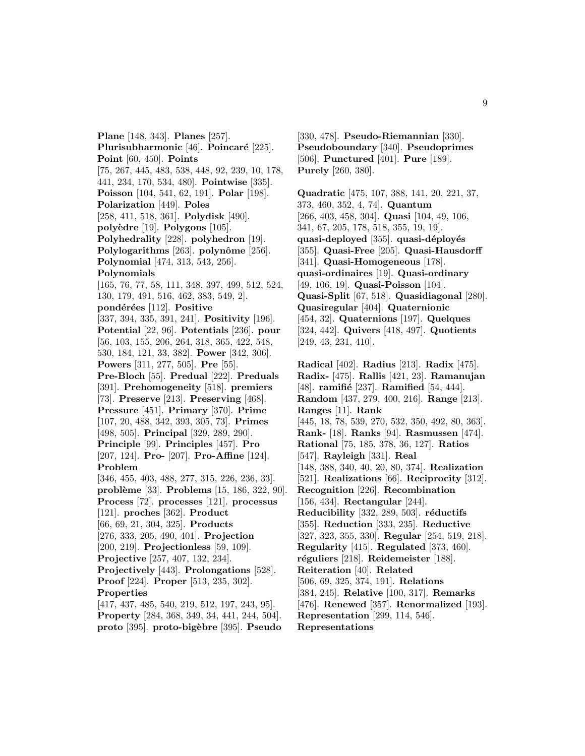**Plane** [148, 343]. **Planes** [257]. **Plurisubharmonic** [46]. **Poincaré** [225]. **Point** [60, 450]. **Points** [75, 267, 445, 483, 538, 448, 92, 239, 10, 178, 441, 234, 170, 534, 480]. **Pointwise** [335]. **Poisson** [104, 541, 62, 191]. **Polar** [198]. **Polarization** [449]. **Poles** [258, 411, 518, 361]. **Polydisk** [490]. **polyèdre** [19]. **Polygons** [105]. **Polyhedrality** [228]. **polyhedron** [19]. **Polylogarithms** [263]. **polynôme** [256]. **Polynomial** [474, 313, 543, 256]. **Polynomials** [165, 76, 77, 58, 111, 348, 397, 499, 512, 524, 130, 179, 491, 516, 462, 383, 549, 2]. **pondérées** [112]. **Positive** [337, 394, 335, 391, 241]. **Positivity** [196]. **Potential** [22, 96]. **Potentials** [236]. **pour** [56, 103, 155, 206, 264, 318, 365, 422, 548, 530, 184, 121, 33, 382]. **Power** [342, 306]. **Powers** [311, 277, 505]. **Pre** [55]. **Pre-Bloch** [55]. **Predual** [222]. **Preduals** [391]. **Prehomogeneity** [518]. **premiers** [73]. **Preserve** [213]. **Preserving** [468]. **Pressure** [451]. **Primary** [370]. **Prime** [107, 20, 488, 342, 393, 305, 73]. **Primes** [498, 505]. **Principal** [329, 289, 290]. **Principle** [99]. **Principles** [457]. **Pro** [207, 124]. **Pro-** [207]. **Pro-Affine** [124]. **Problem** [346, 455, 403, 488, 277, 315, 226, 236, 33]. **problème** [33]. **Problems** [15, 186, 322, 90]. **Process** [72]. **processes** [121]. **processus** [121]. **proches** [362]. **Product** [66, 69, 21, 304, 325]. **Products** [276, 333, 205, 490, 401]. **Projection** [200, 219]. **Projectionless** [59, 109]. **Projective** [257, 407, 132, 234]. **Projectively** [443]. **Prolongations** [528]. **Proof** [224]. **Proper** [513, 235, 302]. **Properties** [417, 437, 485, 540, 219, 512, 197, 243, 95]. **Property** [284, 368, 349, 34, 441, 244, 504]. **proto** [395]. **proto-bigèbre** [395]. **Pseudo** [330, 478]. **Pseudo-Riemannian** [330]. **Pseudoboundary** [340]. **Pseudoprimes** [506]. **Punctured** [401]. **Pure** [189]. **Purely** [260, 380].

**Quadratic** [475, 107, 388, 141, 20, 221, 37, 373, 460, 352, 4, 74]. **Quantum** [266, 403, 458, 304]. **Quasi** [104, 49, 106, 341, 67, 205, 178, 518, 355, 19, 19]. **quasi-deployed** [355]. **quasi-déployés** [355]. **Quasi-Free** [205]. **Quasi-Hausdorff** [341]. **Quasi-Homogeneous** [178]. **quasi-ordinaires** [19]. **Quasi-ordinary** [49, 106, 19]. **Quasi-Poisson** [104]. **Quasi-Split** [67, 518]. **Quasidiagonal** [280]. **Quasiregular** [404]. **Quaternionic** [454, 32]. **Quaternions** [197]. **Quelques** [324, 442]. **Quivers** [418, 497]. **Quotients** [249, 43, 231, 410].

**Radical** [402]. **Radius** [213]. **Radix** [475]. **Radix-** [475]. **Rallis** [421, 23]. **Ramanujan** [48]. **ramifié** [237]. **Ramified** [54, 444]. **Random** [437, 279, 400, 216]. **Range** [213]. **Ranges** [11]. **Rank** [445, 18, 78, 539, 270, 532, 350, 492, 80, 363]. **Rank-** [18]. **Ranks** [94]. **Rasmussen** [474]. **Rational** [75, 185, 378, 36, 127]. **Ratios** [547]. **Rayleigh** [331]. **Real** [148, 388, 340, 40, 20, 80, 374]. **Realization** [521]. **Realizations** [66]. **Reciprocity** [312]. **Recognition** [226]. **Recombination** [156, 434]. **Rectangular** [244]. **Reducibility** [332, 289, 503]. **réductifs** [355]. **Reduction** [333, 235]. **Reductive** [327, 323, 355, 330]. **Regular** [254, 519, 218]. **Regularity** [415]. **Regulated** [373, 460]. **réguliers** [218]. **Reidemeister** [188]. **Reiteration** [40]. **Related** [506, 69, 325, 374, 191]. **Relations** [384, 245]. **Relative** [100, 317]. **Remarks** [476]. **Renewed** [357]. **Renormalized** [193]. **Representation** [299, 114, 546]. **Representations**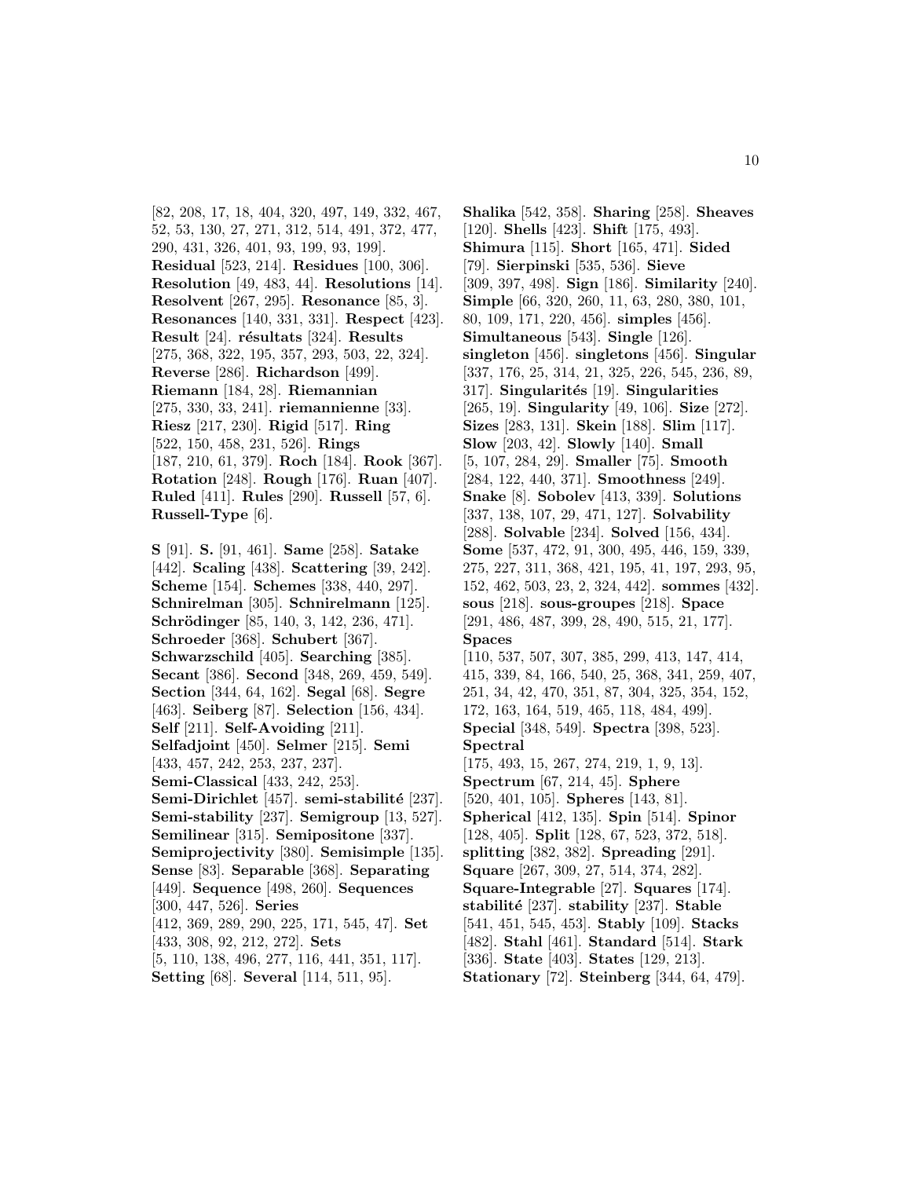[82, 208, 17, 18, 404, 320, 497, 149, 332, 467, 52, 53, 130, 27, 271, 312, 514, 491, 372, 477, 290, 431, 326, 401, 93, 199, 93, 199]. **Residual** [523, 214]. **Residues** [100, 306]. **Resolution** [49, 483, 44]. **Resolutions** [14]. **Resolvent** [267, 295]. **Resonance** [85, 3]. **Resonances** [140, 331, 331]. **Respect** [423]. **Result** [24]. **résultats** [324]. **Results** [275, 368, 322, 195, 357, 293, 503, 22, 324]. **Reverse** [286]. **Richardson** [499]. **Riemann** [184, 28]. **Riemannian** [275, 330, 33, 241]. **riemannienne** [33]. **Riesz** [217, 230]. **Rigid** [517]. **Ring** [522, 150, 458, 231, 526]. **Rings** [187, 210, 61, 379]. **Roch** [184]. **Rook** [367]. **Rotation** [248]. **Rough** [176]. **Ruan** [407]. **Ruled** [411]. **Rules** [290]. **Russell** [57, 6]. **Russell-Type** [6].

**S** [91]. **S.** [91, 461]. **Same** [258]. **Satake** [442]. **Scaling** [438]. **Scattering** [39, 242]. **Scheme** [154]. **Schemes** [338, 440, 297]. **Schnirelman** [305]. **Schnirelmann** [125]. **Schrödinger** [85, 140, 3, 142, 236, 471]. **Schroeder** [368]. **Schubert** [367]. **Schwarzschild** [405]. **Searching** [385]. **Secant** [386]. **Second** [348, 269, 459, 549]. **Section** [344, 64, 162]. **Segal** [68]. **Segre** [463]. **Seiberg** [87]. **Selection** [156, 434]. **Self** [211]. **Self-Avoiding** [211]. **Selfadjoint** [450]. **Selmer** [215]. **Semi** [433, 457, 242, 253, 237, 237]. **Semi-Classical** [433, 242, 253]. **Semi-Dirichlet** [457]. **semi-stabilité** [237]. **Semi-stability** [237]. **Semigroup** [13, 527]. **Semilinear** [315]. **Semipositone** [337]. **Semiprojectivity** [380]. **Semisimple** [135]. **Sense** [83]. **Separable** [368]. **Separating** [449]. **Sequence** [498, 260]. **Sequences** [300, 447, 526]. **Series** [412, 369, 289, 290, 225, 171, 545, 47]. **Set** [433, 308, 92, 212, 272]. **Sets** [5, 110, 138, 496, 277, 116, 441, 351, 117]. **Setting** [68]. **Several** [114, 511, 95].

**Shalika** [542, 358]. **Sharing** [258]. **Sheaves** [120]. **Shells** [423]. **Shift** [175, 493]. **Shimura** [115]. **Short** [165, 471]. **Sided** [79]. **Sierpinski** [535, 536]. **Sieve** [309, 397, 498]. **Sign** [186]. **Similarity** [240]. **Simple** [66, 320, 260, 11, 63, 280, 380, 101, 80, 109, 171, 220, 456]. **simples** [456]. **Simultaneous** [543]. **Single** [126]. **singleton** [456]. **singletons** [456]. **Singular** [337, 176, 25, 314, 21, 325, 226, 545, 236, 89, 317]. **Singularités** [19]. **Singularities** [265, 19]. **Singularity** [49, 106]. **Size** [272]. **Sizes** [283, 131]. **Skein** [188]. **Slim** [117]. **Slow** [203, 42]. **Slowly** [140]. **Small** [5, 107, 284, 29]. **Smaller** [75]. **Smooth** [284, 122, 440, 371]. **Smoothness** [249]. **Snake** [8]. **Sobolev** [413, 339]. **Solutions** [337, 138, 107, 29, 471, 127]. **Solvability** [288]. **Solvable** [234]. **Solved** [156, 434]. **Some** [537, 472, 91, 300, 495, 446, 159, 339, 275, 227, 311, 368, 421, 195, 41, 197, 293, 95, 152, 462, 503, 23, 2, 324, 442]. **sommes** [432]. **sous** [218]. **sous-groupes** [218]. **Space** [291, 486, 487, 399, 28, 490, 515, 21, 177]. **Spaces** [110, 537, 507, 307, 385, 299, 413, 147, 414, 415, 339, 84, 166, 540, 25, 368, 341, 259, 407, 251, 34, 42, 470, 351, 87, 304, 325, 354, 152, 172, 163, 164, 519, 465, 118, 484, 499]. **Special** [348, 549]. **Spectra** [398, 523]. **Spectral** [175, 493, 15, 267, 274, 219, 1, 9, 13]. **Spectrum** [67, 214, 45]. **Sphere** [520, 401, 105]. **Spheres** [143, 81]. **Spherical** [412, 135]. **Spin** [514]. **Spinor** [128, 405]. **Split** [128, 67, 523, 372, 518]. **splitting** [382, 382]. **Spreading** [291]. **Square** [267, 309, 27, 514, 374, 282]. **Square-Integrable** [27]. **Squares** [174]. **stabilité** [237]. **stability** [237]. **Stable** [541, 451, 545, 453]. **Stably** [109]. **Stacks** [482]. **Stahl** [461]. **Standard** [514]. **Stark** [336]. **State** [403]. **States** [129, 213]. **Stationary** [72]. **Steinberg** [344, 64, 479].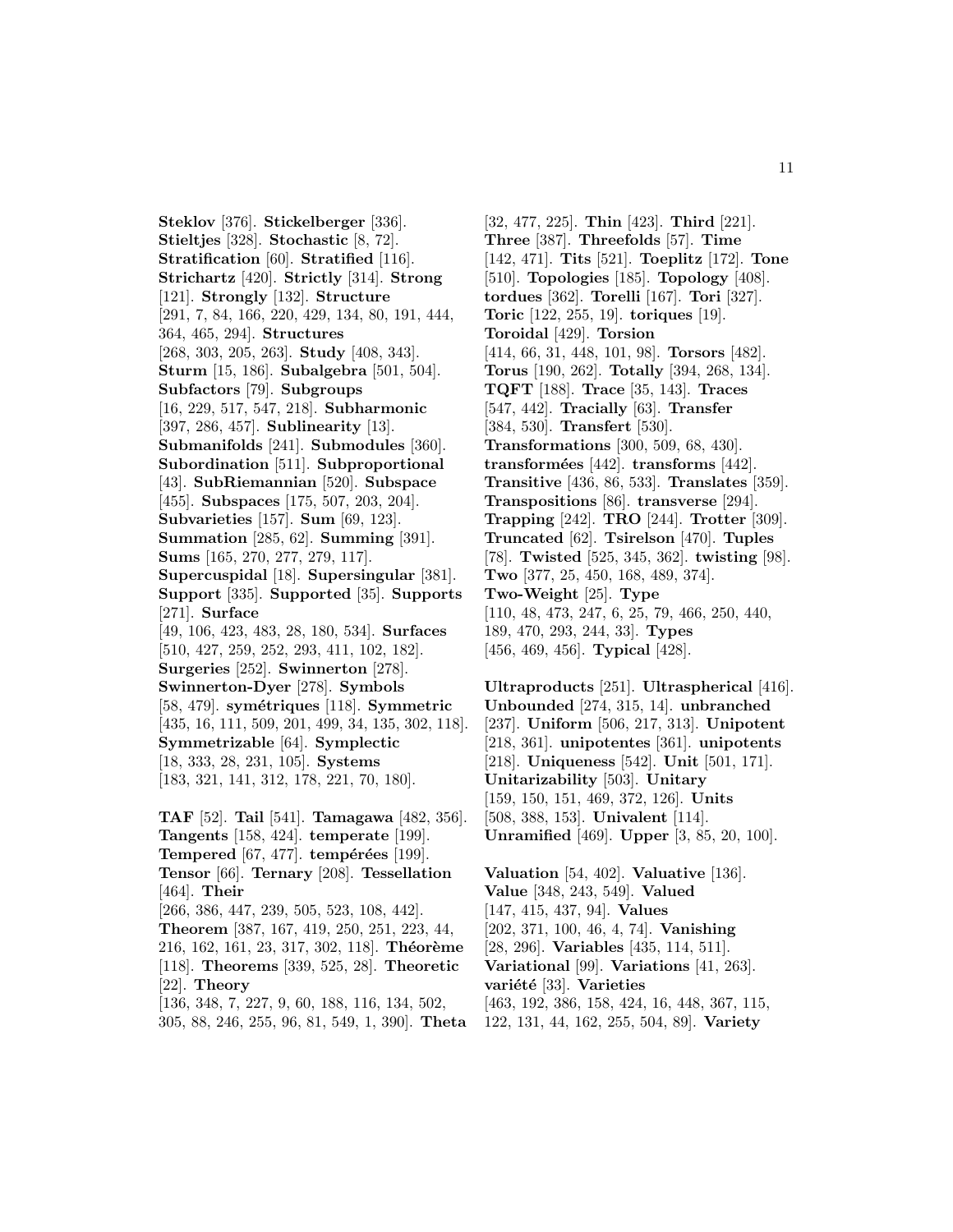**Steklov** [376]. **Stickelberger** [336]. **Stieltjes** [328]. **Stochastic** [8, 72]. **Stratification** [60]. **Stratified** [116]. **Strichartz** [420]. **Strictly** [314]. **Strong** [121]. **Strongly** [132]. **Structure** [291, 7, 84, 166, 220, 429, 134, 80, 191, 444, 364, 465, 294]. **Structures** [268, 303, 205, 263]. **Study** [408, 343]. **Sturm** [15, 186]. **Subalgebra** [501, 504]. **Subfactors** [79]. **Subgroups** [16, 229, 517, 547, 218]. **Subharmonic** [397, 286, 457]. **Sublinearity** [13]. **Submanifolds** [241]. **Submodules** [360]. **Subordination** [511]. **Subproportional** [43]. **SubRiemannian** [520]. **Subspace** [455]. **Subspaces** [175, 507, 203, 204]. **Subvarieties** [157]. **Sum** [69, 123]. **Summation** [285, 62]. **Summing** [391]. **Sums** [165, 270, 277, 279, 117]. **Supercuspidal** [18]. **Supersingular** [381]. **Support** [335]. **Supported** [35]. **Supports** [271]. **Surface** [49, 106, 423, 483, 28, 180, 534]. **Surfaces** [510, 427, 259, 252, 293, 411, 102, 182]. **Surgeries** [252]. **Swinnerton** [278]. **Swinnerton-Dyer** [278]. **Symbols** [58, 479]. **symétriques** [118]. **Symmetric** [435, 16, 111, 509, 201, 499, 34, 135, 302, 118]. **Symmetrizable** [64]. **Symplectic** [18, 333, 28, 231, 105]. **Systems** [183, 321, 141, 312, 178, 221, 70, 180].

**TAF** [52]. **Tail** [541]. **Tamagawa** [482, 356]. **Tangents** [158, 424]. **temperate** [199]. **Tempered** [67, 477]. **tempérées** [199]. **Tensor** [66]. **Ternary** [208]. **Tessellation** [464]. **Their** [266, 386, 447, 239, 505, 523, 108, 442]. **Theorem** [387, 167, 419, 250, 251, 223, 44, 216, 162, 161, 23, 317, 302, 118]. **Théorème** [118]. **Theorems** [339, 525, 28]. **Theoretic** [22]. **Theory** [136, 348, 7, 227, 9, 60, 188, 116, 134, 502, 305, 88, 246, 255, 96, 81, 549, 1, 390]. **Theta** [32, 477, 225]. **Thin** [423]. **Third** [221]. **Three** [387]. **Threefolds** [57]. **Time** [142, 471]. **Tits** [521]. **Toeplitz** [172]. **Tone** [510]. **Topologies** [185]. **Topology** [408]. **tordues** [362]. **Torelli** [167]. **Tori** [327]. **Toric** [122, 255, 19]. **toriques** [19]. **Toroidal** [429]. **Torsion** [414, 66, 31, 448, 101, 98]. **Torsors** [482]. **Torus** [190, 262]. **Totally** [394, 268, 134]. **TQFT** [188]. **Trace** [35, 143]. **Traces** [547, 442]. **Tracially** [63]. **Transfer** [384, 530]. **Transfert** [530]. **Transformations** [300, 509, 68, 430]. **transformées** [442]. **transforms** [442]. **Transitive** [436, 86, 533]. **Translates** [359]. **Transpositions** [86]. **transverse** [294]. **Trapping** [242]. **TRO** [244]. **Trotter** [309]. **Truncated** [62]. **Tsirelson** [470]. **Tuples** [78]. **Twisted** [525, 345, 362]. **twisting** [98]. **Two** [377, 25, 450, 168, 489, 374]. **Two-Weight** [25]. **Type** [110, 48, 473, 247, 6, 25, 79, 466, 250, 440, 189, 470, 293, 244, 33]. **Types** [456, 469, 456]. **Typical** [428].

**Ultraproducts** [251]. **Ultraspherical** [416]. **Unbounded** [274, 315, 14]. **unbranched** [237]. **Uniform** [506, 217, 313]. **Unipotent** [218, 361]. **unipotentes** [361]. **unipotents** [218]. **Uniqueness** [542]. **Unit** [501, 171]. **Unitarizability** [503]. **Unitary** [159, 150, 151, 469, 372, 126]. **Units** [508, 388, 153]. **Univalent** [114]. **Unramified** [469]. **Upper** [3, 85, 20, 100].

**Valuation** [54, 402]. **Valuative** [136]. **Value** [348, 243, 549]. **Valued** [147, 415, 437, 94]. **Values** [202, 371, 100, 46, 4, 74]. **Vanishing** [28, 296]. **Variables** [435, 114, 511]. **Variational** [99]. **Variations** [41, 263]. **variété** [33]. **Varieties** [463, 192, 386, 158, 424, 16, 448, 367, 115, 122, 131, 44, 162, 255, 504, 89]. **Variety**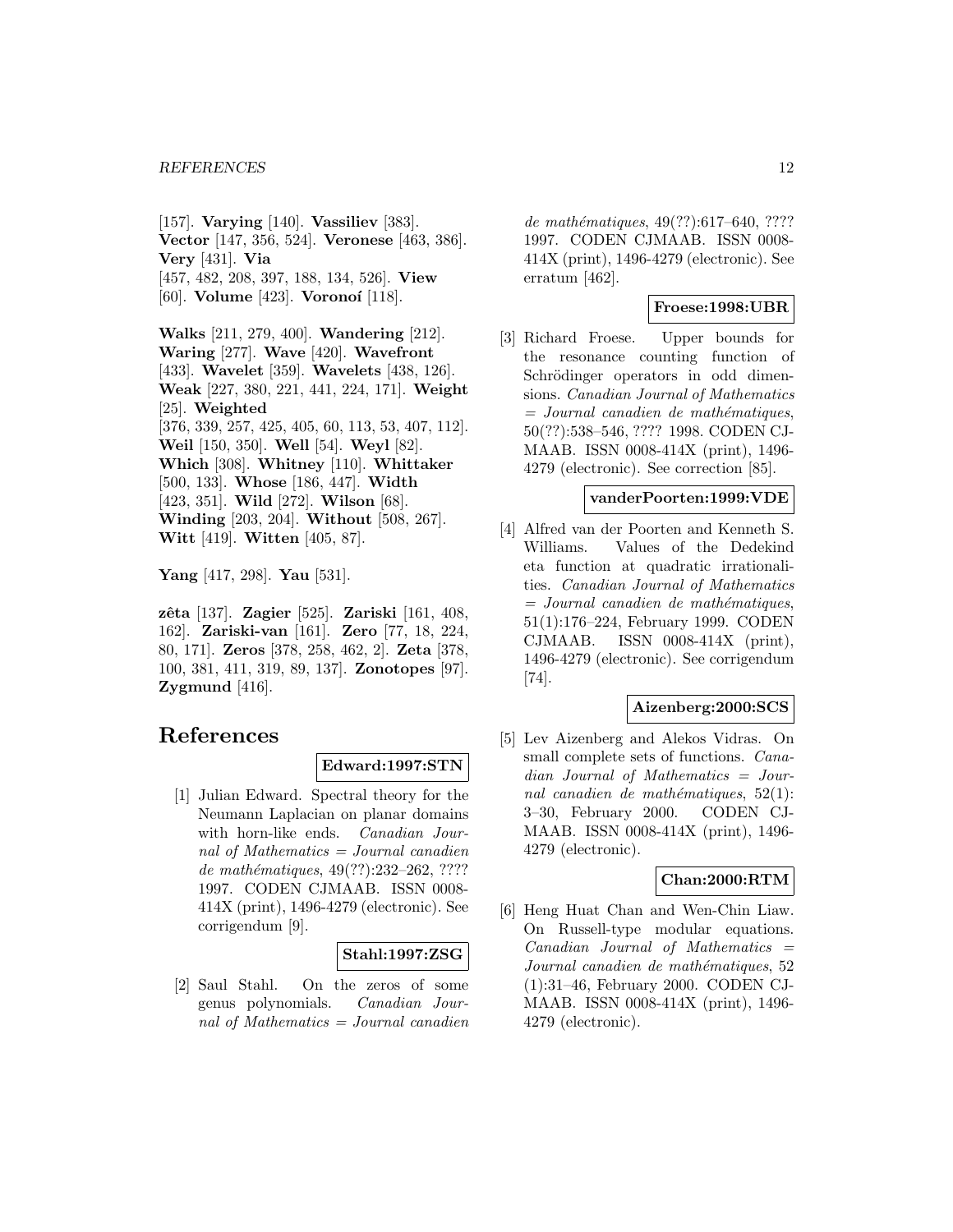[157]. **Varying** [140]. **Vassiliev** [383]. **Vector** [147, 356, 524]. **Veronese** [463, 386]. **Very** [431]. **Via** [457, 482, 208, 397, 188, 134, 526]. **View** [60]. **Volume** [423]. **Voronoí** [118].

**Walks** [211, 279, 400]. **Wandering** [212]. **Waring** [277]. **Wave** [420]. **Wavefront** [433]. **Wavelet** [359]. **Wavelets** [438, 126]. **Weak** [227, 380, 221, 441, 224, 171]. **Weight** [25]. **Weighted** [376, 339, 257, 425, 405, 60, 113, 53, 407, 112]. **Weil** [150, 350]. **Well** [54]. **Weyl** [82]. **Which** [308]. **Whitney** [110]. **Whittaker** [500, 133]. **Whose** [186, 447]. **Width** [423, 351]. **Wild** [272]. **Wilson** [68]. **Winding** [203, 204]. **Without** [508, 267]. **Witt** [419]. **Witten** [405, 87].

**Yang** [417, 298]. **Yau** [531].

**zêta** [137]. **Zagier** [525]. **Zariski** [161, 408, 162]. **Zariski-van** [161]. **Zero** [77, 18, 224, 80, 171]. **Zeros** [378, 258, 462, 2]. **Zeta** [378, 100, 381, 411, 319, 89, 137]. **Zonotopes** [97]. **Zygmund** [416].

# References

**Edward:1997:STN**

[1] Julian Edward. Spectral theory for the Neumann Laplacian on planar domains with horn-like ends. *Canadian Journal of Mathematics = Journal canadien de mathématiques*, 49(??):232–262, ???? 1997. CODEN CJMAAB. ISSN 0008-414X (print), 1496-4279 (electronic). See corrigendum [9].

**Stahl:1997:ZSG**

[2] Saul Stahl. On the zeros of some genus polynomials. *Canadian Journal of Mathematics = Journal canadien de mathématiques*, 49(??):617–640, ???? 1997. CODEN CJMAAB. ISSN 0008-414X (print), 1496-4279 (electronic). See erratum [462].

**Froese:1998:UBR**

[3] Richard Froese. Upper bounds for the resonance counting function of Schrödinger operators in odd dimensions. *Canadian Journal of Mathematics = Journal canadien de mathématiques*, 50(??):538–546, ???? 1998. CODEN CJMAAB. ISSN 0008-414X (print), 1496-4279 (electronic). See correction [85].

**vanderPoorten:1999:VDE**

[4] Alfred van der Poorten and Kenneth S. Williams. Values of the Dedekind eta function at quadratic irrationalities. *Canadian Journal of Mathematics = Journal canadien de mathématiques*, 51(1):176–224, February 1999. CODEN CJMAAB. ISSN 0008-414X (print), 1496-4279 (electronic). See corrigendum [74].

**Aizenberg:2000:SCS**

[5] Lev Aizenberg and Alekos Vidras. On small complete sets of functions. *Canadian Journal of Mathematics = Journal canadien de mathématiques*, 52(1): 3–30, February 2000. CODEN CJMAAB. ISSN 0008-414X (print), 1496-4279 (electronic).

**Chan:2000:RTM**

[6] Heng Huat Chan and Wen-Chin Liaw. On Russell-type modular equations. *Canadian Journal of Mathematics = Journal canadien de mathématiques*, 52 (1):31–46, February 2000. CODEN CJMAAB. ISSN 0008-414X (print), 1496-4279 (electronic).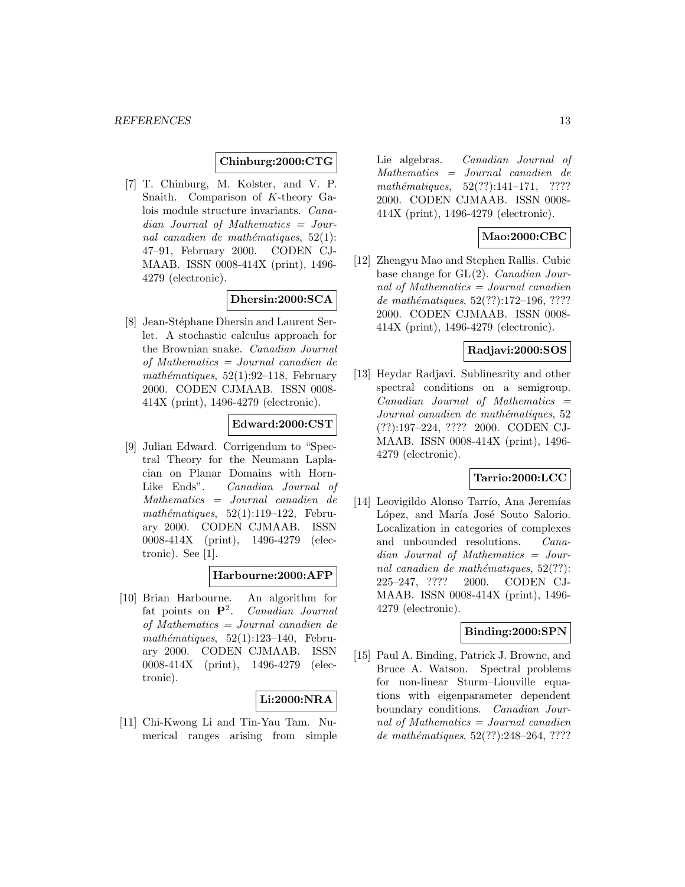**Chinburg:2000:CTG**

[7] T. Chinburg, M. Kolster, and V. P. Snaith. Comparison of $K$-theory Galois module structure invariants. *Canadian Journal of Mathematics = Journal canadien de mathématiques*, 52(1): 47–91, February 2000. CODEN CJMAAB. ISSN 0008-414X (print), 1496-4279 (electronic).

**Dhersin:2000:SCA**

[8] Jean-Stéphane Dhersin and Laurent Serlet. A stochastic calculus approach for the Brownian snake. *Canadian Journal of Mathematics = Journal canadien de mathématiques*, 52(1):92–118, February 2000. CODEN CJMAAB. ISSN 0008-414X (print), 1496-4279 (electronic).

**Edward:2000:CST**

[9] Julian Edward. Corrigendum to "Spectral Theory for the Neumann Laplacian on Planar Domains with Horn-Like Ends". *Canadian Journal of Mathematics = Journal canadien de mathématiques*, 52(1):119–122, February 2000. CODEN CJMAAB. ISSN 0008-414X (print), 1496-4279 (electronic). See [1].

**Harbourne:2000:AFP**

[10] Brian Harbourne. An algorithm for fat points on $\mathbf{P}^2$. *Canadian Journal of Mathematics = Journal canadien de mathématiques*, 52(1):123–140, February 2000. CODEN CJMAAB. ISSN 0008-414X (print), 1496-4279 (electronic).

**Li:2000:NRA**

[11] Chi-Kwong Li and Tin-Yau Tam. Numerical ranges arising from simple Lie algebras. *Canadian Journal of Mathematics = Journal canadien de mathématiques*, 52(??):141–171, ???? 2000. CODEN CJMAAB. ISSN 0008-414X (print), 1496-4279 (electronic).

**Mao:2000:CBC**

[12] Zhengyu Mao and Stephen Rallis. Cubic base change for GL(2). *Canadian Journal of Mathematics = Journal canadien de mathématiques*, 52(??):172–196, ???? 2000. CODEN CJMAAB. ISSN 0008-414X (print), 1496-4279 (electronic).

**Radjavi:2000:SOS**

[13] Heydar Radjavi. Sublinearity and other spectral conditions on a semigroup. *Canadian Journal of Mathematics = Journal canadien de mathématiques*, 52 (??):197–224, ???? 2000. CODEN CJMAAB. ISSN 0008-414X (print), 1496-4279 (electronic).

**Tarrio:2000:LCC**

[14] Leovigildo Alonso Tarrío, Ana Jeremías López, and María José Souto Salorio. Localization in categories of complexes and unbounded resolutions. *Canadian Journal of Mathematics = Journal canadien de mathématiques*, 52(??): 225–247, ???? 2000. CODEN CJMAAB. ISSN 0008-414X (print), 1496-4279 (electronic).

**Binding:2000:SPN**

[15] Paul A. Binding, Patrick J. Browne, and Bruce A. Watson. Spectral problems for non-linear Sturm–Liouville equations with eigenparameter dependent boundary conditions. *Canadian Journal of Mathematics = Journal canadien de mathématiques*, 52(??):248–264, ????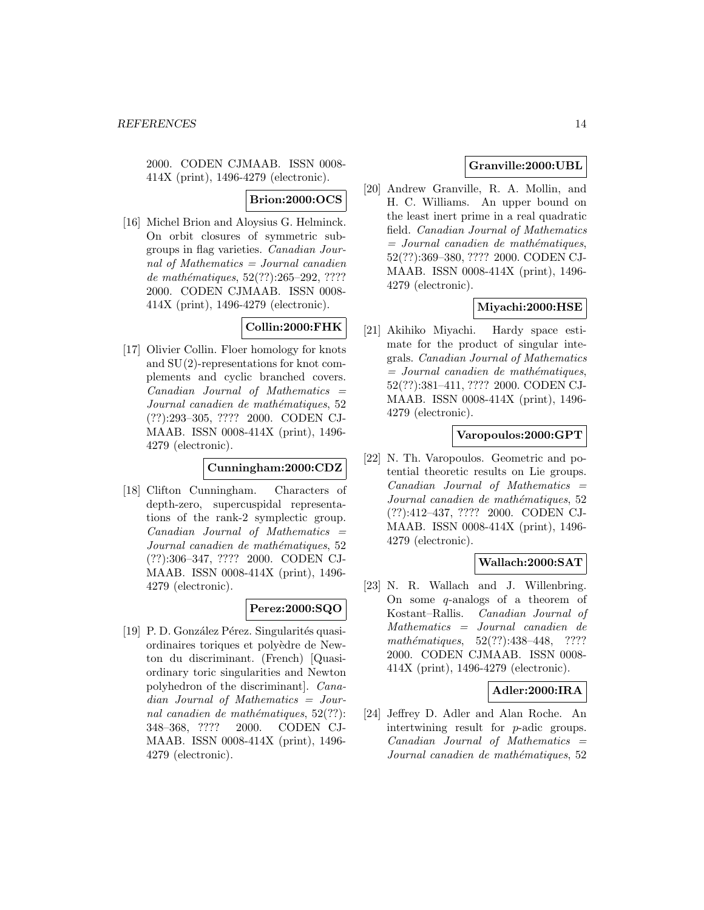2000. CODEN CJMAAB. ISSN 0008-414X (print), 1496-4279 (electronic).

**Brion:2000:OCS**

[16] Michel Brion and Aloysius G. Helminck. On orbit closures of symmetric subgroups in flag varieties. *Canadian Journal of Mathematics = Journal canadien de mathématiques*, 52(??):265–292, ???? 2000. CODEN CJMAAB. ISSN 0008-414X (print), 1496-4279 (electronic).

**Collin:2000:FHK**

[17] Olivier Collin. Floer homology for knots and SU(2)-representations for knot complements and cyclic branched covers. *Canadian Journal of Mathematics = Journal canadien de mathématiques*, 52 (??):293–305, ???? 2000. CODEN CJMAAB. ISSN 0008-414X (print), 1496-4279 (electronic).

**Cunningham:2000:CDZ**

[18] Clifton Cunningham. Characters of depth-zero, supercuspidal representations of the rank-2 symplectic group. *Canadian Journal of Mathematics = Journal canadien de mathématiques*, 52 (??):306–347, ???? 2000. CODEN CJMAAB. ISSN 0008-414X (print), 1496-4279 (electronic).

**Perez:2000:SQO**

[19] P. D. González Pérez. Singularités quasi-ordinaires toriques et polyèdre de Newton du discriminant. (French) [Quasi-ordinary toric singularities and Newton polyhedron of the discriminant]. *Canadian Journal of Mathematics = Journal canadien de mathématiques*, 52(??):348–368, ???? 2000. CODEN CJMAAB. ISSN 0008-414X (print), 1496-4279 (electronic).

**Granville:2000:UBL**

[20] Andrew Granville, R. A. Mollin, and H. C. Williams. An upper bound on the least inert prime in a real quadratic field. *Canadian Journal of Mathematics = Journal canadien de mathématiques*, 52(??):369–380, ???? 2000. CODEN CJMAAB. ISSN 0008-414X (print), 1496-4279 (electronic).

**Miyachi:2000:HSE**

[21] Akihiko Miyachi. Hardy space estimate for the product of singular integrals. *Canadian Journal of Mathematics = Journal canadien de mathématiques*, 52(??):381–411, ???? 2000. CODEN CJMAAB. ISSN 0008-414X (print), 1496-4279 (electronic).

**Varopoulos:2000:GPT**

[22] N. Th. Varopoulos. Geometric and potential theoretic results on Lie groups. *Canadian Journal of Mathematics = Journal canadien de mathématiques*, 52 (??):412–437, ???? 2000. CODEN CJMAAB. ISSN 0008-414X (print), 1496-4279 (electronic).

**Wallach:2000:SAT**

[23] N. R. Wallach and J. Willenbring. On some $q$-analogs of a theorem of Kostant–Rallis. *Canadian Journal of Mathematics = Journal canadien de mathématiques*, 52(??):438–448, ???? 2000. CODEN CJMAAB. ISSN 0008-414X (print), 1496-4279 (electronic).

**Adler:2000:IRA**

[24] Jeffrey D. Adler and Alan Roche. An intertwining result for $p$-adic groups. *Canadian Journal of Mathematics = Journal canadien de mathématiques*, 52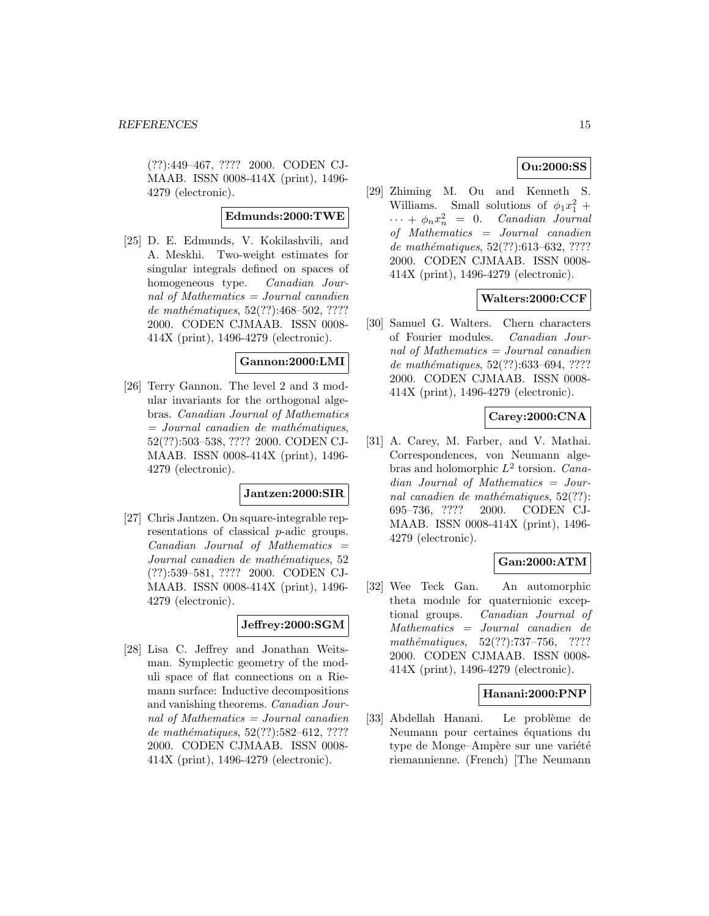(??):449–467, ???? 2000. CODEN CJMAAB. ISSN 0008-414X (print), 1496-4279 (electronic).

**Edmunds:2000:TWE**

[25] D. E. Edmunds, V. Kokilashvili, and A. Meskhi. Two-weight estimates for singular integrals defined on spaces of homogeneous type. *Canadian Journal of Mathematics = Journal canadien de mathématiques*, 52(??):468–502, ???? 2000. CODEN CJMAAB. ISSN 0008-414X (print), 1496-4279 (electronic).

**Gannon:2000:LMI**

[26] Terry Gannon. The level 2 and 3 modular invariants for the orthogonal algebras. *Canadian Journal of Mathematics = Journal canadien de mathématiques*, 52(??):503–538, ???? 2000. CODEN CJMAAB. ISSN 0008-414X (print), 1496-4279 (electronic).

**Jantzen:2000:SIR**

[27] Chris Jantzen. On square-integrable representations of classical $p$-adic groups. *Canadian Journal of Mathematics = Journal canadien de mathématiques*, 52 (??):539–581, ???? 2000. CODEN CJMAAB. ISSN 0008-414X (print), 1496-4279 (electronic).

**Jeffrey:2000:SGM**

[28] Lisa C. Jeffrey and Jonathan Weitsman. Symplectic geometry of the moduli space of flat connections on a Riemann surface: Inductive decompositions and vanishing theorems. *Canadian Journal of Mathematics = Journal canadien de mathématiques*, 52(??):582–612, ???? 2000. CODEN CJMAAB. ISSN 0008-414X (print), 1496-4279 (electronic).

**Ou:2000:SS**

[29] Zhiming M. Ou and Kenneth S. Williams. Small solutions of $\phi_1 x_1^2 + \cdots + \phi_n x_n^2 = 0$. *Canadian Journal of Mathematics = Journal canadien de mathématiques*, 52(??):613–632, ???? 2000. CODEN CJMAAB. ISSN 0008-414X (print), 1496-4279 (electronic).

**Walters:2000:CCF**

[30] Samuel G. Walters. Chern characters of Fourier modules. *Canadian Journal of Mathematics = Journal canadien de mathématiques*, 52(??):633–694, ???? 2000. CODEN CJMAAB. ISSN 0008-414X (print), 1496-4279 (electronic).

**Carey:2000:CNA**

[31] A. Carey, M. Farber, and V. Mathai. Correspondences, von Neumann algebras and holomorphic $L^2$ torsion. *Canadian Journal of Mathematics = Journal canadien de mathématiques*, 52(??): 695–736, ???? 2000. CODEN CJMAAB. ISSN 0008-414X (print), 1496-4279 (electronic).

**Gan:2000:ATM**

[32] Wee Teck Gan. An automorphic theta module for quaternionic exceptional groups. *Canadian Journal of Mathematics = Journal canadien de mathématiques*, 52(??):737–756, ???? 2000. CODEN CJMAAB. ISSN 0008-414X (print), 1496-4279 (electronic).

**Hanani:2000:PNP**

[33] Abdellah Hanani. Le problème de Neumann pour certaines équations du type de Monge–Ampère sur une variété riemannienne. (French) [The Neumann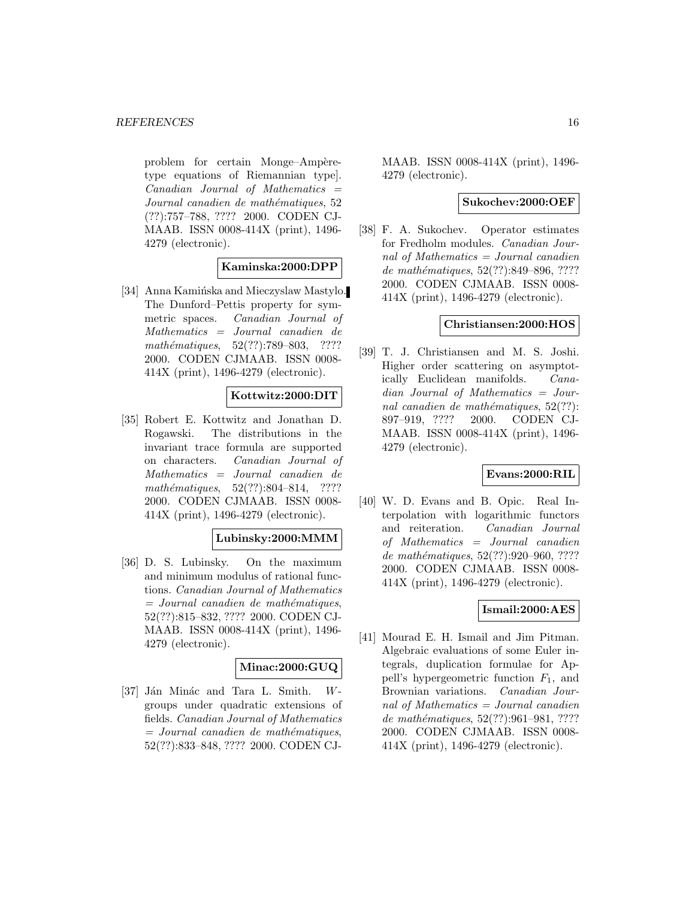problem for certain Monge–Ampère-type equations of Riemannian type]. *Canadian Journal of Mathematics = Journal canadien de mathématiques*, 52 (??):757–788, ???? 2000. CODEN CJMAAB. ISSN 0008-414X (print), 1496-4279 (electronic).

**Kaminska:2000:DPP**

[34] Anna Kamińska and Mieczyslaw Mastylo. The Dunford–Pettis property for symmetric spaces. *Canadian Journal of Mathematics = Journal canadien de mathématiques*, 52(??):789–803, ???? 2000. CODEN CJMAAB. ISSN 0008-414X (print), 1496-4279 (electronic).

**Kottwitz:2000:DIT**

[35] Robert E. Kottwitz and Jonathan D. Rogawski. The distributions in the invariant trace formula are supported on characters. *Canadian Journal of Mathematics = Journal canadien de mathématiques*, 52(??):804–814, ???? 2000. CODEN CJMAAB. ISSN 0008-414X (print), 1496-4279 (electronic).

**Lubinsky:2000:MMM**

[36] D. S. Lubinsky. On the maximum and minimum modulus of rational functions. *Canadian Journal of Mathematics = Journal canadien de mathématiques*, 52(??):815–832, ???? 2000. CODEN CJMAAB. ISSN 0008-414X (print), 1496-4279 (electronic).

**Minac:2000:GUQ**

[37] Ján Minác and Tara L. Smith. $W$-groups under quadratic extensions of fields. *Canadian Journal of Mathematics = Journal canadien de mathématiques*, 52(??):833–848, ???? 2000. CODEN CJMAAB. ISSN 0008-414X (print), 1496-4279 (electronic).

**Sukochev:2000:OEF**

[38] F. A. Sukochev. Operator estimates for Fredholm modules. *Canadian Journal of Mathematics = Journal canadien de mathématiques*, 52(??):849–896, ???? 2000. CODEN CJMAAB. ISSN 0008-414X (print), 1496-4279 (electronic).

**Christiansen:2000:HOS**

[39] T. J. Christiansen and M. S. Joshi. Higher order scattering on asymptotically Euclidean manifolds. *Canadian Journal of Mathematics = Journal canadien de mathématiques*, 52(??):897–919, ???? 2000. CODEN CJMAAB. ISSN 0008-414X (print), 1496-4279 (electronic).

**Evans:2000:RIL**

[40] W. D. Evans and B. Opic. Real Interpolation with logarithmic functors and reiteration. *Canadian Journal of Mathematics = Journal canadien de mathématiques*, 52(??):920–960, ???? 2000. CODEN CJMAAB. ISSN 0008-414X (print), 1496-4279 (electronic).

**Ismail:2000:AES**

[41] Mourad E. H. Ismail and Jim Pitman. Algebraic evaluations of some Euler integrals, duplication formulae for Appell's hypergeometric function $F_1$, and Brownian variations. *Canadian Journal of Mathematics = Journal canadien de mathématiques*, 52(??):961–981, ???? 2000. CODEN CJMAAB. ISSN 0008-414X (print), 1496-4279 (electronic).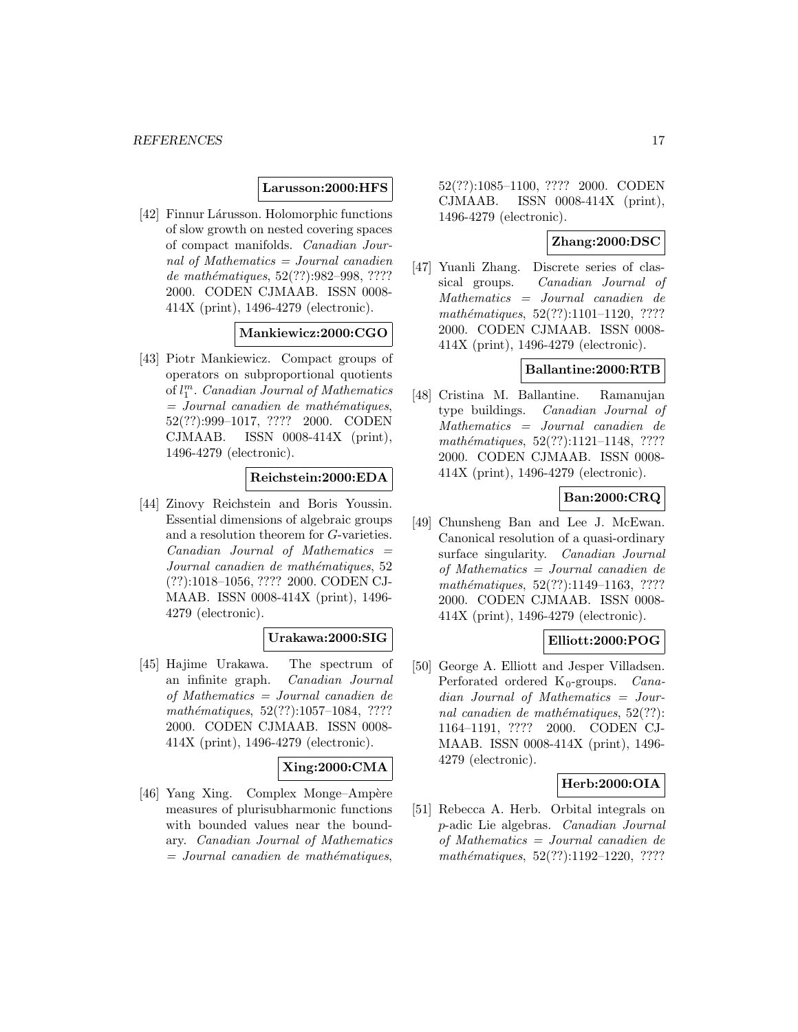**Larusson:2000:HFS**

[42] Finnur Lárusson. Holomorphic functions of slow growth on nested covering spaces of compact manifolds. *Canadian Journal of Mathematics = Journal canadien de mathématiques*, 52(??):982–998, ???? 2000. CODEN CJMAAB. ISSN 0008-414X (print), 1496-4279 (electronic).

**Mankiewicz:2000:CGO**

[43] Piotr Mankiewicz. Compact groups of operators on subproportional quotients of $l_1^m$. *Canadian Journal of Mathematics = Journal canadien de mathématiques*, 52(??):999–1017, ???? 2000. CODEN CJMAAB. ISSN 0008-414X (print), 1496-4279 (electronic).

**Reichstein:2000:EDA**

[44] Zinovy Reichstein and Boris Youssin. Essential dimensions of algebraic groups and a resolution theorem for $G$-varieties. *Canadian Journal of Mathematics = Journal canadien de mathématiques*, 52 (??):1018–1056, ???? 2000. CODEN CJMAAB. ISSN 0008-414X (print), 1496-4279 (electronic).

**Urakawa:2000:SIG**

[45] Hajime Urakawa. The spectrum of an infinite graph. *Canadian Journal of Mathematics = Journal canadien de mathématiques*, 52(??):1057–1084, ???? 2000. CODEN CJMAAB. ISSN 0008-414X (print), 1496-4279 (electronic).

**Xing:2000:CMA**

[46] Yang Xing. Complex Monge–Ampère measures of plurisubharmonic functions with bounded values near the boundary. *Canadian Journal of Mathematics = Journal canadien de mathématiques*, 52(??):1085–1100, ???? 2000. CODEN CJMAAB. ISSN 0008-414X (print), 1496-4279 (electronic).

**Zhang:2000:DSC**

[47] Yuanli Zhang. Discrete series of classical groups. *Canadian Journal of Mathematics = Journal canadien de mathématiques*, 52(??):1101–1120, ???? 2000. CODEN CJMAAB. ISSN 0008-414X (print), 1496-4279 (electronic).

**Ballantine:2000:RTB**

[48] Cristina M. Ballantine. Ramanujan type buildings. *Canadian Journal of Mathematics = Journal canadien de mathématiques*, 52(??):1121–1148, ???? 2000. CODEN CJMAAB. ISSN 0008-414X (print), 1496-4279 (electronic).

**Ban:2000:CRQ**

[49] Chunsheng Ban and Lee J. McEwan. Canonical resolution of a quasi-ordinary surface singularity. *Canadian Journal of Mathematics = Journal canadien de mathématiques*, 52(??):1149–1163, ???? 2000. CODEN CJMAAB. ISSN 0008-414X (print), 1496-4279 (electronic).

**Elliott:2000:POG**

[50] George A. Elliott and Jesper Villadsen. Perforated ordered $K_0$-groups. *Canadian Journal of Mathematics = Journal canadien de mathématiques*, 52(??): 1164–1191, ???? 2000. CODEN CJMAAB. ISSN 0008-414X (print), 1496-4279 (electronic).

**Herb:2000:OIA**

[51] Rebecca A. Herb. Orbital integrals on $p$-adic Lie algebras. *Canadian Journal of Mathematics = Journal canadien de mathématiques*, 52(??):1192–1220, ????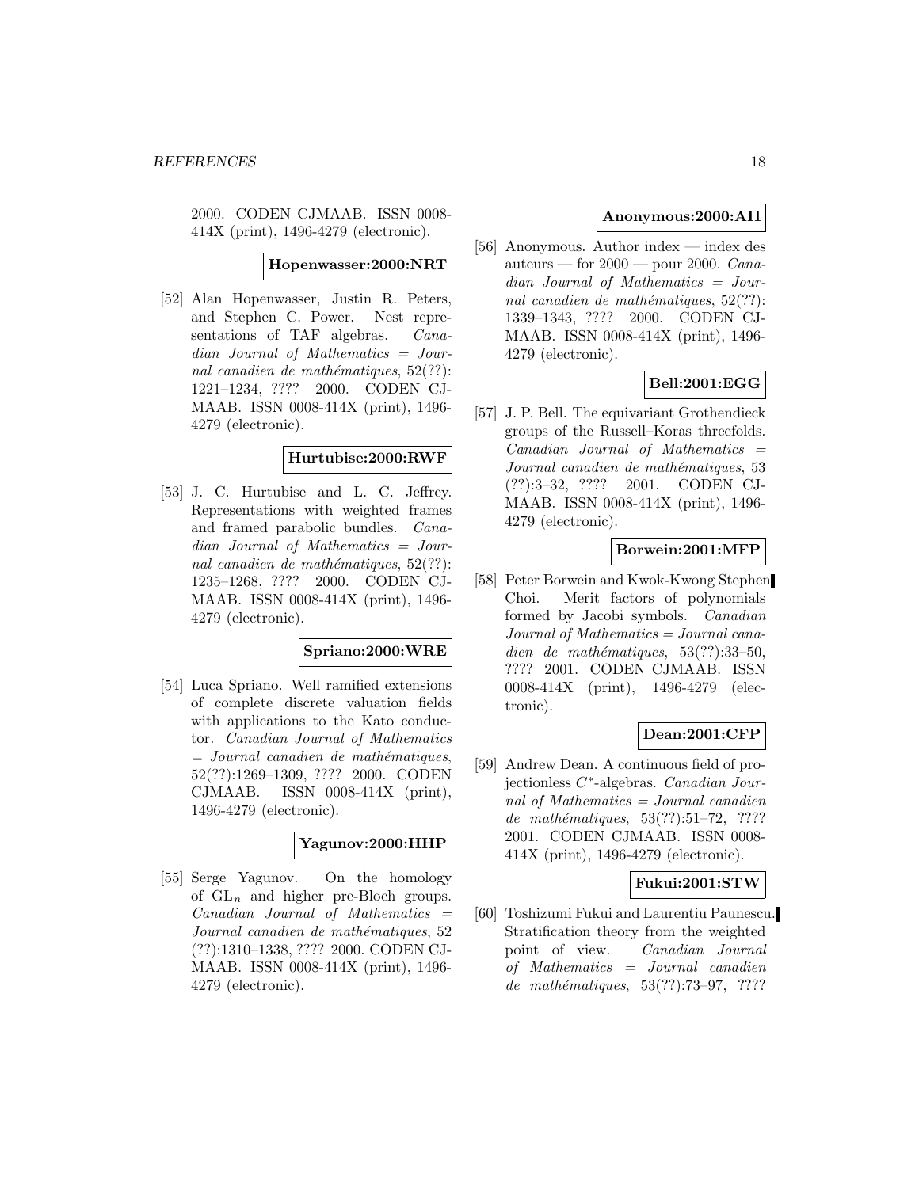2000. CODEN CJMAAB. ISSN 0008-414X (print), 1496-4279 (electronic).

**Hopenwasser:2000:NRT**

[52] Alan Hopenwasser, Justin R. Peters, and Stephen C. Power. Nest representations of TAF algebras. *Canadian Journal of Mathematics = Journal canadien de mathématiques*, 52(??): 1221–1234, ???? 2000. CODEN CJMAAB. ISSN 0008-414X (print), 1496-4279 (electronic).

**Hurtubise:2000:RWF**

[53] J. C. Hurtubise and L. C. Jeffrey. Representations with weighted frames and framed parabolic bundles. *Canadian Journal of Mathematics = Journal canadien de mathématiques*, 52(??): 1235–1268, ???? 2000. CODEN CJMAAB. ISSN 0008-414X (print), 1496-4279 (electronic).

**Spriano:2000:WRE**

[54] Luca Spriano. Well ramified extensions of complete discrete valuation fields with applications to the Kato conductor. *Canadian Journal of Mathematics = Journal canadien de mathématiques*, 52(??):1269–1309, ???? 2000. CODEN CJMAAB. ISSN 0008-414X (print), 1496-4279 (electronic).

**Yagunov:2000:HHP**

[55] Serge Yagunov. On the homology of $\mathrm{GL}_n$ and higher pre-Bloch groups. *Canadian Journal of Mathematics = Journal canadien de mathématiques*, 52 (??):1310–1338, ???? 2000. CODEN CJMAAB. ISSN 0008-414X (print), 1496-4279 (electronic).

**Anonymous:2000:AII**

[56] Anonymous. Author index — index des auteurs — for 2000 — pour 2000. *Canadian Journal of Mathematics = Journal canadien de mathématiques*, 52(??): 1339–1343, ???? 2000. CODEN CJMAAB. ISSN 0008-414X (print), 1496-4279 (electronic).

**Bell:2001:EGG**

[57] J. P. Bell. The equivariant Grothendieck groups of the Russell–Koras threefolds. *Canadian Journal of Mathematics = Journal canadien de mathématiques*, 53 (??):3–32, ???? 2001. CODEN CJMAAB. ISSN 0008-414X (print), 1496-4279 (electronic).

**Borwein:2001:MFP**

[58] Peter Borwein and Kwok-Kwong Stephen Choi. Merit factors of polynomials formed by Jacobi symbols. *Canadian Journal of Mathematics = Journal canadien de mathématiques*, 53(??):33–50, ???? 2001. CODEN CJMAAB. ISSN 0008-414X (print), 1496-4279 (electronic).

**Dean:2001:CFP**

[59] Andrew Dean. A continuous field of projectionless $C^*$-algebras. *Canadian Journal of Mathematics = Journal canadien de mathématiques*, 53(??):51–72, ???? 2001. CODEN CJMAAB. ISSN 0008-414X (print), 1496-4279 (electronic).

**Fukui:2001:STW**

[60] Toshizumi Fukui and Laurentiu Paunescu. Stratification theory from the weighted point of view. *Canadian Journal of Mathematics = Journal canadien de mathématiques*, 53(??):73–97, ????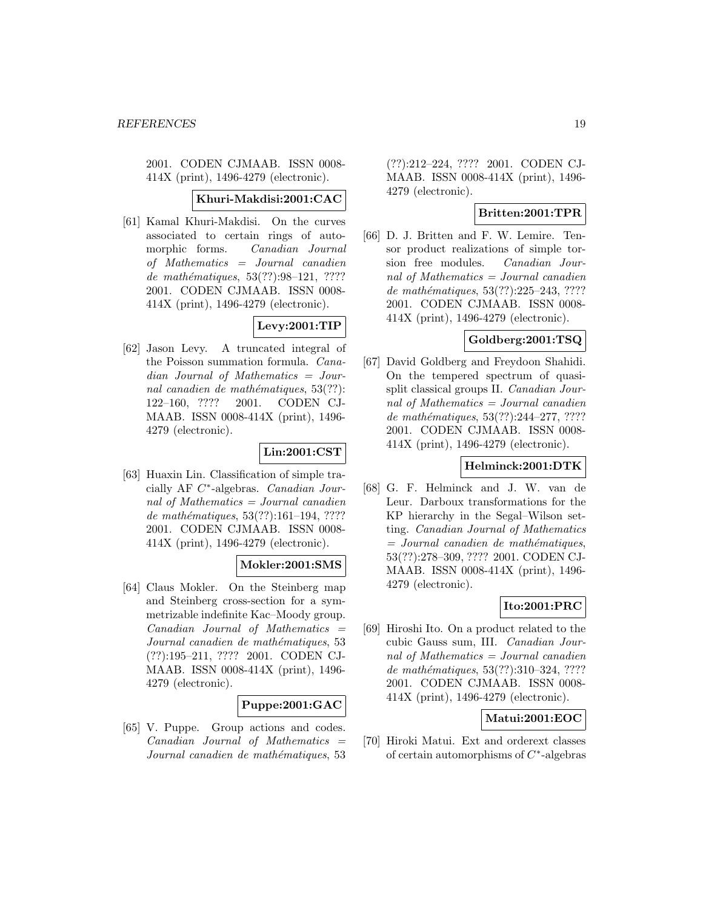2001. CODEN CJMAAB. ISSN 0008-414X (print), 1496-4279 (electronic).

**Khuri-Makdisi:2001:CAC**

[61] Kamal Khuri-Makdisi. On the curves associated to certain rings of automorphic forms. *Canadian Journal of Mathematics = Journal canadien de mathématiques*, 53(??):98–121, ???? 2001. CODEN CJMAAB. ISSN 0008-414X (print), 1496-4279 (electronic).

**Levy:2001:TIP**

[62] Jason Levy. A truncated integral of the Poisson summation formula. *Canadian Journal of Mathematics = Journal canadien de mathématiques*, 53(??): 122–160, ???? 2001. CODEN CJMAAB. ISSN 0008-414X (print), 1496-4279 (electronic).

**Lin:2001:CST**

[63] Huaxin Lin. Classification of simple tracially AF $C^*$-algebras. *Canadian Journal of Mathematics = Journal canadien de mathématiques*, 53(??):161–194, ???? 2001. CODEN CJMAAB. ISSN 0008-414X (print), 1496-4279 (electronic).

**Mokler:2001:SMS**

[64] Claus Mokler. On the Steinberg map and Steinberg cross-section for a symmetrizable indefinite Kac–Moody group. *Canadian Journal of Mathematics = Journal canadien de mathématiques*, 53 (??):195–211, ???? 2001. CODEN CJMAAB. ISSN 0008-414X (print), 1496-4279 (electronic).

**Puppe:2001:GAC**

[65] V. Puppe. Group actions and codes. *Canadian Journal of Mathematics = Journal canadien de mathématiques*, 53 (??):212–224, ???? 2001. CODEN CJMAAB. ISSN 0008-414X (print), 1496-4279 (electronic).

**Britten:2001:TPR**

[66] D. J. Britten and F. W. Lemire. Tensor product realizations of simple torsion free modules. *Canadian Journal of Mathematics = Journal canadien de mathématiques*, 53(??):225–243, ???? 2001. CODEN CJMAAB. ISSN 0008-414X (print), 1496-4279 (electronic).

**Goldberg:2001:TSQ**

[67] David Goldberg and Freydoon Shahidi. On the tempered spectrum of quasi-split classical groups II. *Canadian Journal of Mathematics = Journal canadien de mathématiques*, 53(??):244–277, ???? 2001. CODEN CJMAAB. ISSN 0008-414X (print), 1496-4279 (electronic).

**Helminck:2001:DTK**

[68] G. F. Helminck and J. W. van de Leur. Darboux transformations for the KP hierarchy in the Segal–Wilson setting. *Canadian Journal of Mathematics = Journal canadien de mathématiques*, 53(??):278–309, ???? 2001. CODEN CJMAAB. ISSN 0008-414X (print), 1496-4279 (electronic).

**Ito:2001:PRC**

[69] Hiroshi Ito. On a product related to the cubic Gauss sum, III. *Canadian Journal of Mathematics = Journal canadien de mathématiques*, 53(??):310–324, ???? 2001. CODEN CJMAAB. ISSN 0008-414X (print), 1496-4279 (electronic).

**Matui:2001:EOC**

[70] Hiroki Matui. Ext and orderext classes of certain automorphisms of $C^*$-algebras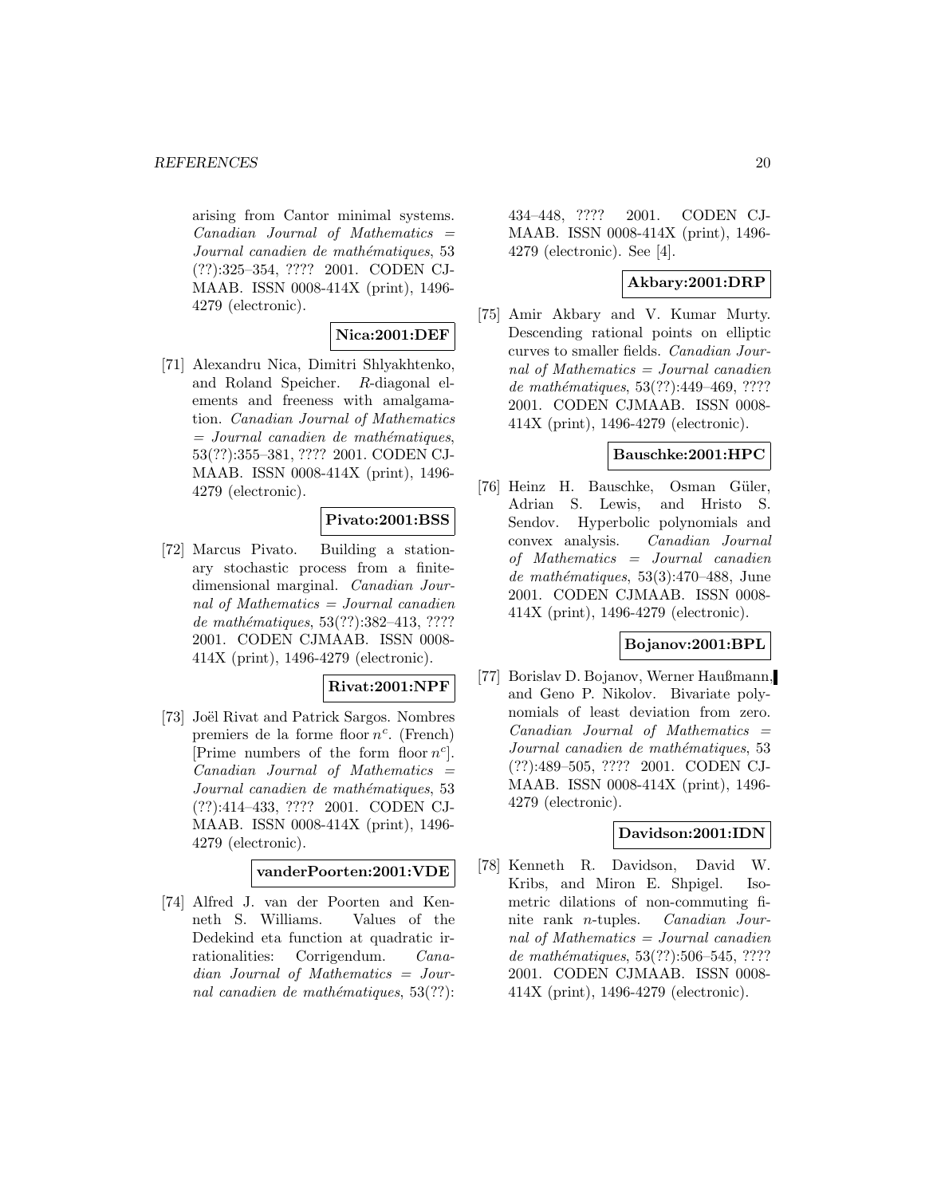arising from Cantor minimal systems. *Canadian Journal of Mathematics = Journal canadien de mathématiques*, 53 (??):325–354, ???? 2001. CODEN CJMAAB. ISSN 0008-414X (print), 1496-4279 (electronic).

**Nica:2001:DEF**

[71] Alexandru Nica, Dimitri Shlyakhtenko, and Roland Speicher. $R$-diagonal elements and freeness with amalgamation. *Canadian Journal of Mathematics = Journal canadien de mathématiques*, 53(??):355–381, ???? 2001. CODEN CJMAAB. ISSN 0008-414X (print), 1496-4279 (electronic).

**Pivato:2001:BSS**

[72] Marcus Pivato. Building a stationary stochastic process from a finite-dimensional marginal. *Canadian Journal of Mathematics = Journal canadien de mathématiques*, 53(??):382–413, ???? 2001. CODEN CJMAAB. ISSN 0008-414X (print), 1496-4279 (electronic).

**Rivat:2001:NPF**

[73] Joël Rivat and Patrick Sargos. Nombres premiers de la forme floor $n^c$. (French) [Prime numbers of the form floor $n^c$]. *Canadian Journal of Mathematics = Journal canadien de mathématiques*, 53 (??):414–433, ???? 2001. CODEN CJMAAB. ISSN 0008-414X (print), 1496-4279 (electronic).

**vanderPoorten:2001:VDE**

[74] Alfred J. van der Poorten and Kenneth S. Williams. Values of the Dedekind eta function at quadratic irrationalities: Corrigendum. *Canadian Journal of Mathematics = Journal canadien de mathématiques*, 53(??): 434–448, ???? 2001. CODEN CJMAAB. ISSN 0008-414X (print), 1496-4279 (electronic). See [4].

**Akbary:2001:DRP**

[75] Amir Akbary and V. Kumar Murty. Descending rational points on elliptic curves to smaller fields. *Canadian Journal of Mathematics = Journal canadien de mathématiques*, 53(??):449–469, ???? 2001. CODEN CJMAAB. ISSN 0008-414X (print), 1496-4279 (electronic).

**Bauschke:2001:HPC**

[76] Heinz H. Bauschke, Osman Güler, Adrian S. Lewis, and Hristo S. Sendov. Hyperbolic polynomials and convex analysis. *Canadian Journal of Mathematics = Journal canadien de mathématiques*, 53(3):470–488, June 2001. CODEN CJMAAB. ISSN 0008-414X (print), 1496-4279 (electronic).

**Bojanov:2001:BPL**

[77] Borislav D. Bojanov, Werner Haußmann, and Geno P. Nikolov. Bivariate polynomials of least deviation from zero. *Canadian Journal of Mathematics = Journal canadien de mathématiques*, 53 (??):489–505, ???? 2001. CODEN CJMAAB. ISSN 0008-414X (print), 1496-4279 (electronic).

**Davidson:2001:IDN**

[78] Kenneth R. Davidson, David W. Kribs, and Miron E. Shpigel. Isometric dilations of non-commuting finite rank $n$-tuples. *Canadian Journal of Mathematics = Journal canadien de mathématiques*, 53(??):506–545, ???? 2001. CODEN CJMAAB. ISSN 0008-414X (print), 1496-4279 (electronic).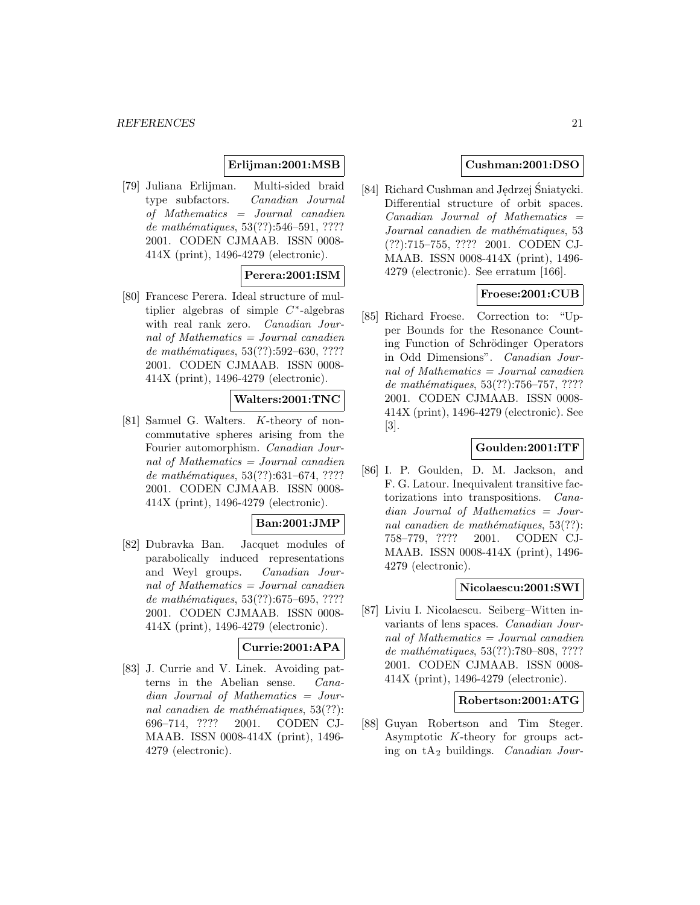**Erlijman:2001:MSB**

[79] Juliana Erlijman. Multi-sided braid type subfactors. *Canadian Journal of Mathematics = Journal canadien de mathématiques*, 53(??):546–591, ???? 2001. CODEN CJMAAB. ISSN 0008-414X (print), 1496-4279 (electronic).

**Perera:2001:ISM**

[80] Francesc Perera. Ideal structure of multiplier algebras of simple $C^*$-algebras with real rank zero. *Canadian Journal of Mathematics = Journal canadien de mathématiques*, 53(??):592–630, ???? 2001. CODEN CJMAAB. ISSN 0008-414X (print), 1496-4279 (electronic).

**Walters:2001:TNC**

[81] Samuel G. Walters. $K$-theory of non-commutative spheres arising from the Fourier automorphism. *Canadian Journal of Mathematics = Journal canadien de mathématiques*, 53(??):631–674, ???? 2001. CODEN CJMAAB. ISSN 0008-414X (print), 1496-4279 (electronic).

**Ban:2001:JMP**

[82] Dubravka Ban. Jacquet modules of parabolically induced representations and Weyl groups. *Canadian Journal of Mathematics = Journal canadien de mathématiques*, 53(??):675–695, ???? 2001. CODEN CJMAAB. ISSN 0008-414X (print), 1496-4279 (electronic).

**Currie:2001:APA**

[83] J. Currie and V. Linek. Avoiding patterns in the Abelian sense. *Canadian Journal of Mathematics = Journal canadien de mathématiques*, 53(??):696–714, ???? 2001. CODEN CJMAAB. ISSN 0008-414X (print), 1496-4279 (electronic).

**Cushman:2001:DSO**

[84] Richard Cushman and Jędrzej Śniatycki. Differential structure of orbit spaces. *Canadian Journal of Mathematics = Journal canadien de mathématiques*, 53 (??):715–755, ???? 2001. CODEN CJMAAB. ISSN 0008-414X (print), 1496-4279 (electronic). See erratum [166].

**Froese:2001:CUB**

[85] Richard Froese. Correction to: "Upper Bounds for the Resonance Counting Function of Schrödinger Operators in Odd Dimensions". *Canadian Journal of Mathematics = Journal canadien de mathématiques*, 53(??):756–757, ???? 2001. CODEN CJMAAB. ISSN 0008-414X (print), 1496-4279 (electronic). See [3].

**Goulden:2001:ITF**

[86] I. P. Goulden, D. M. Jackson, and F. G. Latour. Inequivalent transitive factorizations into transpositions. *Canadian Journal of Mathematics = Journal canadien de mathématiques*, 53(??):758–779, ???? 2001. CODEN CJMAAB. ISSN 0008-414X (print), 1496-4279 (electronic).

**Nicolaescu:2001:SWI**

[87] Liviu I. Nicolaescu. Seiberg–Witten invariants of lens spaces. *Canadian Journal of Mathematics = Journal canadien de mathématiques*, 53(??):780–808, ???? 2001. CODEN CJMAAB. ISSN 0008-414X (print), 1496-4279 (electronic).

**Robertson:2001:ATG**

[88] Guyan Robertson and Tim Steger. Asymptotic $K$-theory for groups acting on $\mathrm{t}A_2$ buildings. *Canadian Jour-*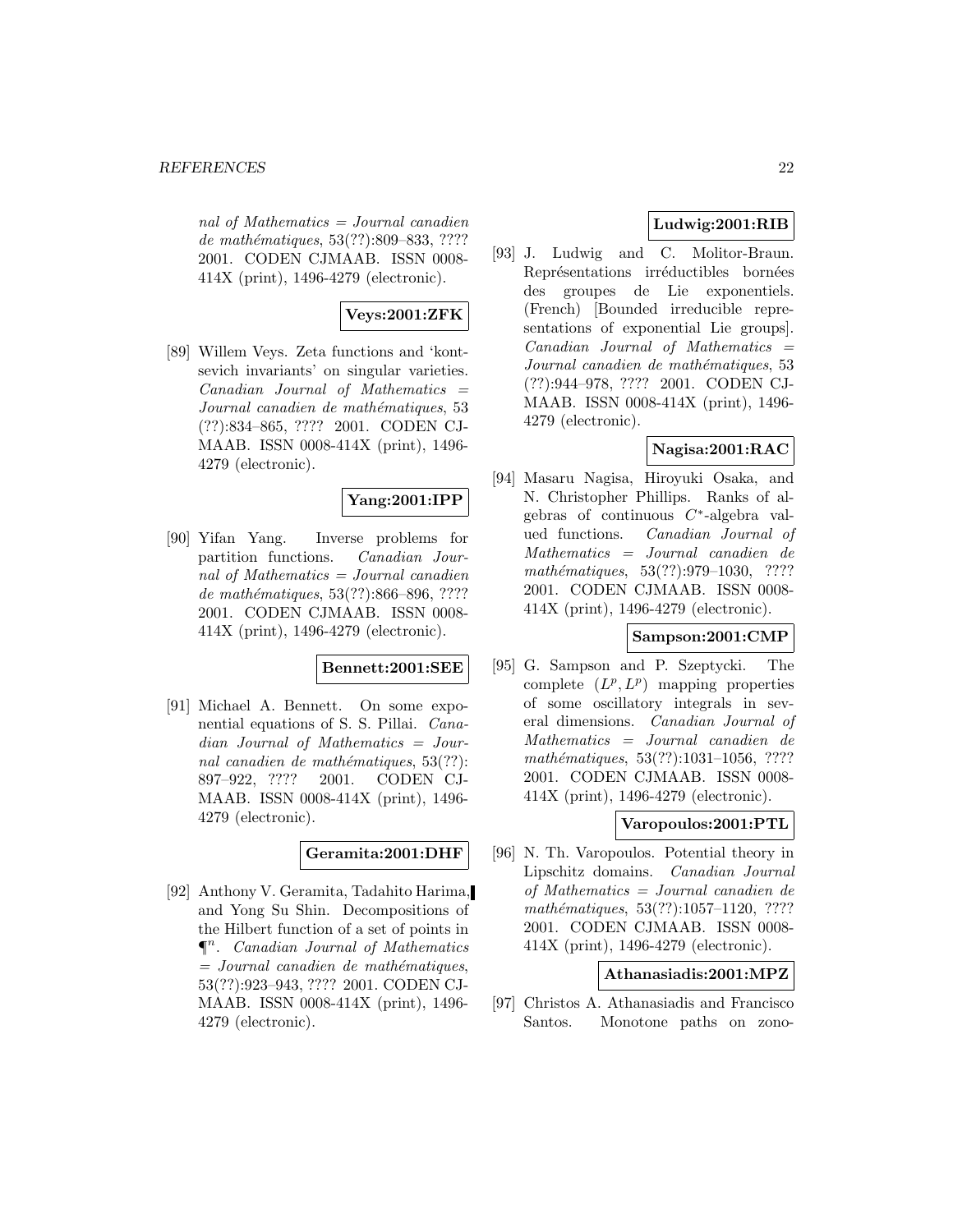*nal of Mathematics = Journal canadien de mathématiques*, 53(??):809–833, ???? 2001. CODEN CJMAAB. ISSN 0008-414X (print), 1496-4279 (electronic).

**Veys:2001:ZFK**

[89] Willem Veys. Zeta functions and 'kontsevich invariants' on singular varieties. *Canadian Journal of Mathematics = Journal canadien de mathématiques*, 53 (??):834–865, ???? 2001. CODEN CJMAAB. ISSN 0008-414X (print), 1496-4279 (electronic).

**Yang:2001:IPP**

[90] Yifan Yang. Inverse problems for partition functions. *Canadian Journal of Mathematics = Journal canadien de mathématiques*, 53(??):866–896, ???? 2001. CODEN CJMAAB. ISSN 0008-414X (print), 1496-4279 (electronic).

**Bennett:2001:SEE**

[91] Michael A. Bennett. On some exponential equations of S. S. Pillai. *Canadian Journal of Mathematics = Journal canadien de mathématiques*, 53(??): 897–922, ???? 2001. CODEN CJMAAB. ISSN 0008-414X (print), 1496-4279 (electronic).

**Geramita:2001:DHF**

[92] Anthony V. Geramita, Tadahito Harima, and Yong Su Shin. Decompositions of the Hilbert function of a set of points in $¶^n$. *Canadian Journal of Mathematics = Journal canadien de mathématiques*, 53(??):923–943, ???? 2001. CODEN CJMAAB. ISSN 0008-414X (print), 1496-4279 (electronic).

**Ludwig:2001:RIB**

[93] J. Ludwig and C. Molitor-Braun. Représentations irréductibles bornées des groupes de Lie exponentiels. (French) [Bounded irreducible representations of exponential Lie groups]. *Canadian Journal of Mathematics = Journal canadien de mathématiques*, 53 (??):944–978, ???? 2001. CODEN CJMAAB. ISSN 0008-414X (print), 1496-4279 (electronic).

**Nagisa:2001:RAC**

[94] Masaru Nagisa, Hiroyuki Osaka, and N. Christopher Phillips. Ranks of algebras of continuous $C^*$-algebra valued functions. *Canadian Journal of Mathematics = Journal canadien de mathématiques*, 53(??):979–1030, ???? 2001. CODEN CJMAAB. ISSN 0008-414X (print), 1496-4279 (electronic).

**Sampson:2001:CMP**

[95] G. Sampson and P. Szeptycki. The complete $(L^p, L^p)$ mapping properties of some oscillatory integrals in several dimensions. *Canadian Journal of Mathematics = Journal canadien de mathématiques*, 53(??):1031–1056, ???? 2001. CODEN CJMAAB. ISSN 0008-414X (print), 1496-4279 (electronic).

**Varopoulos:2001:PTL**

[96] N. Th. Varopoulos. Potential theory in Lipschitz domains. *Canadian Journal of Mathematics = Journal canadien de mathématiques*, 53(??):1057–1120, ???? 2001. CODEN CJMAAB. ISSN 0008-414X (print), 1496-4279 (electronic).

**Athanasiadis:2001:MPZ**

[97] Christos A. Athanasiadis and Francisco Santos. Monotone paths on zono-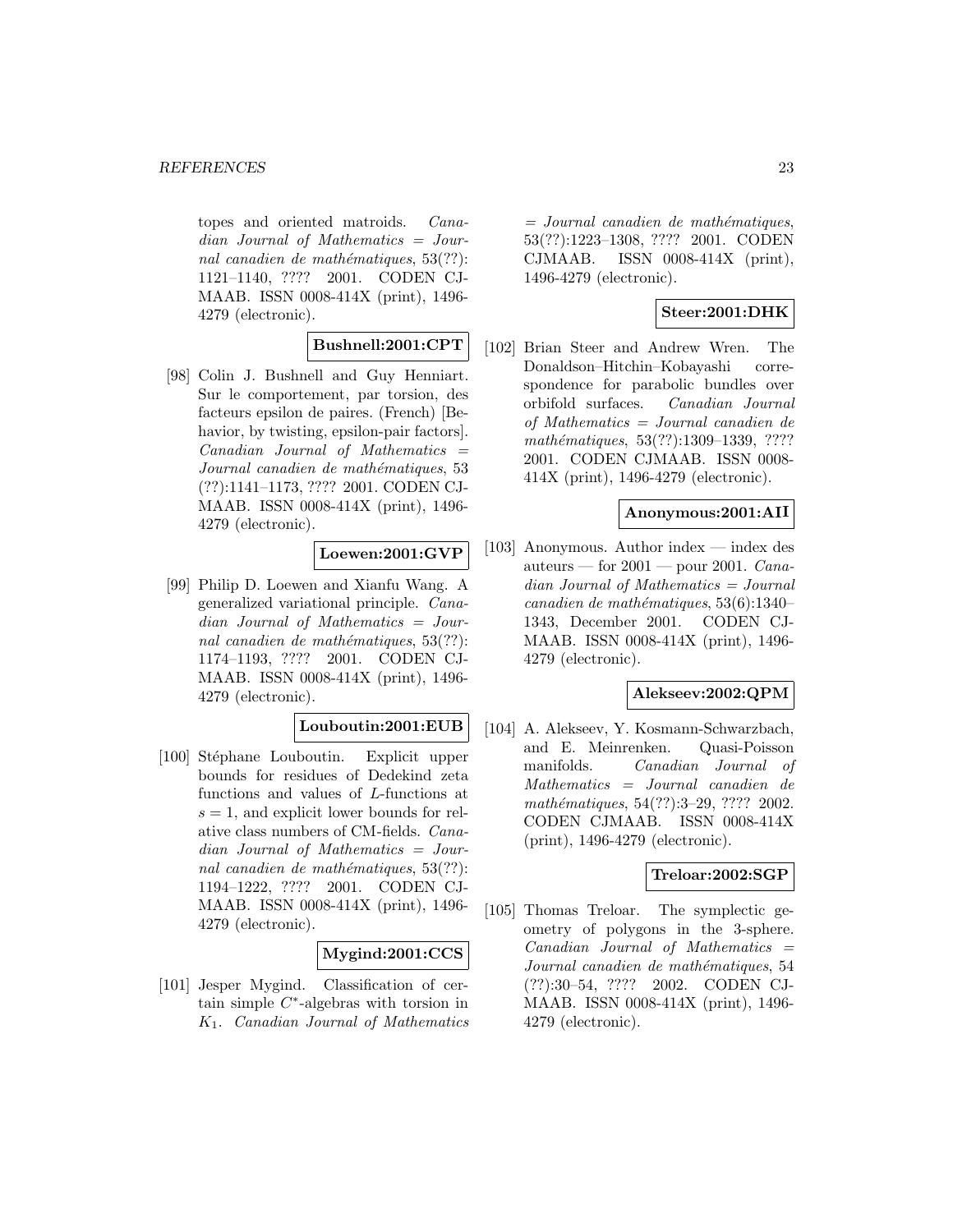topes and oriented matroids. *Canadian Journal of Mathematics = Journal canadien de mathématiques*, 53(??): 1121–1140, ???? 2001. CODEN CJMAAB. ISSN 0008-414X (print), 1496-4279 (electronic).

**Bushnell:2001:CPT**

[98] Colin J. Bushnell and Guy Henniart. Sur le comportement, par torsion, des facteurs epsilon de paires. (French) [Behavior, by twisting, epsilon-pair factors]. *Canadian Journal of Mathematics = Journal canadien de mathématiques*, 53 (??):1141–1173, ???? 2001. CODEN CJMAAB. ISSN 0008-414X (print), 1496-4279 (electronic).

**Loewen:2001:GVP**

[99] Philip D. Loewen and Xianfu Wang. A generalized variational principle. *Canadian Journal of Mathematics = Journal canadien de mathématiques*, 53(??): 1174–1193, ???? 2001. CODEN CJMAAB. ISSN 0008-414X (print), 1496-4279 (electronic).

**Louboutin:2001:EUB**

[100] Stéphane Louboutin. Explicit upper bounds for residues of Dedekind zeta functions and values of $L$-functions at $s = 1$, and explicit lower bounds for relative class numbers of CM-fields. *Canadian Journal of Mathematics = Journal canadien de mathématiques*, 53(??): 1194–1222, ???? 2001. CODEN CJMAAB. ISSN 0008-414X (print), 1496-4279 (electronic).

**Mygind:2001:CCS**

[101] Jesper Mygind. Classification of certain simple $C^*$-algebras with torsion in $K_1$. *Canadian Journal of Mathematics = Journal canadien de mathématiques*, 53(??):1223–1308, ???? 2001. CODEN CJMAAB. ISSN 0008-414X (print), 1496-4279 (electronic).

**Steer:2001:DHK**

[102] Brian Steer and Andrew Wren. The Donaldson–Hitchin–Kobayashi correspondence for parabolic bundles over orbifold surfaces. *Canadian Journal of Mathematics = Journal canadien de mathématiques*, 53(??):1309–1339, ???? 2001. CODEN CJMAAB. ISSN 0008-414X (print), 1496-4279 (electronic).

**Anonymous:2001:AII**

[103] Anonymous. Author index — index des auteurs — for 2001 — pour 2001. *Canadian Journal of Mathematics = Journal canadien de mathématiques*, 53(6):1340–1343, December 2001. CODEN CJMAAB. ISSN 0008-414X (print), 1496-4279 (electronic).

**Alekseev:2002:QPM**

[104] A. Alekseev, Y. Kosmann-Schwarzbach, and E. Meinrenken. Quasi-Poisson manifolds. *Canadian Journal of Mathematics = Journal canadien de mathématiques*, 54(??):3–29, ???? 2002. CODEN CJMAAB. ISSN 0008-414X (print), 1496-4279 (electronic).

**Treloar:2002:SGP**

[105] Thomas Treloar. The symplectic geometry of polygons in the 3-sphere. *Canadian Journal of Mathematics = Journal canadien de mathématiques*, 54 (??):30–54, ???? 2002. CODEN CJMAAB. ISSN 0008-414X (print), 1496-4279 (electronic).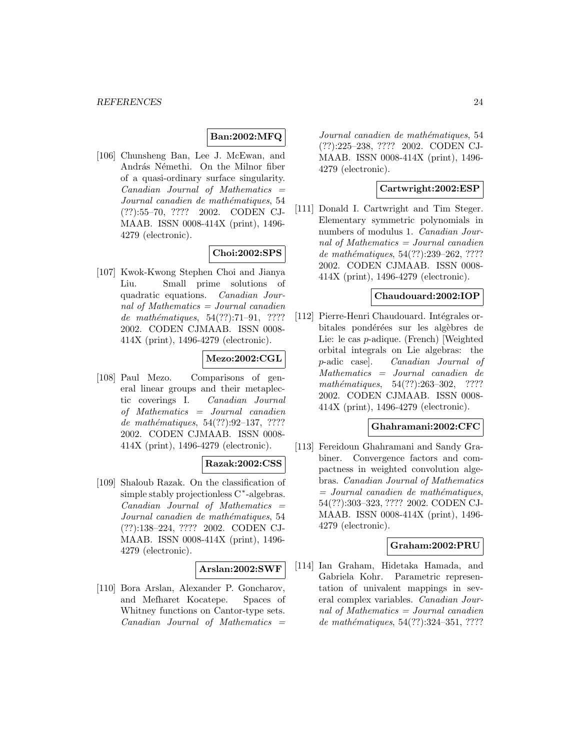**Ban:2002:MFQ**

[106] Chunsheng Ban, Lee J. McEwan, and András Némethi. On the Milnor fiber of a quasi-ordinary surface singularity. *Canadian Journal of Mathematics = Journal canadien de mathématiques*, 54 (??):55–70, ???? 2002. CODEN CJMAAB. ISSN 0008-414X (print), 1496-4279 (electronic).

**Choi:2002:SPS**

[107] Kwok-Kwong Stephen Choi and Jianya Liu. Small prime solutions of quadratic equations. *Canadian Journal of Mathematics = Journal canadien de mathématiques*, 54(??):71–91, ???? 2002. CODEN CJMAAB. ISSN 0008-414X (print), 1496-4279 (electronic).

**Mezo:2002:CGL**

[108] Paul Mezo. Comparisons of general linear groups and their metaplectic coverings I. *Canadian Journal of Mathematics = Journal canadien de mathématiques*, 54(??):92–137, ???? 2002. CODEN CJMAAB. ISSN 0008-414X (print), 1496-4279 (electronic).

**Razak:2002:CSS**

[109] Shaloub Razak. On the classification of simple stably projectionless $C^*$-algebras. *Canadian Journal of Mathematics = Journal canadien de mathématiques*, 54 (??):138–224, ???? 2002. CODEN CJMAAB. ISSN 0008-414X (print), 1496-4279 (electronic).

**Arslan:2002:SWF**

[110] Bora Arslan, Alexander P. Goncharov, and Mefharet Kocatepe. Spaces of Whitney functions on Cantor-type sets. *Canadian Journal of Mathematics = Journal canadien de mathématiques*, 54 (??):225–238, ???? 2002. CODEN CJMAAB. ISSN 0008-414X (print), 1496-4279 (electronic).

**Cartwright:2002:ESP**

[111] Donald I. Cartwright and Tim Steger. Elementary symmetric polynomials in numbers of modulus 1. *Canadian Journal of Mathematics = Journal canadien de mathématiques*, 54(??):239–262, ???? 2002. CODEN CJMAAB. ISSN 0008-414X (print), 1496-4279 (electronic).

**Chaudouard:2002:IOP**

[112] Pierre-Henri Chaudouard. Intégrales orbitales pondérées sur les algèbres de Lie: le cas $p$-adique. (French) [Weighted orbital integrals on Lie algebras: the $p$-adic case]. *Canadian Journal of Mathematics = Journal canadien de mathématiques*, 54(??):263–302, ???? 2002. CODEN CJMAAB. ISSN 0008-414X (print), 1496-4279 (electronic).

**Ghahramani:2002:CFC**

[113] Fereidoun Ghahramani and Sandy Grabiner. Convergence factors and compactness in weighted convolution algebras. *Canadian Journal of Mathematics = Journal canadien de mathématiques*, 54(??):303–323, ???? 2002. CODEN CJMAAB. ISSN 0008-414X (print), 1496-4279 (electronic).

**Graham:2002:PRU**

[114] Ian Graham, Hidetaka Hamada, and Gabriela Kohr. Parametric representation of univalent mappings in several complex variables. *Canadian Journal of Mathematics = Journal canadien de mathématiques*, 54(??):324–351, ????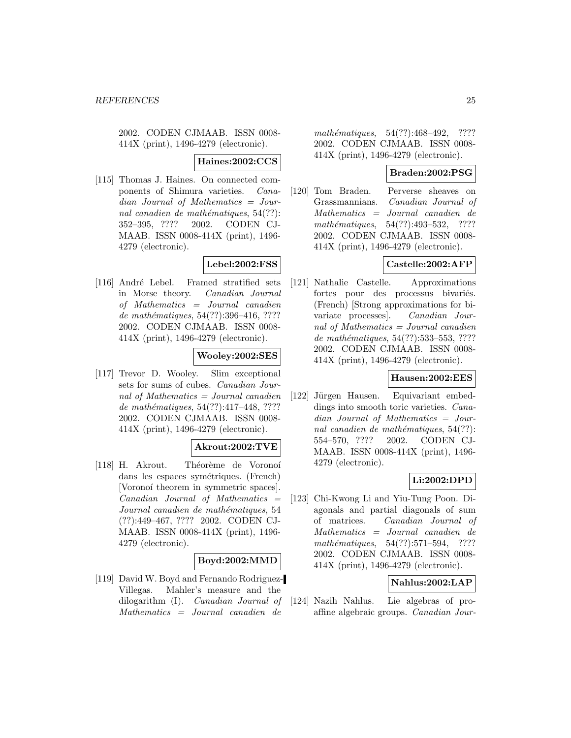2002. CODEN CJMAAB. ISSN 0008-414X (print), 1496-4279 (electronic).

**Haines:2002:CCS**

[115] Thomas J. Haines. On connected components of Shimura varieties. *Canadian Journal of Mathematics = Journal canadien de mathématiques*, 54(??): 352–395, ???? 2002. CODEN CJMAAB. ISSN 0008-414X (print), 1496-4279 (electronic).

**Lebel:2002:FSS**

[116] André Lebel. Framed stratified sets in Morse theory. *Canadian Journal of Mathematics = Journal canadien de mathématiques*, 54(??):396–416, ???? 2002. CODEN CJMAAB. ISSN 0008-414X (print), 1496-4279 (electronic).

**Wooley:2002:SES**

[117] Trevor D. Wooley. Slim exceptional sets for sums of cubes. *Canadian Journal of Mathematics = Journal canadien de mathématiques*, 54(??):417–448, ???? 2002. CODEN CJMAAB. ISSN 0008-414X (print), 1496-4279 (electronic).

**Akrout:2002:TVE**

[118] H. Akrout. Théorème de Voronoí dans les espaces symétriques. (French) [Voronoí theorem in symmetric spaces]. *Canadian Journal of Mathematics = Journal canadien de mathématiques*, 54 (??):449–467, ???? 2002. CODEN CJMAAB. ISSN 0008-414X (print), 1496-4279 (electronic).

**Boyd:2002:MMD**

[119] David W. Boyd and Fernando Rodriguez-Villegas. Mahler's measure and the dilogarithm (I). *Canadian Journal of Mathematics = Journal canadien de mathématiques*, 54(??):468–492, ???? 2002. CODEN CJMAAB. ISSN 0008-414X (print), 1496-4279 (electronic).

**Braden:2002:PSG**

[120] Tom Braden. Perverse sheaves on Grassmannians. *Canadian Journal of Mathematics = Journal canadien de mathématiques*, 54(??):493–532, ???? 2002. CODEN CJMAAB. ISSN 0008-414X (print), 1496-4279 (electronic).

**Castelle:2002:AFP**

[121] Nathalie Castelle. Approximations fortes pour des processus bivariés. (French) [Strong approximations for bivariate processes]. *Canadian Journal of Mathematics = Journal canadien de mathématiques*, 54(??):533–553, ???? 2002. CODEN CJMAAB. ISSN 0008-414X (print), 1496-4279 (electronic).

**Hausen:2002:EES**

[122] Jürgen Hausen. Equivariant embeddings into smooth toric varieties. *Canadian Journal of Mathematics = Journal canadien de mathématiques*, 54(??): 554–570, ???? 2002. CODEN CJMAAB. ISSN 0008-414X (print), 1496-4279 (electronic).

**Li:2002:DPD**

[123] Chi-Kwong Li and Yiu-Tung Poon. Diagonals and partial diagonals of sum of matrices. *Canadian Journal of Mathematics = Journal canadien de mathématiques*, 54(??):571–594, ???? 2002. CODEN CJMAAB. ISSN 0008-414X (print), 1496-4279 (electronic).

**Nahlus:2002:LAP**

[124] Nazih Nahlus. Lie algebras of proaffine algebraic groups. *Canadian Jour-*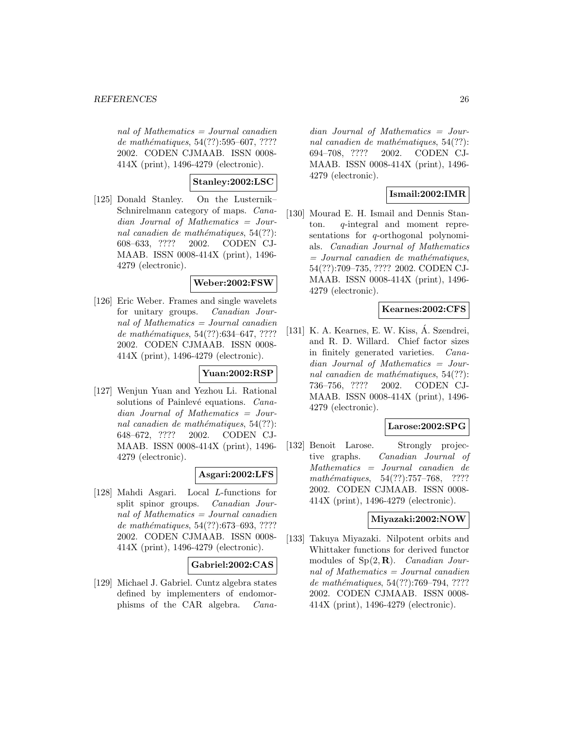*nal of Mathematics = Journal canadien de mathématiques*, 54(??):595–607, ???? 2002. CODEN CJMAAB. ISSN 0008-414X (print), 1496-4279 (electronic).

**Stanley:2002:LSC**

[125] Donald Stanley. On the Lusternik–Schnirelmann category of maps. *Canadian Journal of Mathematics = Journal canadien de mathématiques*, 54(??): 608–633, ???? 2002. CODEN CJMAAB. ISSN 0008-414X (print), 1496-4279 (electronic).

**Weber:2002:FSW**

[126] Eric Weber. Frames and single wavelets for unitary groups. *Canadian Journal of Mathematics = Journal canadien de mathématiques*, 54(??):634–647, ???? 2002. CODEN CJMAAB. ISSN 0008-414X (print), 1496-4279 (electronic).

**Yuan:2002:RSP**

[127] Wenjun Yuan and Yezhou Li. Rational solutions of Painlevé equations. *Canadian Journal of Mathematics = Journal canadien de mathématiques*, 54(??): 648–672, ???? 2002. CODEN CJMAAB. ISSN 0008-414X (print), 1496-4279 (electronic).

**Asgari:2002:LFS**

[128] Mahdi Asgari. Local $L$-functions for split spinor groups. *Canadian Journal of Mathematics = Journal canadien de mathématiques*, 54(??):673–693, ???? 2002. CODEN CJMAAB. ISSN 0008-414X (print), 1496-4279 (electronic).

**Gabriel:2002:CAS**

[129] Michael J. Gabriel. Cuntz algebra states defined by implementers of endomorphisms of the CAR algebra. *Canadian Journal of Mathematics = Journal canadien de mathématiques*, 54(??): 694–708, ???? 2002. CODEN CJMAAB. ISSN 0008-414X (print), 1496-4279 (electronic).

**Ismail:2002:IMR**

[130] Mourad E. H. Ismail and Dennis Stanton. $q$-integral and moment representations for $q$-orthogonal polynomials. *Canadian Journal of Mathematics = Journal canadien de mathématiques*, 54(??):709–735, ???? 2002. CODEN CJMAAB. ISSN 0008-414X (print), 1496-4279 (electronic).

**Kearnes:2002:CFS**

[131] K. A. Kearnes, E. W. Kiss, Á. Szendrei, and R. D. Willard. Chief factor sizes in finitely generated varieties. *Canadian Journal of Mathematics = Journal canadien de mathématiques*, 54(??): 736–756, ???? 2002. CODEN CJMAAB. ISSN 0008-414X (print), 1496-4279 (electronic).

**Larose:2002:SPG**

[132] Benoit Larose. Strongly projective graphs. *Canadian Journal of Mathematics = Journal canadien de mathématiques*, 54(??):757–768, ???? 2002. CODEN CJMAAB. ISSN 0008-414X (print), 1496-4279 (electronic).

**Miyazaki:2002:NOW**

[133] Takuya Miyazaki. Nilpotent orbits and Whittaker functions for derived functor modules of $\mathrm{Sp}(2, \mathbf{R})$. *Canadian Journal of Mathematics = Journal canadien de mathématiques*, 54(??):769–794, ???? 2002. CODEN CJMAAB. ISSN 0008-414X (print), 1496-4279 (electronic).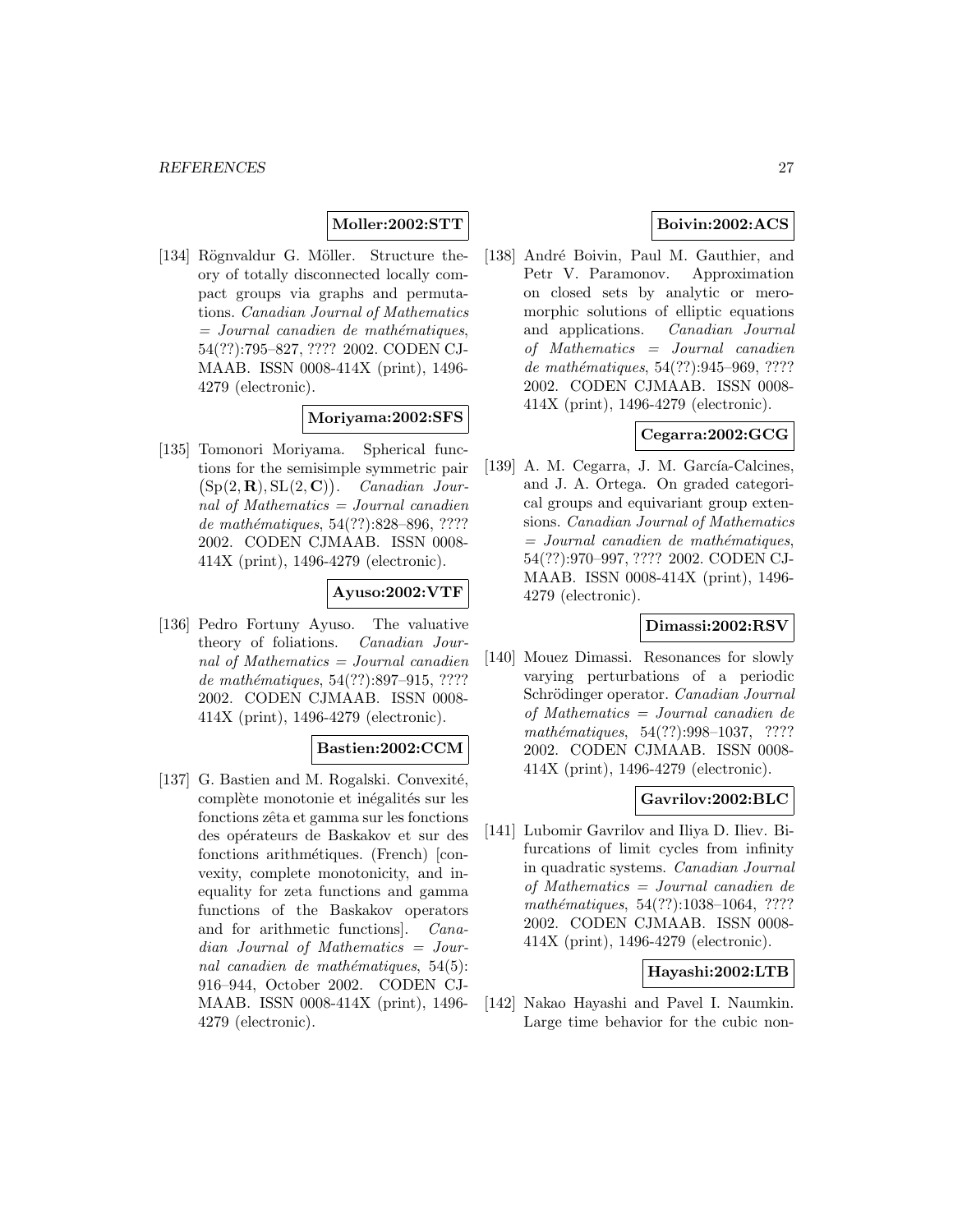**Moller:2002:STT**

[134] Rögnvaldur G. Möller. Structure theory of totally disconnected locally compact groups via graphs and permutations. *Canadian Journal of Mathematics = Journal canadien de mathématiques*, 54(??):795–827, ???? 2002. CODEN CJMAAB. ISSN 0008-414X (print), 1496-4279 (electronic).

**Moriyama:2002:SFS**

[135] Tomonori Moriyama. Spherical functions for the semisimple symmetric pair $\big(\mathrm{Sp}(2,\mathbf{R}), \mathrm{SL}(2,\mathbf{C})\big)$. *Canadian Journal of Mathematics = Journal canadien de mathématiques*, 54(??):828–896, ???? 2002. CODEN CJMAAB. ISSN 0008-414X (print), 1496-4279 (electronic).

**Ayuso:2002:VTF**

[136] Pedro Fortuny Ayuso. The valuative theory of foliations. *Canadian Journal of Mathematics = Journal canadien de mathématiques*, 54(??):897–915, ???? 2002. CODEN CJMAAB. ISSN 0008-414X (print), 1496-4279 (electronic).

**Bastien:2002:CCM**

[137] G. Bastien and M. Rogalski. Convexité, complète monotonie et inégalités sur les fonctions zêta et gamma sur les fonctions des opérateurs de Baskakov et sur des fonctions arithmétiques. (French) [convexity, complete monotonicity, and inequality for zeta functions and gamma functions of the Baskakov operators and for arithmetic functions]. *Canadian Journal of Mathematics = Journal canadien de mathématiques*, 54(5): 916–944, October 2002. CODEN CJMAAB. ISSN 0008-414X (print), 1496-4279 (electronic).

**Boivin:2002:ACS**

[138] André Boivin, Paul M. Gauthier, and Petr V. Paramonov. Approximation on closed sets by analytic or meromorphic solutions of elliptic equations and applications. *Canadian Journal of Mathematics = Journal canadien de mathématiques*, 54(??):945–969, ???? 2002. CODEN CJMAAB. ISSN 0008-414X (print), 1496-4279 (electronic).

**Cegarra:2002:GCG**

[139] A. M. Cegarra, J. M. García-Calcines, and J. A. Ortega. On graded categorical groups and equivariant group extensions. *Canadian Journal of Mathematics = Journal canadien de mathématiques*, 54(??):970–997, ???? 2002. CODEN CJMAAB. ISSN 0008-414X (print), 1496-4279 (electronic).

**Dimassi:2002:RSV**

[140] Mouez Dimassi. Resonances for slowly varying perturbations of a periodic Schrödinger operator. *Canadian Journal of Mathematics = Journal canadien de mathématiques*, 54(??):998–1037, ???? 2002. CODEN CJMAAB. ISSN 0008-414X (print), 1496-4279 (electronic).

**Gavrilov:2002:BLC**

[141] Lubomir Gavrilov and Iliya D. Iliev. Bifurcations of limit cycles from infinity in quadratic systems. *Canadian Journal of Mathematics = Journal canadien de mathématiques*, 54(??):1038–1064, ???? 2002. CODEN CJMAAB. ISSN 0008-414X (print), 1496-4279 (electronic).

**Hayashi:2002:LTB**

[142] Nakao Hayashi and Pavel I. Naumkin. Large time behavior for the cubic non-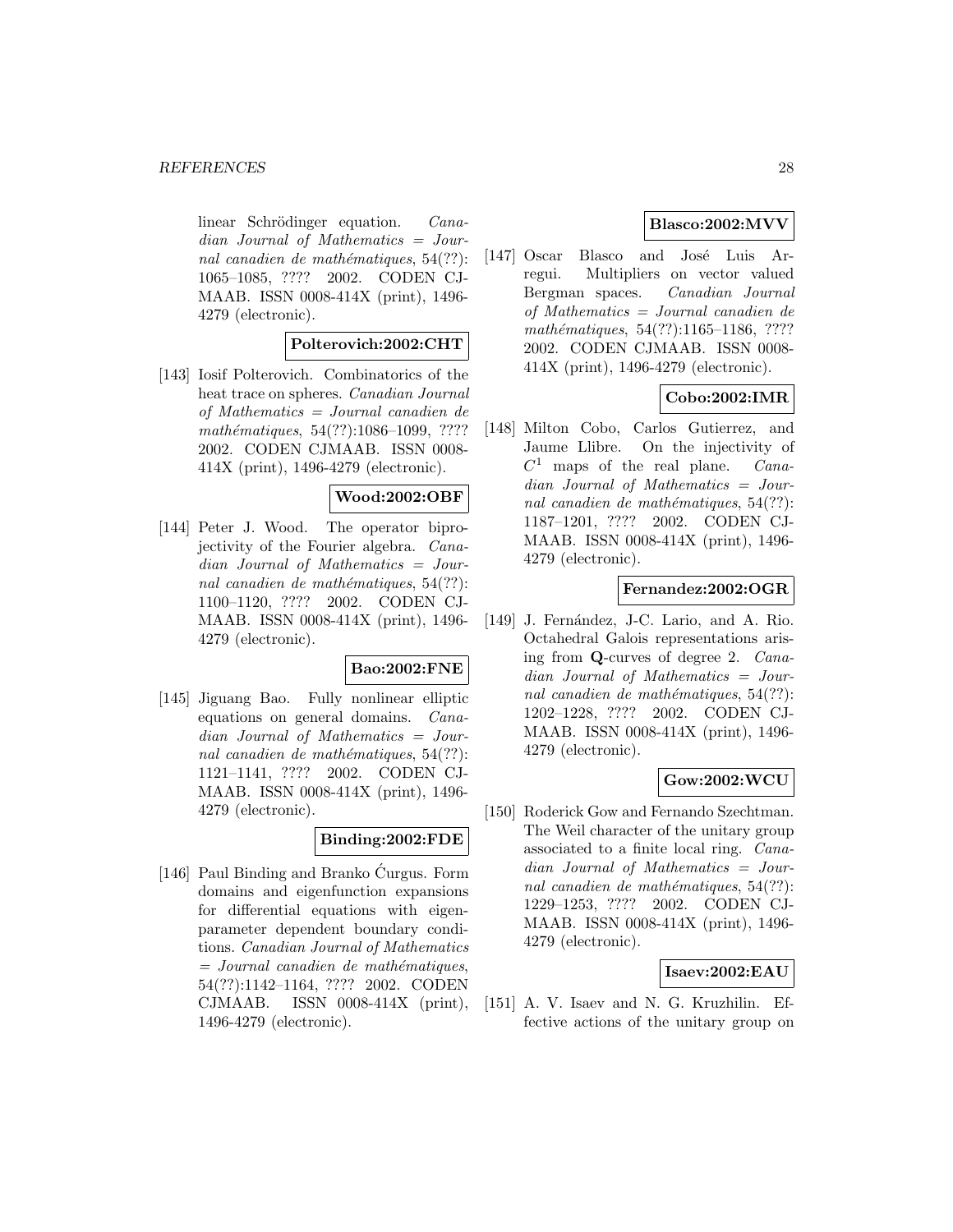linear Schrödinger equation. *Canadian Journal of Mathematics = Journal canadien de mathématiques*, 54(??): 1065–1085, ???? 2002. CODEN CJMAAB. ISSN 0008-414X (print), 1496-4279 (electronic).

**Polterovich:2002:CHT**

[143] Iosif Polterovich. Combinatorics of the heat trace on spheres. *Canadian Journal of Mathematics = Journal canadien de mathématiques*, 54(??):1086–1099, ???? 2002. CODEN CJMAAB. ISSN 0008-414X (print), 1496-4279 (electronic).

**Wood:2002:OBF**

[144] Peter J. Wood. The operator biprojectivity of the Fourier algebra. *Canadian Journal of Mathematics = Journal canadien de mathématiques*, 54(??): 1100–1120, ???? 2002. CODEN CJMAAB. ISSN 0008-414X (print), 1496-4279 (electronic).

**Bao:2002:FNE**

[145] Jiguang Bao. Fully nonlinear elliptic equations on general domains. *Canadian Journal of Mathematics = Journal canadien de mathématiques*, 54(??): 1121–1141, ???? 2002. CODEN CJMAAB. ISSN 0008-414X (print), 1496-4279 (electronic).

**Binding:2002:FDE**

[146] Paul Binding and Branko Ćurgus. Form domains and eigenfunction expansions for differential equations with eigenparameter dependent boundary conditions. *Canadian Journal of Mathematics = Journal canadien de mathématiques*, 54(??):1142–1164, ???? 2002. CODEN CJMAAB. ISSN 0008-414X (print), 1496-4279 (electronic).

**Blasco:2002:MVV**

[147] Oscar Blasco and José Luis Arregui. Multipliers on vector valued Bergman spaces. *Canadian Journal of Mathematics = Journal canadien de mathématiques*, 54(??):1165–1186, ???? 2002. CODEN CJMAAB. ISSN 0008-414X (print), 1496-4279 (electronic).

**Cobo:2002:IMR**

[148] Milton Cobo, Carlos Gutierrez, and Jaume Llibre. On the injectivity of $C^1$ maps of the real plane. *Canadian Journal of Mathematics = Journal canadien de mathématiques*, 54(??): 1187–1201, ???? 2002. CODEN CJMAAB. ISSN 0008-414X (print), 1496-4279 (electronic).

**Fernandez:2002:OGR**

[149] J. Fernández, J-C. Lario, and A. Rio. Octahedral Galois representations arising from **Q**-curves of degree 2. *Canadian Journal of Mathematics = Journal canadien de mathématiques*, 54(??): 1202–1228, ???? 2002. CODEN CJMAAB. ISSN 0008-414X (print), 1496-4279 (electronic).

**Gow:2002:WCU**

[150] Roderick Gow and Fernando Szechtman. The Weil character of the unitary group associated to a finite local ring. *Canadian Journal of Mathematics = Journal canadien de mathématiques*, 54(??): 1229–1253, ???? 2002. CODEN CJMAAB. ISSN 0008-414X (print), 1496-4279 (electronic).

**Isaev:2002:EAU**

[151] A. V. Isaev and N. G. Kruzhilin. Effective actions of the unitary group on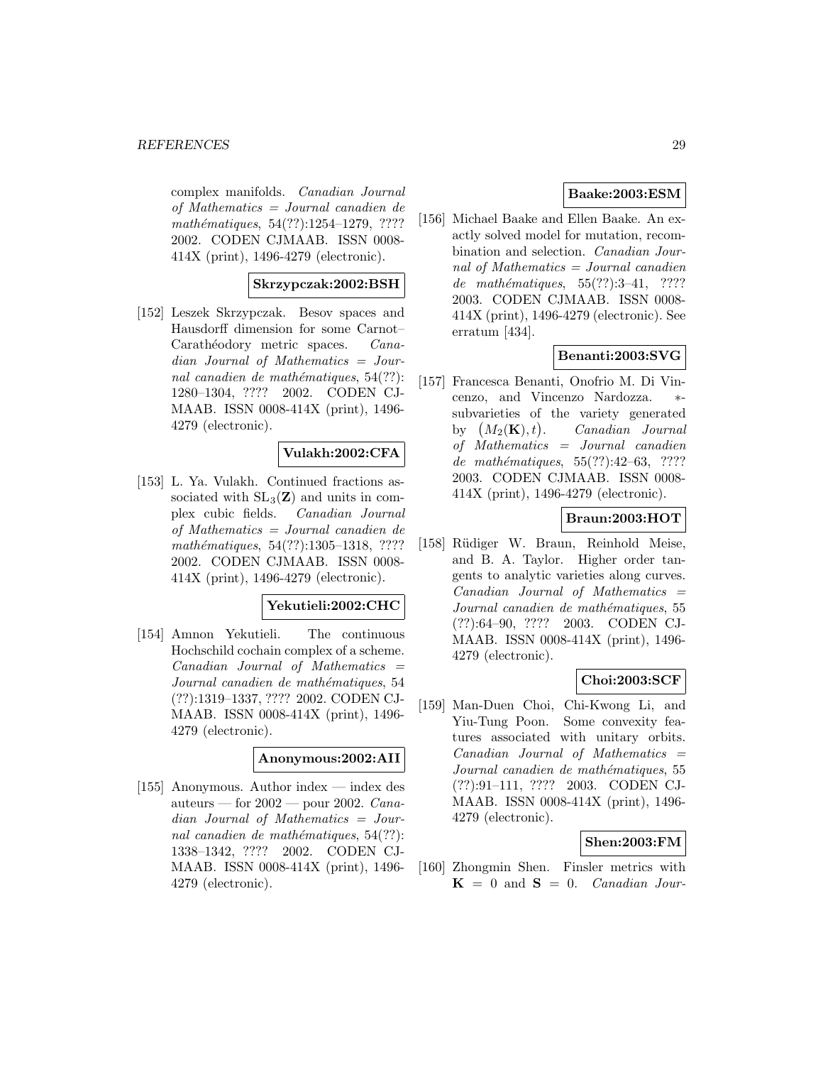complex manifolds. *Canadian Journal of Mathematics = Journal canadien de mathématiques*, 54(??):1254–1279, ???? 2002. CODEN CJMAAB. ISSN 0008-414X (print), 1496-4279 (electronic).

**Skrzypczak:2002:BSH**

[152] Leszek Skrzypczak. Besov spaces and Hausdorff dimension for some Carnot–Carathéodory metric spaces. *Canadian Journal of Mathematics = Journal canadien de mathématiques*, 54(??): 1280–1304, ???? 2002. CODEN CJMAAB. ISSN 0008-414X (print), 1496-4279 (electronic).

**Vulakh:2002:CFA**

[153] L. Ya. Vulakh. Continued fractions associated with $\mathrm{SL}_3(\mathbf{Z})$ and units in complex cubic fields. *Canadian Journal of Mathematics = Journal canadien de mathématiques*, 54(??):1305–1318, ???? 2002. CODEN CJMAAB. ISSN 0008-414X (print), 1496-4279 (electronic).

**Yekutieli:2002:CHC**

[154] Amnon Yekutieli. The continuous Hochschild cochain complex of a scheme. *Canadian Journal of Mathematics = Journal canadien de mathématiques*, 54 (??):1319–1337, ???? 2002. CODEN CJMAAB. ISSN 0008-414X (print), 1496-4279 (electronic).

**Anonymous:2002:AII**

[155] Anonymous. Author index — index des auteurs — for 2002 — pour 2002. *Canadian Journal of Mathematics = Journal canadien de mathématiques*, 54(??): 1338–1342, ???? 2002. CODEN CJMAAB. ISSN 0008-414X (print), 1496-4279 (electronic).

**Baake:2003:ESM**

[156] Michael Baake and Ellen Baake. An exactly solved model for mutation, recombination and selection. *Canadian Journal of Mathematics = Journal canadien de mathématiques*, 55(??):3–41, ???? 2003. CODEN CJMAAB. ISSN 0008-414X (print), 1496-4279 (electronic). See erratum [434].

**Benanti:2003:SVG**

[157] Francesca Benanti, Onofrio M. Di Vincenzo, and Vincenzo Nardozza. $*$-subvarieties of the variety generated by $\big(M_2(\mathbf{K}),t\big)$. *Canadian Journal of Mathematics = Journal canadien de mathématiques*, 55(??):42–63, ???? 2003. CODEN CJMAAB. ISSN 0008-414X (print), 1496-4279 (electronic).

**Braun:2003:HOT**

[158] Rüdiger W. Braun, Reinhold Meise, and B. A. Taylor. Higher order tangents to analytic varieties along curves. *Canadian Journal of Mathematics = Journal canadien de mathématiques*, 55 (??):64–90, ???? 2003. CODEN CJMAAB. ISSN 0008-414X (print), 1496-4279 (electronic).

**Choi:2003:SCF**

[159] Man-Duen Choi, Chi-Kwong Li, and Yiu-Tung Poon. Some convexity features associated with unitary orbits. *Canadian Journal of Mathematics = Journal canadien de mathématiques*, 55 (??):91–111, ???? 2003. CODEN CJMAAB. ISSN 0008-414X (print), 1496-4279 (electronic).

**Shen:2003:FM**

[160] Zhongmin Shen. Finsler metrics with $\mathbf{K} = 0$ and $\mathbf{S} = 0$. *Canadian Jour-*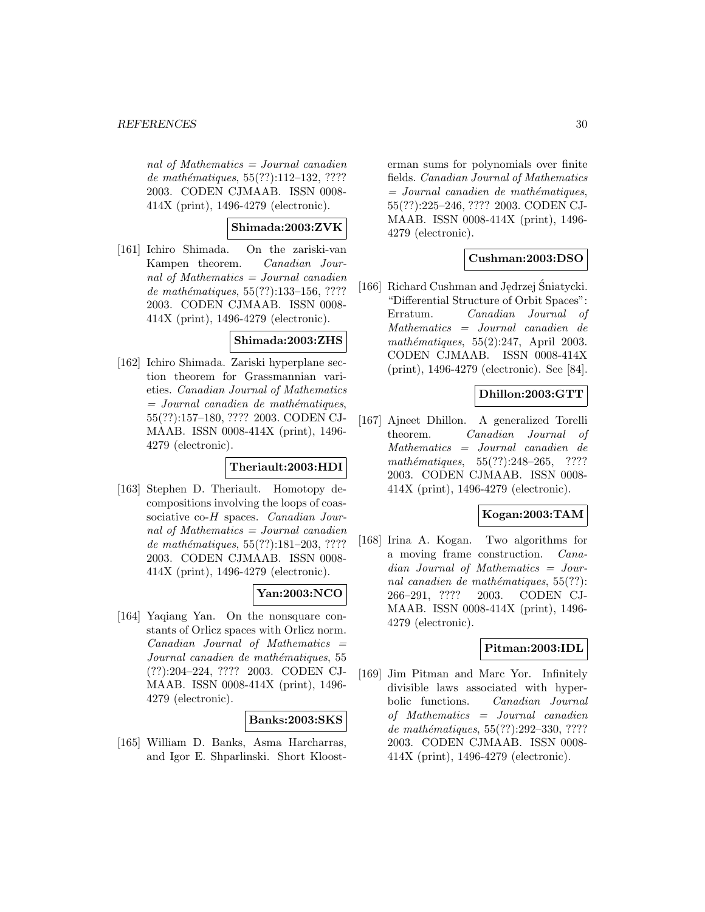*nal of Mathematics = Journal canadien de mathématiques*, 55(??):112–132, ???? 2003. CODEN CJMAAB. ISSN 0008-414X (print), 1496-4279 (electronic).

**Shimada:2003:ZVK**

[161] Ichiro Shimada. On the zariski-van Kampen theorem. *Canadian Journal of Mathematics = Journal canadien de mathématiques*, 55(??):133–156, ???? 2003. CODEN CJMAAB. ISSN 0008-414X (print), 1496-4279 (electronic).

**Shimada:2003:ZHS**

[162] Ichiro Shimada. Zariski hyperplane section theorem for Grassmannian varieties. *Canadian Journal of Mathematics = Journal canadien de mathématiques*, 55(??):157–180, ???? 2003. CODEN CJMAAB. ISSN 0008-414X (print), 1496-4279 (electronic).

**Theriault:2003:HDI**

[163] Stephen D. Theriault. Homotopy decompositions involving the loops of coassociative co-$H$ spaces. *Canadian Journal of Mathematics = Journal canadien de mathématiques*, 55(??):181–203, ???? 2003. CODEN CJMAAB. ISSN 0008-414X (print), 1496-4279 (electronic).

**Yan:2003:NCO**

[164] Yaqiang Yan. On the nonsquare constants of Orlicz spaces with Orlicz norm. *Canadian Journal of Mathematics = Journal canadien de mathématiques*, 55 (??):204–224, ???? 2003. CODEN CJMAAB. ISSN 0008-414X (print), 1496-4279 (electronic).

**Banks:2003:SKS**

[165] William D. Banks, Asma Harcharras, and Igor E. Shparlinski. Short Kloosterman sums for polynomials over finite fields. *Canadian Journal of Mathematics = Journal canadien de mathématiques*, 55(??):225–246, ???? 2003. CODEN CJMAAB. ISSN 0008-414X (print), 1496-4279 (electronic).

**Cushman:2003:DSO**

[166] Richard Cushman and Jędrzej Śniatycki. "Differential Structure of Orbit Spaces": Erratum. *Canadian Journal of Mathematics = Journal canadien de mathématiques*, 55(2):247, April 2003. CODEN CJMAAB. ISSN 0008-414X (print), 1496-4279 (electronic). See [84].

**Dhillon:2003:GTT**

[167] Ajneet Dhillon. A generalized Torelli theorem. *Canadian Journal of Mathematics = Journal canadien de mathématiques*, 55(??):248–265, ???? 2003. CODEN CJMAAB. ISSN 0008-414X (print), 1496-4279 (electronic).

**Kogan:2003:TAM**

[168] Irina A. Kogan. Two algorithms for a moving frame construction. *Canadian Journal of Mathematics = Journal canadien de mathématiques*, 55(??): 266–291, ???? 2003. CODEN CJMAAB. ISSN 0008-414X (print), 1496-4279 (electronic).

**Pitman:2003:IDL**

[169] Jim Pitman and Marc Yor. Infinitely divisible laws associated with hyperbolic functions. *Canadian Journal of Mathematics = Journal canadien de mathématiques*, 55(??):292–330, ???? 2003. CODEN CJMAAB. ISSN 0008-414X (print), 1496-4279 (electronic).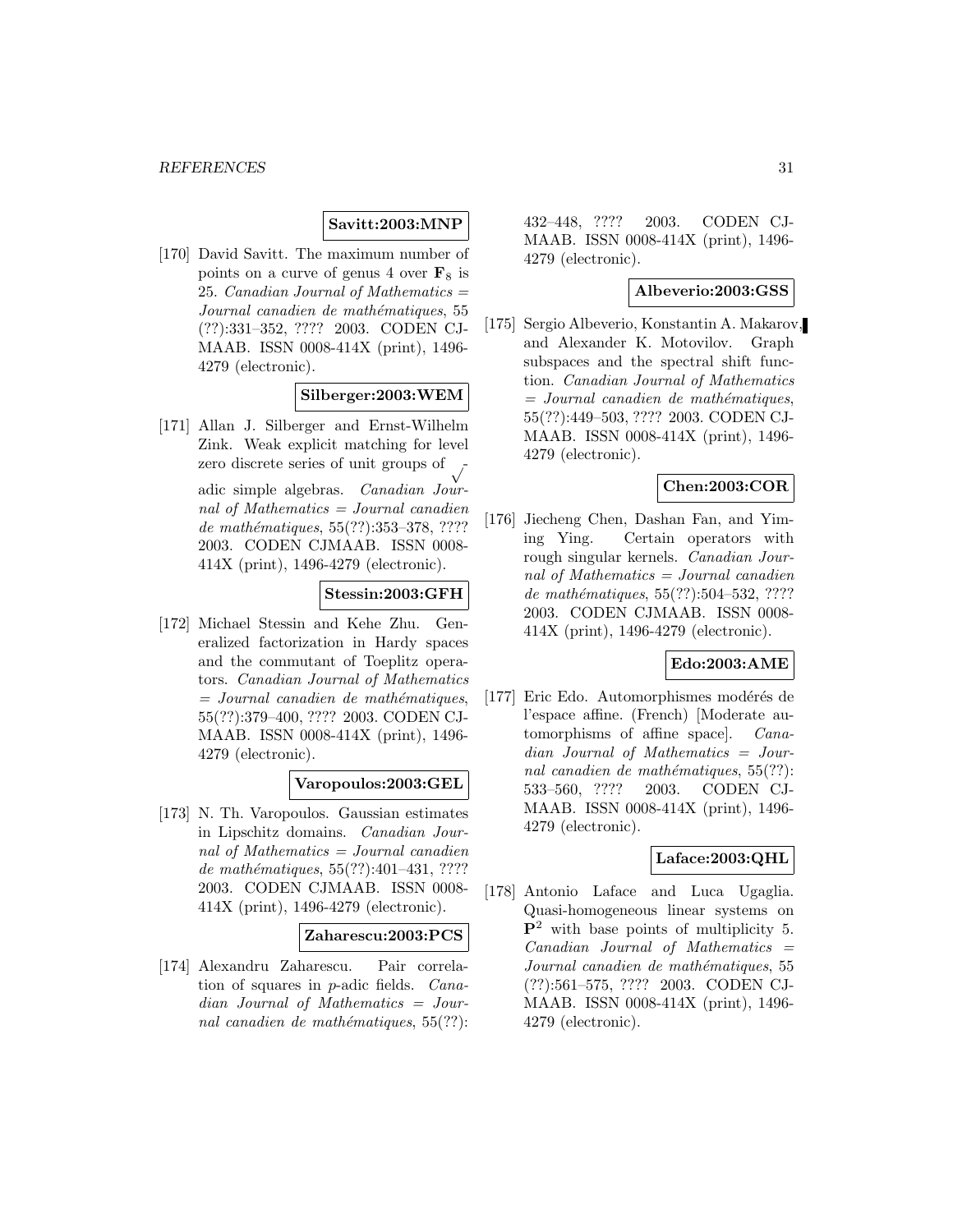**Savitt:2003:MNP**

[170] David Savitt. The maximum number of points on a curve of genus 4 over $\mathbf{F}_8$ is 25. *Canadian Journal of Mathematics = Journal canadien de mathématiques*, 55 (??):331–352, ???? 2003. CODEN CJMAAB. ISSN 0008-414X (print), 1496-4279 (electronic).

**Silberger:2003:WEM**

[171] Allan J. Silberger and Ernst-Wilhelm Zink. Weak explicit matching for level zero discrete series of unit groups of $\sqrt{\ }$-adic simple algebras. *Canadian Journal of Mathematics = Journal canadien de mathématiques*, 55(??):353–378, ???? 2003. CODEN CJMAAB. ISSN 0008-414X (print), 1496-4279 (electronic).

**Stessin:2003:GFH**

[172] Michael Stessin and Kehe Zhu. Generalized factorization in Hardy spaces and the commutant of Toeplitz operators. *Canadian Journal of Mathematics = Journal canadien de mathématiques*, 55(??):379–400, ???? 2003. CODEN CJMAAB. ISSN 0008-414X (print), 1496-4279 (electronic).

**Varopoulos:2003:GEL**

[173] N. Th. Varopoulos. Gaussian estimates in Lipschitz domains. *Canadian Journal of Mathematics = Journal canadien de mathématiques*, 55(??):401–431, ???? 2003. CODEN CJMAAB. ISSN 0008-414X (print), 1496-4279 (electronic).

**Zaharescu:2003:PCS**

[174] Alexandru Zaharescu. Pair correlation of squares in $p$-adic fields. *Canadian Journal of Mathematics = Journal canadien de mathématiques*, 55(??): 432–448, ???? 2003. CODEN CJMAAB. ISSN 0008-414X (print), 1496-4279 (electronic).

**Albeverio:2003:GSS**

[175] Sergio Albeverio, Konstantin A. Makarov, and Alexander K. Motovilov. Graph subspaces and the spectral shift function. *Canadian Journal of Mathematics = Journal canadien de mathématiques*, 55(??):449–503, ???? 2003. CODEN CJMAAB. ISSN 0008-414X (print), 1496-4279 (electronic).

**Chen:2003:COR**

[176] Jiecheng Chen, Dashan Fan, and Yiming Ying. Certain operators with rough singular kernels. *Canadian Journal of Mathematics = Journal canadien de mathématiques*, 55(??):504–532, ???? 2003. CODEN CJMAAB. ISSN 0008-414X (print), 1496-4279 (electronic).

**Edo:2003:AME**

[177] Eric Edo. Automorphismes modérés de l'espace affine. (French) [Moderate automorphisms of affine space]. *Canadian Journal of Mathematics = Journal canadien de mathématiques*, 55(??): 533–560, ???? 2003. CODEN CJMAAB. ISSN 0008-414X (print), 1496-4279 (electronic).

**Laface:2003:QHL**

[178] Antonio Laface and Luca Ugaglia. Quasi-homogeneous linear systems on $\mathbf{P}^2$ with base points of multiplicity 5. *Canadian Journal of Mathematics = Journal canadien de mathématiques*, 55 (??):561–575, ???? 2003. CODEN CJMAAB. ISSN 0008-414X (print), 1496-4279 (electronic).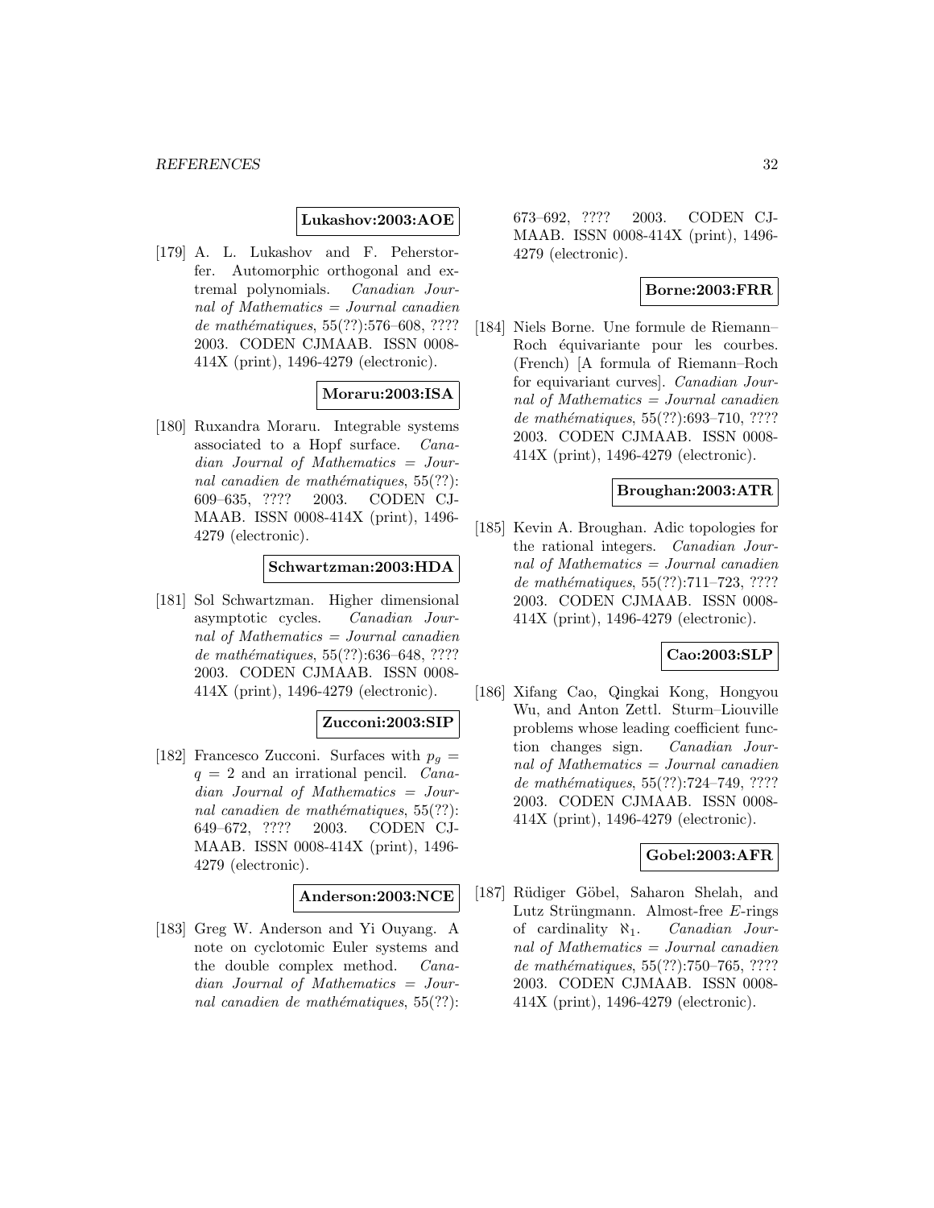**Lukashov:2003:AOE**

[179] A. L. Lukashov and F. Peherstorfer. Automorphic orthogonal and extremal polynomials. *Canadian Journal of Mathematics = Journal canadien de mathématiques*, 55(??):576–608, ???? 2003. CODEN CJMAAB. ISSN 0008-414X (print), 1496-4279 (electronic).

**Moraru:2003:ISA**

[180] Ruxandra Moraru. Integrable systems associated to a Hopf surface. *Canadian Journal of Mathematics = Journal canadien de mathématiques*, 55(??):609–635, ???? 2003. CODEN CJMAAB. ISSN 0008-414X (print), 1496-4279 (electronic).

**Schwartzman:2003:HDA**

[181] Sol Schwartzman. Higher dimensional asymptotic cycles. *Canadian Journal of Mathematics = Journal canadien de mathématiques*, 55(??):636–648, ???? 2003. CODEN CJMAAB. ISSN 0008-414X (print), 1496-4279 (electronic).

**Zucconi:2003:SIP**

[182] Francesco Zucconi. Surfaces with $p_g = q = 2$ and an irrational pencil. *Canadian Journal of Mathematics = Journal canadien de mathématiques*, 55(??):649–672, ???? 2003. CODEN CJMAAB. ISSN 0008-414X (print), 1496-4279 (electronic).

**Anderson:2003:NCE**

[183] Greg W. Anderson and Yi Ouyang. A note on cyclotomic Euler systems and the double complex method. *Canadian Journal of Mathematics = Journal canadien de mathématiques*, 55(??):673–692, ???? 2003. CODEN CJMAAB. ISSN 0008-414X (print), 1496-4279 (electronic).

**Borne:2003:FRR**

[184] Niels Borne. Une formule de Riemann–Roch équivariante pour les courbes. (French) [A formula of Riemann–Roch for equivariant curves]. *Canadian Journal of Mathematics = Journal canadien de mathématiques*, 55(??):693–710, ???? 2003. CODEN CJMAAB. ISSN 0008-414X (print), 1496-4279 (electronic).

**Broughan:2003:ATR**

[185] Kevin A. Broughan. Adic topologies for the rational integers. *Canadian Journal of Mathematics = Journal canadien de mathématiques*, 55(??):711–723, ???? 2003. CODEN CJMAAB. ISSN 0008-414X (print), 1496-4279 (electronic).

**Cao:2003:SLP**

[186] Xifang Cao, Qingkai Kong, Hongyou Wu, and Anton Zettl. Sturm–Liouville problems whose leading coefficient function changes sign. *Canadian Journal of Mathematics = Journal canadien de mathématiques*, 55(??):724–749, ???? 2003. CODEN CJMAAB. ISSN 0008-414X (print), 1496-4279 (electronic).

**Gobel:2003:AFR**

[187] Rüdiger Göbel, Saharon Shelah, and Lutz Strüngmann. Almost-free $E$-rings of cardinality $\aleph_1$. *Canadian Journal of Mathematics = Journal canadien de mathématiques*, 55(??):750–765, ???? 2003. CODEN CJMAAB. ISSN 0008-414X (print), 1496-4279 (electronic).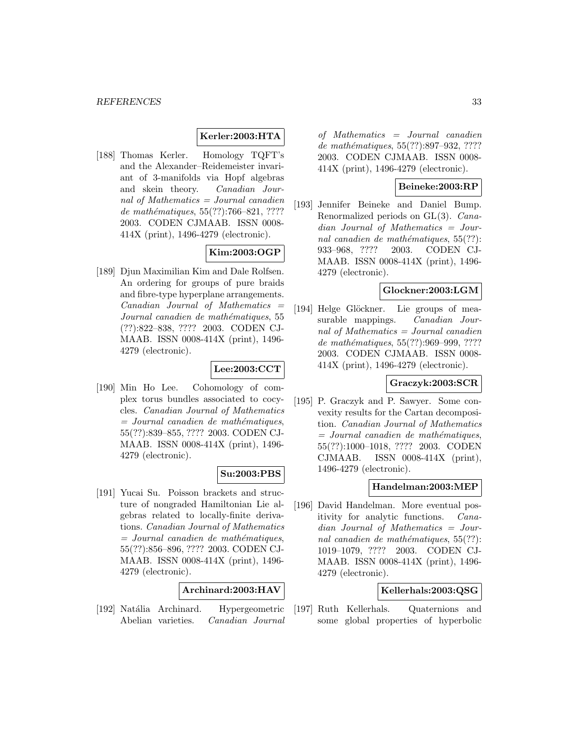**Kerler:2003:HTA**

[188] Thomas Kerler. Homology TQFT's and the Alexander–Reidemeister invariant of 3-manifolds via Hopf algebras and skein theory. *Canadian Journal of Mathematics = Journal canadien de mathématiques*, 55(??):766–821, ???? 2003. CODEN CJMAAB. ISSN 0008-414X (print), 1496-4279 (electronic).

**Kim:2003:OGP**

[189] Djun Maximilian Kim and Dale Rolfsen. An ordering for groups of pure braids and fibre-type hyperplane arrangements. *Canadian Journal of Mathematics = Journal canadien de mathématiques*, 55 (??):822–838, ???? 2003. CODEN CJMAAB. ISSN 0008-414X (print), 1496-4279 (electronic).

**Lee:2003:CCT**

[190] Min Ho Lee. Cohomology of complex torus bundles associated to cocycles. *Canadian Journal of Mathematics = Journal canadien de mathématiques*, 55(??):839–855, ???? 2003. CODEN CJMAAB. ISSN 0008-414X (print), 1496-4279 (electronic).

**Su:2003:PBS**

[191] Yucai Su. Poisson brackets and structure of nongraded Hamiltonian Lie algebras related to locally-finite derivations. *Canadian Journal of Mathematics = Journal canadien de mathématiques*, 55(??):856–896, ???? 2003. CODEN CJMAAB. ISSN 0008-414X (print), 1496-4279 (electronic).

**Archinard:2003:HAV**

[192] Natália Archinard. Hypergeometric Abelian varieties. *Canadian Journal of Mathematics = Journal canadien de mathématiques*, 55(??):897–932, ???? 2003. CODEN CJMAAB. ISSN 0008-414X (print), 1496-4279 (electronic).

**Beineke:2003:RP**

[193] Jennifer Beineke and Daniel Bump. Renormalized periods on GL(3). *Canadian Journal of Mathematics = Journal canadien de mathématiques*, 55(??): 933–968, ???? 2003. CODEN CJMAAB. ISSN 0008-414X (print), 1496-4279 (electronic).

**Glockner:2003:LGM**

[194] Helge Glöckner. Lie groups of measurable mappings. *Canadian Journal of Mathematics = Journal canadien de mathématiques*, 55(??):969–999, ???? 2003. CODEN CJMAAB. ISSN 0008-414X (print), 1496-4279 (electronic).

**Graczyk:2003:SCR**

[195] P. Graczyk and P. Sawyer. Some convexity results for the Cartan decomposition. *Canadian Journal of Mathematics = Journal canadien de mathématiques*, 55(??):1000–1018, ???? 2003. CODEN CJMAAB. ISSN 0008-414X (print), 1496-4279 (electronic).

**Handelman:2003:MEP**

[196] David Handelman. More eventual positivity for analytic functions. *Canadian Journal of Mathematics = Journal canadien de mathématiques*, 55(??): 1019–1079, ???? 2003. CODEN CJMAAB. ISSN 0008-414X (print), 1496-4279 (electronic).

**Kellerhals:2003:QSG**

[197] Ruth Kellerhals. Quaternions and some global properties of hyperbolic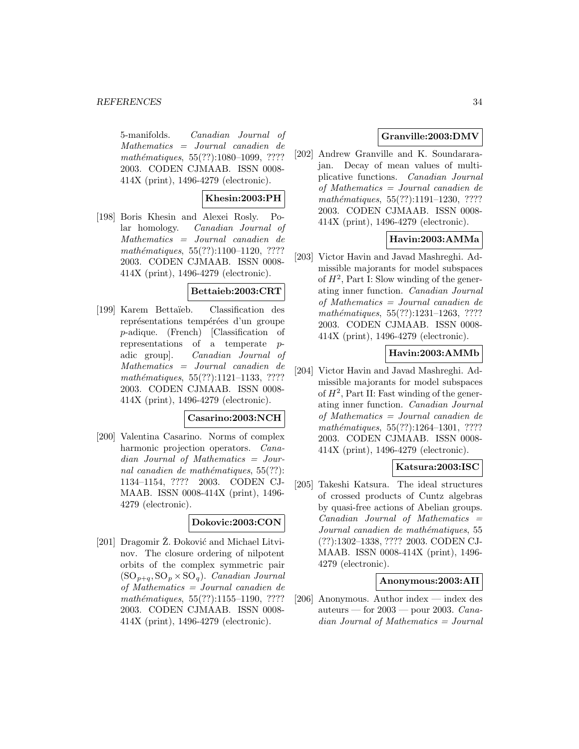5-manifolds. *Canadian Journal of Mathematics = Journal canadien de mathématiques*, 55(??):1080–1099, ???? 2003. CODEN CJMAAB. ISSN 0008-414X (print), 1496-4279 (electronic).

**Khesin:2003:PH**

[198] Boris Khesin and Alexei Rosly. Polar homology. *Canadian Journal of Mathematics = Journal canadien de mathématiques*, 55(??):1100–1120, ???? 2003. CODEN CJMAAB. ISSN 0008-414X (print), 1496-4279 (electronic).

**Bettaieb:2003:CRT**

[199] Karem Bettaïeb. Classification des représentations tempérées d'un groupe $p$-adique. (French) [Classification of representations of a temperate $p$-adic group]. *Canadian Journal of Mathematics = Journal canadien de mathématiques*, 55(??):1121–1133, ???? 2003. CODEN CJMAAB. ISSN 0008-414X (print), 1496-4279 (electronic).

**Casarino:2003:NCH**

[200] Valentina Casarino. Norms of complex harmonic projection operators. *Canadian Journal of Mathematics = Journal canadien de mathématiques*, 55(??): 1134–1154, ???? 2003. CODEN CJMAAB. ISSN 0008-414X (print), 1496-4279 (electronic).

**Dokovic:2003:CON**

[201] Dragomir Ž. Đoković and Michael Litvinov. The closure ordering of nilpotent orbits of the complex symmetric pair $(\mathrm{SO}_{p+q}, \mathrm{SO}_p \times \mathrm{SO}_q)$. *Canadian Journal of Mathematics = Journal canadien de mathématiques*, 55(??):1155–1190, ???? 2003. CODEN CJMAAB. ISSN 0008-414X (print), 1496-4279 (electronic).

**Granville:2003:DMV**

[202] Andrew Granville and K. Soundararajan. Decay of mean values of multiplicative functions. *Canadian Journal of Mathematics = Journal canadien de mathématiques*, 55(??):1191–1230, ???? 2003. CODEN CJMAAB. ISSN 0008-414X (print), 1496-4279 (electronic).

**Havin:2003:AMMa**

[203] Victor Havin and Javad Mashreghi. Admissible majorants for model subspaces of $H^2$, Part I: Slow winding of the generating inner function. *Canadian Journal of Mathematics = Journal canadien de mathématiques*, 55(??):1231–1263, ???? 2003. CODEN CJMAAB. ISSN 0008-414X (print), 1496-4279 (electronic).

**Havin:2003:AMMb**

[204] Victor Havin and Javad Mashreghi. Admissible majorants for model subspaces of $H^2$, Part II: Fast winding of the generating inner function. *Canadian Journal of Mathematics = Journal canadien de mathématiques*, 55(??):1264–1301, ???? 2003. CODEN CJMAAB. ISSN 0008-414X (print), 1496-4279 (electronic).

**Katsura:2003:ISC**

[205] Takeshi Katsura. The ideal structures of crossed products of Cuntz algebras by quasi-free actions of Abelian groups. *Canadian Journal of Mathematics = Journal canadien de mathématiques*, 55 (??):1302–1338, ???? 2003. CODEN CJMAAB. ISSN 0008-414X (print), 1496-4279 (electronic).

**Anonymous:2003:AII**

[206] Anonymous. Author index — index des auteurs — for 2003 — pour 2003. *Canadian Journal of Mathematics = Journal*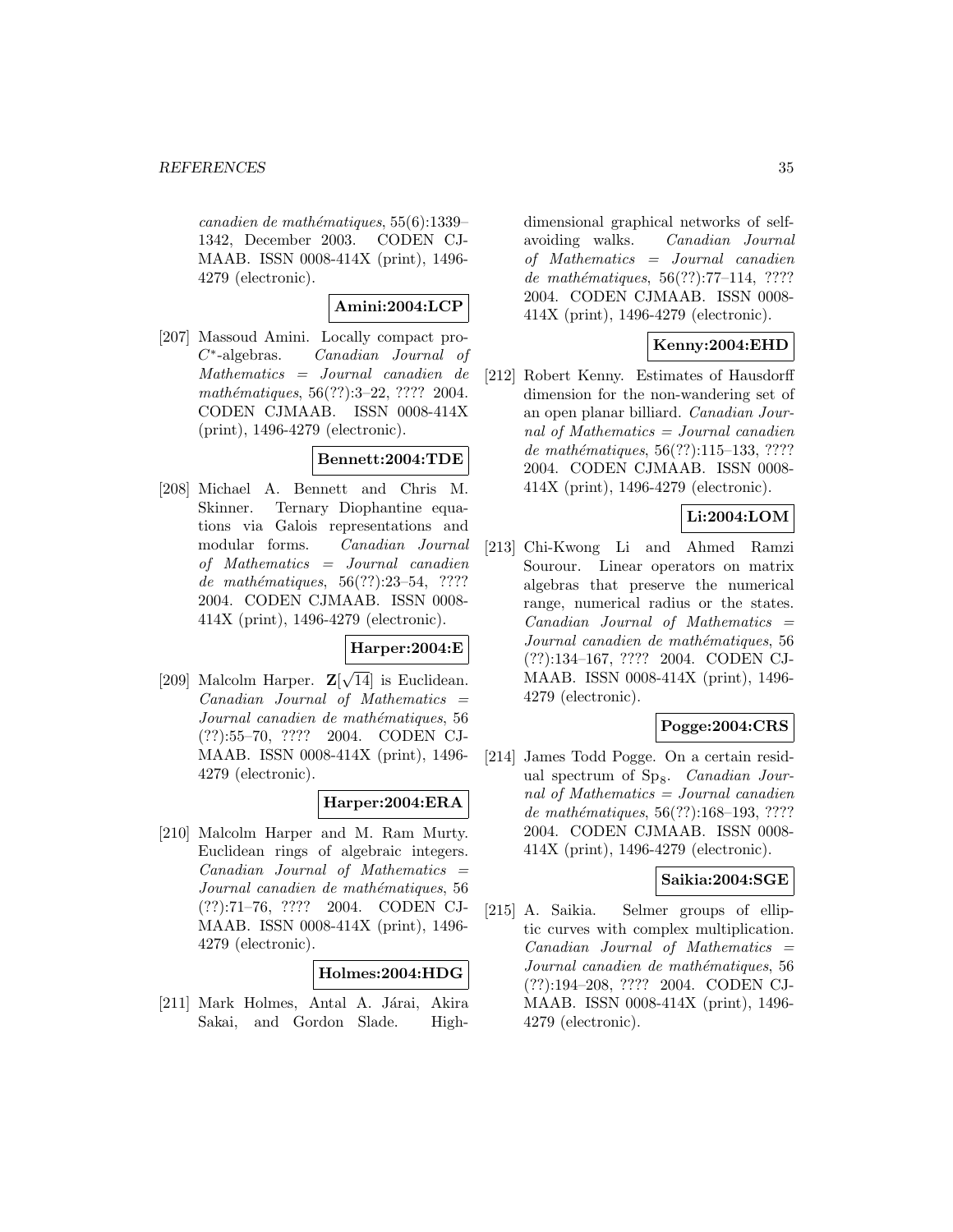*canadien de mathématiques*, 55(6):1339–1342, December 2003. CODEN CJMAAB. ISSN 0008-414X (print), 1496-4279 (electronic).

**Amini:2004:LCP**

[207] Massoud Amini. Locally compact pro-$C^*$-algebras. *Canadian Journal of Mathematics = Journal canadien de mathématiques*, 56(??):3–22, ???? 2004. CODEN CJMAAB. ISSN 0008-414X (print), 1496-4279 (electronic).

**Bennett:2004:TDE**

[208] Michael A. Bennett and Chris M. Skinner. Ternary Diophantine equations via Galois representations and modular forms. *Canadian Journal of Mathematics = Journal canadien de mathématiques*, 56(??):23–54, ???? 2004. CODEN CJMAAB. ISSN 0008-414X (print), 1496-4279 (electronic).

**Harper:2004:E**

[209] Malcolm Harper. $\mathbf{Z}[\sqrt{14}]$ is Euclidean. *Canadian Journal of Mathematics = Journal canadien de mathématiques*, 56 (??):55–70, ???? 2004. CODEN CJMAAB. ISSN 0008-414X (print), 1496-4279 (electronic).

**Harper:2004:ERA**

[210] Malcolm Harper and M. Ram Murty. Euclidean rings of algebraic integers. *Canadian Journal of Mathematics = Journal canadien de mathématiques*, 56 (??):71–76, ???? 2004. CODEN CJMAAB. ISSN 0008-414X (print), 1496-4279 (electronic).

**Holmes:2004:HDG**

[211] Mark Holmes, Antal A. Járai, Akira Sakai, and Gordon Slade. High-dimensional graphical networks of self-avoiding walks. *Canadian Journal of Mathematics = Journal canadien de mathématiques*, 56(??):77–114, ???? 2004. CODEN CJMAAB. ISSN 0008-414X (print), 1496-4279 (electronic).

**Kenny:2004:EHD**

[212] Robert Kenny. Estimates of Hausdorff dimension for the non-wandering set of an open planar billiard. *Canadian Journal of Mathematics = Journal canadien de mathématiques*, 56(??):115–133, ???? 2004. CODEN CJMAAB. ISSN 0008-414X (print), 1496-4279 (electronic).

**Li:2004:LOM**

[213] Chi-Kwong Li and Ahmed Ramzi Sourour. Linear operators on matrix algebras that preserve the numerical range, numerical radius or the states. *Canadian Journal of Mathematics = Journal canadien de mathématiques*, 56 (??):134–167, ???? 2004. CODEN CJMAAB. ISSN 0008-414X (print), 1496-4279 (electronic).

**Pogge:2004:CRS**

[214] James Todd Pogge. On a certain residual spectrum of $\mathrm{Sp}_8$. *Canadian Journal of Mathematics = Journal canadien de mathématiques*, 56(??):168–193, ???? 2004. CODEN CJMAAB. ISSN 0008-414X (print), 1496-4279 (electronic).

**Saikia:2004:SGE**

[215] A. Saikia. Selmer groups of elliptic curves with complex multiplication. *Canadian Journal of Mathematics = Journal canadien de mathématiques*, 56 (??):194–208, ???? 2004. CODEN CJMAAB. ISSN 0008-414X (print), 1496-4279 (electronic).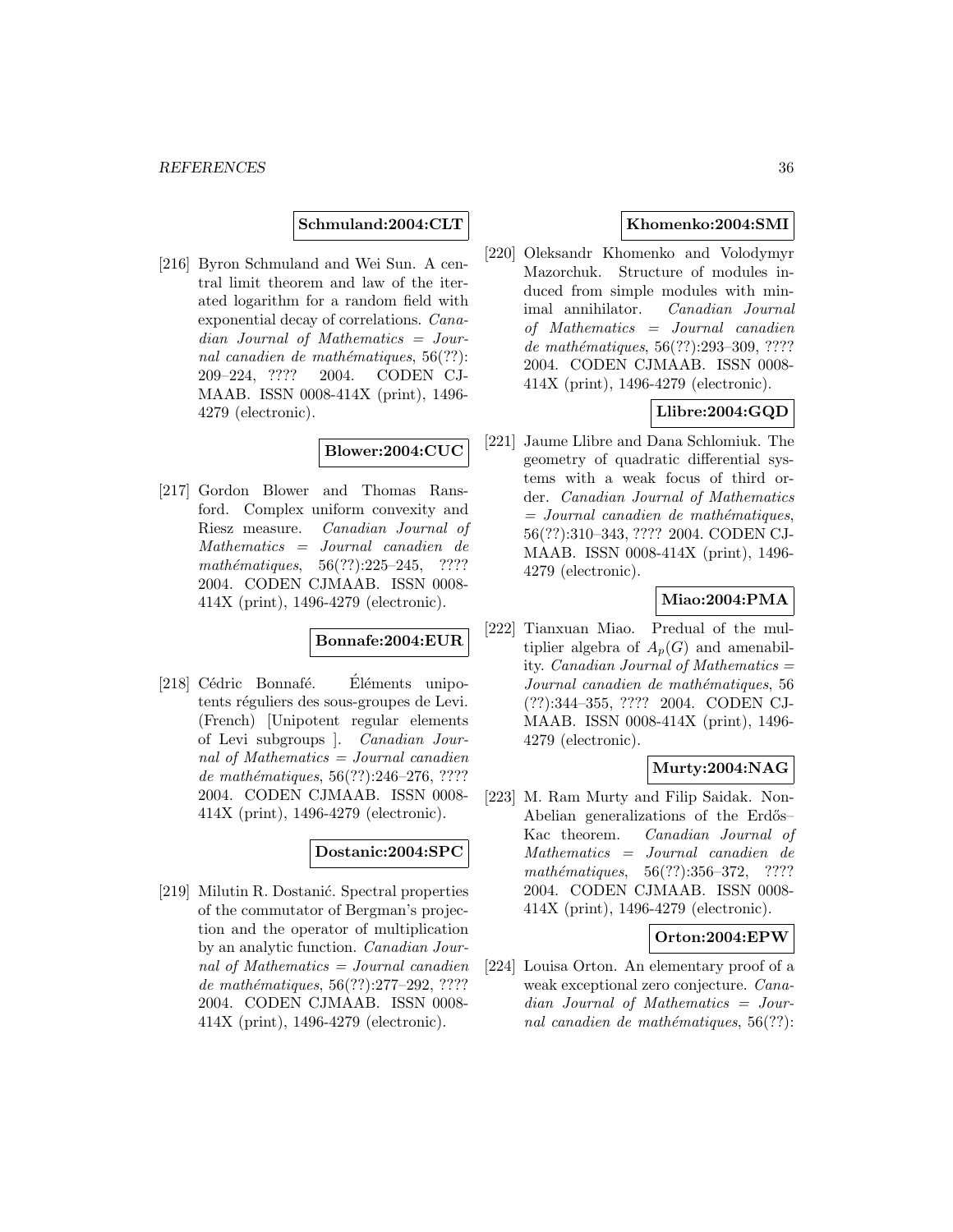**Schmuland:2004:CLT**

[216] Byron Schmuland and Wei Sun. A central limit theorem and law of the iterated logarithm for a random field with exponential decay of correlations. *Canadian Journal of Mathematics = Journal canadien de mathématiques*, 56(??): 209–224, ???? 2004. CODEN CJMAAB. ISSN 0008-414X (print), 1496-4279 (electronic).

**Blower:2004:CUC**

[217] Gordon Blower and Thomas Ransford. Complex uniform convexity and Riesz measure. *Canadian Journal of Mathematics = Journal canadien de mathématiques*, 56(??):225–245, ???? 2004. CODEN CJMAAB. ISSN 0008-414X (print), 1496-4279 (electronic).

**Bonnafe:2004:EUR**

[218] Cédric Bonnafé. Éléments unipotents réguliers des sous-groupes de Levi. (French) [Unipotent regular elements of Levi subgroups ]. *Canadian Journal of Mathematics = Journal canadien de mathématiques*, 56(??):246–276, ???? 2004. CODEN CJMAAB. ISSN 0008-414X (print), 1496-4279 (electronic).

**Dostanic:2004:SPC**

[219] Milutin R. Dostanić. Spectral properties of the commutator of Bergman's projection and the operator of multiplication by an analytic function. *Canadian Journal of Mathematics = Journal canadien de mathématiques*, 56(??):277–292, ???? 2004. CODEN CJMAAB. ISSN 0008-414X (print), 1496-4279 (electronic).

**Khomenko:2004:SMI**

[220] Oleksandr Khomenko and Volodymyr Mazorchuk. Structure of modules induced from simple modules with minimal annihilator. *Canadian Journal of Mathematics = Journal canadien de mathématiques*, 56(??):293–309, ???? 2004. CODEN CJMAAB. ISSN 0008-414X (print), 1496-4279 (electronic).

**Llibre:2004:GQD**

[221] Jaume Llibre and Dana Schlomiuk. The geometry of quadratic differential systems with a weak focus of third order. *Canadian Journal of Mathematics = Journal canadien de mathématiques*, 56(??):310–343, ???? 2004. CODEN CJMAAB. ISSN 0008-414X (print), 1496-4279 (electronic).

**Miao:2004:PMA**

[222] Tianxuan Miao. Predual of the multiplier algebra of $A_p(G)$ and amenability. *Canadian Journal of Mathematics = Journal canadien de mathématiques*, 56 (??):344–355, ???? 2004. CODEN CJMAAB. ISSN 0008-414X (print), 1496-4279 (electronic).

**Murty:2004:NAG**

[223] M. Ram Murty and Filip Saidak. Non-Abelian generalizations of the Erdős–Kac theorem. *Canadian Journal of Mathematics = Journal canadien de mathématiques*, 56(??):356–372, ???? 2004. CODEN CJMAAB. ISSN 0008-414X (print), 1496-4279 (electronic).

**Orton:2004:EPW**

[224] Louisa Orton. An elementary proof of a weak exceptional zero conjecture. *Canadian Journal of Mathematics = Journal canadien de mathématiques*, 56(??):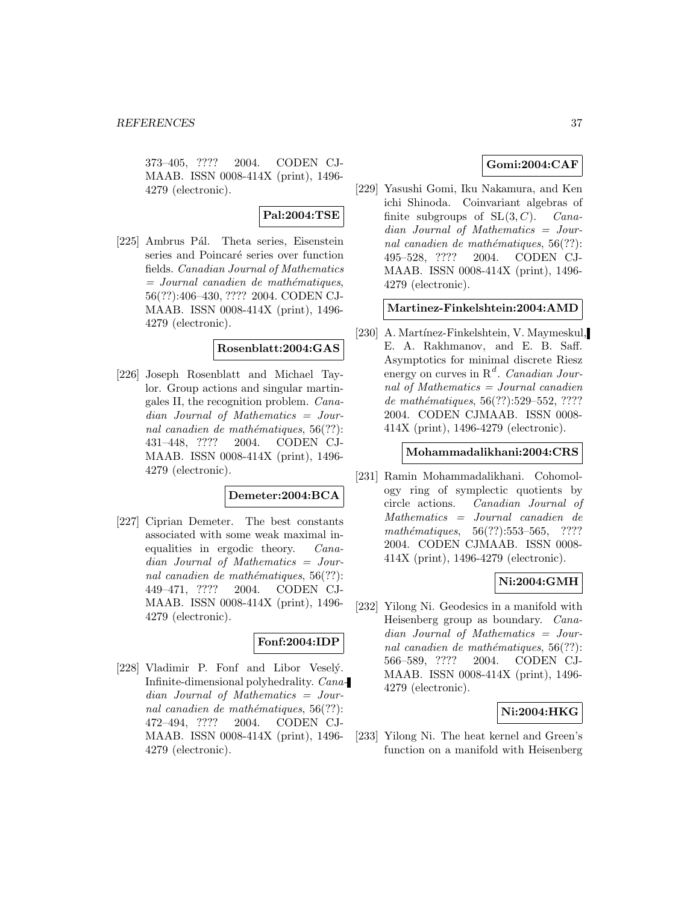373–405, ???? 2004. CODEN CJMAAB. ISSN 0008-414X (print), 1496-4279 (electronic).

**Pal:2004:TSE**

[225] Ambrus Pál. Theta series, Eisenstein series and Poincaré series over function fields. *Canadian Journal of Mathematics = Journal canadien de mathématiques*, 56(??):406–430, ???? 2004. CODEN CJMAAB. ISSN 0008-414X (print), 1496-4279 (electronic).

**Rosenblatt:2004:GAS**

[226] Joseph Rosenblatt and Michael Taylor. Group actions and singular martingales II, the recognition problem. *Canadian Journal of Mathematics = Journal canadien de mathématiques*, 56(??):431–448, ???? 2004. CODEN CJMAAB. ISSN 0008-414X (print), 1496-4279 (electronic).

**Demeter:2004:BCA**

[227] Ciprian Demeter. The best constants associated with some weak maximal inequalities in ergodic theory. *Canadian Journal of Mathematics = Journal canadien de mathématiques*, 56(??):449–471, ???? 2004. CODEN CJMAAB. ISSN 0008-414X (print), 1496-4279 (electronic).

**Fonf:2004:IDP**

[228] Vladimir P. Fonf and Libor Veselý. Infinite-dimensional polyhedrality. *Canadian Journal of Mathematics = Journal canadien de mathématiques*, 56(??):472–494, ???? 2004. CODEN CJMAAB. ISSN 0008-414X (print), 1496-4279 (electronic).

**Gomi:2004:CAF**

[229] Yasushi Gomi, Iku Nakamura, and Ken ichi Shinoda. Coinvariant algebras of finite subgroups of $\mathrm{SL}(3, C)$. *Canadian Journal of Mathematics = Journal canadien de mathématiques*, 56(??):495–528, ???? 2004. CODEN CJMAAB. ISSN 0008-414X (print), 1496-4279 (electronic).

**Martinez-Finkelshtein:2004:AMD**

[230] A. Martínez-Finkelshtein, V. Maymeskul, E. A. Rakhmanov, and E. B. Saff. Asymptotics for minimal discrete Riesz energy on curves in $\mathrm{R}^d$. *Canadian Journal of Mathematics = Journal canadien de mathématiques*, 56(??):529–552, ???? 2004. CODEN CJMAAB. ISSN 0008-414X (print), 1496-4279 (electronic).

**Mohammadalikhani:2004:CRS**

[231] Ramin Mohammadalikhani. Cohomology ring of symplectic quotients by circle actions. *Canadian Journal of Mathematics = Journal canadien de mathématiques*, 56(??):553–565, ???? 2004. CODEN CJMAAB. ISSN 0008-414X (print), 1496-4279 (electronic).

**Ni:2004:GMH**

[232] Yilong Ni. Geodesics in a manifold with Heisenberg group as boundary. *Canadian Journal of Mathematics = Journal canadien de mathématiques*, 56(??):566–589, ???? 2004. CODEN CJMAAB. ISSN 0008-414X (print), 1496-4279 (electronic).

**Ni:2004:HKG**

[233] Yilong Ni. The heat kernel and Green's function on a manifold with Heisenberg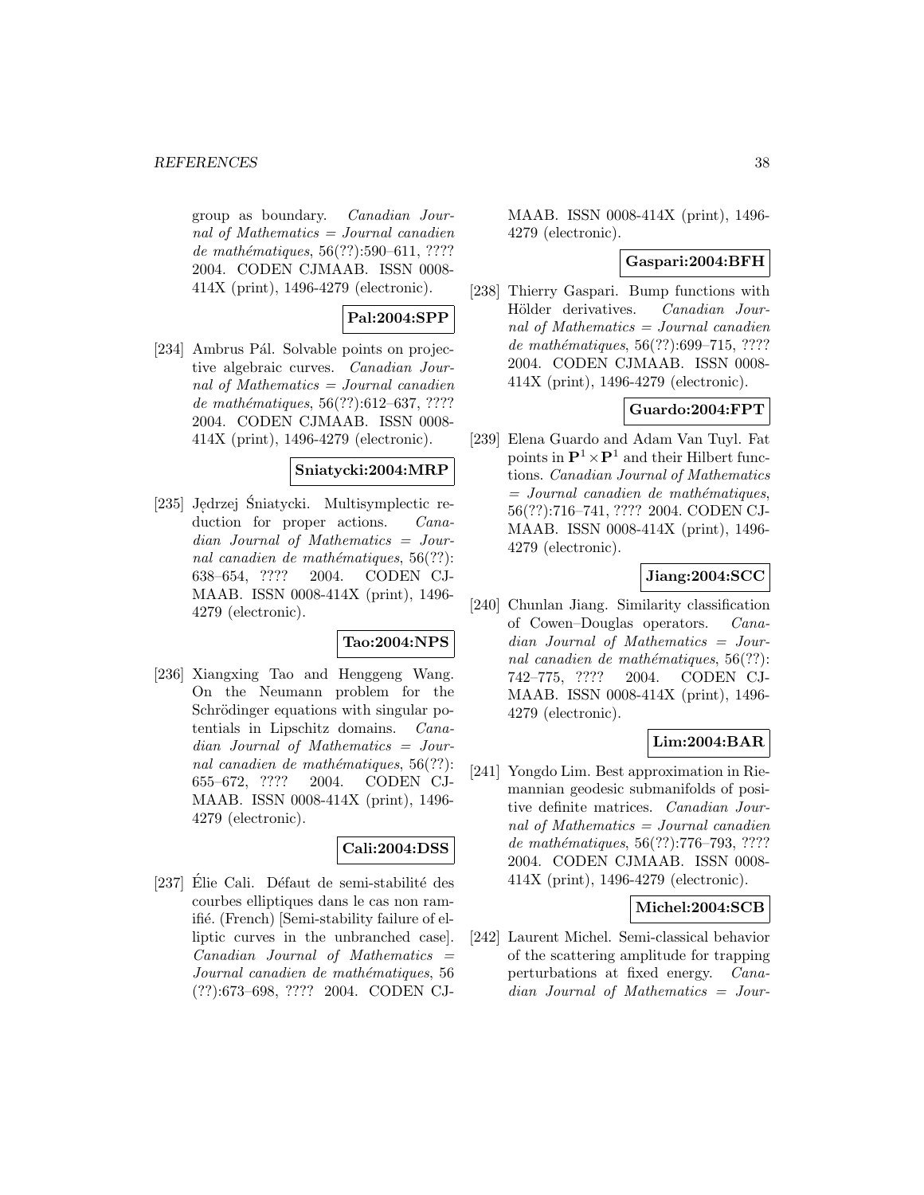group as boundary. *Canadian Journal of Mathematics = Journal canadien de mathématiques*, 56(??):590–611, ???? 2004. CODEN CJMAAB. ISSN 0008-414X (print), 1496-4279 (electronic).

**Pal:2004:SPP**

[234] Ambrus Pál. Solvable points on projective algebraic curves. *Canadian Journal of Mathematics = Journal canadien de mathématiques*, 56(??):612–637, ???? 2004. CODEN CJMAAB. ISSN 0008-414X (print), 1496-4279 (electronic).

**Sniatycki:2004:MRP**

[235] Jędrzej Śniatycki. Multisymplectic reduction for proper actions. *Canadian Journal of Mathematics = Journal canadien de mathématiques*, 56(??):638–654, ???? 2004. CODEN CJMAAB. ISSN 0008-414X (print), 1496-4279 (electronic).

**Tao:2004:NPS**

[236] Xiangxing Tao and Henggeng Wang. On the Neumann problem for the Schrödinger equations with singular potentials in Lipschitz domains. *Canadian Journal of Mathematics = Journal canadien de mathématiques*, 56(??):655–672, ???? 2004. CODEN CJMAAB. ISSN 0008-414X (print), 1496-4279 (electronic).

**Cali:2004:DSS**

[237] Élie Cali. Défaut de semi-stabilité des courbes elliptiques dans le cas non ramifié. (French) [Semi-stability failure of elliptic curves in the unbranched case]. *Canadian Journal of Mathematics = Journal canadien de mathématiques*, 56(??):673–698, ???? 2004. CODEN CJMAAB. ISSN 0008-414X (print), 1496-4279 (electronic).

**Gaspari:2004:BFH**

[238] Thierry Gaspari. Bump functions with Hölder derivatives. *Canadian Journal of Mathematics = Journal canadien de mathématiques*, 56(??):699–715, ???? 2004. CODEN CJMAAB. ISSN 0008-414X (print), 1496-4279 (electronic).

**Guardo:2004:FPT**

[239] Elena Guardo and Adam Van Tuyl. Fat points in $\mathbf{P}^1 \times \mathbf{P}^1$ and their Hilbert functions. *Canadian Journal of Mathematics = Journal canadien de mathématiques*, 56(??):716–741, ???? 2004. CODEN CJMAAB. ISSN 0008-414X (print), 1496-4279 (electronic).

**Jiang:2004:SCC**

[240] Chunlan Jiang. Similarity classification of Cowen–Douglas operators. *Canadian Journal of Mathematics = Journal canadien de mathématiques*, 56(??):742–775, ???? 2004. CODEN CJMAAB. ISSN 0008-414X (print), 1496-4279 (electronic).

**Lim:2004:BAR**

[241] Yongdo Lim. Best approximation in Riemannian geodesic submanifolds of positive definite matrices. *Canadian Journal of Mathematics = Journal canadien de mathématiques*, 56(??):776–793, ???? 2004. CODEN CJMAAB. ISSN 0008-414X (print), 1496-4279 (electronic).

**Michel:2004:SCB**

[242] Laurent Michel. Semi-classical behavior of the scattering amplitude for trapping perturbations at fixed energy. *Canadian Journal of Mathematics = Jour-*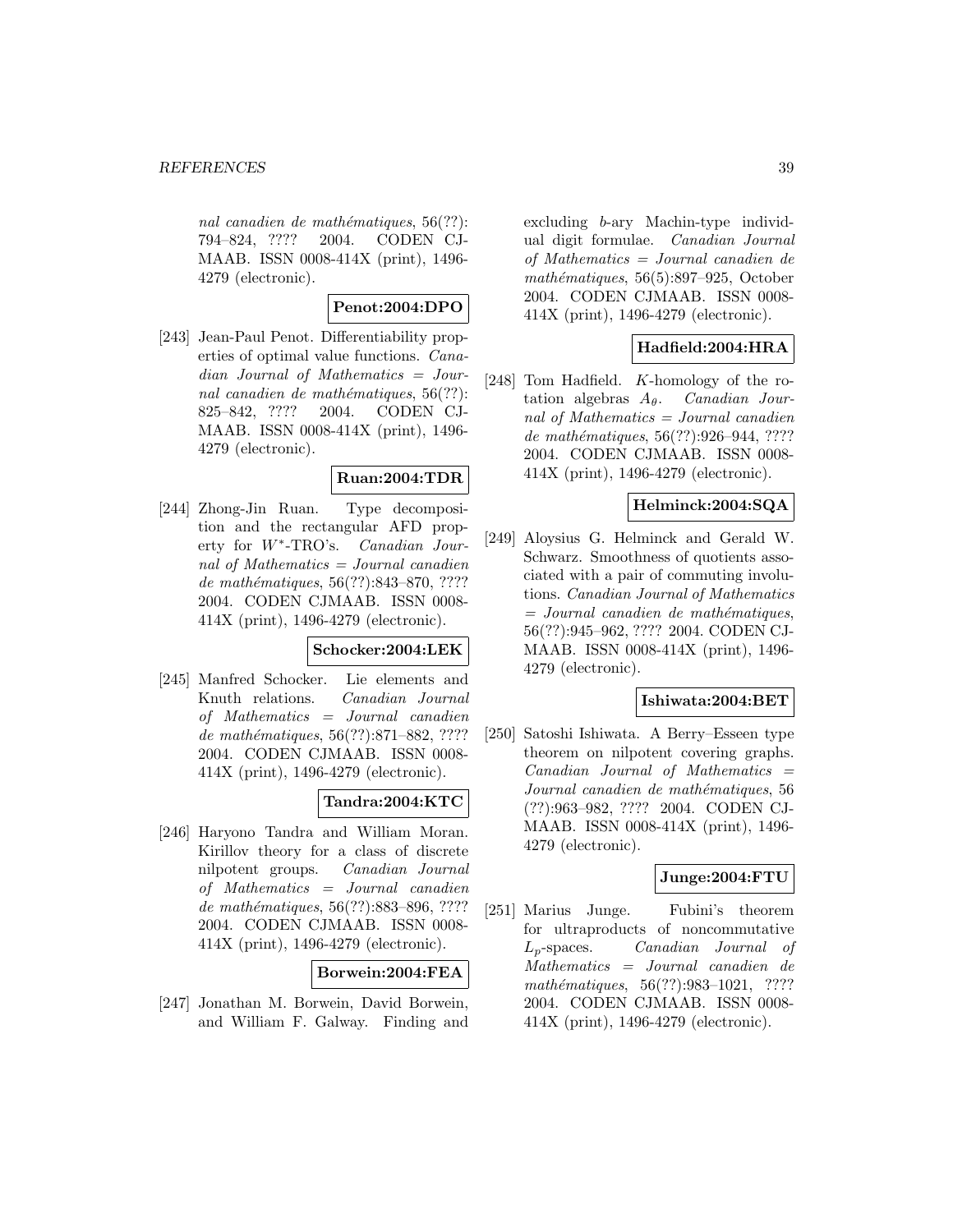*nal canadien de mathématiques*, 56(??): 794–824, ???? 2004. CODEN CJMAAB. ISSN 0008-414X (print), 1496-4279 (electronic).

**Penot:2004:DPO**

[243] Jean-Paul Penot. Differentiability properties of optimal value functions. *Canadian Journal of Mathematics = Journal canadien de mathématiques*, 56(??): 825–842, ???? 2004. CODEN CJMAAB. ISSN 0008-414X (print), 1496-4279 (electronic).

**Ruan:2004:TDR**

[244] Zhong-Jin Ruan. Type decomposition and the rectangular AFD property for $W^*$-TRO's. *Canadian Journal of Mathematics = Journal canadien de mathématiques*, 56(??):843–870, ???? 2004. CODEN CJMAAB. ISSN 0008-414X (print), 1496-4279 (electronic).

**Schocker:2004:LEK**

[245] Manfred Schocker. Lie elements and Knuth relations. *Canadian Journal of Mathematics = Journal canadien de mathématiques*, 56(??):871–882, ???? 2004. CODEN CJMAAB. ISSN 0008-414X (print), 1496-4279 (electronic).

**Tandra:2004:KTC**

[246] Haryono Tandra and William Moran. Kirillov theory for a class of discrete nilpotent groups. *Canadian Journal of Mathematics = Journal canadien de mathématiques*, 56(??):883–896, ???? 2004. CODEN CJMAAB. ISSN 0008-414X (print), 1496-4279 (electronic).

**Borwein:2004:FEA**

[247] Jonathan M. Borwein, David Borwein, and William F. Galway. Finding and excluding $b$-ary Machin-type individual digit formulae. *Canadian Journal of Mathematics = Journal canadien de mathématiques*, 56(5):897–925, October 2004. CODEN CJMAAB. ISSN 0008-414X (print), 1496-4279 (electronic).

**Hadfield:2004:HRA**

[248] Tom Hadfield. $K$-homology of the rotation algebras $A_\theta$. *Canadian Journal of Mathematics = Journal canadien de mathématiques*, 56(??):926–944, ???? 2004. CODEN CJMAAB. ISSN 0008-414X (print), 1496-4279 (electronic).

**Helminck:2004:SQA**

[249] Aloysius G. Helminck and Gerald W. Schwarz. Smoothness of quotients associated with a pair of commuting involutions. *Canadian Journal of Mathematics = Journal canadien de mathématiques*, 56(??):945–962, ???? 2004. CODEN CJMAAB. ISSN 0008-414X (print), 1496-4279 (electronic).

**Ishiwata:2004:BET**

[250] Satoshi Ishiwata. A Berry–Esseen type theorem on nilpotent covering graphs. *Canadian Journal of Mathematics = Journal canadien de mathématiques*, 56 (??):963–982, ???? 2004. CODEN CJMAAB. ISSN 0008-414X (print), 1496-4279 (electronic).

**Junge:2004:FTU**

[251] Marius Junge. Fubini's theorem for ultraproducts of noncommutative $L_p$-spaces. *Canadian Journal of Mathematics = Journal canadien de mathématiques*, 56(??):983–1021, ???? 2004. CODEN CJMAAB. ISSN 0008-414X (print), 1496-4279 (electronic).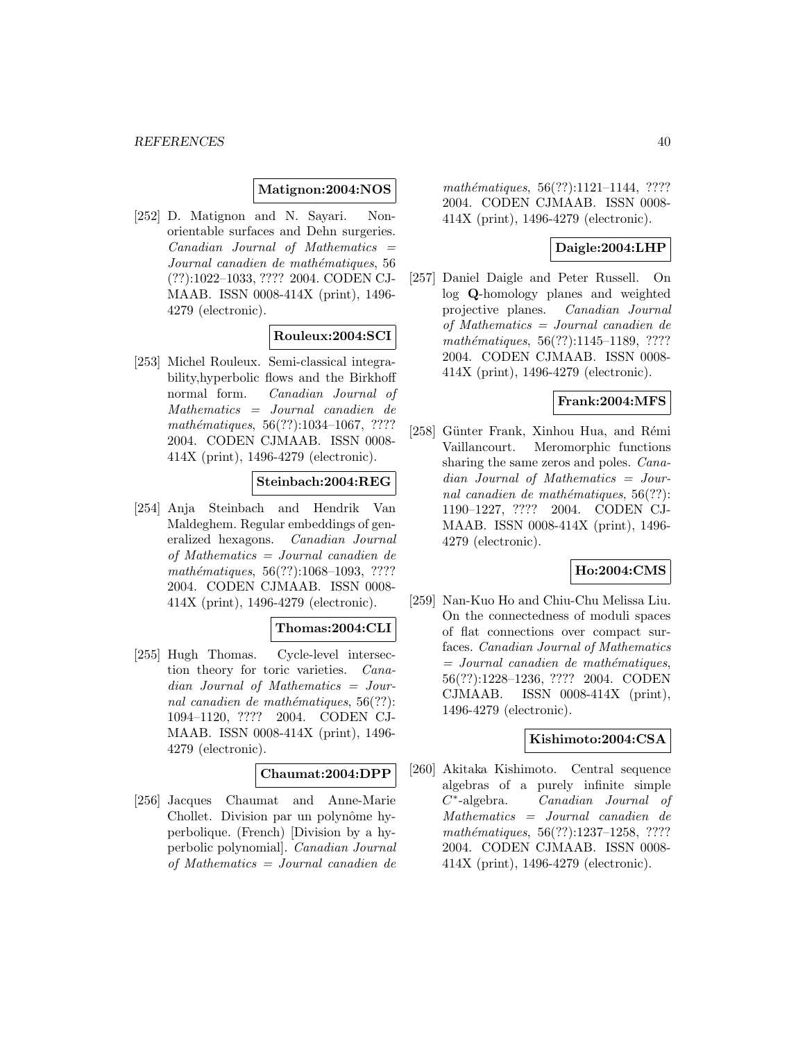**Matignon:2004:NOS**

[252] D. Matignon and N. Sayari. Non-orientable surfaces and Dehn surgeries. *Canadian Journal of Mathematics = Journal canadien de mathématiques*, 56 (??):1022–1033, ???? 2004. CODEN CJMAAB. ISSN 0008-414X (print), 1496-4279 (electronic).

**Rouleux:2004:SCI**

[253] Michel Rouleux. Semi-classical integrability,hyperbolic flows and the Birkhoff normal form. *Canadian Journal of Mathematics = Journal canadien de mathématiques*, 56(??):1034–1067, ???? 2004. CODEN CJMAAB. ISSN 0008-414X (print), 1496-4279 (electronic).

**Steinbach:2004:REG**

[254] Anja Steinbach and Hendrik Van Maldeghem. Regular embeddings of generalized hexagons. *Canadian Journal of Mathematics = Journal canadien de mathématiques*, 56(??):1068–1093, ???? 2004. CODEN CJMAAB. ISSN 0008-414X (print), 1496-4279 (electronic).

**Thomas:2004:CLI**

[255] Hugh Thomas. Cycle-level intersection theory for toric varieties. *Canadian Journal of Mathematics = Journal canadien de mathématiques*, 56(??): 1094–1120, ???? 2004. CODEN CJMAAB. ISSN 0008-414X (print), 1496-4279 (electronic).

**Chaumat:2004:DPP**

[256] Jacques Chaumat and Anne-Marie Chollet. Division par un polynôme hyperbolique. (French) [Division by a hyperbolic polynomial]. *Canadian Journal of Mathematics = Journal canadien de mathématiques*, 56(??):1121–1144, ???? 2004. CODEN CJMAAB. ISSN 0008-414X (print), 1496-4279 (electronic).

**Daigle:2004:LHP**

[257] Daniel Daigle and Peter Russell. On log **Q**-homology planes and weighted projective planes. *Canadian Journal of Mathematics = Journal canadien de mathématiques*, 56(??):1145–1189, ???? 2004. CODEN CJMAAB. ISSN 0008-414X (print), 1496-4279 (electronic).

**Frank:2004:MFS**

[258] Günter Frank, Xinhou Hua, and Rémi Vaillancourt. Meromorphic functions sharing the same zeros and poles. *Canadian Journal of Mathematics = Journal canadien de mathématiques*, 56(??): 1190–1227, ???? 2004. CODEN CJMAAB. ISSN 0008-414X (print), 1496-4279 (electronic).

**Ho:2004:CMS**

[259] Nan-Kuo Ho and Chiu-Chu Melissa Liu. On the connectedness of moduli spaces of flat connections over compact surfaces. *Canadian Journal of Mathematics = Journal canadien de mathématiques*, 56(??):1228–1236, ???? 2004. CODEN CJMAAB. ISSN 0008-414X (print), 1496-4279 (electronic).

**Kishimoto:2004:CSA**

[260] Akitaka Kishimoto. Central sequence algebras of a purely infinite simple $C^*$-algebra. *Canadian Journal of Mathematics = Journal canadien de mathématiques*, 56(??):1237–1258, ???? 2004. CODEN CJMAAB. ISSN 0008-414X (print), 1496-4279 (electronic).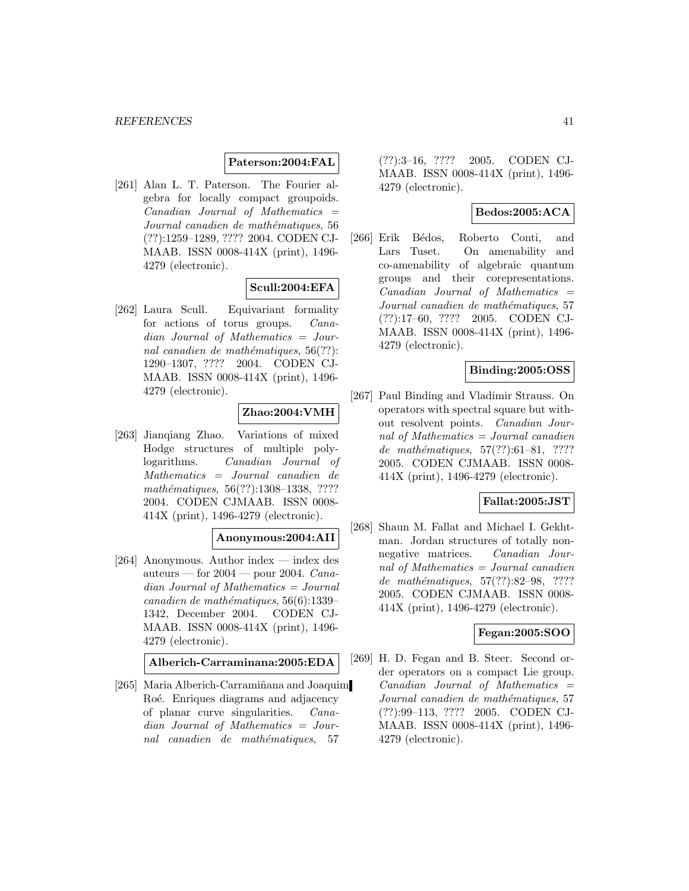**Paterson:2004:FAL**

[261] Alan L. T. Paterson. The Fourier algebra for locally compact groupoids. *Canadian Journal of Mathematics = Journal canadien de mathématiques*, 56 (??):1259–1289, ???? 2004. CODEN CJMAAB. ISSN 0008-414X (print), 1496-4279 (electronic).

**Scull:2004:EFA**

[262] Laura Scull. Equivariant formality for actions of torus groups. *Canadian Journal of Mathematics = Journal canadien de mathématiques*, 56(??): 1290–1307, ???? 2004. CODEN CJMAAB. ISSN 0008-414X (print), 1496-4279 (electronic).

**Zhao:2004:VMH**

[263] Jianqiang Zhao. Variations of mixed Hodge structures of multiple polylogarithms. *Canadian Journal of Mathematics = Journal canadien de mathématiques*, 56(??):1308–1338, ???? 2004. CODEN CJMAAB. ISSN 0008-414X (print), 1496-4279 (electronic).

**Anonymous:2004:AII**

[264] Anonymous. Author index — index des auteurs — for 2004 — pour 2004. *Canadian Journal of Mathematics = Journal canadien de mathématiques*, 56(6):1339–1342, December 2004. CODEN CJMAAB. ISSN 0008-414X (print), 1496-4279 (electronic).

**Alberich-Carraminana:2005:EDA**

[265] Maria Alberich-Carramiñana and Joaquim Roé. Enriques diagrams and adjacency of planar curve singularities. *Canadian Journal of Mathematics = Journal canadien de mathématiques*, 57 (??):3–16, ???? 2005. CODEN CJMAAB. ISSN 0008-414X (print), 1496-4279 (electronic).

**Bedos:2005:ACA**

[266] Erik Bédos, Roberto Conti, and Lars Tuset. On amenability and co-amenability of algebraic quantum groups and their corepresentations. *Canadian Journal of Mathematics = Journal canadien de mathématiques*, 57 (??):17–60, ???? 2005. CODEN CJMAAB. ISSN 0008-414X (print), 1496-4279 (electronic).

**Binding:2005:OSS**

[267] Paul Binding and Vladimir Strauss. On operators with spectral square but without resolvent points. *Canadian Journal of Mathematics = Journal canadien de mathématiques*, 57(??):61–81, ???? 2005. CODEN CJMAAB. ISSN 0008-414X (print), 1496-4279 (electronic).

**Fallat:2005:JST**

[268] Shaun M. Fallat and Michael I. Gekhtman. Jordan structures of totally nonnegative matrices. *Canadian Journal of Mathematics = Journal canadien de mathématiques*, 57(??):82–98, ???? 2005. CODEN CJMAAB. ISSN 0008-414X (print), 1496-4279 (electronic).

**Fegan:2005:SOO**

[269] H. D. Fegan and B. Steer. Second order operators on a compact Lie group. *Canadian Journal of Mathematics = Journal canadien de mathématiques*, 57 (??):99–113, ???? 2005. CODEN CJMAAB. ISSN 0008-414X (print), 1496-4279 (electronic).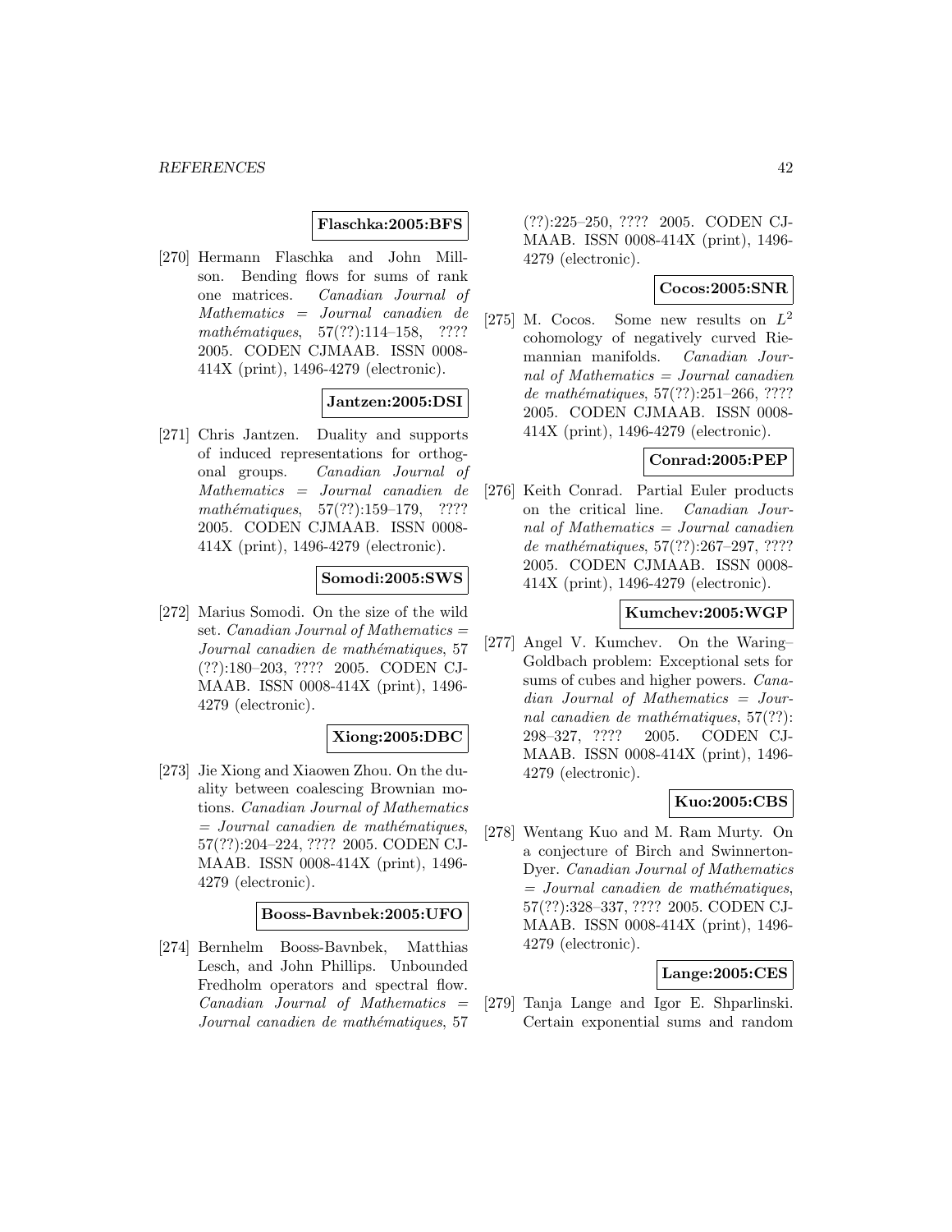**Flaschka:2005:BFS**

[270] Hermann Flaschka and John Millson. Bending flows for sums of rank one matrices. *Canadian Journal of Mathematics = Journal canadien de mathématiques*, 57(??):114–158, ???? 2005. CODEN CJMAAB. ISSN 0008-414X (print), 1496-4279 (electronic).

**Jantzen:2005:DSI**

[271] Chris Jantzen. Duality and supports of induced representations for orthogonal groups. *Canadian Journal of Mathematics = Journal canadien de mathématiques*, 57(??):159–179, ???? 2005. CODEN CJMAAB. ISSN 0008-414X (print), 1496-4279 (electronic).

**Somodi:2005:SWS**

[272] Marius Somodi. On the size of the wild set. *Canadian Journal of Mathematics = Journal canadien de mathématiques*, 57 (??):180–203, ???? 2005. CODEN CJMAAB. ISSN 0008-414X (print), 1496-4279 (electronic).

**Xiong:2005:DBC**

[273] Jie Xiong and Xiaowen Zhou. On the duality between coalescing Brownian motions. *Canadian Journal of Mathematics = Journal canadien de mathématiques*, 57(??):204–224, ???? 2005. CODEN CJMAAB. ISSN 0008-414X (print), 1496-4279 (electronic).

**Booss-Bavnbek:2005:UFO**

[274] Bernhelm Booss-Bavnbek, Matthias Lesch, and John Phillips. Unbounded Fredholm operators and spectral flow. *Canadian Journal of Mathematics = Journal canadien de mathématiques*, 57 (??):225–250, ???? 2005. CODEN CJMAAB. ISSN 0008-414X (print), 1496-4279 (electronic).

**Cocos:2005:SNR**

[275] M. Cocos. Some new results on $L^2$ cohomology of negatively curved Riemannian manifolds. *Canadian Journal of Mathematics = Journal canadien de mathématiques*, 57(??):251–266, ???? 2005. CODEN CJMAAB. ISSN 0008-414X (print), 1496-4279 (electronic).

**Conrad:2005:PEP**

[276] Keith Conrad. Partial Euler products on the critical line. *Canadian Journal of Mathematics = Journal canadien de mathématiques*, 57(??):267–297, ???? 2005. CODEN CJMAAB. ISSN 0008-414X (print), 1496-4279 (electronic).

**Kumchev:2005:WGP**

[277] Angel V. Kumchev. On the Waring–Goldbach problem: Exceptional sets for sums of cubes and higher powers. *Canadian Journal of Mathematics = Journal canadien de mathématiques*, 57(??): 298–327, ???? 2005. CODEN CJMAAB. ISSN 0008-414X (print), 1496-4279 (electronic).

**Kuo:2005:CBS**

[278] Wentang Kuo and M. Ram Murty. On a conjecture of Birch and Swinnerton-Dyer. *Canadian Journal of Mathematics = Journal canadien de mathématiques*, 57(??):328–337, ???? 2005. CODEN CJMAAB. ISSN 0008-414X (print), 1496-4279 (electronic).

**Lange:2005:CES**

[279] Tanja Lange and Igor E. Shparlinski. Certain exponential sums and random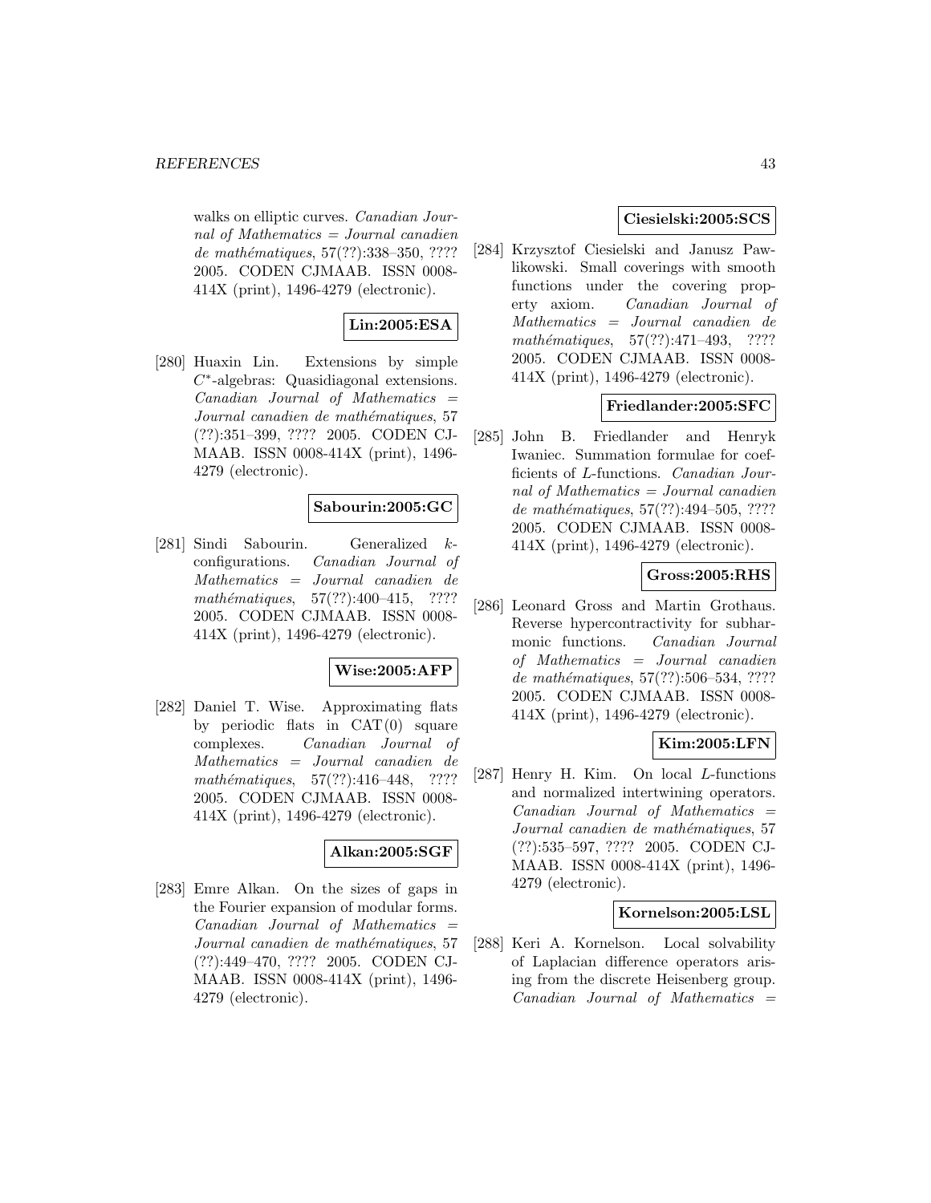walks on elliptic curves. *Canadian Journal of Mathematics = Journal canadien de mathématiques*, 57(??):338–350, ???? 2005. CODEN CJMAAB. ISSN 0008-414X (print), 1496-4279 (electronic).

**Lin:2005:ESA**

[280] Huaxin Lin. Extensions by simple $C^*$-algebras: Quasidiagonal extensions. *Canadian Journal of Mathematics = Journal canadien de mathématiques*, 57 (??):351–399, ???? 2005. CODEN CJMAAB. ISSN 0008-414X (print), 1496-4279 (electronic).

**Sabourin:2005:GC**

[281] Sindi Sabourin. Generalized $k$-configurations. *Canadian Journal of Mathematics = Journal canadien de mathématiques*, 57(??):400–415, ???? 2005. CODEN CJMAAB. ISSN 0008-414X (print), 1496-4279 (electronic).

**Wise:2005:AFP**

[282] Daniel T. Wise. Approximating flats by periodic flats in CAT(0) square complexes. *Canadian Journal of Mathematics = Journal canadien de mathématiques*, 57(??):416–448, ???? 2005. CODEN CJMAAB. ISSN 0008-414X (print), 1496-4279 (electronic).

**Alkan:2005:SGF**

[283] Emre Alkan. On the sizes of gaps in the Fourier expansion of modular forms. *Canadian Journal of Mathematics = Journal canadien de mathématiques*, 57 (??):449–470, ???? 2005. CODEN CJMAAB. ISSN 0008-414X (print), 1496-4279 (electronic).

**Ciesielski:2005:SCS**

[284] Krzysztof Ciesielski and Janusz Pawlikowski. Small coverings with smooth functions under the covering property axiom. *Canadian Journal of Mathematics = Journal canadien de mathématiques*, 57(??):471–493, ???? 2005. CODEN CJMAAB. ISSN 0008-414X (print), 1496-4279 (electronic).

**Friedlander:2005:SFC**

[285] John B. Friedlander and Henryk Iwaniec. Summation formulae for coefficients of $L$-functions. *Canadian Journal of Mathematics = Journal canadien de mathématiques*, 57(??):494–505, ???? 2005. CODEN CJMAAB. ISSN 0008-414X (print), 1496-4279 (electronic).

**Gross:2005:RHS**

[286] Leonard Gross and Martin Grothaus. Reverse hypercontractivity for subharmonic functions. *Canadian Journal of Mathematics = Journal canadien de mathématiques*, 57(??):506–534, ???? 2005. CODEN CJMAAB. ISSN 0008-414X (print), 1496-4279 (electronic).

**Kim:2005:LFN**

[287] Henry H. Kim. On local $L$-functions and normalized intertwining operators. *Canadian Journal of Mathematics = Journal canadien de mathématiques*, 57 (??):535–597, ???? 2005. CODEN CJMAAB. ISSN 0008-414X (print), 1496-4279 (electronic).

**Kornelson:2005:LSL**

[288] Keri A. Kornelson. Local solvability of Laplacian difference operators arising from the discrete Heisenberg group. *Canadian Journal of Mathematics =*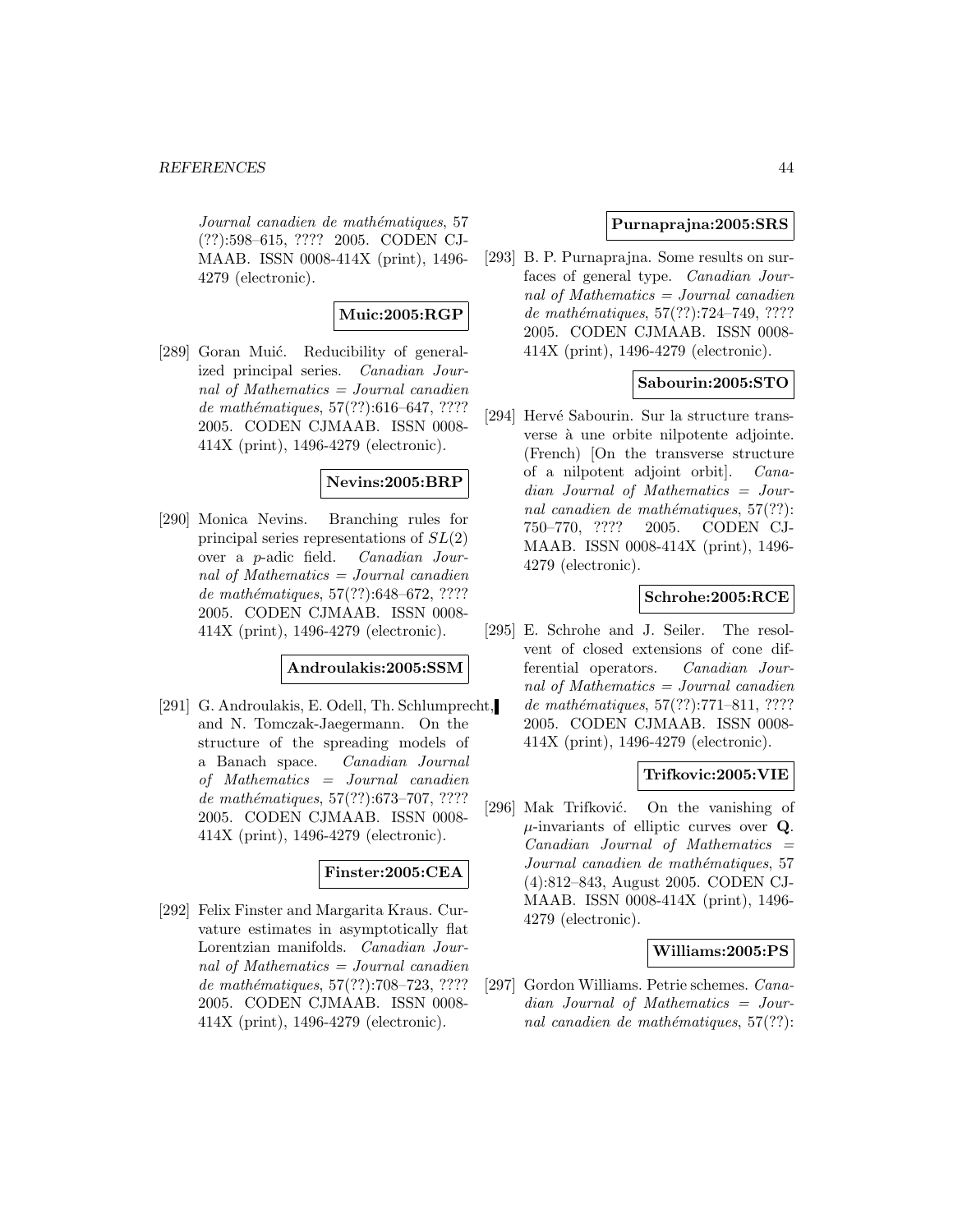*Journal canadien de mathématiques*, 57 (??):598–615, ???? 2005. CODEN CJMAAB. ISSN 0008-414X (print), 1496-4279 (electronic).

**Muic:2005:RGP**

[289] Goran Muić. Reducibility of generalized principal series. *Canadian Journal of Mathematics = Journal canadien de mathématiques*, 57(??):616–647, ???? 2005. CODEN CJMAAB. ISSN 0008-414X (print), 1496-4279 (electronic).

**Nevins:2005:BRP**

[290] Monica Nevins. Branching rules for principal series representations of $SL(2)$ over a $p$-adic field. *Canadian Journal of Mathematics = Journal canadien de mathématiques*, 57(??):648–672, ???? 2005. CODEN CJMAAB. ISSN 0008-414X (print), 1496-4279 (electronic).

**Androulakis:2005:SSM**

[291] G. Androulakis, E. Odell, Th. Schlumprecht, and N. Tomczak-Jaegermann. On the structure of the spreading models of a Banach space. *Canadian Journal of Mathematics = Journal canadien de mathématiques*, 57(??):673–707, ???? 2005. CODEN CJMAAB. ISSN 0008-414X (print), 1496-4279 (electronic).

**Finster:2005:CEA**

[292] Felix Finster and Margarita Kraus. Curvature estimates in asymptotically flat Lorentzian manifolds. *Canadian Journal of Mathematics = Journal canadien de mathématiques*, 57(??):708–723, ???? 2005. CODEN CJMAAB. ISSN 0008-414X (print), 1496-4279 (electronic).

**Purnaprajna:2005:SRS**

[293] B. P. Purnaprajna. Some results on surfaces of general type. *Canadian Journal of Mathematics = Journal canadien de mathématiques*, 57(??):724–749, ???? 2005. CODEN CJMAAB. ISSN 0008-414X (print), 1496-4279 (electronic).

**Sabourin:2005:STO**

[294] Hervé Sabourin. Sur la structure transverse à une orbite nilpotente adjointe. (French) [On the transverse structure of a nilpotent adjoint orbit]. *Canadian Journal of Mathematics = Journal canadien de mathématiques*, 57(??): 750–770, ???? 2005. CODEN CJMAAB. ISSN 0008-414X (print), 1496-4279 (electronic).

**Schrohe:2005:RCE**

[295] E. Schrohe and J. Seiler. The resolvent of closed extensions of cone differential operators. *Canadian Journal of Mathematics = Journal canadien de mathématiques*, 57(??):771–811, ???? 2005. CODEN CJMAAB. ISSN 0008-414X (print), 1496-4279 (electronic).

**Trifkovic:2005:VIE**

[296] Mak Trifković. On the vanishing of $\mu$-invariants of elliptic curves over $\mathbf{Q}$. *Canadian Journal of Mathematics = Journal canadien de mathématiques*, 57 (4):812–843, August 2005. CODEN CJMAAB. ISSN 0008-414X (print), 1496-4279 (electronic).

**Williams:2005:PS**

[297] Gordon Williams. Petrie schemes. *Canadian Journal of Mathematics = Journal canadien de mathématiques*, 57(??):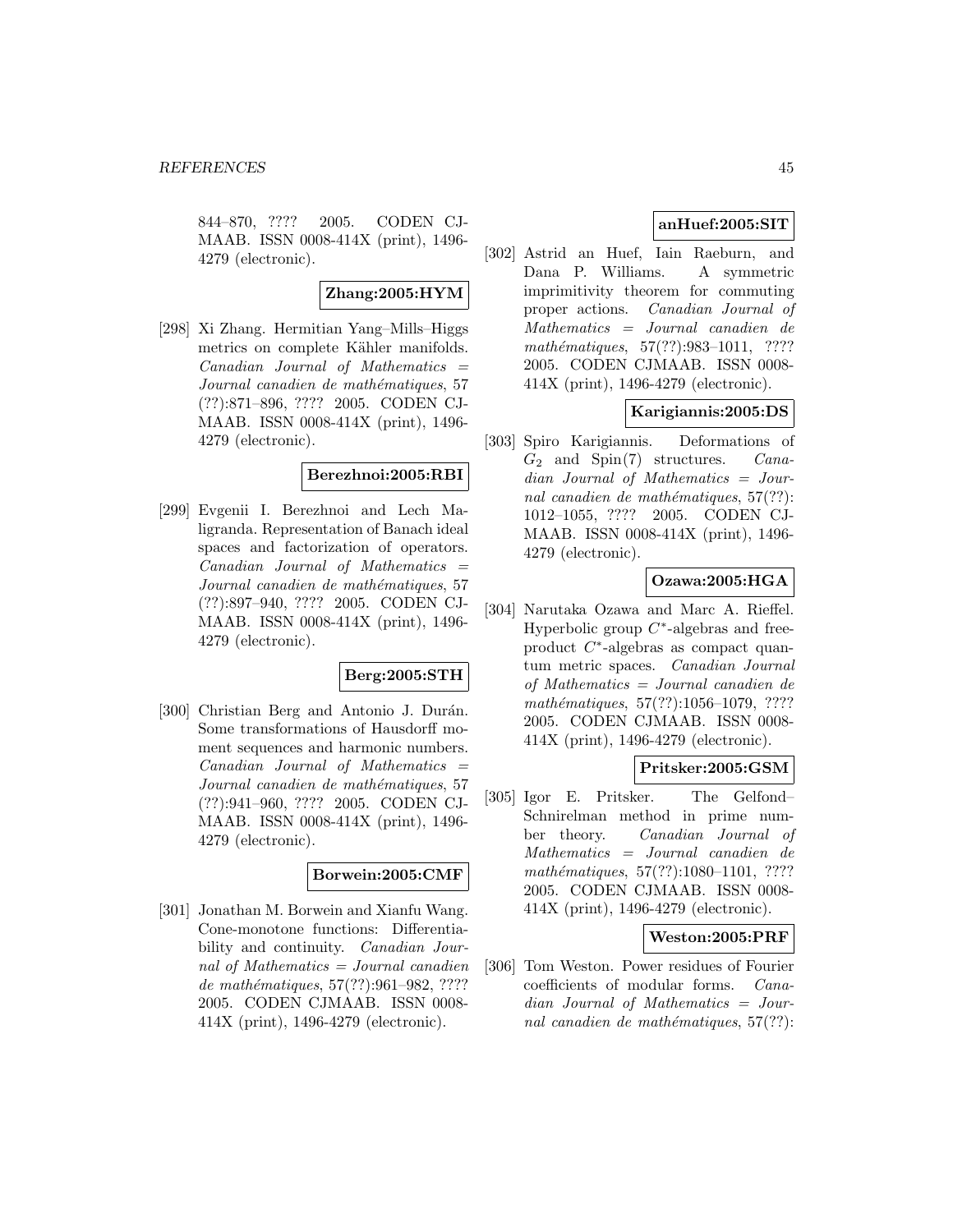844–870, ???? 2005. CODEN CJMAAB. ISSN 0008-414X (print), 1496-4279 (electronic).

**Zhang:2005:HYM**

[298] Xi Zhang. Hermitian Yang–Mills–Higgs metrics on complete Kähler manifolds. *Canadian Journal of Mathematics = Journal canadien de mathématiques*, 57 (??):871–896, ???? 2005. CODEN CJMAAB. ISSN 0008-414X (print), 1496-4279 (electronic).

**Berezhnoi:2005:RBI**

[299] Evgenii I. Berezhnoi and Lech Maligranda. Representation of Banach ideal spaces and factorization of operators. *Canadian Journal of Mathematics = Journal canadien de mathématiques*, 57 (??):897–940, ???? 2005. CODEN CJMAAB. ISSN 0008-414X (print), 1496-4279 (electronic).

**Berg:2005:STH**

[300] Christian Berg and Antonio J. Durán. Some transformations of Hausdorff moment sequences and harmonic numbers. *Canadian Journal of Mathematics = Journal canadien de mathématiques*, 57 (??):941–960, ???? 2005. CODEN CJMAAB. ISSN 0008-414X (print), 1496-4279 (electronic).

**Borwein:2005:CMF**

[301] Jonathan M. Borwein and Xianfu Wang. Cone-monotone functions: Differentiability and continuity. *Canadian Journal of Mathematics = Journal canadien de mathématiques*, 57(??):961–982, ???? 2005. CODEN CJMAAB. ISSN 0008-414X (print), 1496-4279 (electronic).

**anHuef:2005:SIT**

[302] Astrid an Huef, Iain Raeburn, and Dana P. Williams. A symmetric imprimitivity theorem for commuting proper actions. *Canadian Journal of Mathematics = Journal canadien de mathématiques*, 57(??):983–1011, ???? 2005. CODEN CJMAAB. ISSN 0008-414X (print), 1496-4279 (electronic).

**Karigiannis:2005:DS**

[303] Spiro Karigiannis. Deformations of $G_2$ and Spin(7) structures. *Canadian Journal of Mathematics = Journal canadien de mathématiques*, 57(??): 1012–1055, ???? 2005. CODEN CJMAAB. ISSN 0008-414X (print), 1496-4279 (electronic).

**Ozawa:2005:HGA**

[304] Narutaka Ozawa and Marc A. Rieffel. Hyperbolic group $C^*$-algebras and free-product $C^*$-algebras as compact quantum metric spaces. *Canadian Journal of Mathematics = Journal canadien de mathématiques*, 57(??):1056–1079, ???? 2005. CODEN CJMAAB. ISSN 0008-414X (print), 1496-4279 (electronic).

**Pritsker:2005:GSM**

[305] Igor E. Pritsker. The Gelfond–Schnirelman method in prime number theory. *Canadian Journal of Mathematics = Journal canadien de mathématiques*, 57(??):1080–1101, ???? 2005. CODEN CJMAAB. ISSN 0008-414X (print), 1496-4279 (electronic).

**Weston:2005:PRF**

[306] Tom Weston. Power residues of Fourier coefficients of modular forms. *Canadian Journal of Mathematics = Journal canadien de mathématiques*, 57(??):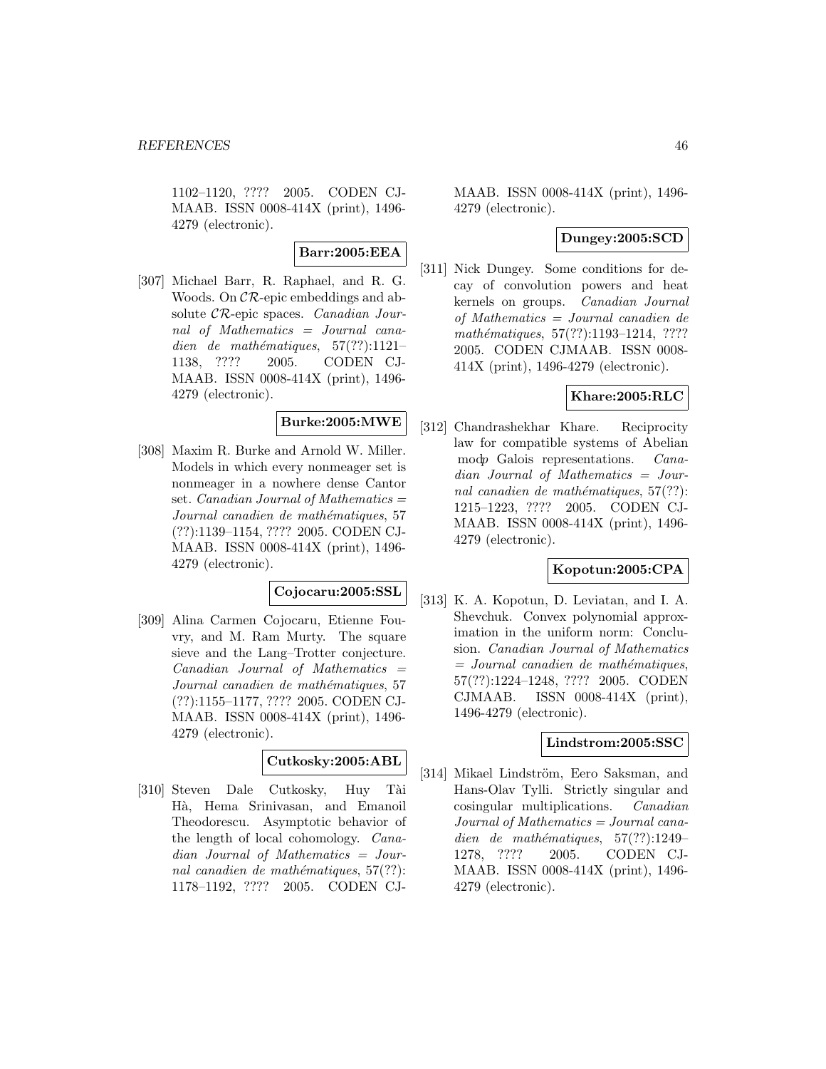1102–1120, ???? 2005. CODEN CJMAAB. ISSN 0008-414X (print), 1496-4279 (electronic).

**Barr:2005:EEA**

[307] Michael Barr, R. Raphael, and R. G. Woods. On $\mathcal{CR}$-epic embeddings and absolute $\mathcal{CR}$-epic spaces. *Canadian Journal of Mathematics = Journal canadien de mathématiques*, 57(??):1121–1138, ???? 2005. CODEN CJMAAB. ISSN 0008-414X (print), 1496-4279 (electronic).

**Burke:2005:MWE**

[308] Maxim R. Burke and Arnold W. Miller. Models in which every nonmeager set is nonmeager in a nowhere dense Cantor set. *Canadian Journal of Mathematics = Journal canadien de mathématiques*, 57(??):1139–1154, ???? 2005. CODEN CJMAAB. ISSN 0008-414X (print), 1496-4279 (electronic).

**Cojocaru:2005:SSL**

[309] Alina Carmen Cojocaru, Etienne Fouvry, and M. Ram Murty. The square sieve and the Lang–Trotter conjecture. *Canadian Journal of Mathematics = Journal canadien de mathématiques*, 57(??):1155–1177, ???? 2005. CODEN CJMAAB. ISSN 0008-414X (print), 1496-4279 (electronic).

**Cutkosky:2005:ABL**

[310] Steven Dale Cutkosky, Huy Tài Hà, Hema Srinivasan, and Emanoil Theodorescu. Asymptotic behavior of the length of local cohomology. *Canadian Journal of Mathematics = Journal canadien de mathématiques*, 57(??):1178–1192, ???? 2005. CODEN CJMAAB. ISSN 0008-414X (print), 1496-4279 (electronic).

**Dungey:2005:SCD**

[311] Nick Dungey. Some conditions for decay of convolution powers and heat kernels on groups. *Canadian Journal of Mathematics = Journal canadien de mathématiques*, 57(??):1193–1214, ???? 2005. CODEN CJMAAB. ISSN 0008-414X (print), 1496-4279 (electronic).

**Khare:2005:RLC**

[312] Chandrashekhar Khare. Reciprocity law for compatible systems of Abelian $\bmod p$ Galois representations. *Canadian Journal of Mathematics = Journal canadien de mathématiques*, 57(??):1215–1223, ???? 2005. CODEN CJMAAB. ISSN 0008-414X (print), 1496-4279 (electronic).

**Kopotun:2005:CPA**

[313] K. A. Kopotun, D. Leviatan, and I. A. Shevchuk. Convex polynomial approximation in the uniform norm: Conclusion. *Canadian Journal of Mathematics = Journal canadien de mathématiques*, 57(??):1224–1248, ???? 2005. CODEN CJMAAB. ISSN 0008-414X (print), 1496-4279 (electronic).

**Lindstrom:2005:SSC**

[314] Mikael Lindström, Eero Saksman, and Hans-Olav Tylli. Strictly singular and cosingular multiplications. *Canadian Journal of Mathematics = Journal canadien de mathématiques*, 57(??):1249–1278, ???? 2005. CODEN CJMAAB. ISSN 0008-414X (print), 1496-4279 (electronic).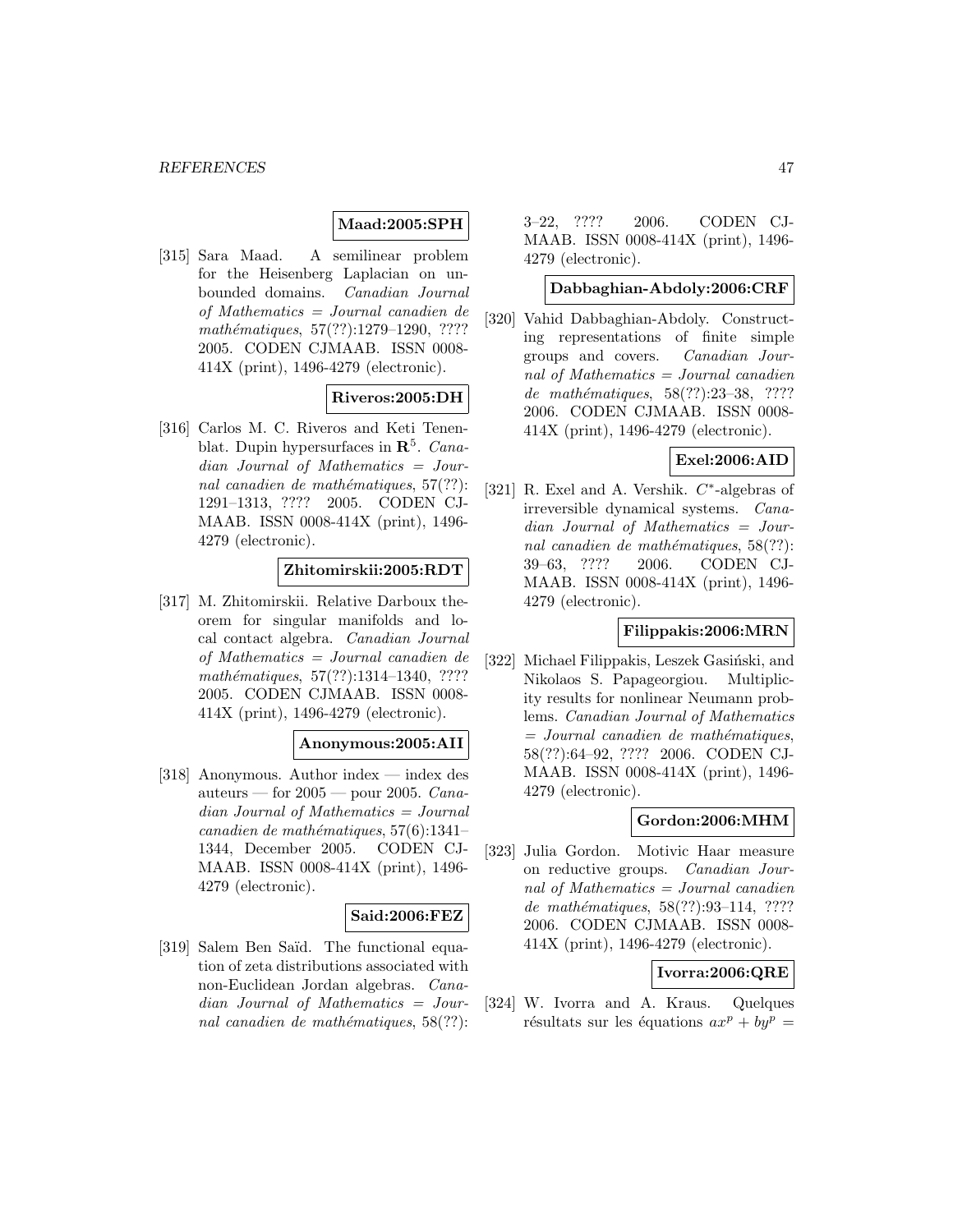**Maad:2005:SPH**

[315] Sara Maad. A semilinear problem for the Heisenberg Laplacian on unbounded domains. *Canadian Journal of Mathematics = Journal canadien de mathématiques*, 57(??):1279–1290, ???? 2005. CODEN CJMAAB. ISSN 0008-414X (print), 1496-4279 (electronic).

**Riveros:2005:DH**

[316] Carlos M. C. Riveros and Keti Tenenblat. Dupin hypersurfaces in $\mathbf{R}^5$. *Canadian Journal of Mathematics = Journal canadien de mathématiques*, 57(??): 1291–1313, ???? 2005. CODEN CJMAAB. ISSN 0008-414X (print), 1496-4279 (electronic).

**Zhitomirskii:2005:RDT**

[317] M. Zhitomirskii. Relative Darboux theorem for singular manifolds and local contact algebra. *Canadian Journal of Mathematics = Journal canadien de mathématiques*, 57(??):1314–1340, ???? 2005. CODEN CJMAAB. ISSN 0008-414X (print), 1496-4279 (electronic).

**Anonymous:2005:AII**

[318] Anonymous. Author index — index des auteurs — for 2005 — pour 2005. *Canadian Journal of Mathematics = Journal canadien de mathématiques*, 57(6):1341–1344, December 2005. CODEN CJMAAB. ISSN 0008-414X (print), 1496-4279 (electronic).

**Said:2006:FEZ**

[319] Salem Ben Saïd. The functional equation of zeta distributions associated with non-Euclidean Jordan algebras. *Canadian Journal of Mathematics = Journal canadien de mathématiques*, 58(??): 3–22, ???? 2006. CODEN CJMAAB. ISSN 0008-414X (print), 1496-4279 (electronic).

**Dabbaghian-Abdoly:2006:CRF**

[320] Vahid Dabbaghian-Abdoly. Constructing representations of finite simple groups and covers. *Canadian Journal of Mathematics = Journal canadien de mathématiques*, 58(??):23–38, ???? 2006. CODEN CJMAAB. ISSN 0008-414X (print), 1496-4279 (electronic).

**Exel:2006:AID**

[321] R. Exel and A. Vershik. $C^*$-algebras of irreversible dynamical systems. *Canadian Journal of Mathematics = Journal canadien de mathématiques*, 58(??): 39–63, ???? 2006. CODEN CJMAAB. ISSN 0008-414X (print), 1496-4279 (electronic).

**Filippakis:2006:MRN**

[322] Michael Filippakis, Leszek Gasiński, and Nikolaos S. Papageorgiou. Multiplicity results for nonlinear Neumann problems. *Canadian Journal of Mathematics = Journal canadien de mathématiques*, 58(??):64–92, ???? 2006. CODEN CJMAAB. ISSN 0008-414X (print), 1496-4279 (electronic).

**Gordon:2006:MHM**

[323] Julia Gordon. Motivic Haar measure on reductive groups. *Canadian Journal of Mathematics = Journal canadien de mathématiques*, 58(??):93–114, ???? 2006. CODEN CJMAAB. ISSN 0008-414X (print), 1496-4279 (electronic).

**Ivorra:2006:QRE**

[324] W. Ivorra and A. Kraus. Quelques résultats sur les équations $ax^p + by^p =$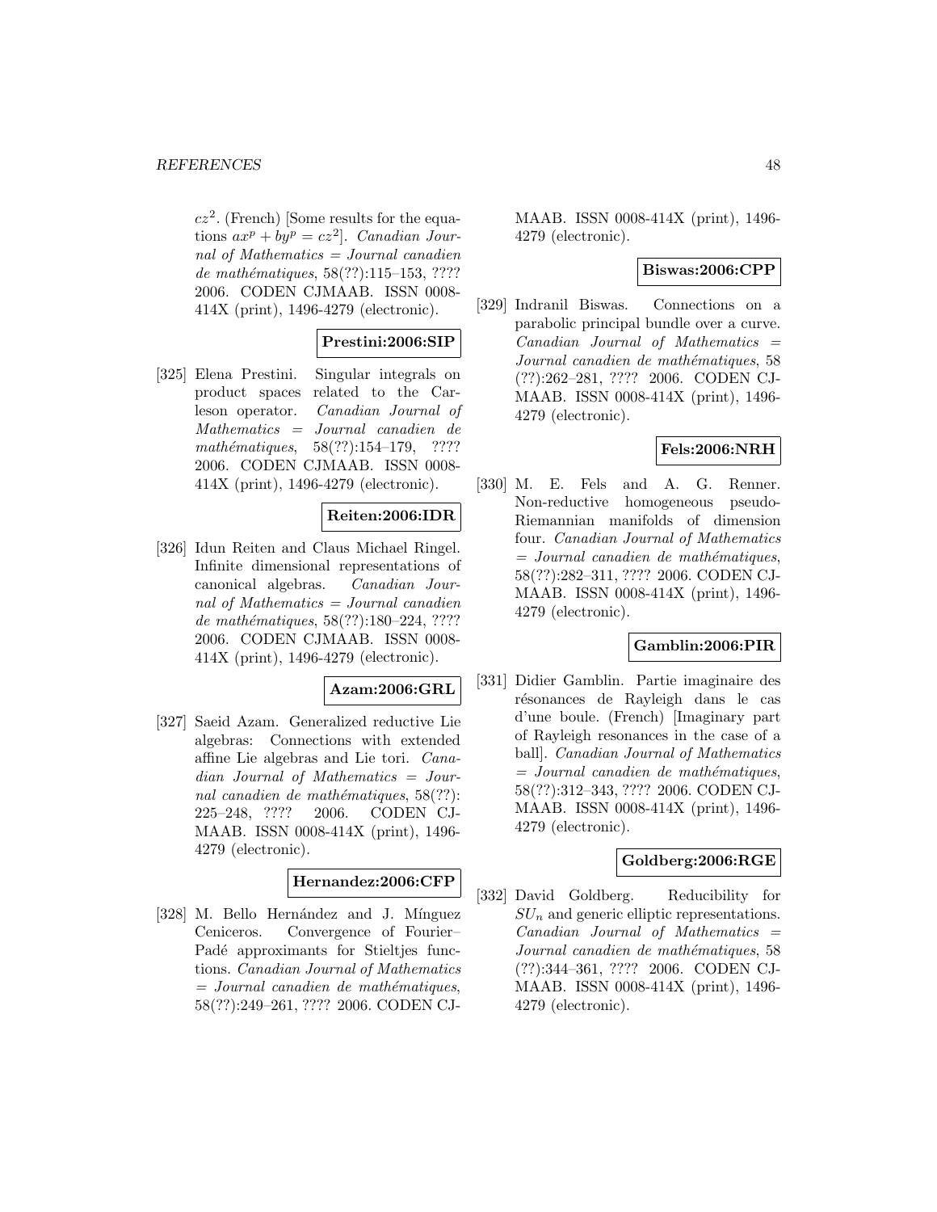$cz^2$. (French) [Some results for the equations $ax^p + by^p = cz^2$]. *Canadian Journal of Mathematics = Journal canadien de mathématiques*, 58(??):115–153, ???? 2006. CODEN CJMAAB. ISSN 0008-414X (print), 1496-4279 (electronic).

**Prestini:2006:SIP**

[325] Elena Prestini. Singular integrals on product spaces related to the Carleson operator. *Canadian Journal of Mathematics = Journal canadien de mathématiques*, 58(??):154–179, ???? 2006. CODEN CJMAAB. ISSN 0008-414X (print), 1496-4279 (electronic).

**Reiten:2006:IDR**

[326] Idun Reiten and Claus Michael Ringel. Infinite dimensional representations of canonical algebras. *Canadian Journal of Mathematics = Journal canadien de mathématiques*, 58(??):180–224, ???? 2006. CODEN CJMAAB. ISSN 0008-414X (print), 1496-4279 (electronic).

**Azam:2006:GRL**

[327] Saeid Azam. Generalized reductive Lie algebras: Connections with extended affine Lie algebras and Lie tori. *Canadian Journal of Mathematics = Journal canadien de mathématiques*, 58(??): 225–248, ???? 2006. CODEN CJMAAB. ISSN 0008-414X (print), 1496-4279 (electronic).

**Hernandez:2006:CFP**

[328] M. Bello Hernández and J. Mínguez Ceniceros. Convergence of Fourier–Padé approximants for Stieltjes functions. *Canadian Journal of Mathematics = Journal canadien de mathématiques*, 58(??):249–261, ???? 2006. CODEN CJMAAB. ISSN 0008-414X (print), 1496-4279 (electronic).

**Biswas:2006:CPP**

[329] Indranil Biswas. Connections on a parabolic principal bundle over a curve. *Canadian Journal of Mathematics = Journal canadien de mathématiques*, 58 (??):262–281, ???? 2006. CODEN CJMAAB. ISSN 0008-414X (print), 1496-4279 (electronic).

**Fels:2006:NRH**

[330] M. E. Fels and A. G. Renner. Non-reductive homogeneous pseudo-Riemannian manifolds of dimension four. *Canadian Journal of Mathematics = Journal canadien de mathématiques*, 58(??):282–311, ???? 2006. CODEN CJMAAB. ISSN 0008-414X (print), 1496-4279 (electronic).

**Gamblin:2006:PIR**

[331] Didier Gamblin. Partie imaginaire des résonances de Rayleigh dans le cas d'une boule. (French) [Imaginary part of Rayleigh resonances in the case of a ball]. *Canadian Journal of Mathematics = Journal canadien de mathématiques*, 58(??):312–343, ???? 2006. CODEN CJMAAB. ISSN 0008-414X (print), 1496-4279 (electronic).

**Goldberg:2006:RGE**

[332] David Goldberg. Reducibility for $SU_n$ and generic elliptic representations. *Canadian Journal of Mathematics = Journal canadien de mathématiques*, 58 (??):344–361, ???? 2006. CODEN CJMAAB. ISSN 0008-414X (print), 1496-4279 (electronic).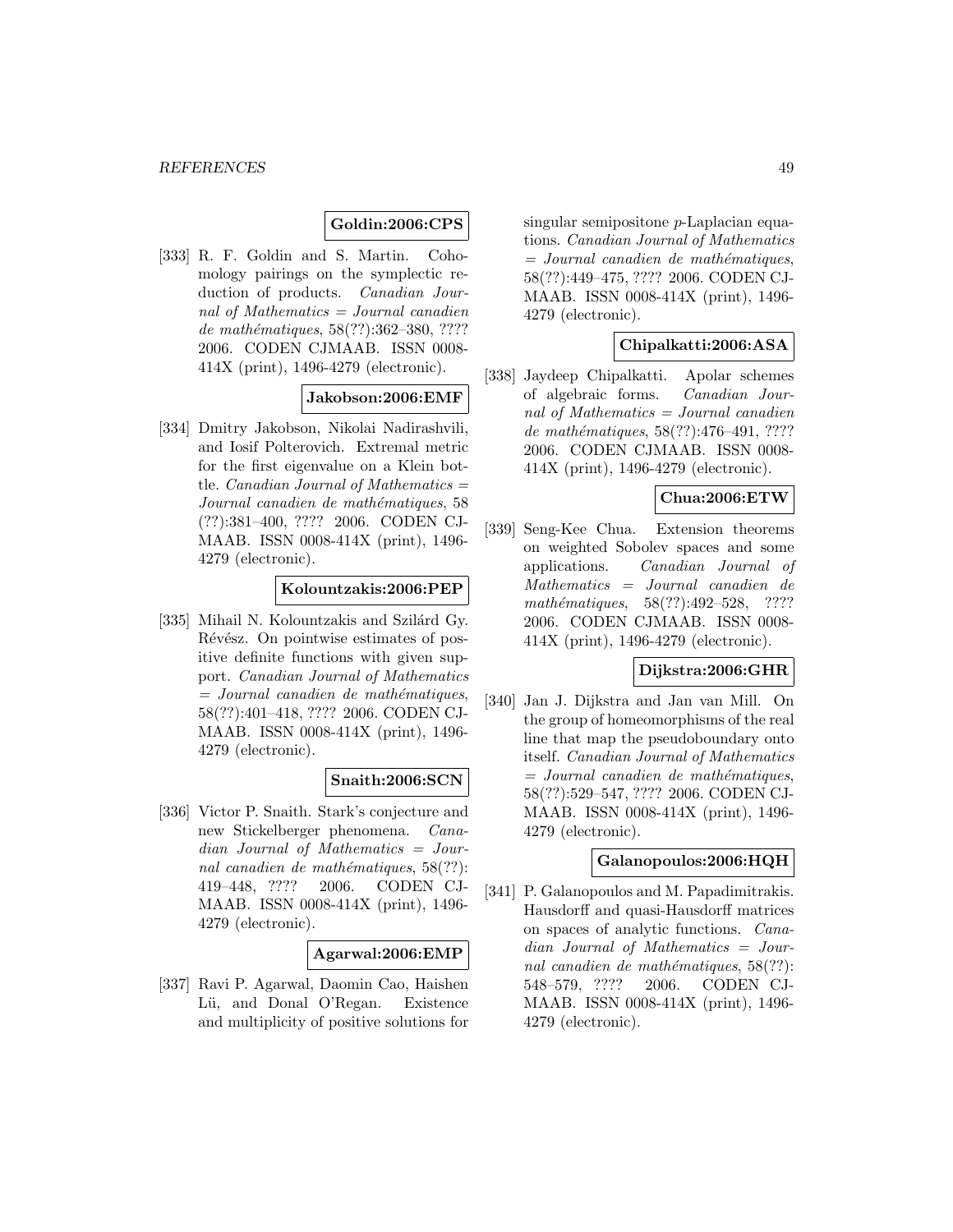**Goldin:2006:CPS**

[333] R. F. Goldin and S. Martin. Cohomology pairings on the symplectic reduction of products. *Canadian Journal of Mathematics = Journal canadien de mathématiques*, 58(??):362–380, ???? 2006. CODEN CJMAAB. ISSN 0008-414X (print), 1496-4279 (electronic).

**Jakobson:2006:EMF**

[334] Dmitry Jakobson, Nikolai Nadirashvili, and Iosif Polterovich. Extremal metric for the first eigenvalue on a Klein bottle. *Canadian Journal of Mathematics = Journal canadien de mathématiques*, 58 (??):381–400, ???? 2006. CODEN CJMAAB. ISSN 0008-414X (print), 1496-4279 (electronic).

**Kolountzakis:2006:PEP**

[335] Mihail N. Kolountzakis and Szilárd Gy. Révész. On pointwise estimates of positive definite functions with given support. *Canadian Journal of Mathematics = Journal canadien de mathématiques*, 58(??):401–418, ???? 2006. CODEN CJMAAB. ISSN 0008-414X (print), 1496-4279 (electronic).

**Snaith:2006:SCN**

[336] Victor P. Snaith. Stark's conjecture and new Stickelberger phenomena. *Canadian Journal of Mathematics = Journal canadien de mathématiques*, 58(??): 419–448, ???? 2006. CODEN CJMAAB. ISSN 0008-414X (print), 1496-4279 (electronic).

**Agarwal:2006:EMP**

[337] Ravi P. Agarwal, Daomin Cao, Haishen Lü, and Donal O'Regan. Existence and multiplicity of positive solutions for singular semipositone $p$-Laplacian equations. *Canadian Journal of Mathematics = Journal canadien de mathématiques*, 58(??):449–475, ???? 2006. CODEN CJMAAB. ISSN 0008-414X (print), 1496-4279 (electronic).

**Chipalkatti:2006:ASA**

[338] Jaydeep Chipalkatti. Apolar schemes of algebraic forms. *Canadian Journal of Mathematics = Journal canadien de mathématiques*, 58(??):476–491, ???? 2006. CODEN CJMAAB. ISSN 0008-414X (print), 1496-4279 (electronic).

**Chua:2006:ETW**

[339] Seng-Kee Chua. Extension theorems on weighted Sobolev spaces and some applications. *Canadian Journal of Mathematics = Journal canadien de mathématiques*, 58(??):492–528, ???? 2006. CODEN CJMAAB. ISSN 0008-414X (print), 1496-4279 (electronic).

**Dijkstra:2006:GHR**

[340] Jan J. Dijkstra and Jan van Mill. On the group of homeomorphisms of the real line that map the pseudoboundary onto itself. *Canadian Journal of Mathematics = Journal canadien de mathématiques*, 58(??):529–547, ???? 2006. CODEN CJMAAB. ISSN 0008-414X (print), 1496-4279 (electronic).

**Galanopoulos:2006:HQH**

[341] P. Galanopoulos and M. Papadimitrakis. Hausdorff and quasi-Hausdorff matrices on spaces of analytic functions. *Canadian Journal of Mathematics = Journal canadien de mathématiques*, 58(??): 548–579, ???? 2006. CODEN CJMAAB. ISSN 0008-414X (print), 1496-4279 (electronic).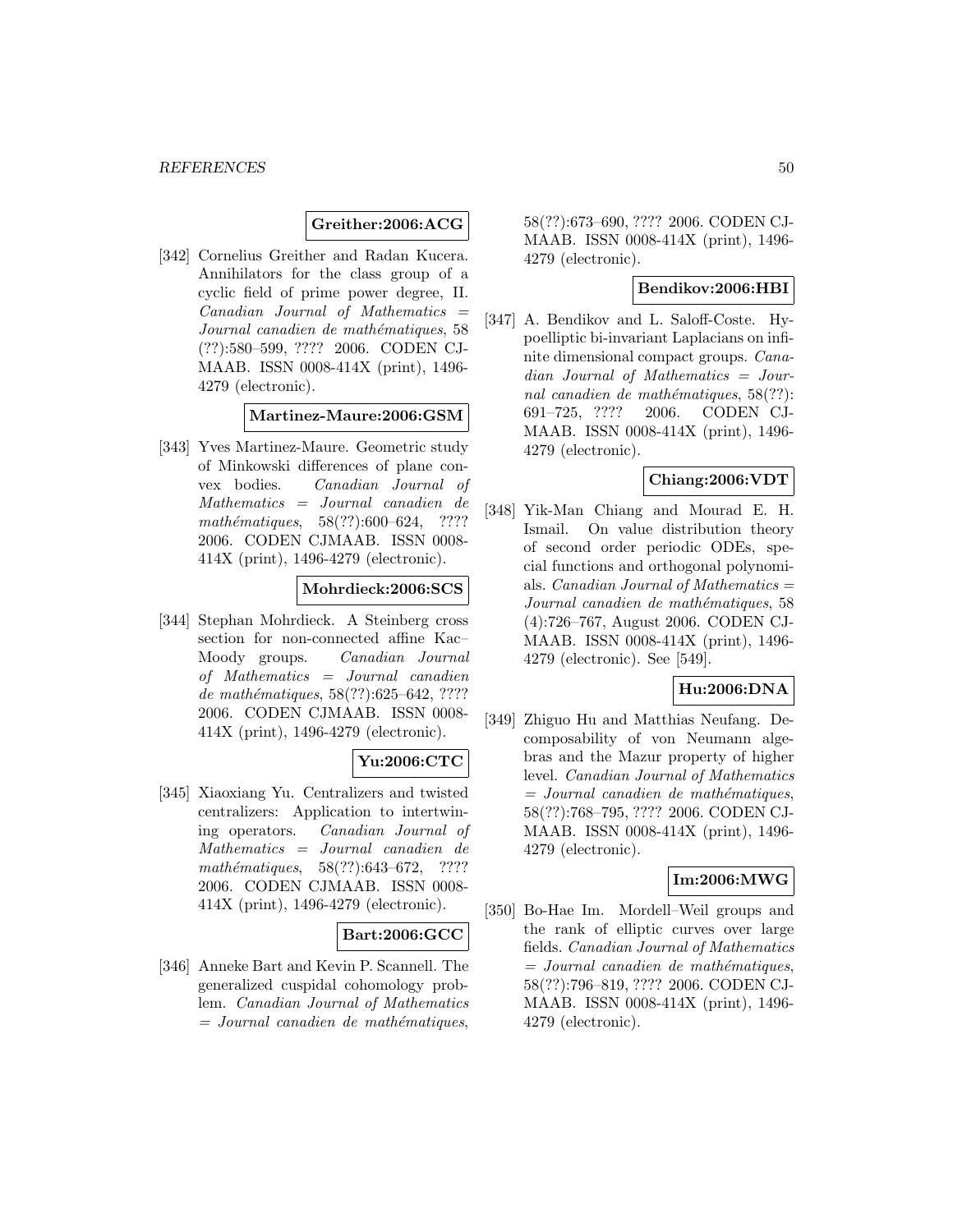**Greither:2006:ACG**

[342] Cornelius Greither and Radan Kucera. Annihilators for the class group of a cyclic field of prime power degree, II. *Canadian Journal of Mathematics = Journal canadien de mathématiques*, 58 (??):580–599, ???? 2006. CODEN CJMAAB. ISSN 0008-414X (print), 1496-4279 (electronic).

**Martinez-Maure:2006:GSM**

[343] Yves Martinez-Maure. Geometric study of Minkowski differences of plane convex bodies. *Canadian Journal of Mathematics = Journal canadien de mathématiques*, 58(??):600–624, ???? 2006. CODEN CJMAAB. ISSN 0008-414X (print), 1496-4279 (electronic).

**Mohrdieck:2006:SCS**

[344] Stephan Mohrdieck. A Steinberg cross section for non-connected affine Kac–Moody groups. *Canadian Journal of Mathematics = Journal canadien de mathématiques*, 58(??):625–642, ???? 2006. CODEN CJMAAB. ISSN 0008-414X (print), 1496-4279 (electronic).

**Yu:2006:CTC**

[345] Xiaoxiang Yu. Centralizers and twisted centralizers: Application to intertwining operators. *Canadian Journal of Mathematics = Journal canadien de mathématiques*, 58(??):643–672, ???? 2006. CODEN CJMAAB. ISSN 0008-414X (print), 1496-4279 (electronic).

**Bart:2006:GCC**

[346] Anneke Bart and Kevin P. Scannell. The generalized cuspidal cohomology problem. *Canadian Journal of Mathematics = Journal canadien de mathématiques*, 58(??):673–690, ???? 2006. CODEN CJMAAB. ISSN 0008-414X (print), 1496-4279 (electronic).

**Bendikov:2006:HBI**

[347] A. Bendikov and L. Saloff-Coste. Hypoelliptic bi-invariant Laplacians on infinite dimensional compact groups. *Canadian Journal of Mathematics = Journal canadien de mathématiques*, 58(??): 691–725, ???? 2006. CODEN CJMAAB. ISSN 0008-414X (print), 1496-4279 (electronic).

**Chiang:2006:VDT**

[348] Yik-Man Chiang and Mourad E. H. Ismail. On value distribution theory of second order periodic ODEs, special functions and orthogonal polynomials. *Canadian Journal of Mathematics = Journal canadien de mathématiques*, 58 (4):726–767, August 2006. CODEN CJMAAB. ISSN 0008-414X (print), 1496-4279 (electronic). See [549].

**Hu:2006:DNA**

[349] Zhiguo Hu and Matthias Neufang. Decomposability of von Neumann algebras and the Mazur property of higher level. *Canadian Journal of Mathematics = Journal canadien de mathématiques*, 58(??):768–795, ???? 2006. CODEN CJMAAB. ISSN 0008-414X (print), 1496-4279 (electronic).

**Im:2006:MWG**

[350] Bo-Hae Im. Mordell–Weil groups and the rank of elliptic curves over large fields. *Canadian Journal of Mathematics = Journal canadien de mathématiques*, 58(??):796–819, ???? 2006. CODEN CJMAAB. ISSN 0008-414X (print), 1496-4279 (electronic).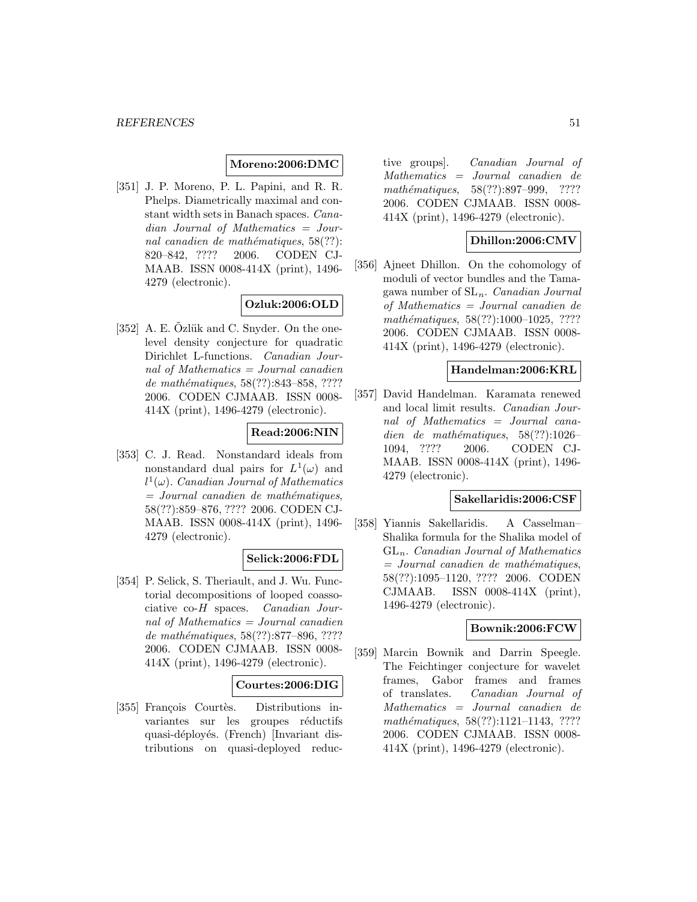**Moreno:2006:DMC**

[351] J. P. Moreno, P. L. Papini, and R. R. Phelps. Diametrically maximal and constant width sets in Banach spaces. *Canadian Journal of Mathematics = Journal canadien de mathématiques*, 58(??):820–842, ???? 2006. CODEN CJMAAB. ISSN 0008-414X (print), 1496-4279 (electronic).

**Ozluk:2006:OLD**

[352] A. E. Õzlük and C. Snyder. On the one-level density conjecture for quadratic Dirichlet L-functions. *Canadian Journal of Mathematics = Journal canadien de mathématiques*, 58(??):843–858, ???? 2006. CODEN CJMAAB. ISSN 0008-414X (print), 1496-4279 (electronic).

**Read:2006:NIN**

[353] C. J. Read. Nonstandard ideals from nonstandard dual pairs for $L^1(\omega)$ and $l^1(\omega)$. *Canadian Journal of Mathematics = Journal canadien de mathématiques*, 58(??):859–876, ???? 2006. CODEN CJMAAB. ISSN 0008-414X (print), 1496-4279 (electronic).

**Selick:2006:FDL**

[354] P. Selick, S. Theriault, and J. Wu. Functorial decompositions of looped coassociative co-$H$ spaces. *Canadian Journal of Mathematics = Journal canadien de mathématiques*, 58(??):877–896, ???? 2006. CODEN CJMAAB. ISSN 0008-414X (print), 1496-4279 (electronic).

**Courtes:2006:DIG**

[355] François Courtès. Distributions invariantes sur les groupes réductifs quasi-déployés. (French) [Invariant distributions on quasi-deployed reductive groups]. *Canadian Journal of Mathematics = Journal canadien de mathématiques*, 58(??):897–999, ???? 2006. CODEN CJMAAB. ISSN 0008-414X (print), 1496-4279 (electronic).

**Dhillon:2006:CMV**

[356] Ajneet Dhillon. On the cohomology of moduli of vector bundles and the Tamagawa number of $\mathrm{SL}_n$. *Canadian Journal of Mathematics = Journal canadien de mathématiques*, 58(??):1000–1025, ???? 2006. CODEN CJMAAB. ISSN 0008-414X (print), 1496-4279 (electronic).

**Handelman:2006:KRL**

[357] David Handelman. Karamata renewed and local limit results. *Canadian Journal of Mathematics = Journal canadien de mathématiques*, 58(??):1026–1094, ???? 2006. CODEN CJMAAB. ISSN 0008-414X (print), 1496-4279 (electronic).

**Sakellaridis:2006:CSF**

[358] Yiannis Sakellaridis. A Casselman–Shalika formula for the Shalika model of $\mathrm{GL}_n$. *Canadian Journal of Mathematics = Journal canadien de mathématiques*, 58(??):1095–1120, ???? 2006. CODEN CJMAAB. ISSN 0008-414X (print), 1496-4279 (electronic).

**Bownik:2006:FCW**

[359] Marcin Bownik and Darrin Speegle. The Feichtinger conjecture for wavelet frames, Gabor frames and frames of translates. *Canadian Journal of Mathematics = Journal canadien de mathématiques*, 58(??):1121–1143, ???? 2006. CODEN CJMAAB. ISSN 0008-414X (print), 1496-4279 (electronic).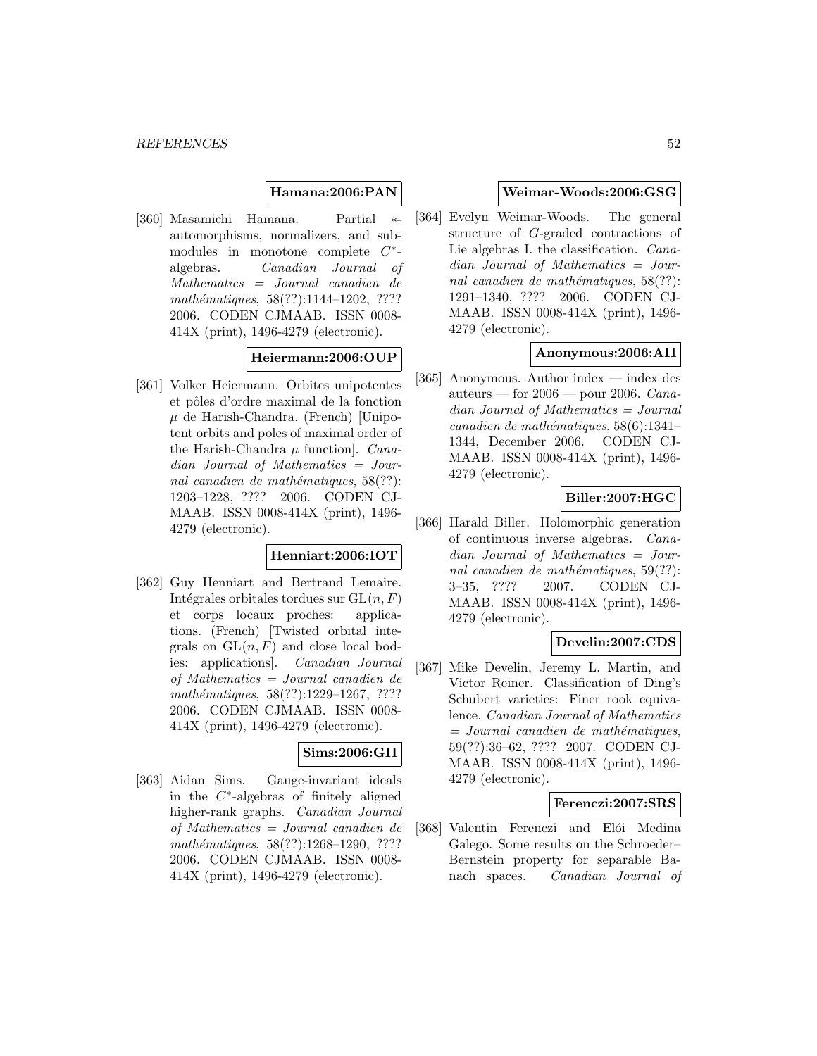**Hamana:2006:PAN**

[360] Masamichi Hamana. Partial $*$-automorphisms, normalizers, and submodules in monotone complete $C^*$-algebras. *Canadian Journal of Mathematics = Journal canadien de mathématiques*, 58(??):1144–1202, ???? 2006. CODEN CJMAAB. ISSN 0008-414X (print), 1496-4279 (electronic).

**Heiermann:2006:OUP**

[361] Volker Heiermann. Orbites unipotentes et pôles d'ordre maximal de la fonction $\mu$ de Harish-Chandra. (French) [Unipotent orbits and poles of maximal order of the Harish-Chandra $\mu$ function]. *Canadian Journal of Mathematics = Journal canadien de mathématiques*, 58(??):1203–1228, ???? 2006. CODEN CJMAAB. ISSN 0008-414X (print), 1496-4279 (electronic).

**Henniart:2006:IOT**

[362] Guy Henniart and Bertrand Lemaire. Intégrales orbitales tordues sur $\mathrm{GL}(n, F)$ et corps locaux proches: applications. (French) [Twisted orbital integrals on $\mathrm{GL}(n, F)$ and close local bodies: applications]. *Canadian Journal of Mathematics = Journal canadien de mathématiques*, 58(??):1229–1267, ???? 2006. CODEN CJMAAB. ISSN 0008-414X (print), 1496-4279 (electronic).

**Sims:2006:GII**

[363] Aidan Sims. Gauge-invariant ideals in the $C^*$-algebras of finitely aligned higher-rank graphs. *Canadian Journal of Mathematics = Journal canadien de mathématiques*, 58(??):1268–1290, ???? 2006. CODEN CJMAAB. ISSN 0008-414X (print), 1496-4279 (electronic).

**Weimar-Woods:2006:GSG**

[364] Evelyn Weimar-Woods. The general structure of $G$-graded contractions of Lie algebras I. the classification. *Canadian Journal of Mathematics = Journal canadien de mathématiques*, 58(??):1291–1340, ???? 2006. CODEN CJMAAB. ISSN 0008-414X (print), 1496-4279 (electronic).

**Anonymous:2006:AII**

[365] Anonymous. Author index — index des auteurs — for 2006 — pour 2006. *Canadian Journal of Mathematics = Journal canadien de mathématiques*, 58(6):1341–1344, December 2006. CODEN CJMAAB. ISSN 0008-414X (print), 1496-4279 (electronic).

**Biller:2007:HGC**

[366] Harald Biller. Holomorphic generation of continuous inverse algebras. *Canadian Journal of Mathematics = Journal canadien de mathématiques*, 59(??):3–35, ???? 2007. CODEN CJMAAB. ISSN 0008-414X (print), 1496-4279 (electronic).

**Develin:2007:CDS**

[367] Mike Develin, Jeremy L. Martin, and Victor Reiner. Classification of Ding's Schubert varieties: Finer rook equivalence. *Canadian Journal of Mathematics = Journal canadien de mathématiques*, 59(??):36–62, ???? 2007. CODEN CJMAAB. ISSN 0008-414X (print), 1496-4279 (electronic).

**Ferenczi:2007:SRS**

[368] Valentin Ferenczi and Elói Medina Galego. Some results on the Schroeder–Bernstein property for separable Banach spaces. *Canadian Journal of*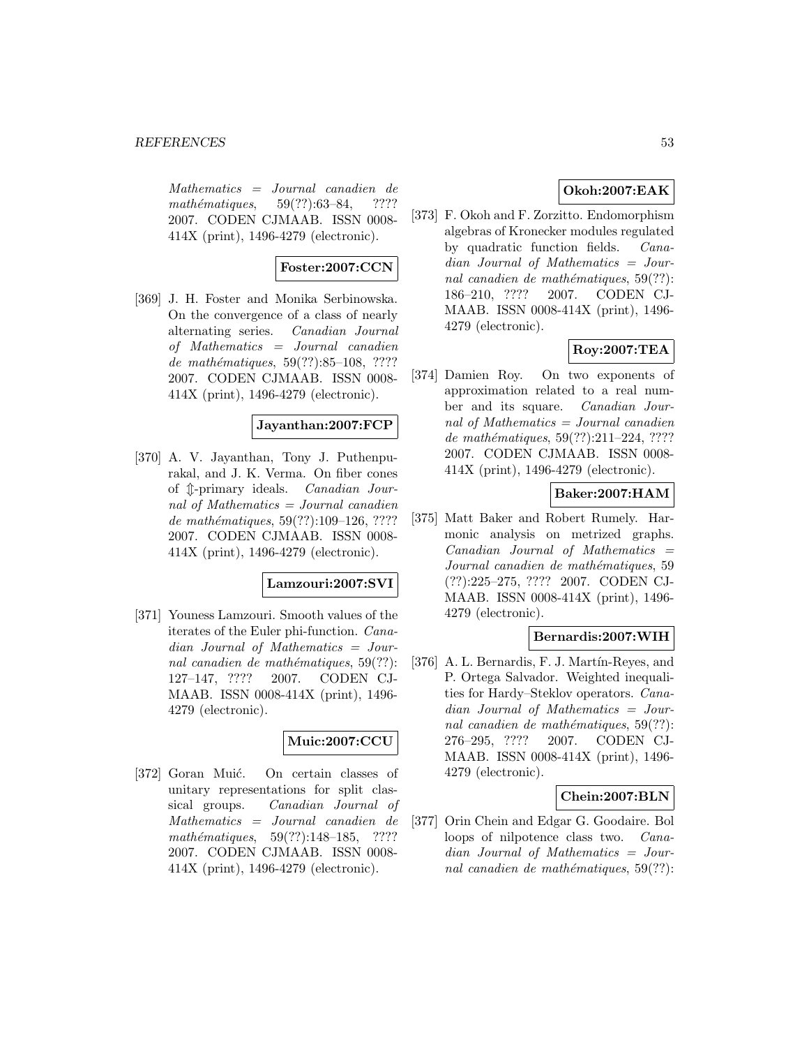*Mathematics = Journal canadien de mathématiques*, 59(??):63–84, ???? 2007. CODEN CJMAAB. ISSN 0008-414X (print), 1496-4279 (electronic).

**Foster:2007:CCN**

[369] J. H. Foster and Monika Serbinowska. On the convergence of a class of nearly alternating series. *Canadian Journal of Mathematics = Journal canadien de mathématiques*, 59(??):85–108, ???? 2007. CODEN CJMAAB. ISSN 0008-414X (print), 1496-4279 (electronic).

**Jayanthan:2007:FCP**

[370] A. V. Jayanthan, Tony J. Puthenpurakal, and J. K. Verma. On fiber cones of $\Updownarrow$-primary ideals. *Canadian Journal of Mathematics = Journal canadien de mathématiques*, 59(??):109–126, ???? 2007. CODEN CJMAAB. ISSN 0008-414X (print), 1496-4279 (electronic).

**Lamzouri:2007:SVI**

[371] Youness Lamzouri. Smooth values of the iterates of the Euler phi-function. *Canadian Journal of Mathematics = Journal canadien de mathématiques*, 59(??): 127–147, ???? 2007. CODEN CJMAAB. ISSN 0008-414X (print), 1496-4279 (electronic).

**Muic:2007:CCU**

[372] Goran Muić. On certain classes of unitary representations for split classical groups. *Canadian Journal of Mathematics = Journal canadien de mathématiques*, 59(??):148–185, ???? 2007. CODEN CJMAAB. ISSN 0008-414X (print), 1496-4279 (electronic).

**Okoh:2007:EAK**

[373] F. Okoh and F. Zorzitto. Endomorphism algebras of Kronecker modules regulated by quadratic function fields. *Canadian Journal of Mathematics = Journal canadien de mathématiques*, 59(??): 186–210, ???? 2007. CODEN CJMAAB. ISSN 0008-414X (print), 1496-4279 (electronic).

**Roy:2007:TEA**

[374] Damien Roy. On two exponents of approximation related to a real number and its square. *Canadian Journal of Mathematics = Journal canadien de mathématiques*, 59(??):211–224, ???? 2007. CODEN CJMAAB. ISSN 0008-414X (print), 1496-4279 (electronic).

**Baker:2007:HAM**

[375] Matt Baker and Robert Rumely. Harmonic analysis on metrized graphs. *Canadian Journal of Mathematics = Journal canadien de mathématiques*, 59 (??):225–275, ???? 2007. CODEN CJMAAB. ISSN 0008-414X (print), 1496-4279 (electronic).

**Bernardis:2007:WIH**

[376] A. L. Bernardis, F. J. Martín-Reyes, and P. Ortega Salvador. Weighted inequalities for Hardy–Steklov operators. *Canadian Journal of Mathematics = Journal canadien de mathématiques*, 59(??): 276–295, ???? 2007. CODEN CJMAAB. ISSN 0008-414X (print), 1496-4279 (electronic).

**Chein:2007:BLN**

[377] Orin Chein and Edgar G. Goodaire. Bol loops of nilpotence class two. *Canadian Journal of Mathematics = Journal canadien de mathématiques*, 59(??):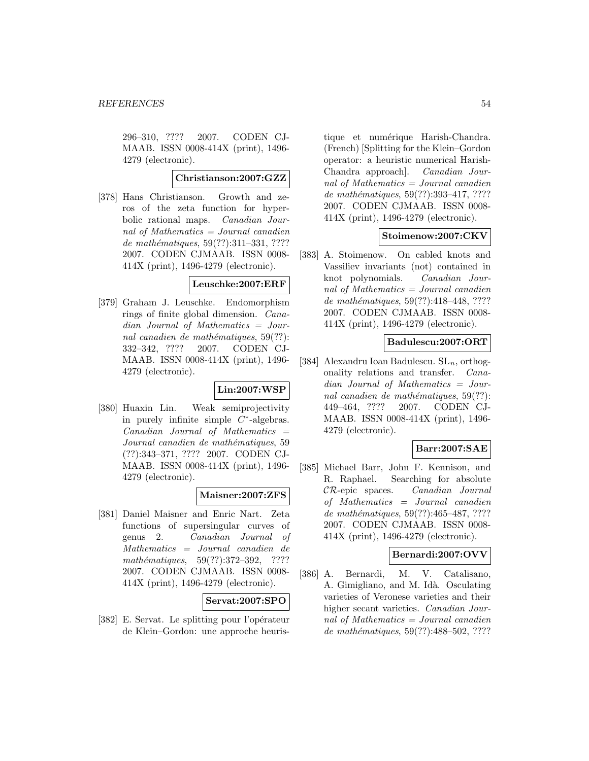296–310, ???? 2007. CODEN CJMAAB. ISSN 0008-414X (print), 1496-4279 (electronic).

**Christianson:2007:GZZ**

[378] Hans Christianson. Growth and zeros of the zeta function for hyperbolic rational maps. *Canadian Journal of Mathematics = Journal canadien de mathématiques*, 59(??):311–331, ???? 2007. CODEN CJMAAB. ISSN 0008-414X (print), 1496-4279 (electronic).

**Leuschke:2007:ERF**

[379] Graham J. Leuschke. Endomorphism rings of finite global dimension. *Canadian Journal of Mathematics = Journal canadien de mathématiques*, 59(??):332–342, ???? 2007. CODEN CJMAAB. ISSN 0008-414X (print), 1496-4279 (electronic).

**Lin:2007:WSP**

[380] Huaxin Lin. Weak semiprojectivity in purely infinite simple $C^*$-algebras. *Canadian Journal of Mathematics = Journal canadien de mathématiques*, 59(??):343–371, ???? 2007. CODEN CJMAAB. ISSN 0008-414X (print), 1496-4279 (electronic).

**Maisner:2007:ZFS**

[381] Daniel Maisner and Enric Nart. Zeta functions of supersingular curves of genus 2. *Canadian Journal of Mathematics = Journal canadien de mathématiques*, 59(??):372–392, ???? 2007. CODEN CJMAAB. ISSN 0008-414X (print), 1496-4279 (electronic).

**Servat:2007:SPO**

[382] E. Servat. Le splitting pour l'opérateur de Klein–Gordon: une approche heuristique et numérique Harish-Chandra. (French) [Splitting for the Klein–Gordon operator: a heuristic numerical Harish-Chandra approach]. *Canadian Journal of Mathematics = Journal canadien de mathématiques*, 59(??):393–417, ???? 2007. CODEN CJMAAB. ISSN 0008-414X (print), 1496-4279 (electronic).

**Stoimenow:2007:CKV**

[383] A. Stoimenow. On cabled knots and Vassiliev invariants (not) contained in knot polynomials. *Canadian Journal of Mathematics = Journal canadien de mathématiques*, 59(??):418–448, ???? 2007. CODEN CJMAAB. ISSN 0008-414X (print), 1496-4279 (electronic).

**Badulescu:2007:ORT**

[384] Alexandru Ioan Badulescu. $\mathrm{SL}_n$, orthogonality relations and transfer. *Canadian Journal of Mathematics = Journal canadien de mathématiques*, 59(??):449–464, ???? 2007. CODEN CJMAAB. ISSN 0008-414X (print), 1496-4279 (electronic).

**Barr:2007:SAE**

[385] Michael Barr, John F. Kennison, and R. Raphael. Searching for absolute $\mathcal{CR}$-epic spaces. *Canadian Journal of Mathematics = Journal canadien de mathématiques*, 59(??):465–487, ???? 2007. CODEN CJMAAB. ISSN 0008-414X (print), 1496-4279 (electronic).

**Bernardi:2007:OVV**

[386] A. Bernardi, M. V. Catalisano, A. Gimigliano, and M. Idà. Osculating varieties of Veronese varieties and their higher secant varieties. *Canadian Journal of Mathematics = Journal canadien de mathématiques*, 59(??):488–502, ????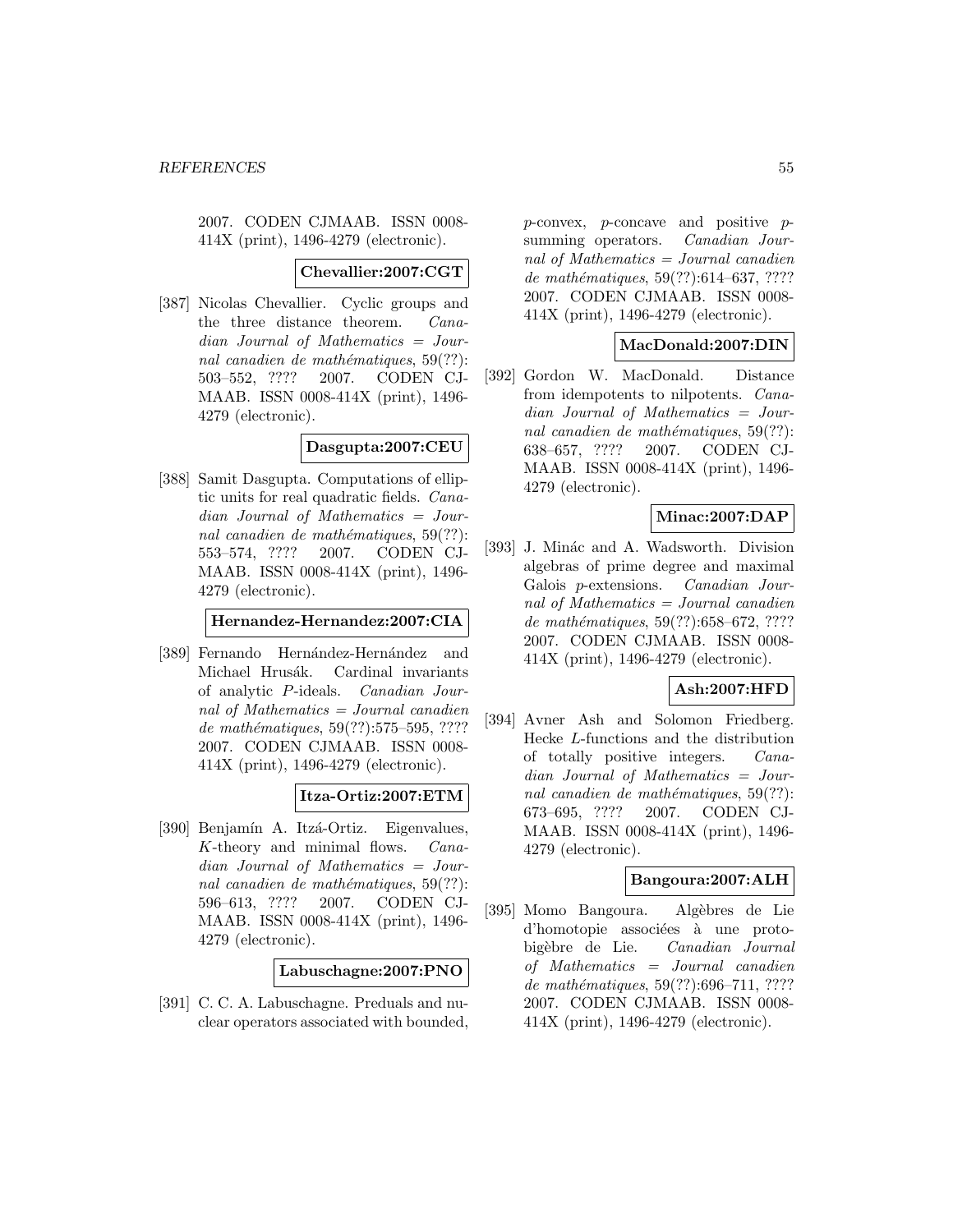2007. CODEN CJMAAB. ISSN 0008-414X (print), 1496-4279 (electronic).

**Chevallier:2007:CGT**

[387] Nicolas Chevallier. Cyclic groups and the three distance theorem. *Canadian Journal of Mathematics = Journal canadien de mathématiques*, 59(??): 503–552, ???? 2007. CODEN CJMAAB. ISSN 0008-414X (print), 1496-4279 (electronic).

**Dasgupta:2007:CEU**

[388] Samit Dasgupta. Computations of elliptic units for real quadratic fields. *Canadian Journal of Mathematics = Journal canadien de mathématiques*, 59(??): 553–574, ???? 2007. CODEN CJMAAB. ISSN 0008-414X (print), 1496-4279 (electronic).

**Hernandez-Hernandez:2007:CIA**

[389] Fernando Hernández-Hernández and Michael Hrusák. Cardinal invariants of analytic $P$-ideals. *Canadian Journal of Mathematics = Journal canadien de mathématiques*, 59(??):575–595, ???? 2007. CODEN CJMAAB. ISSN 0008-414X (print), 1496-4279 (electronic).

**Itza-Ortiz:2007:ETM**

[390] Benjamín A. Itzá-Ortiz. Eigenvalues, $K$-theory and minimal flows. *Canadian Journal of Mathematics = Journal canadien de mathématiques*, 59(??): 596–613, ???? 2007. CODEN CJMAAB. ISSN 0008-414X (print), 1496-4279 (electronic).

**Labuschagne:2007:PNO**

[391] C. C. A. Labuschagne. Preduals and nuclear operators associated with bounded, $p$-convex, $p$-concave and positive $p$-summing operators. *Canadian Journal of Mathematics = Journal canadien de mathématiques*, 59(??):614–637, ???? 2007. CODEN CJMAAB. ISSN 0008-414X (print), 1496-4279 (electronic).

**MacDonald:2007:DIN**

[392] Gordon W. MacDonald. Distance from idempotents to nilpotents. *Canadian Journal of Mathematics = Journal canadien de mathématiques*, 59(??): 638–657, ???? 2007. CODEN CJMAAB. ISSN 0008-414X (print), 1496-4279 (electronic).

**Minac:2007:DAP**

[393] J. Minác and A. Wadsworth. Division algebras of prime degree and maximal Galois $p$-extensions. *Canadian Journal of Mathematics = Journal canadien de mathématiques*, 59(??):658–672, ???? 2007. CODEN CJMAAB. ISSN 0008-414X (print), 1496-4279 (electronic).

**Ash:2007:HFD**

[394] Avner Ash and Solomon Friedberg. Hecke $L$-functions and the distribution of totally positive integers. *Canadian Journal of Mathematics = Journal canadien de mathématiques*, 59(??): 673–695, ???? 2007. CODEN CJMAAB. ISSN 0008-414X (print), 1496-4279 (electronic).

**Bangoura:2007:ALH**

[395] Momo Bangoura. Algèbres de Lie d'homotopie associées à une proto-bigèbre de Lie. *Canadian Journal of Mathematics = Journal canadien de mathématiques*, 59(??):696–711, ???? 2007. CODEN CJMAAB. ISSN 0008-414X (print), 1496-4279 (electronic).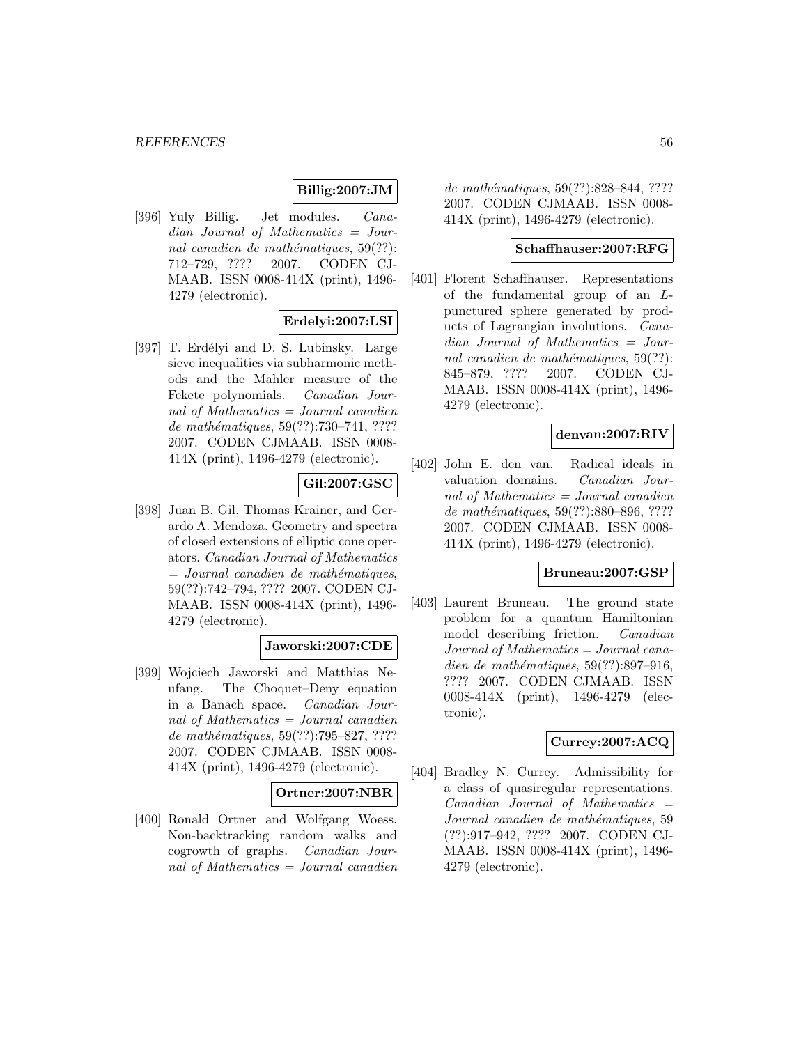**Billig:2007:JM**

[396] Yuly Billig. Jet modules. *Canadian Journal of Mathematics = Journal canadien de mathématiques*, 59(??): 712–729, ???? 2007. CODEN CJMAAB. ISSN 0008-414X (print), 1496-4279 (electronic).

**Erdelyi:2007:LSI**

[397] T. Erdélyi and D. S. Lubinsky. Large sieve inequalities via subharmonic methods and the Mahler measure of the Fekete polynomials. *Canadian Journal of Mathematics = Journal canadien de mathématiques*, 59(??):730–741, ???? 2007. CODEN CJMAAB. ISSN 0008-414X (print), 1496-4279 (electronic).

**Gil:2007:GSC**

[398] Juan B. Gil, Thomas Krainer, and Gerardo A. Mendoza. Geometry and spectra of closed extensions of elliptic cone operators. *Canadian Journal of Mathematics = Journal canadien de mathématiques*, 59(??):742–794, ???? 2007. CODEN CJMAAB. ISSN 0008-414X (print), 1496-4279 (electronic).

**Jaworski:2007:CDE**

[399] Wojciech Jaworski and Matthias Neufang. The Choquet–Deny equation in a Banach space. *Canadian Journal of Mathematics = Journal canadien de mathématiques*, 59(??):795–827, ???? 2007. CODEN CJMAAB. ISSN 0008-414X (print), 1496-4279 (electronic).

**Ortner:2007:NBR**

[400] Ronald Ortner and Wolfgang Woess. Non-backtracking random walks and cogrowth of graphs. *Canadian Journal of Mathematics = Journal canadien de mathématiques*, 59(??):828–844, ???? 2007. CODEN CJMAAB. ISSN 0008-414X (print), 1496-4279 (electronic).

**Schaffhauser:2007:RFG**

[401] Florent Schaffhauser. Representations of the fundamental group of an $L$-punctured sphere generated by products of Lagrangian involutions. *Canadian Journal of Mathematics = Journal canadien de mathématiques*, 59(??): 845–879, ???? 2007. CODEN CJMAAB. ISSN 0008-414X (print), 1496-4279 (electronic).

**denvan:2007:RIV**

[402] John E. den van. Radical ideals in valuation domains. *Canadian Journal of Mathematics = Journal canadien de mathématiques*, 59(??):880–896, ???? 2007. CODEN CJMAAB. ISSN 0008-414X (print), 1496-4279 (electronic).

**Bruneau:2007:GSP**

[403] Laurent Bruneau. The ground state problem for a quantum Hamiltonian model describing friction. *Canadian Journal of Mathematics = Journal canadien de mathématiques*, 59(??):897–916, ???? 2007. CODEN CJMAAB. ISSN 0008-414X (print), 1496-4279 (electronic).

**Currey:2007:ACQ**

[404] Bradley N. Currey. Admissibility for a class of quasiregular representations. *Canadian Journal of Mathematics = Journal canadien de mathématiques*, 59 (??):917–942, ???? 2007. CODEN CJMAAB. ISSN 0008-414X (print), 1496-4279 (electronic).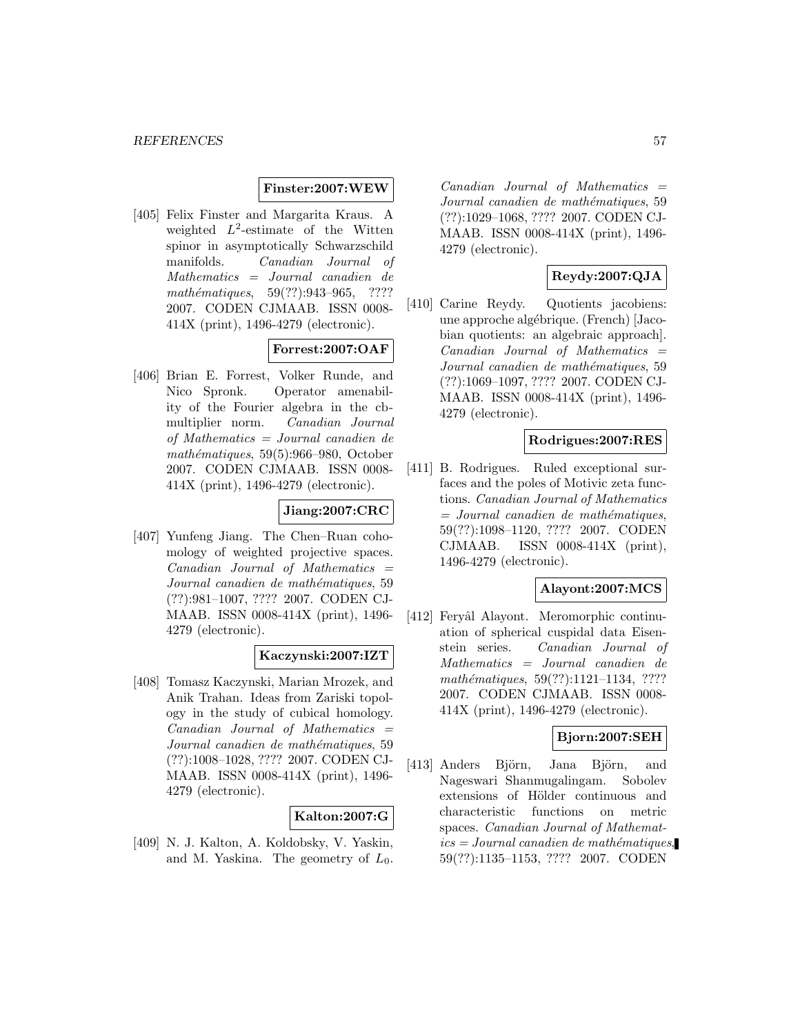**Finster:2007:WEW**

[405] Felix Finster and Margarita Kraus. A weighted $L^2$-estimate of the Witten spinor in asymptotically Schwarzschild manifolds. *Canadian Journal of Mathematics = Journal canadien de mathématiques*, 59(??):943–965, ???? 2007. CODEN CJMAAB. ISSN 0008-414X (print), 1496-4279 (electronic).

**Forrest:2007:OAF**

[406] Brian E. Forrest, Volker Runde, and Nico Spronk. Operator amenability of the Fourier algebra in the cb-multiplier norm. *Canadian Journal of Mathematics = Journal canadien de mathématiques*, 59(5):966–980, October 2007. CODEN CJMAAB. ISSN 0008-414X (print), 1496-4279 (electronic).

**Jiang:2007:CRC**

[407] Yunfeng Jiang. The Chen–Ruan cohomology of weighted projective spaces. *Canadian Journal of Mathematics = Journal canadien de mathématiques*, 59 (??):981–1007, ???? 2007. CODEN CJMAAB. ISSN 0008-414X (print), 1496-4279 (electronic).

**Kaczynski:2007:IZT**

[408] Tomasz Kaczynski, Marian Mrozek, and Anik Trahan. Ideas from Zariski topology in the study of cubical homology. *Canadian Journal of Mathematics = Journal canadien de mathématiques*, 59 (??):1008–1028, ???? 2007. CODEN CJMAAB. ISSN 0008-414X (print), 1496-4279 (electronic).

**Kalton:2007:G**

[409] N. J. Kalton, A. Koldobsky, V. Yaskin, and M. Yaskina. The geometry of $L_0$. *Canadian Journal of Mathematics = Journal canadien de mathématiques*, 59 (??):1029–1068, ???? 2007. CODEN CJMAAB. ISSN 0008-414X (print), 1496-4279 (electronic).

**Reydy:2007:QJA**

[410] Carine Reydy. Quotients jacobiens: une approche algébrique. (French) [Jacobian quotients: an algebraic approach]. *Canadian Journal of Mathematics = Journal canadien de mathématiques*, 59 (??):1069–1097, ???? 2007. CODEN CJMAAB. ISSN 0008-414X (print), 1496-4279 (electronic).

**Rodrigues:2007:RES**

[411] B. Rodrigues. Ruled exceptional surfaces and the poles of Motivic zeta functions. *Canadian Journal of Mathematics = Journal canadien de mathématiques*, 59(??):1098–1120, ???? 2007. CODEN CJMAAB. ISSN 0008-414X (print), 1496-4279 (electronic).

**Alayont:2007:MCS**

[412] Feryâl Alayont. Meromorphic continuation of spherical cuspidal data Eisenstein series. *Canadian Journal of Mathematics = Journal canadien de mathématiques*, 59(??):1121–1134, ???? 2007. CODEN CJMAAB. ISSN 0008-414X (print), 1496-4279 (electronic).

**Bjorn:2007:SEH**

[413] Anders Björn, Jana Björn, and Nageswari Shanmugalingam. Sobolev extensions of Hölder continuous and characteristic functions on metric spaces. *Canadian Journal of Mathematics = Journal canadien de mathématiques*, 59(??):1135–1153, ???? 2007. CODEN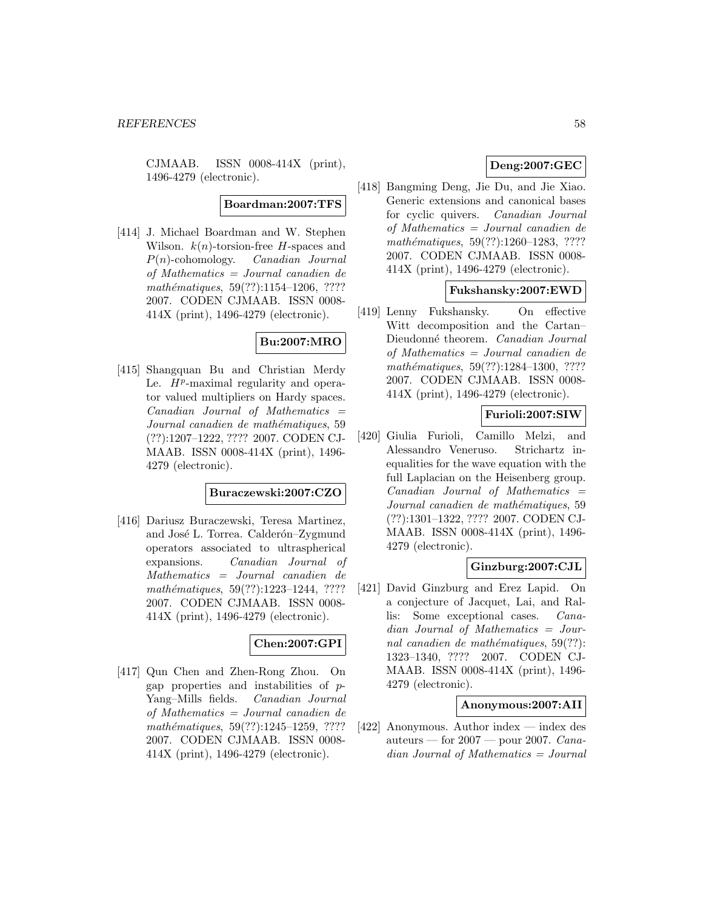CJMAAB. ISSN 0008-414X (print), 1496-4279 (electronic).

**Boardman:2007:TFS**

[414] J. Michael Boardman and W. Stephen Wilson. $k(n)$-torsion-free $H$-spaces and $P(n)$-cohomology. *Canadian Journal of Mathematics = Journal canadien de mathématiques*, 59(??):1154–1206, ???? 2007. CODEN CJMAAB. ISSN 0008-414X (print), 1496-4279 (electronic).

**Bu:2007:MRO**

[415] Shangquan Bu and Christian Merdy Le. $H^p$-maximal regularity and operator valued multipliers on Hardy spaces. *Canadian Journal of Mathematics = Journal canadien de mathématiques*, 59 (??):1207–1222, ???? 2007. CODEN CJMAAB. ISSN 0008-414X (print), 1496-4279 (electronic).

**Buraczewski:2007:CZO**

[416] Dariusz Buraczewski, Teresa Martinez, and José L. Torrea. Calderón–Zygmund operators associated to ultraspherical expansions. *Canadian Journal of Mathematics = Journal canadien de mathématiques*, 59(??):1223–1244, ???? 2007. CODEN CJMAAB. ISSN 0008-414X (print), 1496-4279 (electronic).

**Chen:2007:GPI**

[417] Qun Chen and Zhen-Rong Zhou. On gap properties and instabilities of $p$-Yang–Mills fields. *Canadian Journal of Mathematics = Journal canadien de mathématiques*, 59(??):1245–1259, ???? 2007. CODEN CJMAAB. ISSN 0008-414X (print), 1496-4279 (electronic).

**Deng:2007:GEC**

[418] Bangming Deng, Jie Du, and Jie Xiao. Generic extensions and canonical bases for cyclic quivers. *Canadian Journal of Mathematics = Journal canadien de mathématiques*, 59(??):1260–1283, ???? 2007. CODEN CJMAAB. ISSN 0008-414X (print), 1496-4279 (electronic).

**Fukshansky:2007:EWD**

[419] Lenny Fukshansky. On effective Witt decomposition and the Cartan–Dieudonné theorem. *Canadian Journal of Mathematics = Journal canadien de mathématiques*, 59(??):1284–1300, ???? 2007. CODEN CJMAAB. ISSN 0008-414X (print), 1496-4279 (electronic).

**Furioli:2007:SIW**

[420] Giulia Furioli, Camillo Melzi, and Alessandro Veneruso. Strichartz inequalities for the wave equation with the full Laplacian on the Heisenberg group. *Canadian Journal of Mathematics = Journal canadien de mathématiques*, 59 (??):1301–1322, ???? 2007. CODEN CJMAAB. ISSN 0008-414X (print), 1496-4279 (electronic).

**Ginzburg:2007:CJL**

[421] David Ginzburg and Erez Lapid. On a conjecture of Jacquet, Lai, and Rallis: Some exceptional cases. *Canadian Journal of Mathematics = Journal canadien de mathématiques*, 59(??): 1323–1340, ???? 2007. CODEN CJMAAB. ISSN 0008-414X (print), 1496-4279 (electronic).

**Anonymous:2007:AII**

[422] Anonymous. Author index — index des auteurs — for 2007 — pour 2007. *Canadian Journal of Mathematics = Journal*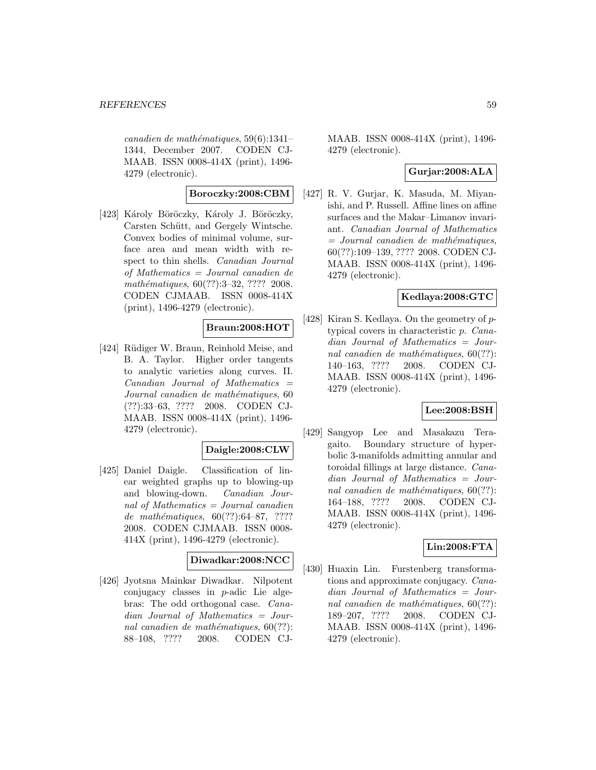*canadien de mathématiques*, 59(6):1341–1344, December 2007. CODEN CJMAAB. ISSN 0008-414X (print), 1496-4279 (electronic).

**Boroczky:2008:CBM**

[423] Károly Böröczky, Károly J. Böröczky, Carsten Schütt, and Gergely Wintsche. Convex bodies of minimal volume, surface area and mean width with respect to thin shells. *Canadian Journal of Mathematics = Journal canadien de mathématiques*, 60(??):3–32, ???? 2008. CODEN CJMAAB. ISSN 0008-414X (print), 1496-4279 (electronic).

**Braun:2008:HOT**

[424] Rüdiger W. Braun, Reinhold Meise, and B. A. Taylor. Higher order tangents to analytic varieties along curves. II. *Canadian Journal of Mathematics = Journal canadien de mathématiques*, 60 (??):33–63, ???? 2008. CODEN CJMAAB. ISSN 0008-414X (print), 1496-4279 (electronic).

**Daigle:2008:CLW**

[425] Daniel Daigle. Classification of linear weighted graphs up to blowing-up and blowing-down. *Canadian Journal of Mathematics = Journal canadien de mathématiques*, 60(??):64–87, ???? 2008. CODEN CJMAAB. ISSN 0008-414X (print), 1496-4279 (electronic).

**Diwadkar:2008:NCC**

[426] Jyotsna Mainkar Diwadkar. Nilpotent conjugacy classes in $p$-adic Lie algebras: The odd orthogonal case. *Canadian Journal of Mathematics = Journal canadien de mathématiques*, 60(??): 88–108, ???? 2008. CODEN CJMAAB. ISSN 0008-414X (print), 1496-4279 (electronic).

**Gurjar:2008:ALA**

[427] R. V. Gurjar, K. Masuda, M. Miyanishi, and P. Russell. Affine lines on affine surfaces and the Makar–Limanov invariant. *Canadian Journal of Mathematics = Journal canadien de mathématiques*, 60(??):109–139, ???? 2008. CODEN CJMAAB. ISSN 0008-414X (print), 1496-4279 (electronic).

**Kedlaya:2008:GTC**

[428] Kiran S. Kedlaya. On the geometry of $p$-typical covers in characteristic $p$. *Canadian Journal of Mathematics = Journal canadien de mathématiques*, 60(??): 140–163, ???? 2008. CODEN CJMAAB. ISSN 0008-414X (print), 1496-4279 (electronic).

**Lee:2008:BSH**

[429] Sangyop Lee and Masakazu Teragaito. Boundary structure of hyperbolic 3-manifolds admitting annular and toroidal fillings at large distance. *Canadian Journal of Mathematics = Journal canadien de mathématiques*, 60(??): 164–188, ???? 2008. CODEN CJMAAB. ISSN 0008-414X (print), 1496-4279 (electronic).

**Lin:2008:FTA**

[430] Huaxin Lin. Furstenberg transformations and approximate conjugacy. *Canadian Journal of Mathematics = Journal canadien de mathématiques*, 60(??): 189–207, ???? 2008. CODEN CJMAAB. ISSN 0008-414X (print), 1496-4279 (electronic).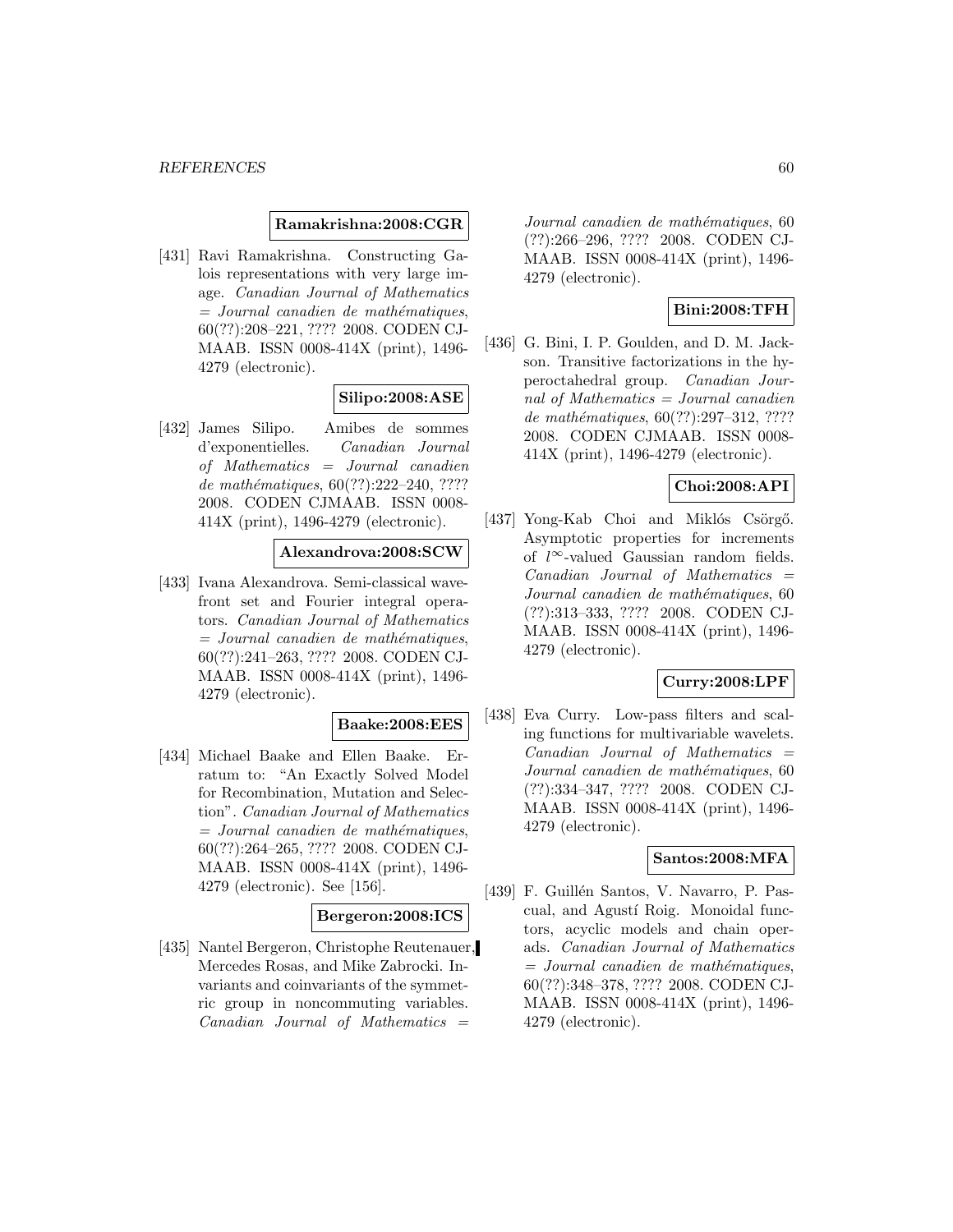**Ramakrishna:2008:CGR**

[431] Ravi Ramakrishna. Constructing Galois representations with very large image. *Canadian Journal of Mathematics = Journal canadien de mathématiques*, 60(??):208–221, ???? 2008. CODEN CJMAAB. ISSN 0008-414X (print), 1496-4279 (electronic).

**Silipo:2008:ASE**

[432] James Silipo. Amibes de sommes d'exponentielles. *Canadian Journal of Mathematics = Journal canadien de mathématiques*, 60(??):222–240, ???? 2008. CODEN CJMAAB. ISSN 0008-414X (print), 1496-4279 (electronic).

**Alexandrova:2008:SCW**

[433] Ivana Alexandrova. Semi-classical wavefront set and Fourier integral operators. *Canadian Journal of Mathematics = Journal canadien de mathématiques*, 60(??):241–263, ???? 2008. CODEN CJMAAB. ISSN 0008-414X (print), 1496-4279 (electronic).

**Baake:2008:EES**

[434] Michael Baake and Ellen Baake. Erratum to: "An Exactly Solved Model for Recombination, Mutation and Selection". *Canadian Journal of Mathematics = Journal canadien de mathématiques*, 60(??):264–265, ???? 2008. CODEN CJMAAB. ISSN 0008-414X (print), 1496-4279 (electronic). See [156].

**Bergeron:2008:ICS**

[435] Nantel Bergeron, Christophe Reutenauer, Mercedes Rosas, and Mike Zabrocki. Invariants and coinvariants of the symmetric group in noncommuting variables. *Canadian Journal of Mathematics = Journal canadien de mathématiques*, 60 (??):266–296, ???? 2008. CODEN CJMAAB. ISSN 0008-414X (print), 1496-4279 (electronic).

**Bini:2008:TFH**

[436] G. Bini, I. P. Goulden, and D. M. Jackson. Transitive factorizations in the hyperoctahedral group. *Canadian Journal of Mathematics = Journal canadien de mathématiques*, 60(??):297–312, ???? 2008. CODEN CJMAAB. ISSN 0008-414X (print), 1496-4279 (electronic).

**Choi:2008:API**

[437] Yong-Kab Choi and Miklós Csörgő. Asymptotic properties for increments of $l^\infty$-valued Gaussian random fields. *Canadian Journal of Mathematics = Journal canadien de mathématiques*, 60 (??):313–333, ???? 2008. CODEN CJMAAB. ISSN 0008-414X (print), 1496-4279 (electronic).

**Curry:2008:LPF**

[438] Eva Curry. Low-pass filters and scaling functions for multivariable wavelets. *Canadian Journal of Mathematics = Journal canadien de mathématiques*, 60 (??):334–347, ???? 2008. CODEN CJMAAB. ISSN 0008-414X (print), 1496-4279 (electronic).

**Santos:2008:MFA**

[439] F. Guillén Santos, V. Navarro, P. Pascual, and Agustí Roig. Monoidal functors, acyclic models and chain operads. *Canadian Journal of Mathematics = Journal canadien de mathématiques*, 60(??):348–378, ???? 2008. CODEN CJMAAB. ISSN 0008-414X (print), 1496-4279 (electronic).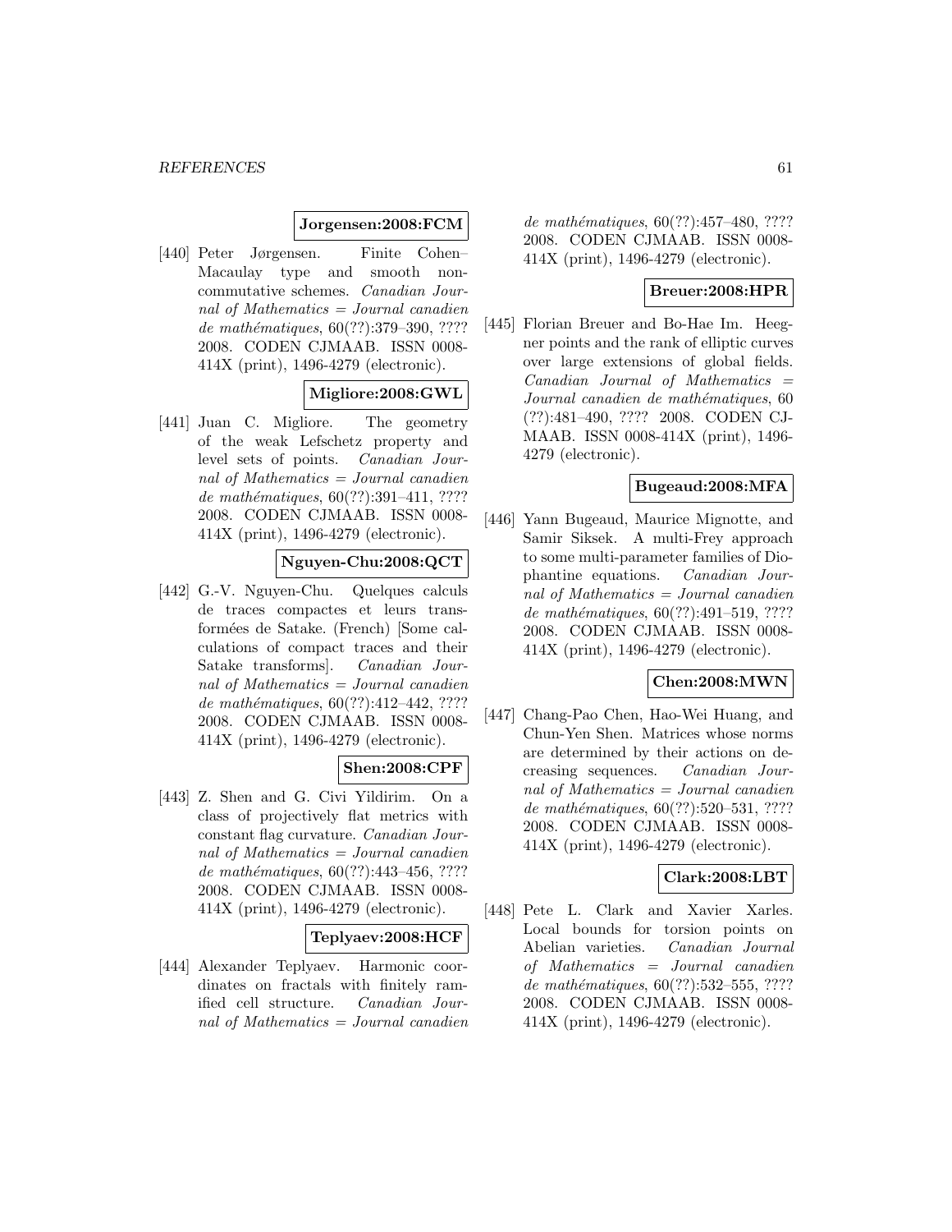**Jorgensen:2008:FCM**

[440] Peter Jørgensen. Finite Cohen–Macaulay type and smooth non-commutative schemes. *Canadian Journal of Mathematics = Journal canadien de mathématiques*, 60(??):379–390, ???? 2008. CODEN CJMAAB. ISSN 0008-414X (print), 1496-4279 (electronic).

**Migliore:2008:GWL**

[441] Juan C. Migliore. The geometry of the weak Lefschetz property and level sets of points. *Canadian Journal of Mathematics = Journal canadien de mathématiques*, 60(??):391–411, ???? 2008. CODEN CJMAAB. ISSN 0008-414X (print), 1496-4279 (electronic).

**Nguyen-Chu:2008:QCT**

[442] G.-V. Nguyen-Chu. Quelques calculs de traces compactes et leurs transformées de Satake. (French) [Some calculations of compact traces and their Satake transforms]. *Canadian Journal of Mathematics = Journal canadien de mathématiques*, 60(??):412–442, ???? 2008. CODEN CJMAAB. ISSN 0008-414X (print), 1496-4279 (electronic).

**Shen:2008:CPF**

[443] Z. Shen and G. Civi Yildirim. On a class of projectively flat metrics with constant flag curvature. *Canadian Journal of Mathematics = Journal canadien de mathématiques*, 60(??):443–456, ???? 2008. CODEN CJMAAB. ISSN 0008-414X (print), 1496-4279 (electronic).

**Teplyaev:2008:HCF**

[444] Alexander Teplyaev. Harmonic coordinates on fractals with finitely ramified cell structure. *Canadian Journal of Mathematics = Journal canadien de mathématiques*, 60(??):457–480, ???? 2008. CODEN CJMAAB. ISSN 0008-414X (print), 1496-4279 (electronic).

**Breuer:2008:HPR**

[445] Florian Breuer and Bo-Hae Im. Heegner points and the rank of elliptic curves over large extensions of global fields. *Canadian Journal of Mathematics = Journal canadien de mathématiques*, 60 (??):481–490, ???? 2008. CODEN CJMAAB. ISSN 0008-414X (print), 1496-4279 (electronic).

**Bugeaud:2008:MFA**

[446] Yann Bugeaud, Maurice Mignotte, and Samir Siksek. A multi-Frey approach to some multi-parameter families of Diophantine equations. *Canadian Journal of Mathematics = Journal canadien de mathématiques*, 60(??):491–519, ???? 2008. CODEN CJMAAB. ISSN 0008-414X (print), 1496-4279 (electronic).

**Chen:2008:MWN**

[447] Chang-Pao Chen, Hao-Wei Huang, and Chun-Yen Shen. Matrices whose norms are determined by their actions on decreasing sequences. *Canadian Journal of Mathematics = Journal canadien de mathématiques*, 60(??):520–531, ???? 2008. CODEN CJMAAB. ISSN 0008-414X (print), 1496-4279 (electronic).

**Clark:2008:LBT**

[448] Pete L. Clark and Xavier Xarles. Local bounds for torsion points on Abelian varieties. *Canadian Journal of Mathematics = Journal canadien de mathématiques*, 60(??):532–555, ???? 2008. CODEN CJMAAB. ISSN 0008-414X (print), 1496-4279 (electronic).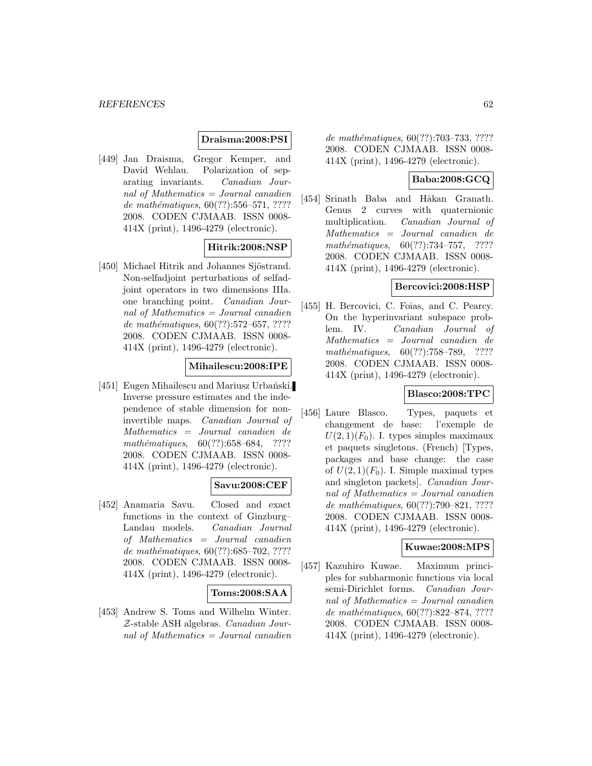**Draisma:2008:PSI**

[449] Jan Draisma, Gregor Kemper, and David Wehlau. Polarization of separating invariants. *Canadian Journal of Mathematics = Journal canadien de mathématiques*, 60(??):556–571, ???? 2008. CODEN CJMAAB. ISSN 0008-414X (print), 1496-4279 (electronic).

**Hitrik:2008:NSP**

[450] Michael Hitrik and Johannes Sjöstrand. Non-selfadjoint perturbations of selfadjoint operators in two dimensions IIIa. one branching point. *Canadian Journal of Mathematics = Journal canadien de mathématiques*, 60(??):572–657, ???? 2008. CODEN CJMAAB. ISSN 0008-414X (print), 1496-4279 (electronic).

**Mihailescu:2008:IPE**

[451] Eugen Mihailescu and Mariusz Urbański. Inverse pressure estimates and the independence of stable dimension for non-invertible maps. *Canadian Journal of Mathematics = Journal canadien de mathématiques*, 60(??):658–684, ???? 2008. CODEN CJMAAB. ISSN 0008-414X (print), 1496-4279 (electronic).

**Savu:2008:CEF**

[452] Anamaria Savu. Closed and exact functions in the context of Ginzburg–Landau models. *Canadian Journal of Mathematics = Journal canadien de mathématiques*, 60(??):685–702, ???? 2008. CODEN CJMAAB. ISSN 0008-414X (print), 1496-4279 (electronic).

**Toms:2008:SAA**

[453] Andrew S. Toms and Wilhelm Winter. $\mathcal{Z}$-stable ASH algebras. *Canadian Journal of Mathematics = Journal canadien de mathématiques*, 60(??):703–733, ???? 2008. CODEN CJMAAB. ISSN 0008-414X (print), 1496-4279 (electronic).

**Baba:2008:GCQ**

[454] Srinath Baba and Håkan Granath. Genus 2 curves with quaternionic multiplication. *Canadian Journal of Mathematics = Journal canadien de mathématiques*, 60(??):734–757, ???? 2008. CODEN CJMAAB. ISSN 0008-414X (print), 1496-4279 (electronic).

**Bercovici:2008:HSP**

[455] H. Bercovici, C. Foias, and C. Pearcy. On the hyperinvariant subspace problem. IV. *Canadian Journal of Mathematics = Journal canadien de mathématiques*, 60(??):758–789, ???? 2008. CODEN CJMAAB. ISSN 0008-414X (print), 1496-4279 (electronic).

**Blasco:2008:TPC**

[456] Laure Blasco. Types, paquets et changement de base: l'exemple de $U(2,1)(F_0)$. I. types simples maximaux et paquets singletons. (French) [Types, packages and base change: the case of $U(2,1)(F_0)$. I. Simple maximal types and singleton packets]. *Canadian Journal of Mathematics = Journal canadien de mathématiques*, 60(??):790–821, ???? 2008. CODEN CJMAAB. ISSN 0008-414X (print), 1496-4279 (electronic).

**Kuwae:2008:MPS**

[457] Kazuhiro Kuwae. Maximum principles for subharmonic functions via local semi-Dirichlet forms. *Canadian Journal of Mathematics = Journal canadien de mathématiques*, 60(??):822–874, ???? 2008. CODEN CJMAAB. ISSN 0008-414X (print), 1496-4279 (electronic).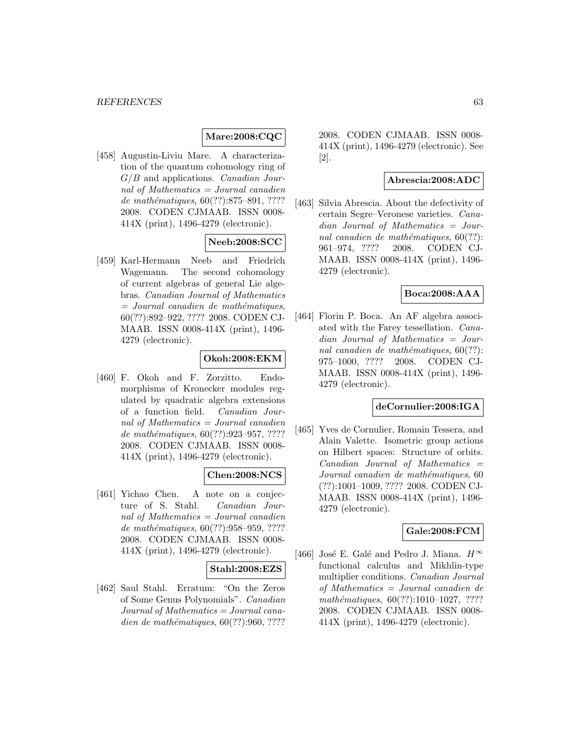**Mare:2008:CQC**

[458] Augustin-Liviu Mare. A characterization of the quantum cohomology ring of $G/B$ and applications. *Canadian Journal of Mathematics = Journal canadien de mathématiques*, 60(??):875–891, ???? 2008. CODEN CJMAAB. ISSN 0008-414X (print), 1496-4279 (electronic).

**Neeb:2008:SCC**

[459] Karl-Hermann Neeb and Friedrich Wagemann. The second cohomology of current algebras of general Lie algebras. *Canadian Journal of Mathematics = Journal canadien de mathématiques*, 60(??):892–922, ???? 2008. CODEN CJMAAB. ISSN 0008-414X (print), 1496-4279 (electronic).

**Okoh:2008:EKM**

[460] F. Okoh and F. Zorzitto. Endomorphisms of Kronecker modules regulated by quadratic algebra extensions of a function field. *Canadian Journal of Mathematics = Journal canadien de mathématiques*, 60(??):923–957, ???? 2008. CODEN CJMAAB. ISSN 0008-414X (print), 1496-4279 (electronic).

**Chen:2008:NCS**

[461] Yichao Chen. A note on a conjecture of S. Stahl. *Canadian Journal of Mathematics = Journal canadien de mathématiques*, 60(??):958–959, ???? 2008. CODEN CJMAAB. ISSN 0008-414X (print), 1496-4279 (electronic).

**Stahl:2008:EZS**

[462] Saul Stahl. Erratum: "On the Zeros of Some Genus Polynomials". *Canadian Journal of Mathematics = Journal canadien de mathématiques*, 60(??):960, ???? 2008. CODEN CJMAAB. ISSN 0008-414X (print), 1496-4279 (electronic). See [2].

**Abrescia:2008:ADC**

[463] Silvia Abrescia. About the defectivity of certain Segre–Veronese varieties. *Canadian Journal of Mathematics = Journal canadien de mathématiques*, 60(??):961–974, ???? 2008. CODEN CJMAAB. ISSN 0008-414X (print), 1496-4279 (electronic).

**Boca:2008:AAA**

[464] Florin P. Boca. An AF algebra associated with the Farey tessellation. *Canadian Journal of Mathematics = Journal canadien de mathématiques*, 60(??):975–1000, ???? 2008. CODEN CJMAAB. ISSN 0008-414X (print), 1496-4279 (electronic).

**deCornulier:2008:IGA**

[465] Yves de Cornulier, Romain Tessera, and Alain Valette. Isometric group actions on Hilbert spaces: Structure of orbits. *Canadian Journal of Mathematics = Journal canadien de mathématiques*, 60(??):1001–1009, ???? 2008. CODEN CJMAAB. ISSN 0008-414X (print), 1496-4279 (electronic).

**Gale:2008:FCM**

[466] José E. Galé and Pedro J. Miana. $H^\infty$ functional calculus and Mikhlin-type multiplier conditions. *Canadian Journal of Mathematics = Journal canadien de mathématiques*, 60(??):1010–1027, ???? 2008. CODEN CJMAAB. ISSN 0008-414X (print), 1496-4279 (electronic).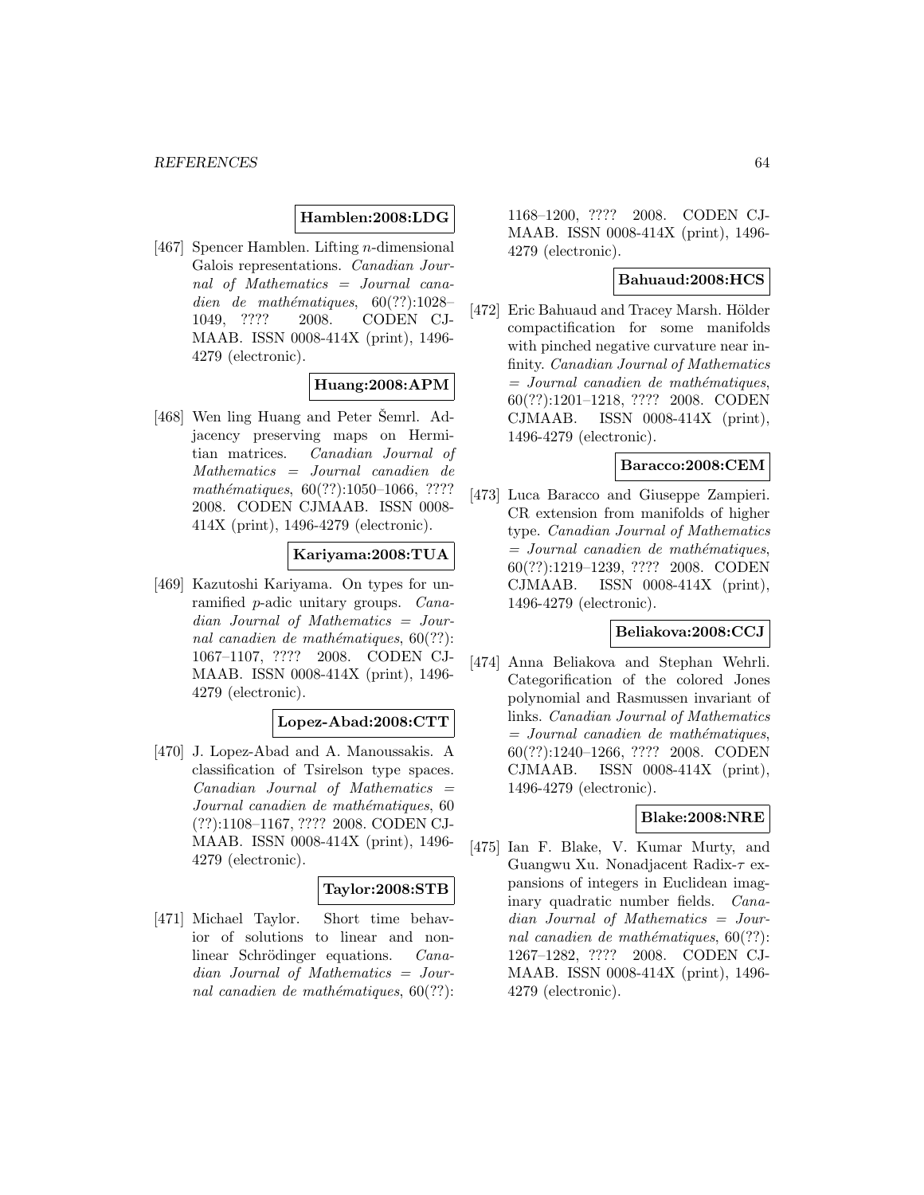**Hamblen:2008:LDG**

[467] Spencer Hamblen. Lifting $n$-dimensional Galois representations. *Canadian Journal of Mathematics = Journal canadien de mathématiques*, 60(??):1028–1049, ???? 2008. CODEN CJMAAB. ISSN 0008-414X (print), 1496-4279 (electronic).

**Huang:2008:APM**

[468] Wen ling Huang and Peter Šemrl. Adjacency preserving maps on Hermitian matrices. *Canadian Journal of Mathematics = Journal canadien de mathématiques*, 60(??):1050–1066, ???? 2008. CODEN CJMAAB. ISSN 0008-414X (print), 1496-4279 (electronic).

**Kariyama:2008:TUA**

[469] Kazutoshi Kariyama. On types for unramified $p$-adic unitary groups. *Canadian Journal of Mathematics = Journal canadien de mathématiques*, 60(??):1067–1107, ???? 2008. CODEN CJMAAB. ISSN 0008-414X (print), 1496-4279 (electronic).

**Lopez-Abad:2008:CTT**

[470] J. Lopez-Abad and A. Manoussakis. A classification of Tsirelson type spaces. *Canadian Journal of Mathematics = Journal canadien de mathématiques*, 60 (??):1108–1167, ???? 2008. CODEN CJMAAB. ISSN 0008-414X (print), 1496-4279 (electronic).

**Taylor:2008:STB**

[471] Michael Taylor. Short time behavior of solutions to linear and nonlinear Schrödinger equations. *Canadian Journal of Mathematics = Journal canadien de mathématiques*, 60(??):1168–1200, ???? 2008. CODEN CJMAAB. ISSN 0008-414X (print), 1496-4279 (electronic).

**Bahuaud:2008:HCS**

[472] Eric Bahuaud and Tracey Marsh. Hölder compactification for some manifolds with pinched negative curvature near infinity. *Canadian Journal of Mathematics = Journal canadien de mathématiques*, 60(??):1201–1218, ???? 2008. CODEN CJMAAB. ISSN 0008-414X (print), 1496-4279 (electronic).

**Baracco:2008:CEM**

[473] Luca Baracco and Giuseppe Zampieri. CR extension from manifolds of higher type. *Canadian Journal of Mathematics = Journal canadien de mathématiques*, 60(??):1219–1239, ???? 2008. CODEN CJMAAB. ISSN 0008-414X (print), 1496-4279 (electronic).

**Beliakova:2008:CCJ**

[474] Anna Beliakova and Stephan Wehrli. Categorification of the colored Jones polynomial and Rasmussen invariant of links. *Canadian Journal of Mathematics = Journal canadien de mathématiques*, 60(??):1240–1266, ???? 2008. CODEN CJMAAB. ISSN 0008-414X (print), 1496-4279 (electronic).

**Blake:2008:NRE**

[475] Ian F. Blake, V. Kumar Murty, and Guangwu Xu. Nonadjacent Radix-$\tau$ expansions of integers in Euclidean imaginary quadratic number fields. *Canadian Journal of Mathematics = Journal canadien de mathématiques*, 60(??):1267–1282, ???? 2008. CODEN CJMAAB. ISSN 0008-414X (print), 1496-4279 (electronic).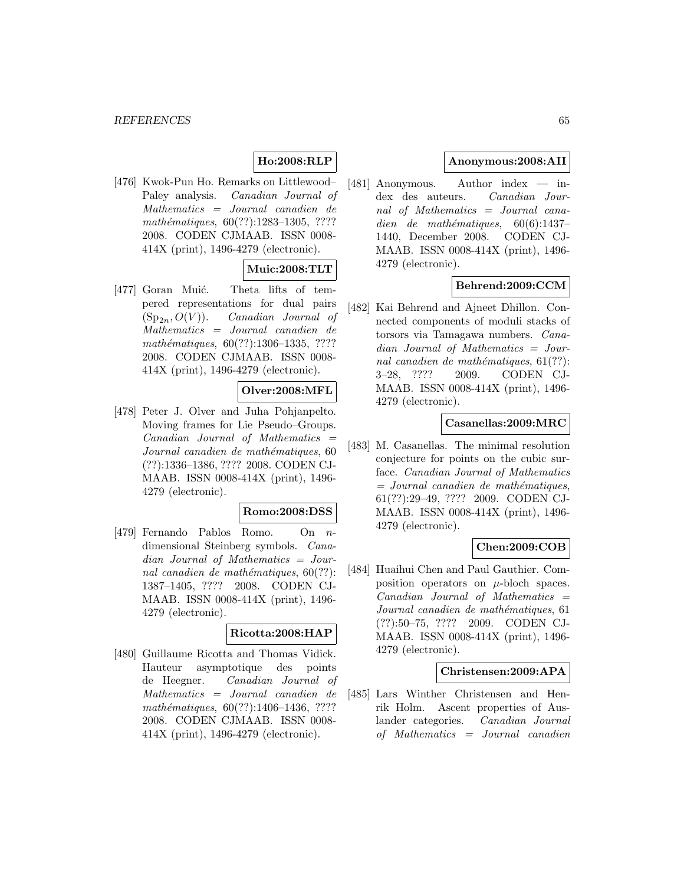**Ho:2008:RLP**

[476] Kwok-Pun Ho. Remarks on Littlewood–Paley analysis. *Canadian Journal of Mathematics = Journal canadien de mathématiques*, 60(??):1283–1305, ???? 2008. CODEN CJMAAB. ISSN 0008-414X (print), 1496-4279 (electronic).

**Muic:2008:TLT**

[477] Goran Muić. Theta lifts of tempered representations for dual pairs $(\mathrm{Sp}_{2n}, O(V))$. *Canadian Journal of Mathematics = Journal canadien de mathématiques*, 60(??):1306–1335, ???? 2008. CODEN CJMAAB. ISSN 0008-414X (print), 1496-4279 (electronic).

**Olver:2008:MFL**

[478] Peter J. Olver and Juha Pohjanpelto. Moving frames for Lie Pseudo–Groups. *Canadian Journal of Mathematics = Journal canadien de mathématiques*, 60 (??):1336–1386, ???? 2008. CODEN CJMAAB. ISSN 0008-414X (print), 1496-4279 (electronic).

**Romo:2008:DSS**

[479] Fernando Pablos Romo. On $n$-dimensional Steinberg symbols. *Canadian Journal of Mathematics = Journal canadien de mathématiques*, 60(??):1387–1405, ???? 2008. CODEN CJMAAB. ISSN 0008-414X (print), 1496-4279 (electronic).

**Ricotta:2008:HAP**

[480] Guillaume Ricotta and Thomas Vidick. Hauteur asymptotique des points de Heegner. *Canadian Journal of Mathematics = Journal canadien de mathématiques*, 60(??):1406–1436, ???? 2008. CODEN CJMAAB. ISSN 0008-414X (print), 1496-4279 (electronic).

**Anonymous:2008:AII**

[481] Anonymous. Author index — index des auteurs. *Canadian Journal of Mathematics = Journal canadien de mathématiques*, 60(6):1437–1440, December 2008. CODEN CJMAAB. ISSN 0008-414X (print), 1496-4279 (electronic).

**Behrend:2009:CCM**

[482] Kai Behrend and Ajneet Dhillon. Connected components of moduli stacks of torsors via Tamagawa numbers. *Canadian Journal of Mathematics = Journal canadien de mathématiques*, 61(??):3–28, ???? 2009. CODEN CJMAAB. ISSN 0008-414X (print), 1496-4279 (electronic).

**Casanellas:2009:MRC**

[483] M. Casanellas. The minimal resolution conjecture for points on the cubic surface. *Canadian Journal of Mathematics = Journal canadien de mathématiques*, 61(??):29–49, ???? 2009. CODEN CJMAAB. ISSN 0008-414X (print), 1496-4279 (electronic).

**Chen:2009:COB**

[484] Huaihui Chen and Paul Gauthier. Composition operators on $\mu$-bloch spaces. *Canadian Journal of Mathematics = Journal canadien de mathématiques*, 61 (??):50–75, ???? 2009. CODEN CJMAAB. ISSN 0008-414X (print), 1496-4279 (electronic).

**Christensen:2009:APA**

[485] Lars Winther Christensen and Henrik Holm. Ascent properties of Auslander categories. *Canadian Journal of Mathematics = Journal canadien*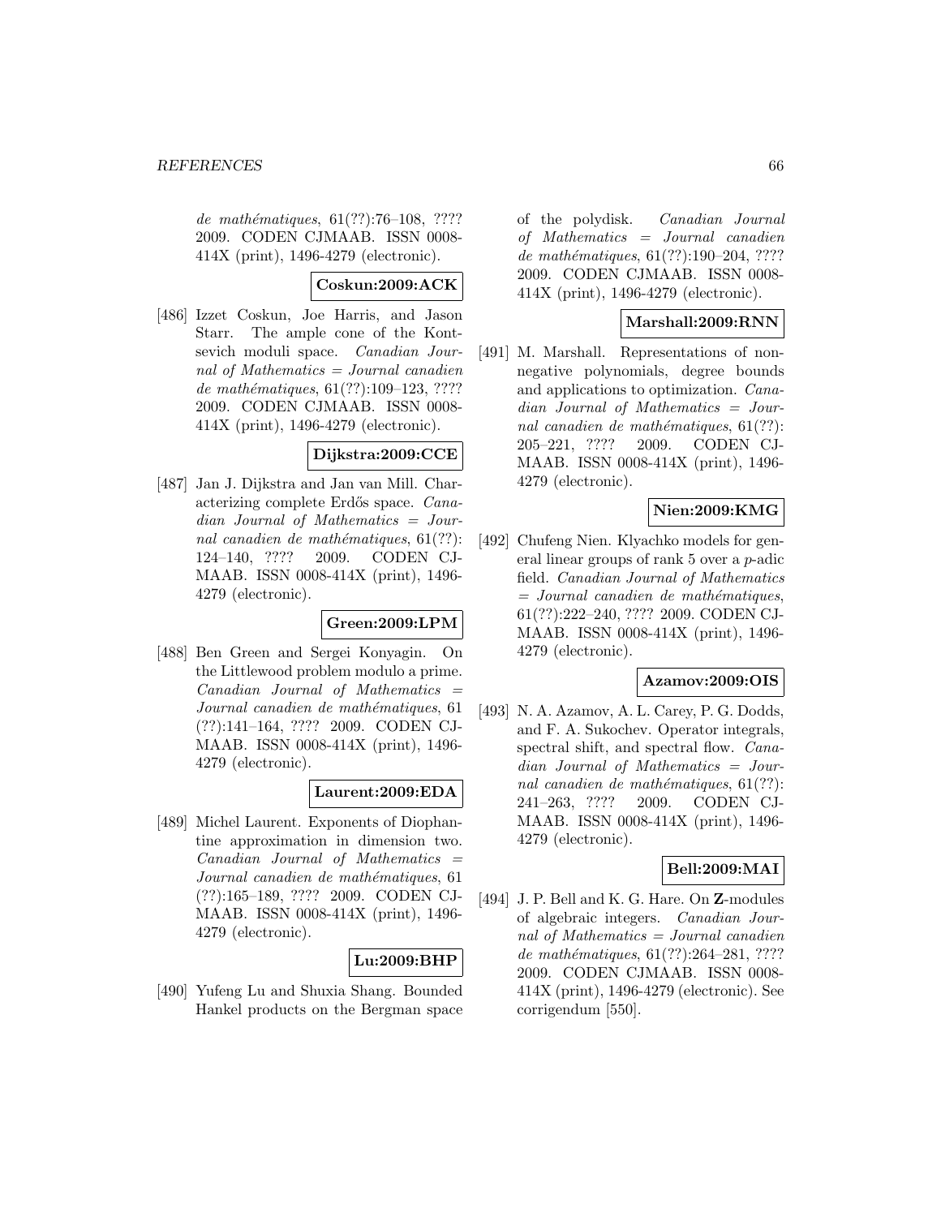*de mathématiques*, 61(??):76–108, ???? 2009. CODEN CJMAAB. ISSN 0008-414X (print), 1496-4279 (electronic).

**Coskun:2009:ACK**

[486] Izzet Coskun, Joe Harris, and Jason Starr. The ample cone of the Kontsevich moduli space. *Canadian Journal of Mathematics = Journal canadien de mathématiques*, 61(??):109–123, ???? 2009. CODEN CJMAAB. ISSN 0008-414X (print), 1496-4279 (electronic).

**Dijkstra:2009:CCE**

[487] Jan J. Dijkstra and Jan van Mill. Characterizing complete Erdős space. *Canadian Journal of Mathematics = Journal canadien de mathématiques*, 61(??):124–140, ???? 2009. CODEN CJMAAB. ISSN 0008-414X (print), 1496-4279 (electronic).

**Green:2009:LPM**

[488] Ben Green and Sergei Konyagin. On the Littlewood problem modulo a prime. *Canadian Journal of Mathematics = Journal canadien de mathématiques*, 61 (??):141–164, ???? 2009. CODEN CJMAAB. ISSN 0008-414X (print), 1496-4279 (electronic).

**Laurent:2009:EDA**

[489] Michel Laurent. Exponents of Diophantine approximation in dimension two. *Canadian Journal of Mathematics = Journal canadien de mathématiques*, 61 (??):165–189, ???? 2009. CODEN CJMAAB. ISSN 0008-414X (print), 1496-4279 (electronic).

**Lu:2009:BHP**

[490] Yufeng Lu and Shuxia Shang. Bounded Hankel products on the Bergman space of the polydisk. *Canadian Journal of Mathematics = Journal canadien de mathématiques*, 61(??):190–204, ???? 2009. CODEN CJMAAB. ISSN 0008-414X (print), 1496-4279 (electronic).

**Marshall:2009:RNN**

[491] M. Marshall. Representations of non-negative polynomials, degree bounds and applications to optimization. *Canadian Journal of Mathematics = Journal canadien de mathématiques*, 61(??):205–221, ???? 2009. CODEN CJMAAB. ISSN 0008-414X (print), 1496-4279 (electronic).

**Nien:2009:KMG**

[492] Chufeng Nien. Klyachko models for general linear groups of rank 5 over a $p$-adic field. *Canadian Journal of Mathematics = Journal canadien de mathématiques*, 61(??):222–240, ???? 2009. CODEN CJMAAB. ISSN 0008-414X (print), 1496-4279 (electronic).

**Azamov:2009:OIS**

[493] N. A. Azamov, A. L. Carey, P. G. Dodds, and F. A. Sukochev. Operator integrals, spectral shift, and spectral flow. *Canadian Journal of Mathematics = Journal canadien de mathématiques*, 61(??):241–263, ???? 2009. CODEN CJMAAB. ISSN 0008-414X (print), 1496-4279 (electronic).

**Bell:2009:MAI**

[494] J. P. Bell and K. G. Hare. On $\mathbf{Z}$-modules of algebraic integers. *Canadian Journal of Mathematics = Journal canadien de mathématiques*, 61(??):264–281, ???? 2009. CODEN CJMAAB. ISSN 0008-414X (print), 1496-4279 (electronic). See corrigendum [550].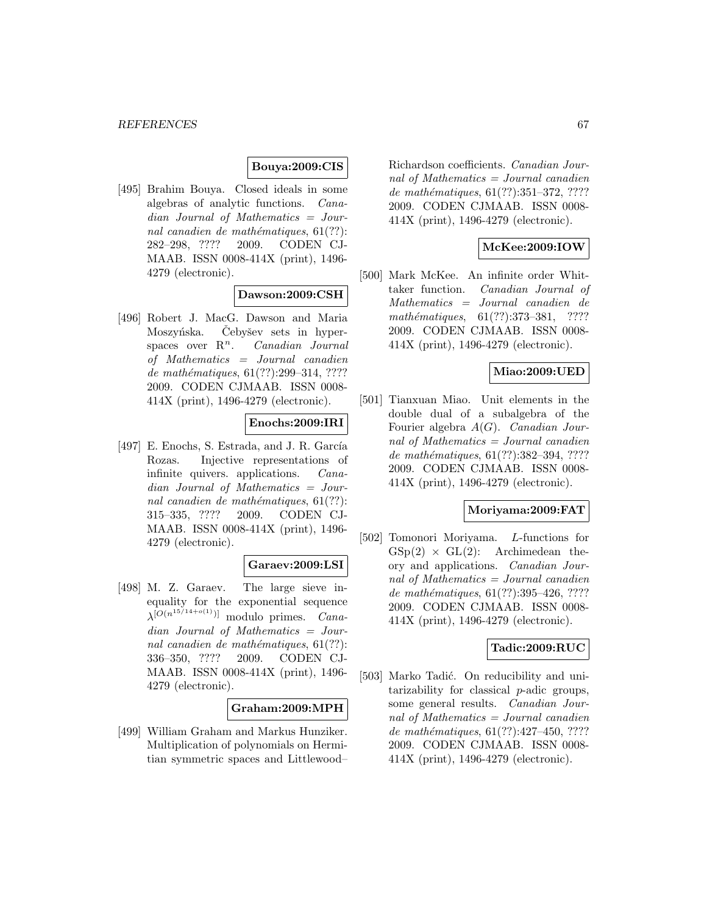**Bouya:2009:CIS**

[495] Brahim Bouya. Closed ideals in some algebras of analytic functions. *Canadian Journal of Mathematics = Journal canadien de mathématiques*, 61(??): 282–298, ???? 2009. CODEN CJMAAB. ISSN 0008-414X (print), 1496-4279 (electronic).

**Dawson:2009:CSH**

[496] Robert J. MacG. Dawson and Maria Moszyńska. Čebyšev sets in hyperspaces over $\mathrm{R}^n$. *Canadian Journal of Mathematics = Journal canadien de mathématiques*, 61(??):299–314, ???? 2009. CODEN CJMAAB. ISSN 0008-414X (print), 1496-4279 (electronic).

**Enochs:2009:IRI**

[497] E. Enochs, S. Estrada, and J. R. García Rozas. Injective representations of infinite quivers. applications. *Canadian Journal of Mathematics = Journal canadien de mathématiques*, 61(??): 315–335, ???? 2009. CODEN CJMAAB. ISSN 0008-414X (print), 1496-4279 (electronic).

**Garaev:2009:LSI**

[498] M. Z. Garaev. The large sieve inequality for the exponential sequence $\lambda^{[O(n^{15/14+o(1)})]}$ modulo primes. *Canadian Journal of Mathematics = Journal canadien de mathématiques*, 61(??): 336–350, ???? 2009. CODEN CJMAAB. ISSN 0008-414X (print), 1496-4279 (electronic).

**Graham:2009:MPH**

[499] William Graham and Markus Hunziker. Multiplication of polynomials on Hermitian symmetric spaces and Littlewood–Richardson coefficients. *Canadian Journal of Mathematics = Journal canadien de mathématiques*, 61(??):351–372, ???? 2009. CODEN CJMAAB. ISSN 0008-414X (print), 1496-4279 (electronic).

**McKee:2009:IOW**

[500] Mark McKee. An infinite order Whittaker function. *Canadian Journal of Mathematics = Journal canadien de mathématiques*, 61(??):373–381, ???? 2009. CODEN CJMAAB. ISSN 0008-414X (print), 1496-4279 (electronic).

**Miao:2009:UED**

[501] Tianxuan Miao. Unit elements in the double dual of a subalgebra of the Fourier algebra $A(G)$. *Canadian Journal of Mathematics = Journal canadien de mathématiques*, 61(??):382–394, ???? 2009. CODEN CJMAAB. ISSN 0008-414X (print), 1496-4279 (electronic).

**Moriyama:2009:FAT**

[502] Tomonori Moriyama. $L$-functions for $\mathrm{GSp}(2) \times \mathrm{GL}(2)$: Archimedean theory and applications. *Canadian Journal of Mathematics = Journal canadien de mathématiques*, 61(??):395–426, ???? 2009. CODEN CJMAAB. ISSN 0008-414X (print), 1496-4279 (electronic).

**Tadic:2009:RUC**

[503] Marko Tadić. On reducibility and unitarizability for classical $p$-adic groups, some general results. *Canadian Journal of Mathematics = Journal canadien de mathématiques*, 61(??):427–450, ???? 2009. CODEN CJMAAB. ISSN 0008-414X (print), 1496-4279 (electronic).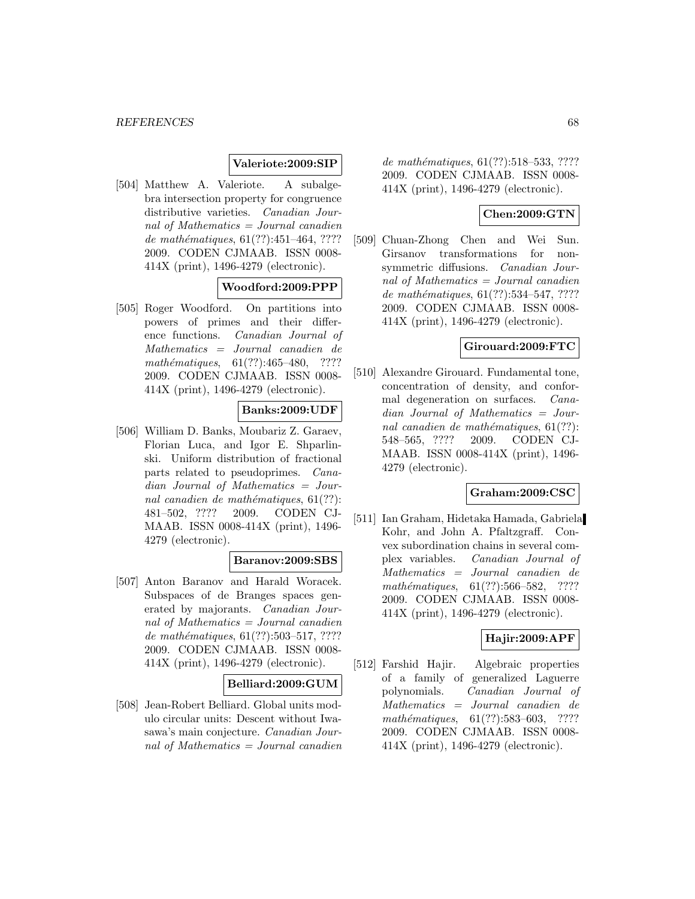**Valeriote:2009:SIP**

[504] Matthew A. Valeriote. A subalgebra intersection property for congruence distributive varieties. *Canadian Journal of Mathematics = Journal canadien de mathématiques*, 61(??):451–464, ???? 2009. CODEN CJMAAB. ISSN 0008-414X (print), 1496-4279 (electronic).

**Woodford:2009:PPP**

[505] Roger Woodford. On partitions into powers of primes and their difference functions. *Canadian Journal of Mathematics = Journal canadien de mathématiques*, 61(??):465–480, ???? 2009. CODEN CJMAAB. ISSN 0008-414X (print), 1496-4279 (electronic).

**Banks:2009:UDF**

[506] William D. Banks, Moubariz Z. Garaev, Florian Luca, and Igor E. Shparlinski. Uniform distribution of fractional parts related to pseudoprimes. *Canadian Journal of Mathematics = Journal canadien de mathématiques*, 61(??):481–502, ???? 2009. CODEN CJMAAB. ISSN 0008-414X (print), 1496-4279 (electronic).

**Baranov:2009:SBS**

[507] Anton Baranov and Harald Woracek. Subspaces of de Branges spaces generated by majorants. *Canadian Journal of Mathematics = Journal canadien de mathématiques*, 61(??):503–517, ???? 2009. CODEN CJMAAB. ISSN 0008-414X (print), 1496-4279 (electronic).

**Belliard:2009:GUM**

[508] Jean-Robert Belliard. Global units modulo circular units: Descent without Iwasawa's main conjecture. *Canadian Journal of Mathematics = Journal canadien de mathématiques*, 61(??):518–533, ???? 2009. CODEN CJMAAB. ISSN 0008-414X (print), 1496-4279 (electronic).

**Chen:2009:GTN**

[509] Chuan-Zhong Chen and Wei Sun. Girsanov transformations for non-symmetric diffusions. *Canadian Journal of Mathematics = Journal canadien de mathématiques*, 61(??):534–547, ???? 2009. CODEN CJMAAB. ISSN 0008-414X (print), 1496-4279 (electronic).

**Girouard:2009:FTC**

[510] Alexandre Girouard. Fundamental tone, concentration of density, and conformal degeneration on surfaces. *Canadian Journal of Mathematics = Journal canadien de mathématiques*, 61(??):548–565, ???? 2009. CODEN CJMAAB. ISSN 0008-414X (print), 1496-4279 (electronic).

**Graham:2009:CSC**

[511] Ian Graham, Hidetaka Hamada, Gabriela Kohr, and John A. Pfaltzgraff. Convex subordination chains in several complex variables. *Canadian Journal of Mathematics = Journal canadien de mathématiques*, 61(??):566–582, ???? 2009. CODEN CJMAAB. ISSN 0008-414X (print), 1496-4279 (electronic).

**Hajir:2009:APF**

[512] Farshid Hajir. Algebraic properties of a family of generalized Laguerre polynomials. *Canadian Journal of Mathematics = Journal canadien de mathématiques*, 61(??):583–603, ???? 2009. CODEN CJMAAB. ISSN 0008-414X (print), 1496-4279 (electronic).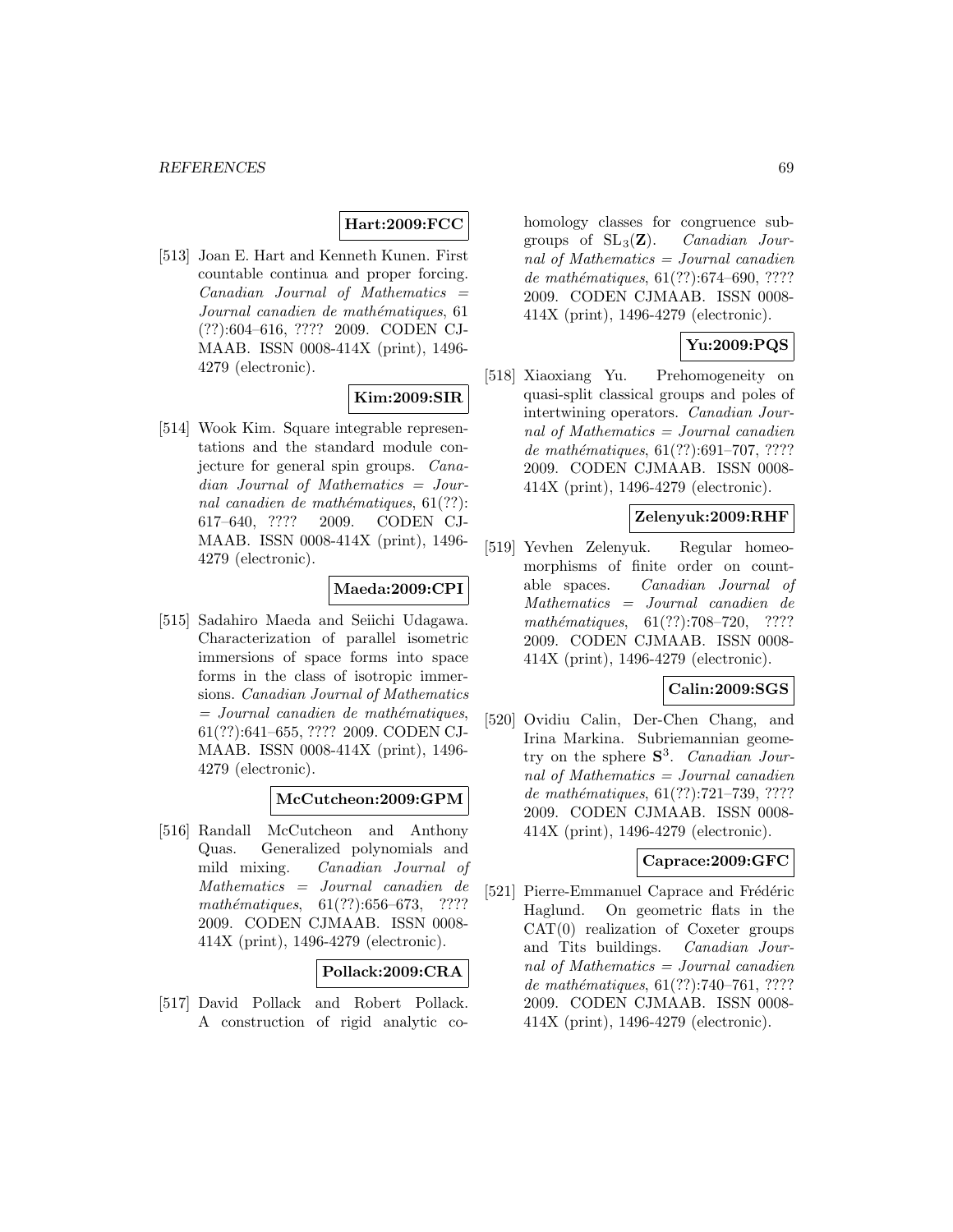**Hart:2009:FCC**

[513] Joan E. Hart and Kenneth Kunen. First countable continua and proper forcing. *Canadian Journal of Mathematics = Journal canadien de mathématiques*, 61 (??):604–616, ???? 2009. CODEN CJMAAB. ISSN 0008-414X (print), 1496-4279 (electronic).

**Kim:2009:SIR**

[514] Wook Kim. Square integrable representations and the standard module conjecture for general spin groups. *Canadian Journal of Mathematics = Journal canadien de mathématiques*, 61(??): 617–640, ???? 2009. CODEN CJMAAB. ISSN 0008-414X (print), 1496-4279 (electronic).

**Maeda:2009:CPI**

[515] Sadahiro Maeda and Seiichi Udagawa. Characterization of parallel isometric immersions of space forms into space forms in the class of isotropic immersions. *Canadian Journal of Mathematics = Journal canadien de mathématiques*, 61(??):641–655, ???? 2009. CODEN CJMAAB. ISSN 0008-414X (print), 1496-4279 (electronic).

**McCutcheon:2009:GPM**

[516] Randall McCutcheon and Anthony Quas. Generalized polynomials and mild mixing. *Canadian Journal of Mathematics = Journal canadien de mathématiques*, 61(??):656–673, ???? 2009. CODEN CJMAAB. ISSN 0008-414X (print), 1496-4279 (electronic).

**Pollack:2009:CRA**

[517] David Pollack and Robert Pollack. A construction of rigid analytic cohomology classes for congruence subgroups of $\mathrm{SL}_3(\mathbf{Z})$. *Canadian Journal of Mathematics = Journal canadien de mathématiques*, 61(??):674–690, ???? 2009. CODEN CJMAAB. ISSN 0008-414X (print), 1496-4279 (electronic).

**Yu:2009:PQS**

[518] Xiaoxiang Yu. Prehomogeneity on quasi-split classical groups and poles of intertwining operators. *Canadian Journal of Mathematics = Journal canadien de mathématiques*, 61(??):691–707, ???? 2009. CODEN CJMAAB. ISSN 0008-414X (print), 1496-4279 (electronic).

**Zelenyuk:2009:RHF**

[519] Yevhen Zelenyuk. Regular homeomorphisms of finite order on countable spaces. *Canadian Journal of Mathematics = Journal canadien de mathématiques*, 61(??):708–720, ???? 2009. CODEN CJMAAB. ISSN 0008-414X (print), 1496-4279 (electronic).

**Calin:2009:SGS**

[520] Ovidiu Calin, Der-Chen Chang, and Irina Markina. Subriemannian geometry on the sphere $\mathbf{S}^3$. *Canadian Journal of Mathematics = Journal canadien de mathématiques*, 61(??):721–739, ???? 2009. CODEN CJMAAB. ISSN 0008-414X (print), 1496-4279 (electronic).

**Caprace:2009:GFC**

[521] Pierre-Emmanuel Caprace and Frédéric Haglund. On geometric flats in the CAT(0) realization of Coxeter groups and Tits buildings. *Canadian Journal of Mathematics = Journal canadien de mathématiques*, 61(??):740–761, ???? 2009. CODEN CJMAAB. ISSN 0008-414X (print), 1496-4279 (electronic).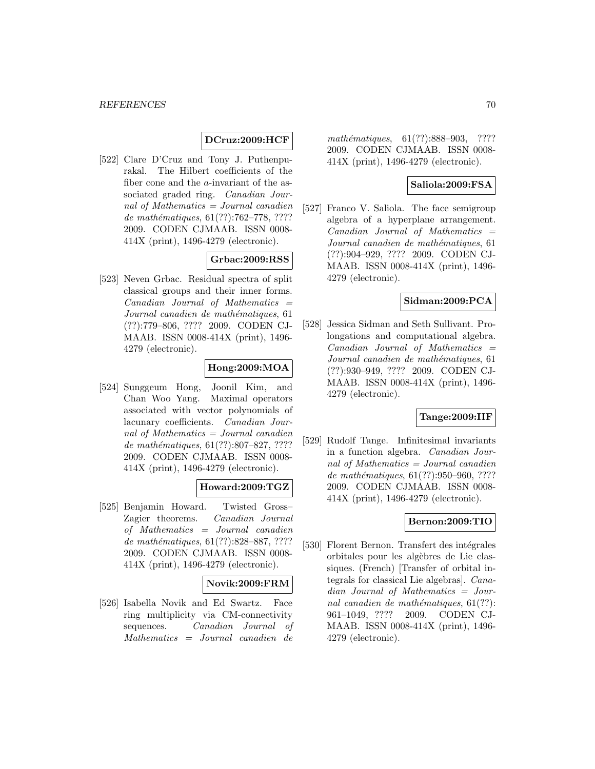**DCruz:2009:HCF**

[522] Clare D'Cruz and Tony J. Puthenpurakal. The Hilbert coefficients of the fiber cone and the $a$-invariant of the associated graded ring. *Canadian Journal of Mathematics = Journal canadien de mathématiques*, 61(??):762–778, ???? 2009. CODEN CJMAAB. ISSN 0008-414X (print), 1496-4279 (electronic).

**Grbac:2009:RSS**

[523] Neven Grbac. Residual spectra of split classical groups and their inner forms. *Canadian Journal of Mathematics = Journal canadien de mathématiques*, 61 (??):779–806, ???? 2009. CODEN CJMAAB. ISSN 0008-414X (print), 1496-4279 (electronic).

**Hong:2009:MOA**

[524] Sunggeum Hong, Joonil Kim, and Chan Woo Yang. Maximal operators associated with vector polynomials of lacunary coefficients. *Canadian Journal of Mathematics = Journal canadien de mathématiques*, 61(??):807–827, ???? 2009. CODEN CJMAAB. ISSN 0008-414X (print), 1496-4279 (electronic).

**Howard:2009:TGZ**

[525] Benjamin Howard. Twisted Gross–Zagier theorems. *Canadian Journal of Mathematics = Journal canadien de mathématiques*, 61(??):828–887, ???? 2009. CODEN CJMAAB. ISSN 0008-414X (print), 1496-4279 (electronic).

**Novik:2009:FRM**

[526] Isabella Novik and Ed Swartz. Face ring multiplicity via CM-connectivity sequences. *Canadian Journal of Mathematics = Journal canadien de mathématiques*, 61(??):888–903, ???? 2009. CODEN CJMAAB. ISSN 0008-414X (print), 1496-4279 (electronic).

**Saliola:2009:FSA**

[527] Franco V. Saliola. The face semigroup algebra of a hyperplane arrangement. *Canadian Journal of Mathematics = Journal canadien de mathématiques*, 61 (??):904–929, ???? 2009. CODEN CJMAAB. ISSN 0008-414X (print), 1496-4279 (electronic).

**Sidman:2009:PCA**

[528] Jessica Sidman and Seth Sullivant. Prolongations and computational algebra. *Canadian Journal of Mathematics = Journal canadien de mathématiques*, 61 (??):930–949, ???? 2009. CODEN CJMAAB. ISSN 0008-414X (print), 1496-4279 (electronic).

**Tange:2009:IIF**

[529] Rudolf Tange. Infinitesimal invariants in a function algebra. *Canadian Journal of Mathematics = Journal canadien de mathématiques*, 61(??):950–960, ???? 2009. CODEN CJMAAB. ISSN 0008-414X (print), 1496-4279 (electronic).

**Bernon:2009:TIO**

[530] Florent Bernon. Transfert des intégrales orbitales pour les algèbres de Lie classiques. (French) [Transfer of orbital integrals for classical Lie algebras]. *Canadian Journal of Mathematics = Journal canadien de mathématiques*, 61(??): 961–1049, ???? 2009. CODEN CJMAAB. ISSN 0008-414X (print), 1496-4279 (electronic).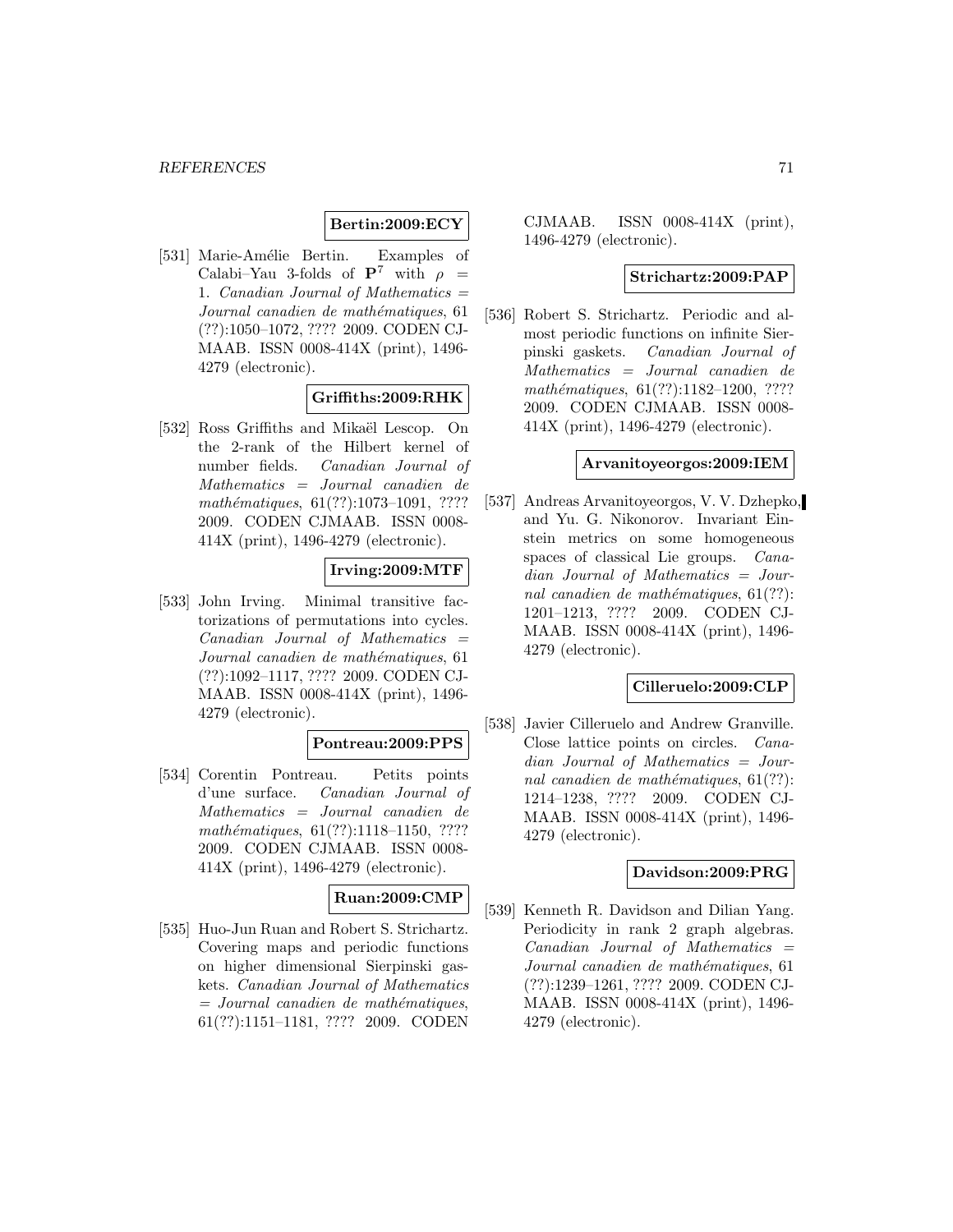**Bertin:2009:ECY**

[531] Marie-Amélie Bertin. Examples of Calabi–Yau 3-folds of $\mathbf{P}^7$ with $\rho = 1$. *Canadian Journal of Mathematics = Journal canadien de mathématiques*, 61 (??):1050–1072, ???? 2009. CODEN CJMAAB. ISSN 0008-414X (print), 1496-4279 (electronic).

**Griffiths:2009:RHK**

[532] Ross Griffiths and Mikaël Lescop. On the 2-rank of the Hilbert kernel of number fields. *Canadian Journal of Mathematics = Journal canadien de mathématiques*, 61(??):1073–1091, ???? 2009. CODEN CJMAAB. ISSN 0008-414X (print), 1496-4279 (electronic).

**Irving:2009:MTF**

[533] John Irving. Minimal transitive factorizations of permutations into cycles. *Canadian Journal of Mathematics = Journal canadien de mathématiques*, 61 (??):1092–1117, ???? 2009. CODEN CJMAAB. ISSN 0008-414X (print), 1496-4279 (electronic).

**Pontreau:2009:PPS**

[534] Corentin Pontreau. Petits points d'une surface. *Canadian Journal of Mathematics = Journal canadien de mathématiques*, 61(??):1118–1150, ???? 2009. CODEN CJMAAB. ISSN 0008-414X (print), 1496-4279 (electronic).

**Ruan:2009:CMP**

[535] Huo-Jun Ruan and Robert S. Strichartz. Covering maps and periodic functions on higher dimensional Sierpinski gaskets. *Canadian Journal of Mathematics = Journal canadien de mathématiques*, 61(??):1151–1181, ???? 2009. CODEN CJMAAB. ISSN 0008-414X (print), 1496-4279 (electronic).

**Strichartz:2009:PAP**

[536] Robert S. Strichartz. Periodic and almost periodic functions on infinite Sierpinski gaskets. *Canadian Journal of Mathematics = Journal canadien de mathématiques*, 61(??):1182–1200, ???? 2009. CODEN CJMAAB. ISSN 0008-414X (print), 1496-4279 (electronic).

**Arvanitoyeorgos:2009:IEM**

[537] Andreas Arvanitoyeorgos, V. V. Dzhepko, and Yu. G. Nikonorov. Invariant Einstein metrics on some homogeneous spaces of classical Lie groups. *Canadian Journal of Mathematics = Journal canadien de mathématiques*, 61(??): 1201–1213, ???? 2009. CODEN CJMAAB. ISSN 0008-414X (print), 1496-4279 (electronic).

**Cilleruelo:2009:CLP**

[538] Javier Cilleruelo and Andrew Granville. Close lattice points on circles. *Canadian Journal of Mathematics = Journal canadien de mathématiques*, 61(??): 1214–1238, ???? 2009. CODEN CJMAAB. ISSN 0008-414X (print), 1496-4279 (electronic).

**Davidson:2009:PRG**

[539] Kenneth R. Davidson and Dilian Yang. Periodicity in rank 2 graph algebras. *Canadian Journal of Mathematics = Journal canadien de mathématiques*, 61 (??):1239–1261, ???? 2009. CODEN CJMAAB. ISSN 0008-414X (print), 1496-4279 (electronic).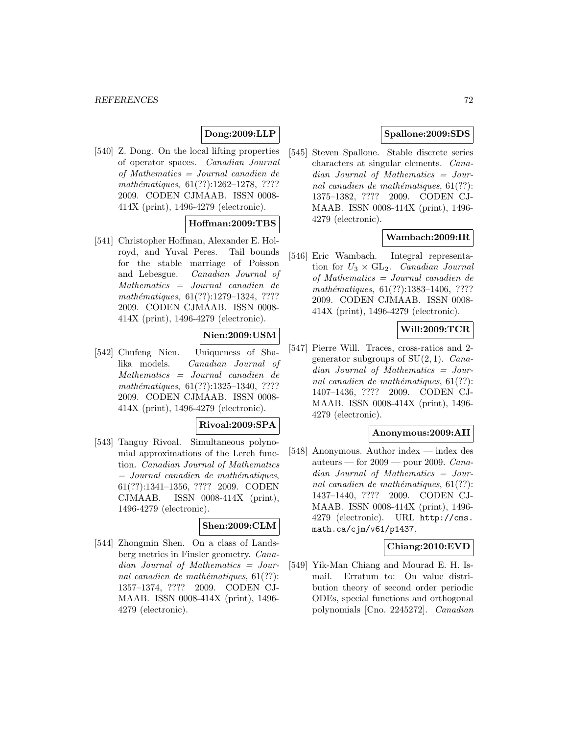**Dong:2009:LLP**

[540] Z. Dong. On the local lifting properties of operator spaces. *Canadian Journal of Mathematics = Journal canadien de mathématiques*, 61(??):1262–1278, ???? 2009. CODEN CJMAAB. ISSN 0008-414X (print), 1496-4279 (electronic).

**Hoffman:2009:TBS**

[541] Christopher Hoffman, Alexander E. Holroyd, and Yuval Peres. Tail bounds for the stable marriage of Poisson and Lebesgue. *Canadian Journal of Mathematics = Journal canadien de mathématiques*, 61(??):1279–1324, ???? 2009. CODEN CJMAAB. ISSN 0008-414X (print), 1496-4279 (electronic).

**Nien:2009:USM**

[542] Chufeng Nien. Uniqueness of Shalika models. *Canadian Journal of Mathematics = Journal canadien de mathématiques*, 61(??):1325–1340, ???? 2009. CODEN CJMAAB. ISSN 0008-414X (print), 1496-4279 (electronic).

**Rivoal:2009:SPA**

[543] Tanguy Rivoal. Simultaneous polynomial approximations of the Lerch function. *Canadian Journal of Mathematics = Journal canadien de mathématiques*, 61(??):1341–1356, ???? 2009. CODEN CJMAAB. ISSN 0008-414X (print), 1496-4279 (electronic).

**Shen:2009:CLM**

[544] Zhongmin Shen. On a class of Landsberg metrics in Finsler geometry. *Canadian Journal of Mathematics = Journal canadien de mathématiques*, 61(??):1357–1374, ???? 2009. CODEN CJMAAB. ISSN 0008-414X (print), 1496-4279 (electronic).

**Spallone:2009:SDS**

[545] Steven Spallone. Stable discrete series characters at singular elements. *Canadian Journal of Mathematics = Journal canadien de mathématiques*, 61(??):1375–1382, ???? 2009. CODEN CJMAAB. ISSN 0008-414X (print), 1496-4279 (electronic).

**Wambach:2009:IR**

[546] Eric Wambach. Integral representation for $U_3 \times \mathrm{GL}_2$. *Canadian Journal of Mathematics = Journal canadien de mathématiques*, 61(??):1383–1406, ???? 2009. CODEN CJMAAB. ISSN 0008-414X (print), 1496-4279 (electronic).

**Will:2009:TCR**

[547] Pierre Will. Traces, cross-ratios and 2-generator subgroups of $\mathrm{SU}(2,1)$. *Canadian Journal of Mathematics = Journal canadien de mathématiques*, 61(??):1407–1436, ???? 2009. CODEN CJMAAB. ISSN 0008-414X (print), 1496-4279 (electronic).

**Anonymous:2009:AII**

[548] Anonymous. Author index — index des auteurs — for 2009 — pour 2009. *Canadian Journal of Mathematics = Journal canadien de mathématiques*, 61(??):1437–1440, ???? 2009. CODEN CJMAAB. ISSN 0008-414X (print), 1496-4279 (electronic). URL http://cms.math.ca/cjm/v61/p1437.

**Chiang:2010:EVD**

[549] Yik-Man Chiang and Mourad E. H. Ismail. Erratum to: On value distribution theory of second order periodic ODEs, special functions and orthogonal polynomials [Cno. 2245272]. *Canadian*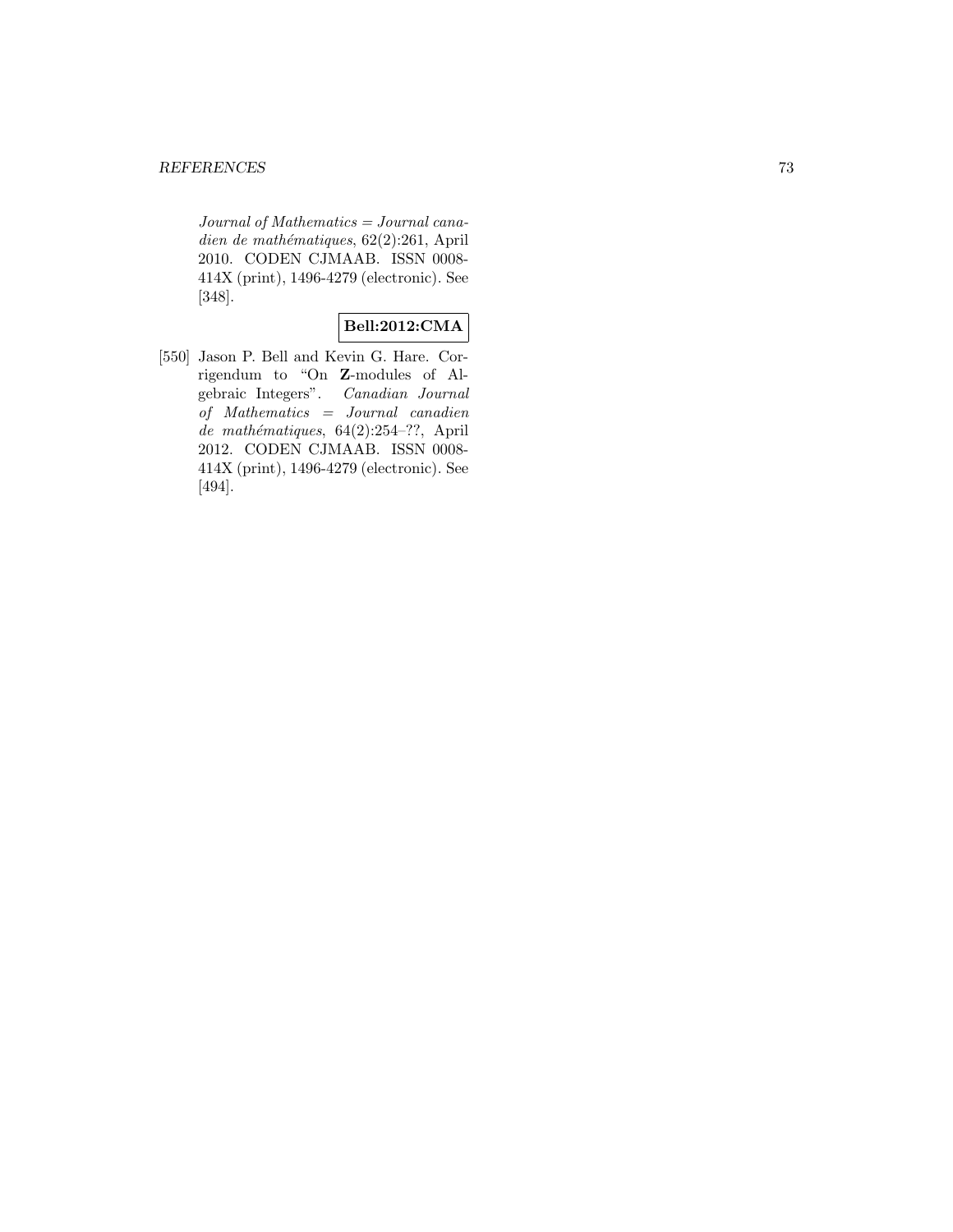*Journal of Mathematics = Journal canadien de mathématiques*, 62(2):261, April 2010. CODEN CJMAAB. ISSN 0008-414X (print), 1496-4279 (electronic). See [348].

**Bell:2012:CMA**

[550] Jason P. Bell and Kevin G. Hare. Corrigendum to "On **Z**-modules of Algebraic Integers". *Canadian Journal of Mathematics = Journal canadien de mathématiques*, 64(2):254–??, April 2012. CODEN CJMAAB. ISSN 0008-414X (print), 1496-4279 (electronic). See [494].